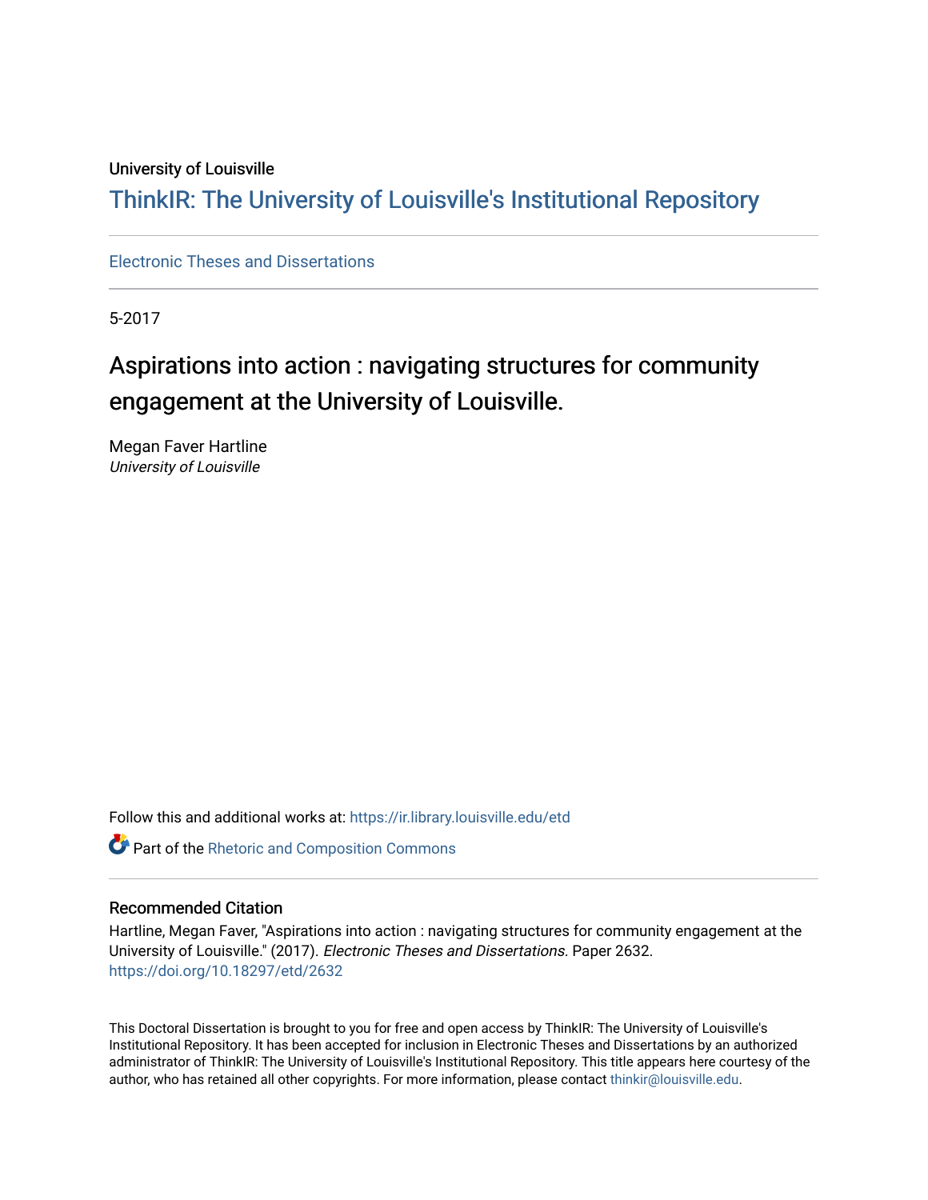University of Louisville

# ThinkIR: The University of Louisville's Institutional Repository

Electronic Theses and Dissertations

5-2017

# Aspirations into action : navigating structures for community engagement at the University of Louisville.

Megan Faver Hartline
*University of Louisville*

Follow this and additional works at: https://ir.library.louisville.edu/etd

Part of the Rhetoric and Composition Commons

## Recommended Citation

Hartline, Megan Faver, "Aspirations into action : navigating structures for community engagement at the University of Louisville." (2017). *Electronic Theses and Dissertations*. Paper 2632.
https://doi.org/10.18297/etd/2632

This Doctoral Dissertation is brought to you for free and open access by ThinkIR: The University of Louisville's Institutional Repository. It has been accepted for inclusion in Electronic Theses and Dissertations by an authorized administrator of ThinkIR: The University of Louisville's Institutional Repository. This title appears here courtesy of the author, who has retained all other copyrights. For more information, please contact thinkir@louisville.edu.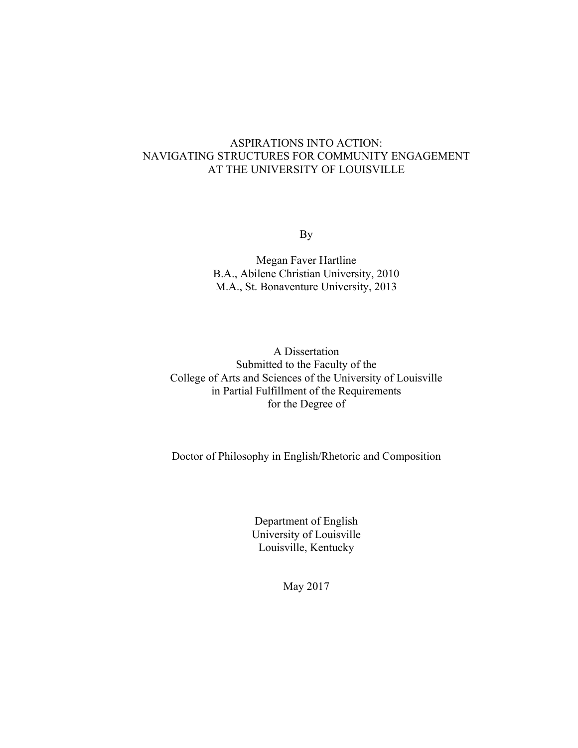# ASPIRATIONS INTO ACTION: NAVIGATING STRUCTURES FOR COMMUNITY ENGAGEMENT AT THE UNIVERSITY OF LOUISVILLE

By

Megan Faver Hartline
B.A., Abilene Christian University, 2010
M.A., St. Bonaventure University, 2013

A Dissertation
Submitted to the Faculty of the
College of Arts and Sciences of the University of Louisville
in Partial Fulfillment of the Requirements
for the Degree of

Doctor of Philosophy in English/Rhetoric and Composition

Department of English
University of Louisville
Louisville, Kentucky

May 2017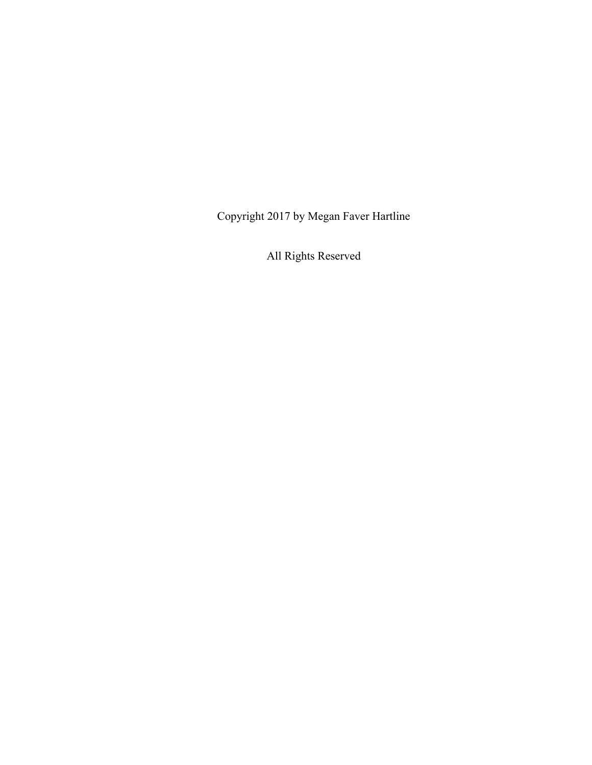Copyright 2017 by Megan Faver Hartline

All Rights Reserved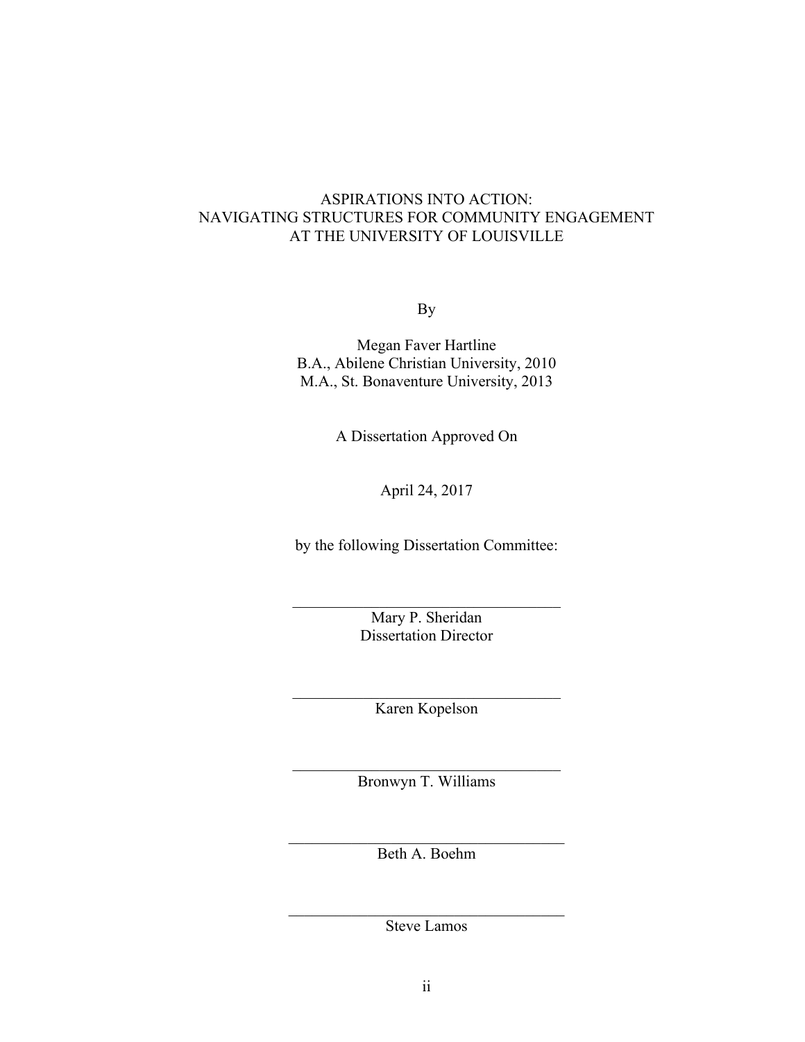ASPIRATIONS INTO ACTION:
NAVIGATING STRUCTURES FOR COMMUNITY ENGAGEMENT
AT THE UNIVERSITY OF LOUISVILLE

By

Megan Faver Hartline
B.A., Abilene Christian University, 2010
M.A., St. Bonaventure University, 2013

A Dissertation Approved On

April 24, 2017

by the following Dissertation Committee:

\_\_\_\_\_\_\_\_\_\_\_\_\_\_\_\_\_\_\_\_\_\_\_\_\_\_\_\_\_\_\_\_\_\_
Mary P. Sheridan
Dissertation Director

\_\_\_\_\_\_\_\_\_\_\_\_\_\_\_\_\_\_\_\_\_\_\_\_\_\_\_\_\_\_\_\_\_\_
Karen Kopelson

\_\_\_\_\_\_\_\_\_\_\_\_\_\_\_\_\_\_\_\_\_\_\_\_\_\_\_\_\_\_\_\_\_\_
Bronwyn T. Williams

\_\_\_\_\_\_\_\_\_\_\_\_\_\_\_\_\_\_\_\_\_\_\_\_\_\_\_\_\_\_\_\_\_\_
Beth A. Boehm

\_\_\_\_\_\_\_\_\_\_\_\_\_\_\_\_\_\_\_\_\_\_\_\_\_\_\_\_\_\_\_\_\_\_
Steve Lamos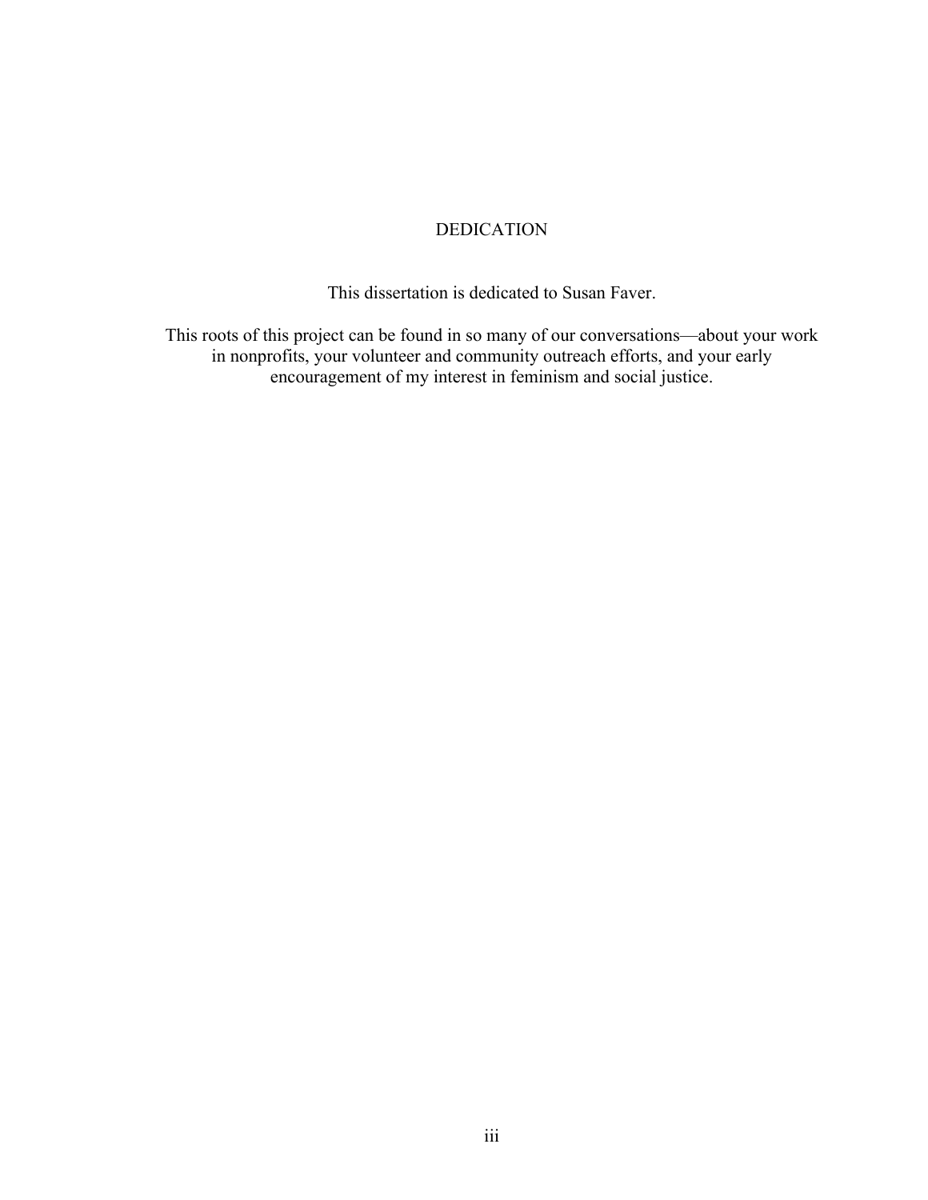# DEDICATION

This dissertation is dedicated to Susan Faver.

This roots of this project can be found in so many of our conversations—about your work in nonprofits, your volunteer and community outreach efforts, and your early encouragement of my interest in feminism and social justice.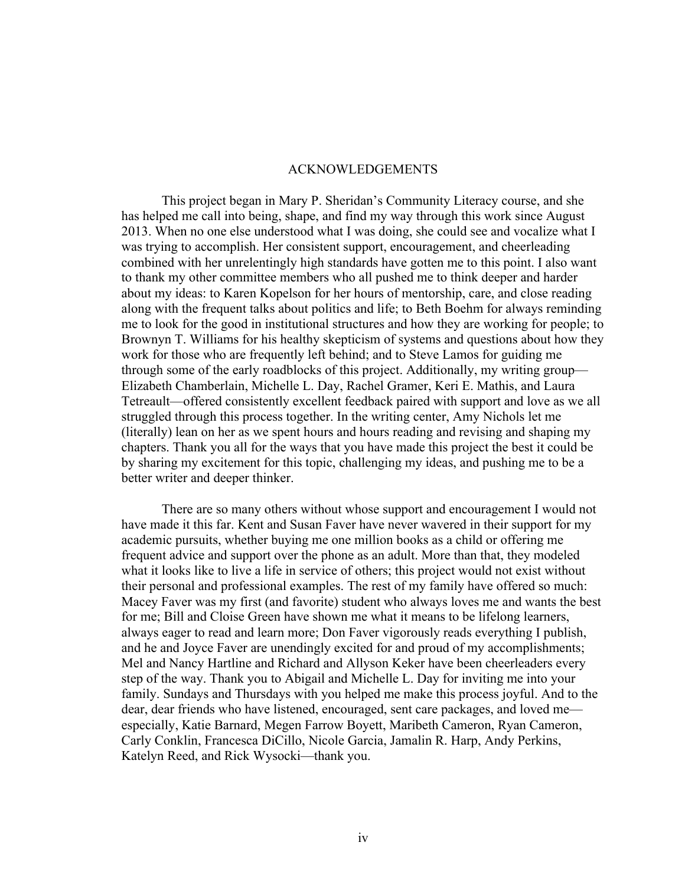# ACKNOWLEDGEMENTS

This project began in Mary P. Sheridan's Community Literacy course, and she has helped me call into being, shape, and find my way through this work since August 2013. When no one else understood what I was doing, she could see and vocalize what I was trying to accomplish. Her consistent support, encouragement, and cheerleading combined with her unrelentingly high standards have gotten me to this point. I also want to thank my other committee members who all pushed me to think deeper and harder about my ideas: to Karen Kopelson for her hours of mentorship, care, and close reading along with the frequent talks about politics and life; to Beth Boehm for always reminding me to look for the good in institutional structures and how they are working for people; to Brownyn T. Williams for his healthy skepticism of systems and questions about how they work for those who are frequently left behind; and to Steve Lamos for guiding me through some of the early roadblocks of this project. Additionally, my writing group—Elizabeth Chamberlain, Michelle L. Day, Rachel Gramer, Keri E. Mathis, and Laura Tetreault—offered consistently excellent feedback paired with support and love as we all struggled through this process together. In the writing center, Amy Nichols let me (literally) lean on her as we spent hours and hours reading and revising and shaping my chapters. Thank you all for the ways that you have made this project the best it could be by sharing my excitement for this topic, challenging my ideas, and pushing me to be a better writer and deeper thinker.

There are so many others without whose support and encouragement I would not have made it this far. Kent and Susan Faver have never wavered in their support for my academic pursuits, whether buying me one million books as a child or offering me frequent advice and support over the phone as an adult. More than that, they modeled what it looks like to live a life in service of others; this project would not exist without their personal and professional examples. The rest of my family have offered so much: Macey Faver was my first (and favorite) student who always loves me and wants the best for me; Bill and Cloise Green have shown me what it means to be lifelong learners, always eager to read and learn more; Don Faver vigorously reads everything I publish, and he and Joyce Faver are unendingly excited for and proud of my accomplishments; Mel and Nancy Hartline and Richard and Allyson Keker have been cheerleaders every step of the way. Thank you to Abigail and Michelle L. Day for inviting me into your family. Sundays and Thursdays with you helped me make this process joyful. And to the dear, dear friends who have listened, encouraged, sent care packages, and loved me—especially, Katie Barnard, Megen Farrow Boyett, Maribeth Cameron, Ryan Cameron, Carly Conklin, Francesca DiCillo, Nicole Garcia, Jamalin R. Harp, Andy Perkins, Katelyn Reed, and Rick Wysocki—thank you.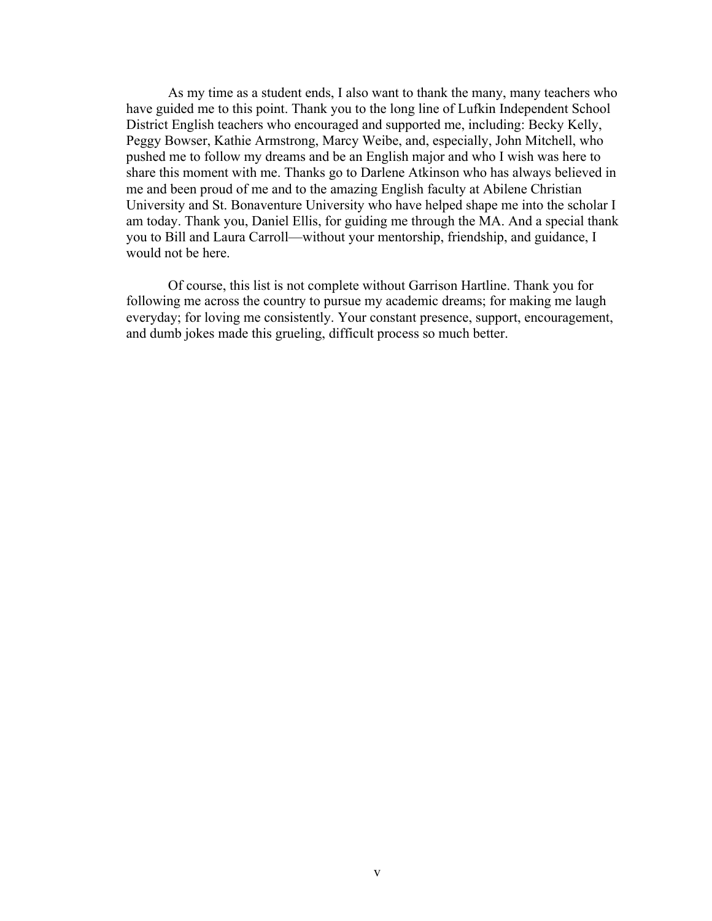As my time as a student ends, I also want to thank the many, many teachers who have guided me to this point. Thank you to the long line of Lufkin Independent School District English teachers who encouraged and supported me, including: Becky Kelly, Peggy Bowser, Kathie Armstrong, Marcy Weibe, and, especially, John Mitchell, who pushed me to follow my dreams and be an English major and who I wish was here to share this moment with me. Thanks go to Darlene Atkinson who has always believed in me and been proud of me and to the amazing English faculty at Abilene Christian University and St. Bonaventure University who have helped shape me into the scholar I am today. Thank you, Daniel Ellis, for guiding me through the MA. And a special thank you to Bill and Laura Carroll—without your mentorship, friendship, and guidance, I would not be here.

Of course, this list is not complete without Garrison Hartline. Thank you for following me across the country to pursue my academic dreams; for making me laugh everyday; for loving me consistently. Your constant presence, support, encouragement, and dumb jokes made this grueling, difficult process so much better.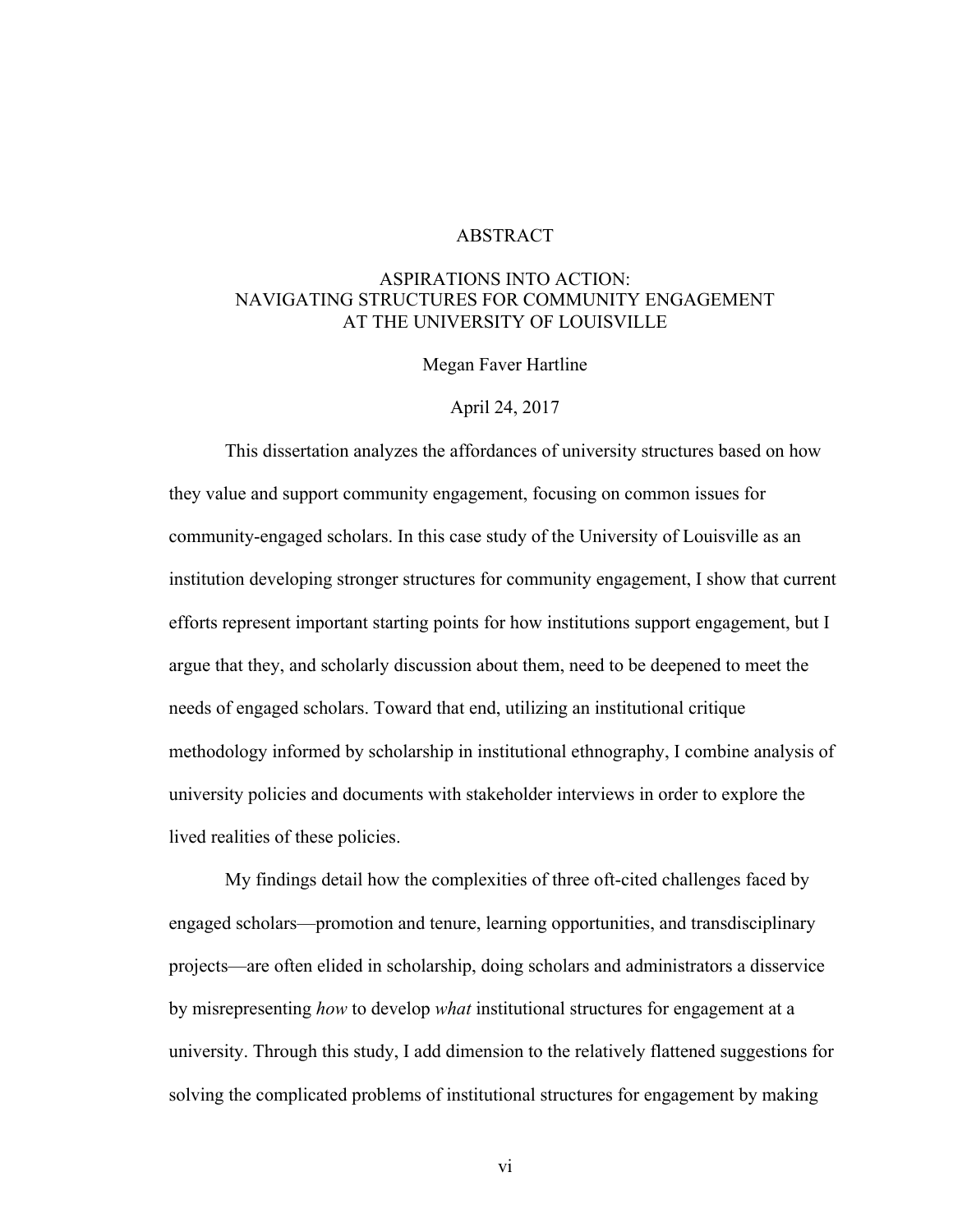# ABSTRACT

## ASPIRATIONS INTO ACTION: NAVIGATING STRUCTURES FOR COMMUNITY ENGAGEMENT AT THE UNIVERSITY OF LOUISVILLE

Megan Faver Hartline

April 24, 2017

This dissertation analyzes the affordances of university structures based on how they value and support community engagement, focusing on common issues for community-engaged scholars. In this case study of the University of Louisville as an institution developing stronger structures for community engagement, I show that current efforts represent important starting points for how institutions support engagement, but I argue that they, and scholarly discussion about them, need to be deepened to meet the needs of engaged scholars. Toward that end, utilizing an institutional critique methodology informed by scholarship in institutional ethnography, I combine analysis of university policies and documents with stakeholder interviews in order to explore the lived realities of these policies.

My findings detail how the complexities of three oft-cited challenges faced by engaged scholars—promotion and tenure, learning opportunities, and transdisciplinary projects—are often elided in scholarship, doing scholars and administrators a disservice by misrepresenting *how* to develop *what* institutional structures for engagement at a university. Through this study, I add dimension to the relatively flattened suggestions for solving the complicated problems of institutional structures for engagement by making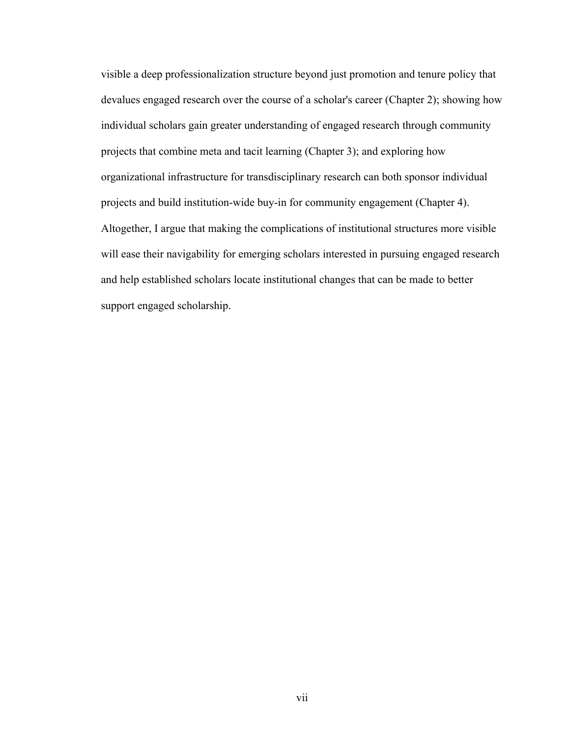visible a deep professionalization structure beyond just promotion and tenure policy that devalues engaged research over the course of a scholar's career (Chapter 2); showing how individual scholars gain greater understanding of engaged research through community projects that combine meta and tacit learning (Chapter 3); and exploring how organizational infrastructure for transdisciplinary research can both sponsor individual projects and build institution-wide buy-in for community engagement (Chapter 4). Altogether, I argue that making the complications of institutional structures more visible will ease their navigability for emerging scholars interested in pursuing engaged research and help established scholars locate institutional changes that can be made to better support engaged scholarship.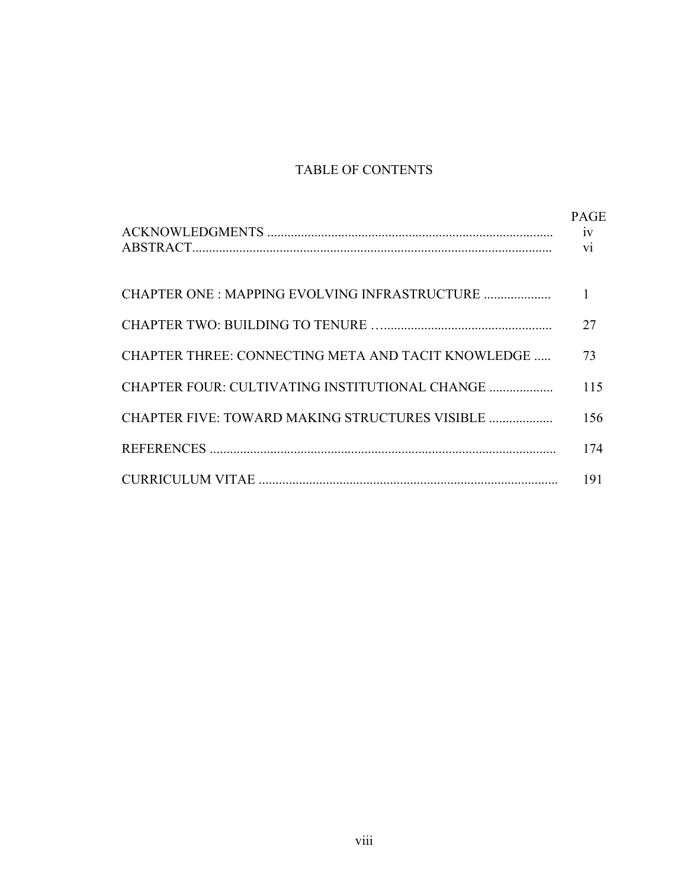# TABLE OF CONTENTS

| | PAGE |
|---|---|
| ACKNOWLEDGMENTS | iv |
| ABSTRACT | vi |
| CHAPTER ONE : MAPPING EVOLVING INFRASTRUCTURE | 1 |
| CHAPTER TWO: BUILDING TO TENURE | 27 |
| CHAPTER THREE: CONNECTING META AND TACIT KNOWLEDGE | 73 |
| CHAPTER FOUR: CULTIVATING INSTITUTIONAL CHANGE | 115 |
| CHAPTER FIVE: TOWARD MAKING STRUCTURES VISIBLE | 156 |
| REFERENCES | 174 |
| CURRICULUM VITAE | 191 |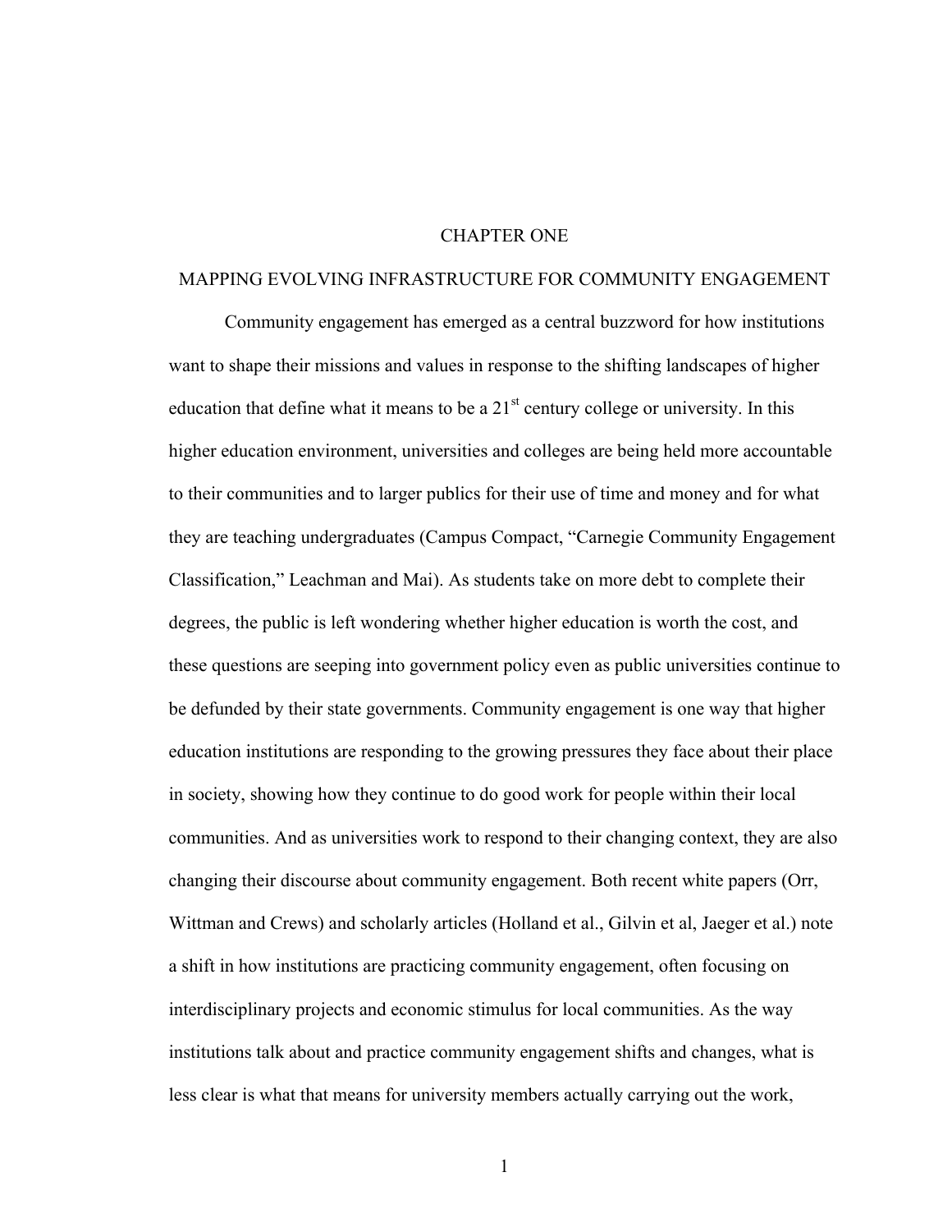# CHAPTER ONE

## MAPPING EVOLVING INFRASTRUCTURE FOR COMMUNITY ENGAGEMENT

Community engagement has emerged as a central buzzword for how institutions want to shape their missions and values in response to the shifting landscapes of higher education that define what it means to be a 21st century college or university. In this higher education environment, universities and colleges are being held more accountable to their communities and to larger publics for their use of time and money and for what they are teaching undergraduates (Campus Compact, "Carnegie Community Engagement Classification," Leachman and Mai). As students take on more debt to complete their degrees, the public is left wondering whether higher education is worth the cost, and these questions are seeping into government policy even as public universities continue to be defunded by their state governments. Community engagement is one way that higher education institutions are responding to the growing pressures they face about their place in society, showing how they continue to do good work for people within their local communities. And as universities work to respond to their changing context, they are also changing their discourse about community engagement. Both recent white papers (Orr, Wittman and Crews) and scholarly articles (Holland et al., Gilvin et al, Jaeger et al.) note a shift in how institutions are practicing community engagement, often focusing on interdisciplinary projects and economic stimulus for local communities. As the way institutions talk about and practice community engagement shifts and changes, what is less clear is what that means for university members actually carrying out the work,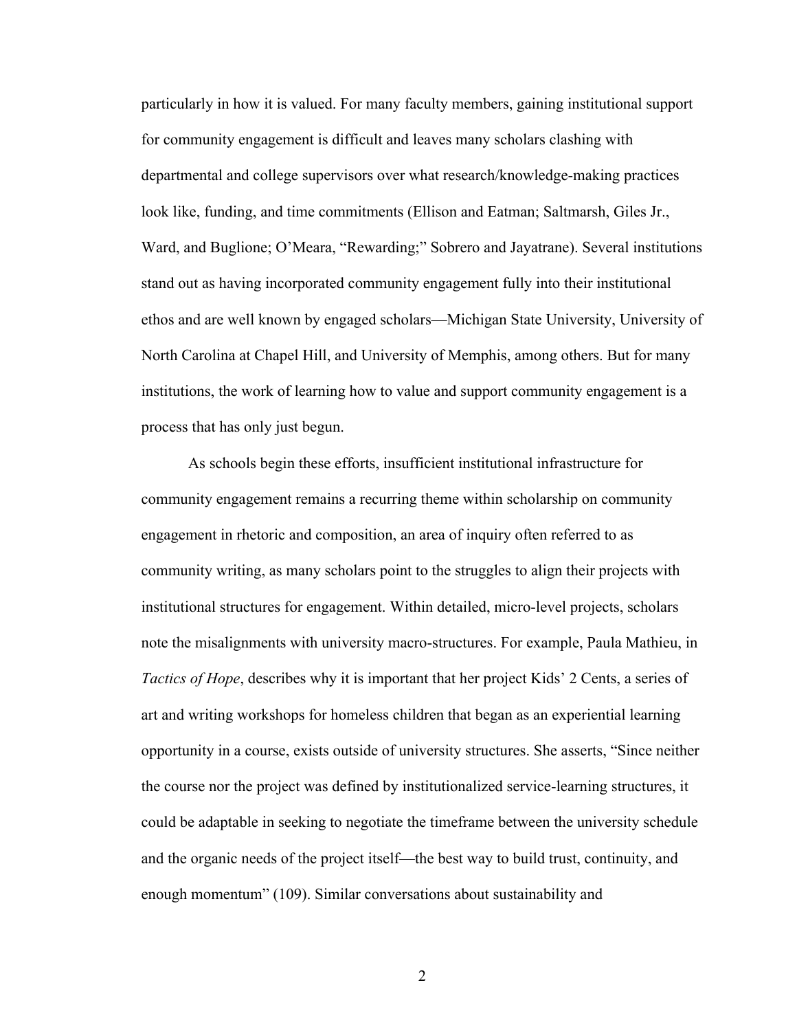particularly in how it is valued. For many faculty members, gaining institutional support for community engagement is difficult and leaves many scholars clashing with departmental and college supervisors over what research/knowledge-making practices look like, funding, and time commitments (Ellison and Eatman; Saltmarsh, Giles Jr., Ward, and Buglione; O'Meara, "Rewarding;" Sobrero and Jayatrane). Several institutions stand out as having incorporated community engagement fully into their institutional ethos and are well known by engaged scholars—Michigan State University, University of North Carolina at Chapel Hill, and University of Memphis, among others. But for many institutions, the work of learning how to value and support community engagement is a process that has only just begun.

As schools begin these efforts, insufficient institutional infrastructure for community engagement remains a recurring theme within scholarship on community engagement in rhetoric and composition, an area of inquiry often referred to as community writing, as many scholars point to the struggles to align their projects with institutional structures for engagement. Within detailed, micro-level projects, scholars note the misalignments with university macro-structures. For example, Paula Mathieu, in *Tactics of Hope*, describes why it is important that her project Kids' 2 Cents, a series of art and writing workshops for homeless children that began as an experiential learning opportunity in a course, exists outside of university structures. She asserts, "Since neither the course nor the project was defined by institutionalized service-learning structures, it could be adaptable in seeking to negotiate the timeframe between the university schedule and the organic needs of the project itself—the best way to build trust, continuity, and enough momentum" (109). Similar conversations about sustainability and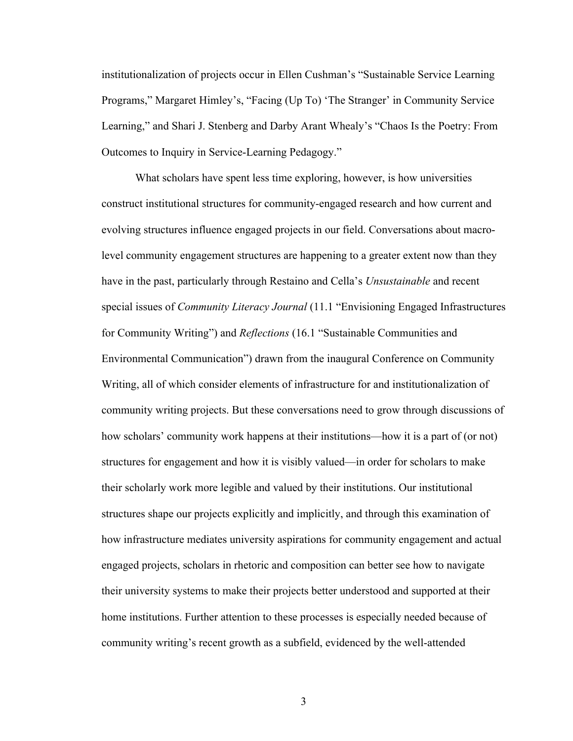institutionalization of projects occur in Ellen Cushman's "Sustainable Service Learning Programs," Margaret Himley's, "Facing (Up To) 'The Stranger' in Community Service Learning," and Shari J. Stenberg and Darby Arant Whealy's "Chaos Is the Poetry: From Outcomes to Inquiry in Service-Learning Pedagogy."

What scholars have spent less time exploring, however, is how universities construct institutional structures for community-engaged research and how current and evolving structures influence engaged projects in our field. Conversations about macro-level community engagement structures are happening to a greater extent now than they have in the past, particularly through Restaino and Cella's *Unsustainable* and recent special issues of *Community Literacy Journal* (11.1 "Envisioning Engaged Infrastructures for Community Writing") and *Reflections* (16.1 "Sustainable Communities and Environmental Communication") drawn from the inaugural Conference on Community Writing, all of which consider elements of infrastructure for and institutionalization of community writing projects. But these conversations need to grow through discussions of how scholars' community work happens at their institutions—how it is a part of (or not) structures for engagement and how it is visibly valued—in order for scholars to make their scholarly work more legible and valued by their institutions. Our institutional structures shape our projects explicitly and implicitly, and through this examination of how infrastructure mediates university aspirations for community engagement and actual engaged projects, scholars in rhetoric and composition can better see how to navigate their university systems to make their projects better understood and supported at their home institutions. Further attention to these processes is especially needed because of community writing's recent growth as a subfield, evidenced by the well-attended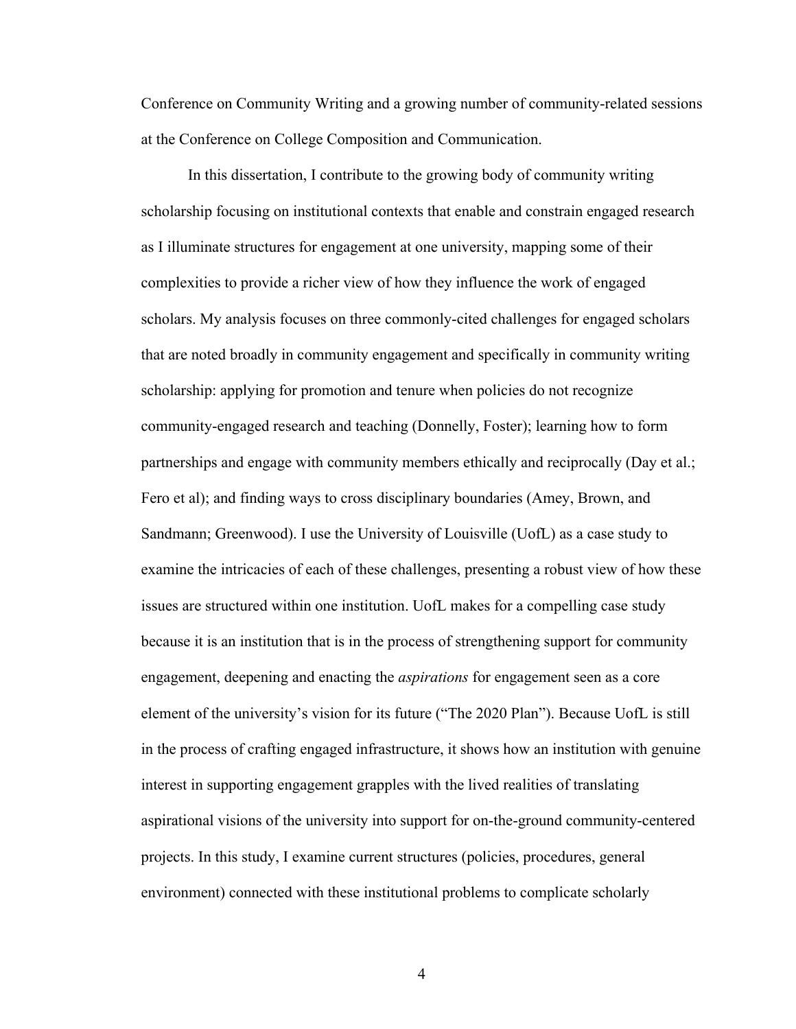Conference on Community Writing and a growing number of community-related sessions at the Conference on College Composition and Communication.

In this dissertation, I contribute to the growing body of community writing scholarship focusing on institutional contexts that enable and constrain engaged research as I illuminate structures for engagement at one university, mapping some of their complexities to provide a richer view of how they influence the work of engaged scholars. My analysis focuses on three commonly-cited challenges for engaged scholars that are noted broadly in community engagement and specifically in community writing scholarship: applying for promotion and tenure when policies do not recognize community-engaged research and teaching (Donnelly, Foster); learning how to form partnerships and engage with community members ethically and reciprocally (Day et al.; Fero et al); and finding ways to cross disciplinary boundaries (Amey, Brown, and Sandmann; Greenwood). I use the University of Louisville (UofL) as a case study to examine the intricacies of each of these challenges, presenting a robust view of how these issues are structured within one institution. UofL makes for a compelling case study because it is an institution that is in the process of strengthening support for community engagement, deepening and enacting the *aspirations* for engagement seen as a core element of the university's vision for its future ("The 2020 Plan"). Because UofL is still in the process of crafting engaged infrastructure, it shows how an institution with genuine interest in supporting engagement grapples with the lived realities of translating aspirational visions of the university into support for on-the-ground community-centered projects. In this study, I examine current structures (policies, procedures, general environment) connected with these institutional problems to complicate scholarly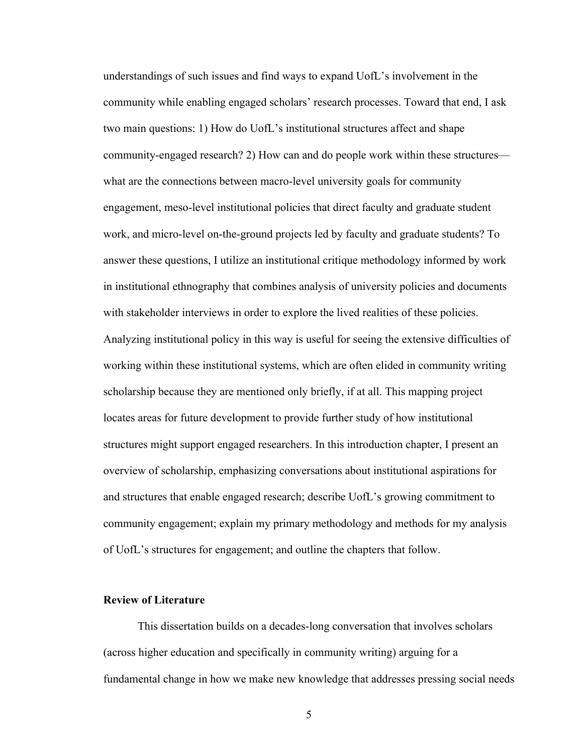understandings of such issues and find ways to expand UofL's involvement in the community while enabling engaged scholars' research processes. Toward that end, I ask two main questions: 1) How do UofL's institutional structures affect and shape community-engaged research? 2) How can and do people work within these structures—what are the connections between macro-level university goals for community engagement, meso-level institutional policies that direct faculty and graduate student work, and micro-level on-the-ground projects led by faculty and graduate students? To answer these questions, I utilize an institutional critique methodology informed by work in institutional ethnography that combines analysis of university policies and documents with stakeholder interviews in order to explore the lived realities of these policies. Analyzing institutional policy in this way is useful for seeing the extensive difficulties of working within these institutional systems, which are often elided in community writing scholarship because they are mentioned only briefly, if at all. This mapping project locates areas for future development to provide further study of how institutional structures might support engaged researchers. In this introduction chapter, I present an overview of scholarship, emphasizing conversations about institutional aspirations for and structures that enable engaged research; describe UofL's growing commitment to community engagement; explain my primary methodology and methods for my analysis of UofL's structures for engagement; and outline the chapters that follow.

## Review of Literature

This dissertation builds on a decades-long conversation that involves scholars (across higher education and specifically in community writing) arguing for a fundamental change in how we make new knowledge that addresses pressing social needs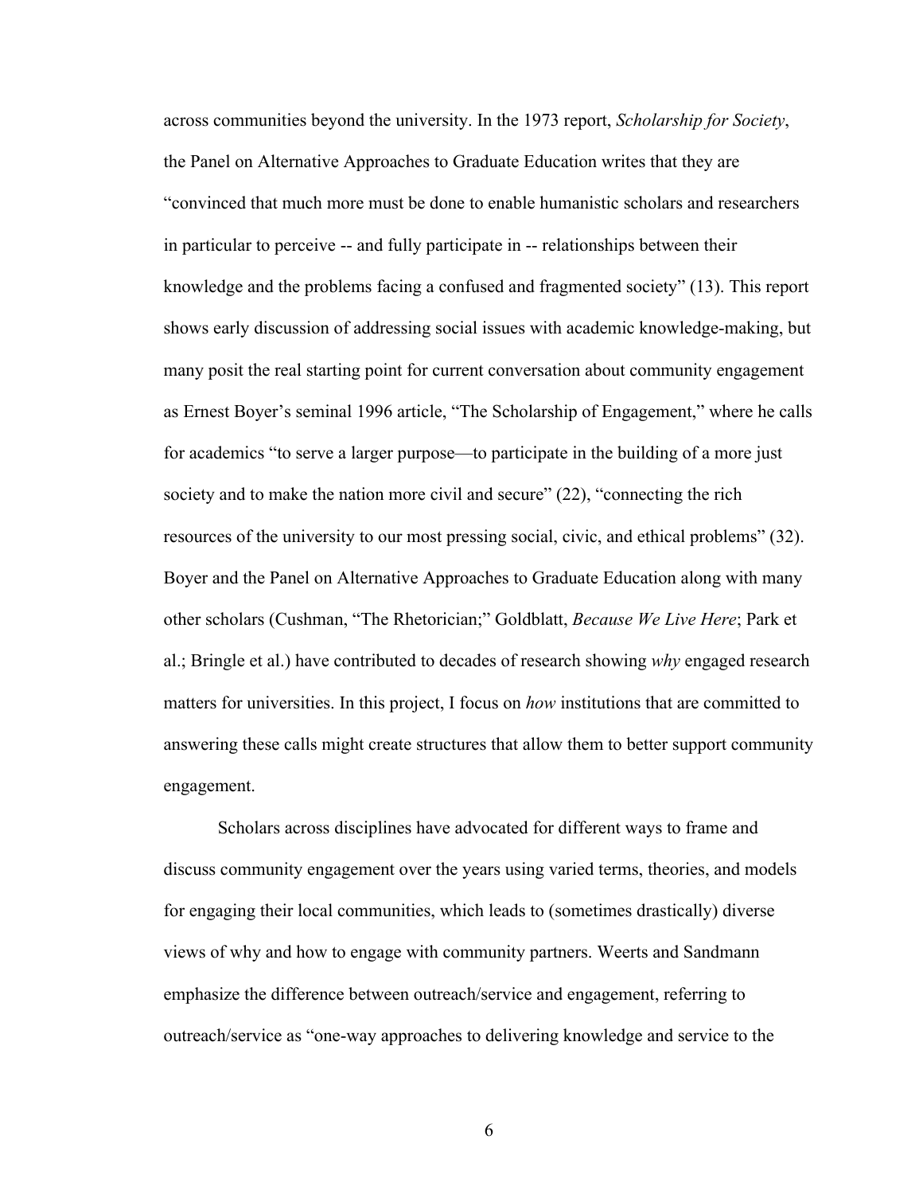across communities beyond the university. In the 1973 report, *Scholarship for Society*, the Panel on Alternative Approaches to Graduate Education writes that they are "convinced that much more must be done to enable humanistic scholars and researchers in particular to perceive -- and fully participate in -- relationships between their knowledge and the problems facing a confused and fragmented society" (13). This report shows early discussion of addressing social issues with academic knowledge-making, but many posit the real starting point for current conversation about community engagement as Ernest Boyer's seminal 1996 article, "The Scholarship of Engagement," where he calls for academics "to serve a larger purpose—to participate in the building of a more just society and to make the nation more civil and secure" (22), "connecting the rich resources of the university to our most pressing social, civic, and ethical problems" (32). Boyer and the Panel on Alternative Approaches to Graduate Education along with many other scholars (Cushman, "The Rhetorician;" Goldblatt, *Because We Live Here*; Park et al.; Bringle et al.) have contributed to decades of research showing *why* engaged research matters for universities. In this project, I focus on *how* institutions that are committed to answering these calls might create structures that allow them to better support community engagement.

Scholars across disciplines have advocated for different ways to frame and discuss community engagement over the years using varied terms, theories, and models for engaging their local communities, which leads to (sometimes drastically) diverse views of why and how to engage with community partners. Weerts and Sandmann emphasize the difference between outreach/service and engagement, referring to outreach/service as "one-way approaches to delivering knowledge and service to the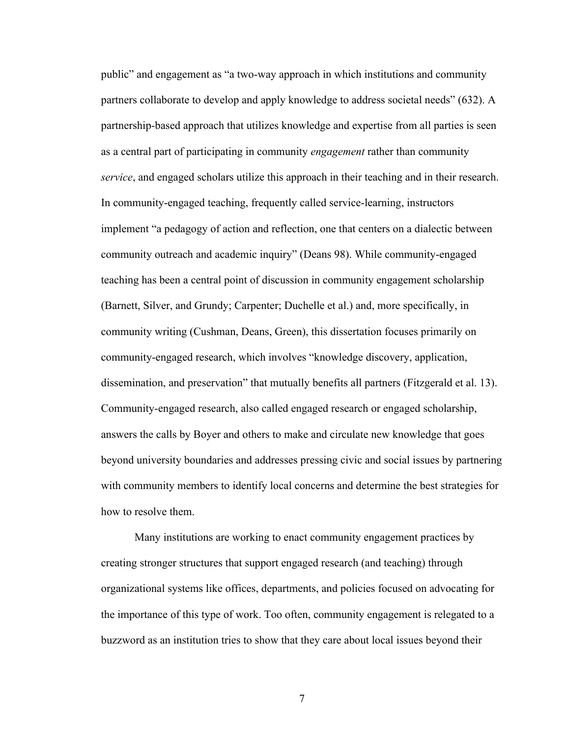public" and engagement as "a two-way approach in which institutions and community partners collaborate to develop and apply knowledge to address societal needs" (632). A partnership-based approach that utilizes knowledge and expertise from all parties is seen as a central part of participating in community *engagement* rather than community *service*, and engaged scholars utilize this approach in their teaching and in their research. In community-engaged teaching, frequently called service-learning, instructors implement "a pedagogy of action and reflection, one that centers on a dialectic between community outreach and academic inquiry" (Deans 98). While community-engaged teaching has been a central point of discussion in community engagement scholarship (Barnett, Silver, and Grundy; Carpenter; Duchelle et al.) and, more specifically, in community writing (Cushman, Deans, Green), this dissertation focuses primarily on community-engaged research, which involves "knowledge discovery, application, dissemination, and preservation" that mutually benefits all partners (Fitzgerald et al. 13). Community-engaged research, also called engaged research or engaged scholarship, answers the calls by Boyer and others to make and circulate new knowledge that goes beyond university boundaries and addresses pressing civic and social issues by partnering with community members to identify local concerns and determine the best strategies for how to resolve them.

Many institutions are working to enact community engagement practices by creating stronger structures that support engaged research (and teaching) through organizational systems like offices, departments, and policies focused on advocating for the importance of this type of work. Too often, community engagement is relegated to a buzzword as an institution tries to show that they care about local issues beyond their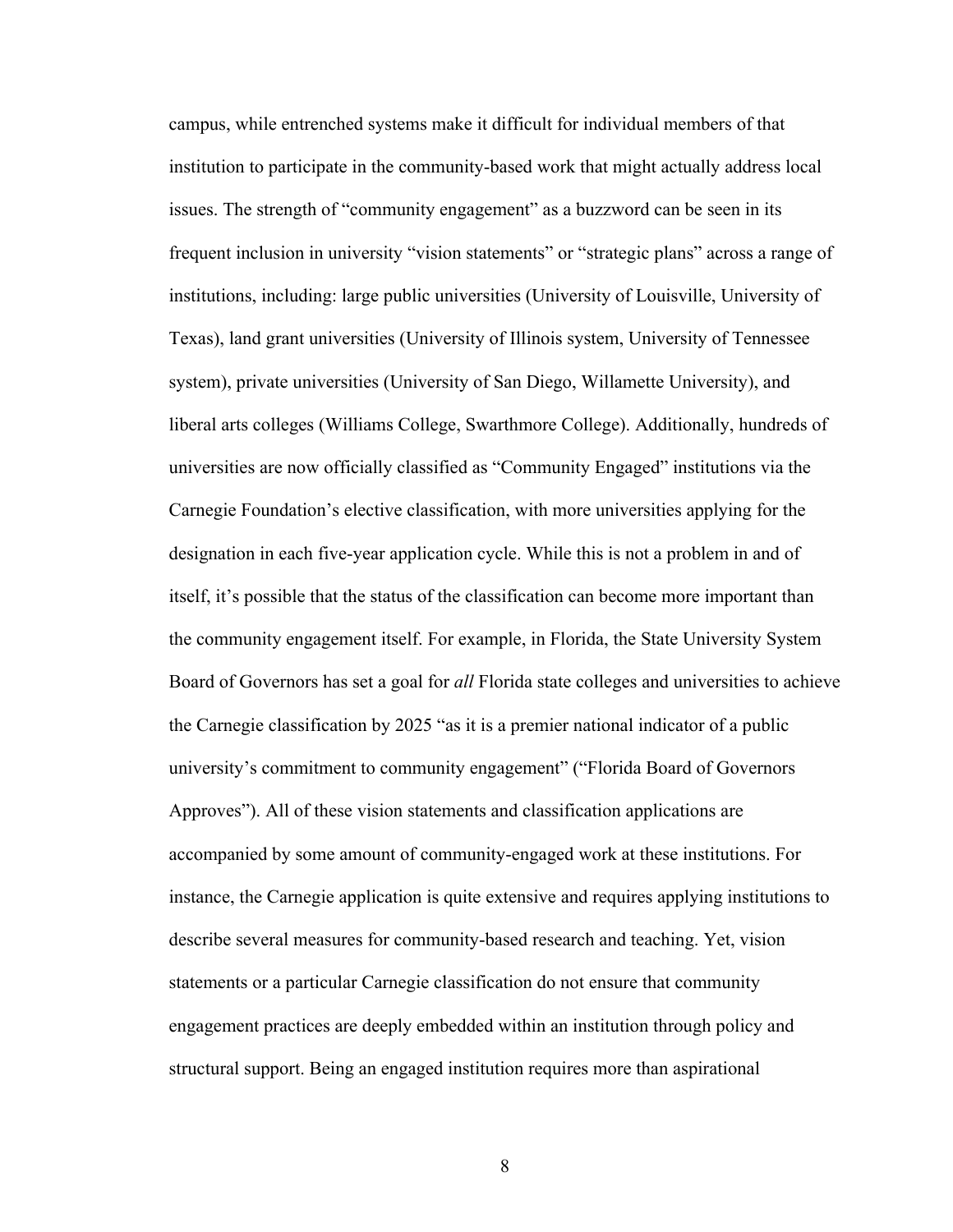campus, while entrenched systems make it difficult for individual members of that institution to participate in the community-based work that might actually address local issues. The strength of "community engagement" as a buzzword can be seen in its frequent inclusion in university "vision statements" or "strategic plans" across a range of institutions, including: large public universities (University of Louisville, University of Texas), land grant universities (University of Illinois system, University of Tennessee system), private universities (University of San Diego, Willamette University), and liberal arts colleges (Williams College, Swarthmore College). Additionally, hundreds of universities are now officially classified as "Community Engaged" institutions via the Carnegie Foundation's elective classification, with more universities applying for the designation in each five-year application cycle. While this is not a problem in and of itself, it's possible that the status of the classification can become more important than the community engagement itself. For example, in Florida, the State University System Board of Governors has set a goal for *all* Florida state colleges and universities to achieve the Carnegie classification by 2025 "as it is a premier national indicator of a public university's commitment to community engagement" ("Florida Board of Governors Approves"). All of these vision statements and classification applications are accompanied by some amount of community-engaged work at these institutions. For instance, the Carnegie application is quite extensive and requires applying institutions to describe several measures for community-based research and teaching. Yet, vision statements or a particular Carnegie classification do not ensure that community engagement practices are deeply embedded within an institution through policy and structural support. Being an engaged institution requires more than aspirational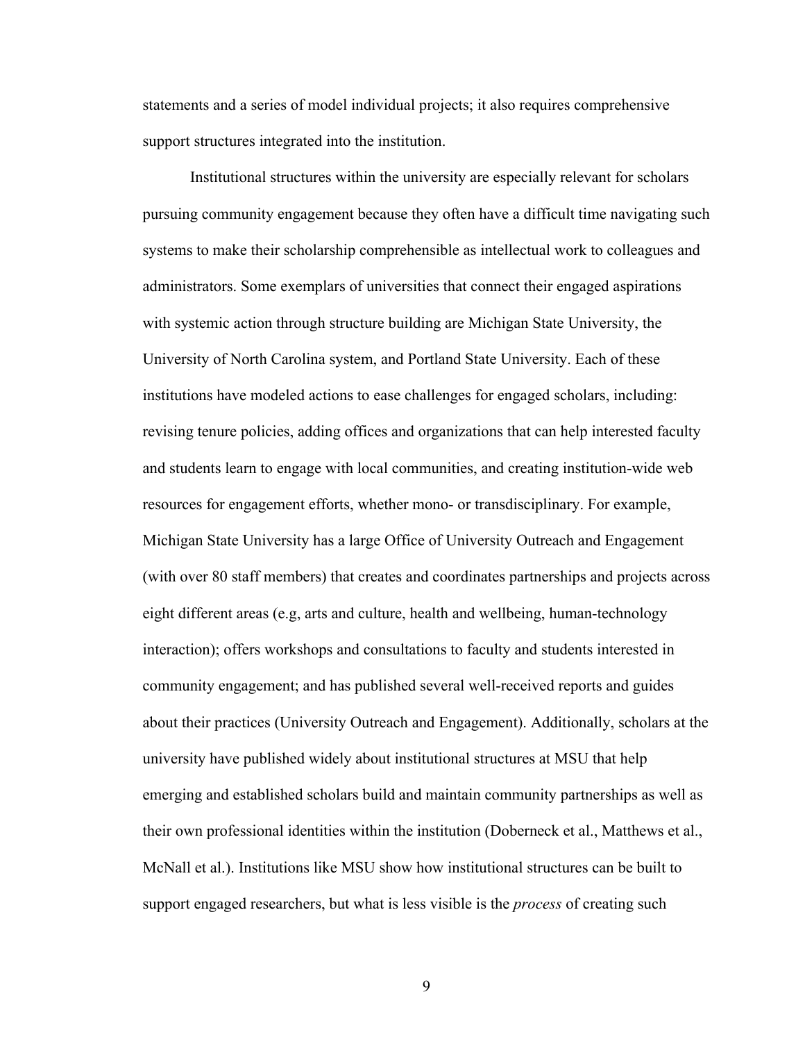statements and a series of model individual projects; it also requires comprehensive support structures integrated into the institution.

Institutional structures within the university are especially relevant for scholars pursuing community engagement because they often have a difficult time navigating such systems to make their scholarship comprehensible as intellectual work to colleagues and administrators. Some exemplars of universities that connect their engaged aspirations with systemic action through structure building are Michigan State University, the University of North Carolina system, and Portland State University. Each of these institutions have modeled actions to ease challenges for engaged scholars, including: revising tenure policies, adding offices and organizations that can help interested faculty and students learn to engage with local communities, and creating institution-wide web resources for engagement efforts, whether mono- or transdisciplinary. For example, Michigan State University has a large Office of University Outreach and Engagement (with over 80 staff members) that creates and coordinates partnerships and projects across eight different areas (e.g, arts and culture, health and wellbeing, human-technology interaction); offers workshops and consultations to faculty and students interested in community engagement; and has published several well-received reports and guides about their practices (University Outreach and Engagement). Additionally, scholars at the university have published widely about institutional structures at MSU that help emerging and established scholars build and maintain community partnerships as well as their own professional identities within the institution (Doberneck et al., Matthews et al., McNall et al.). Institutions like MSU show how institutional structures can be built to support engaged researchers, but what is less visible is the *process* of creating such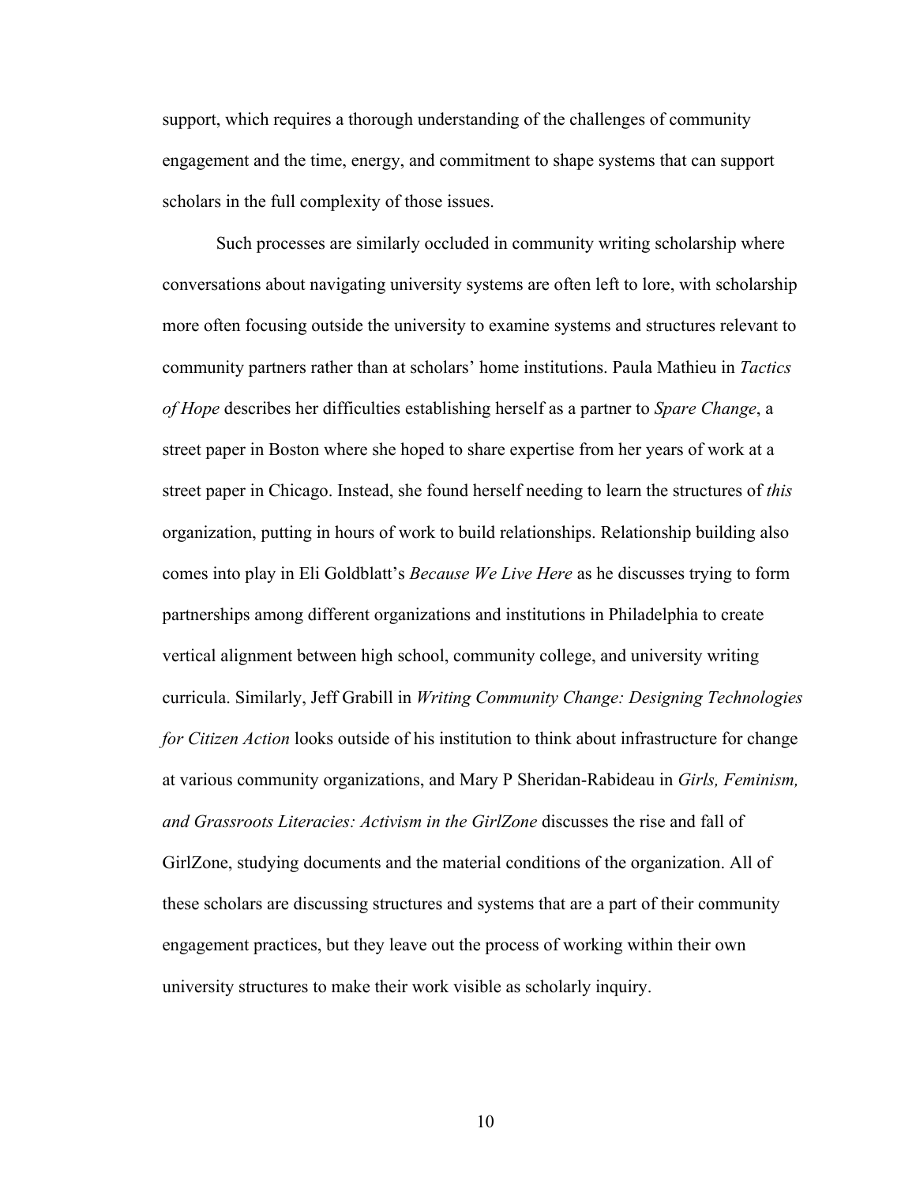support, which requires a thorough understanding of the challenges of community engagement and the time, energy, and commitment to shape systems that can support scholars in the full complexity of those issues.

Such processes are similarly occluded in community writing scholarship where conversations about navigating university systems are often left to lore, with scholarship more often focusing outside the university to examine systems and structures relevant to community partners rather than at scholars' home institutions. Paula Mathieu in *Tactics of Hope* describes her difficulties establishing herself as a partner to *Spare Change*, a street paper in Boston where she hoped to share expertise from her years of work at a street paper in Chicago. Instead, she found herself needing to learn the structures of *this* organization, putting in hours of work to build relationships. Relationship building also comes into play in Eli Goldblatt's *Because We Live Here* as he discusses trying to form partnerships among different organizations and institutions in Philadelphia to create vertical alignment between high school, community college, and university writing curricula. Similarly, Jeff Grabill in *Writing Community Change: Designing Technologies for Citizen Action* looks outside of his institution to think about infrastructure for change at various community organizations, and Mary P Sheridan-Rabideau in *Girls, Feminism, and Grassroots Literacies: Activism in the GirlZone* discusses the rise and fall of GirlZone, studying documents and the material conditions of the organization. All of these scholars are discussing structures and systems that are a part of their community engagement practices, but they leave out the process of working within their own university structures to make their work visible as scholarly inquiry.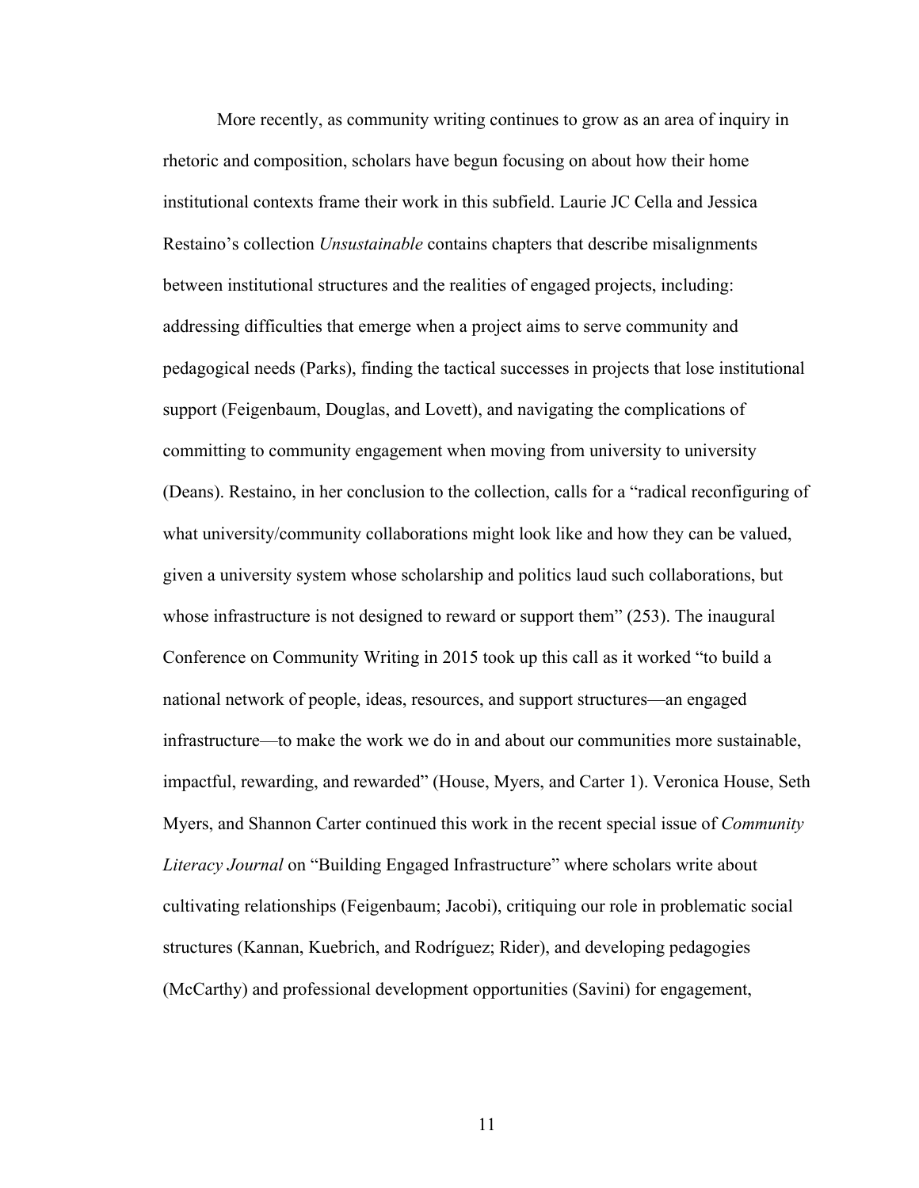More recently, as community writing continues to grow as an area of inquiry in rhetoric and composition, scholars have begun focusing on about how their home institutional contexts frame their work in this subfield. Laurie JC Cella and Jessica Restaino's collection *Unsustainable* contains chapters that describe misalignments between institutional structures and the realities of engaged projects, including: addressing difficulties that emerge when a project aims to serve community and pedagogical needs (Parks), finding the tactical successes in projects that lose institutional support (Feigenbaum, Douglas, and Lovett), and navigating the complications of committing to community engagement when moving from university to university (Deans). Restaino, in her conclusion to the collection, calls for a "radical reconfiguring of what university/community collaborations might look like and how they can be valued, given a university system whose scholarship and politics laud such collaborations, but whose infrastructure is not designed to reward or support them" (253). The inaugural Conference on Community Writing in 2015 took up this call as it worked "to build a national network of people, ideas, resources, and support structures—an engaged infrastructure—to make the work we do in and about our communities more sustainable, impactful, rewarding, and rewarded" (House, Myers, and Carter 1). Veronica House, Seth Myers, and Shannon Carter continued this work in the recent special issue of *Community Literacy Journal* on "Building Engaged Infrastructure" where scholars write about cultivating relationships (Feigenbaum; Jacobi), critiquing our role in problematic social structures (Kannan, Kuebrich, and Rodríguez; Rider), and developing pedagogies (McCarthy) and professional development opportunities (Savini) for engagement,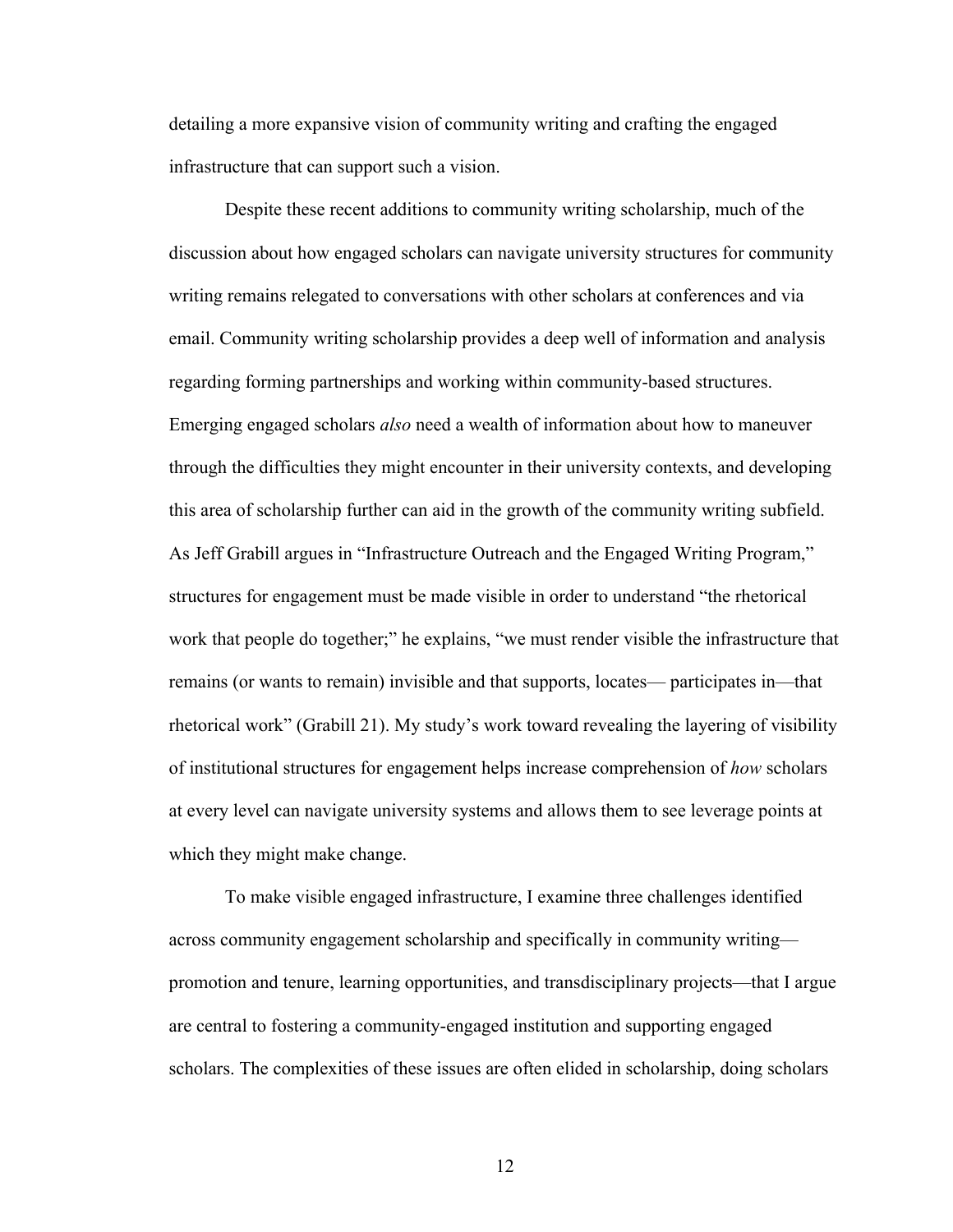detailing a more expansive vision of community writing and crafting the engaged infrastructure that can support such a vision.

Despite these recent additions to community writing scholarship, much of the discussion about how engaged scholars can navigate university structures for community writing remains relegated to conversations with other scholars at conferences and via email. Community writing scholarship provides a deep well of information and analysis regarding forming partnerships and working within community-based structures. Emerging engaged scholars *also* need a wealth of information about how to maneuver through the difficulties they might encounter in their university contexts, and developing this area of scholarship further can aid in the growth of the community writing subfield. As Jeff Grabill argues in "Infrastructure Outreach and the Engaged Writing Program," structures for engagement must be made visible in order to understand "the rhetorical work that people do together;" he explains, "we must render visible the infrastructure that remains (or wants to remain) invisible and that supports, locates— participates in—that rhetorical work" (Grabill 21). My study's work toward revealing the layering of visibility of institutional structures for engagement helps increase comprehension of *how* scholars at every level can navigate university systems and allows them to see leverage points at which they might make change.

To make visible engaged infrastructure, I examine three challenges identified across community engagement scholarship and specifically in community writing—promotion and tenure, learning opportunities, and transdisciplinary projects—that I argue are central to fostering a community-engaged institution and supporting engaged scholars. The complexities of these issues are often elided in scholarship, doing scholars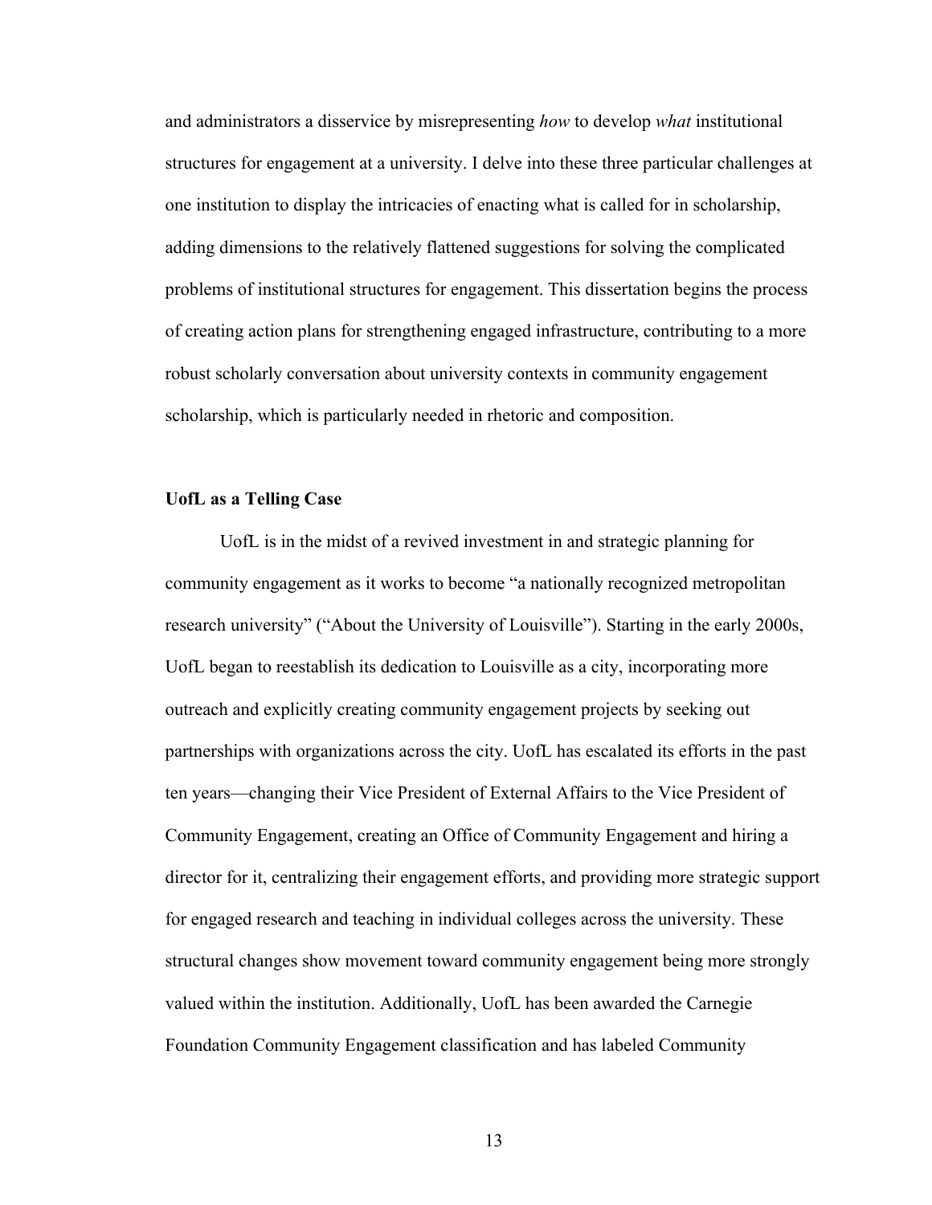and administrators a disservice by misrepresenting *how* to develop *what* institutional structures for engagement at a university. I delve into these three particular challenges at one institution to display the intricacies of enacting what is called for in scholarship, adding dimensions to the relatively flattened suggestions for solving the complicated problems of institutional structures for engagement. This dissertation begins the process of creating action plans for strengthening engaged infrastructure, contributing to a more robust scholarly conversation about university contexts in community engagement scholarship, which is particularly needed in rhetoric and composition.

**UofL as a Telling Case**

UofL is in the midst of a revived investment in and strategic planning for community engagement as it works to become "a nationally recognized metropolitan research university" ("About the University of Louisville"). Starting in the early 2000s, UofL began to reestablish its dedication to Louisville as a city, incorporating more outreach and explicitly creating community engagement projects by seeking out partnerships with organizations across the city. UofL has escalated its efforts in the past ten years—changing their Vice President of External Affairs to the Vice President of Community Engagement, creating an Office of Community Engagement and hiring a director for it, centralizing their engagement efforts, and providing more strategic support for engaged research and teaching in individual colleges across the university. These structural changes show movement toward community engagement being more strongly valued within the institution. Additionally, UofL has been awarded the Carnegie Foundation Community Engagement classification and has labeled Community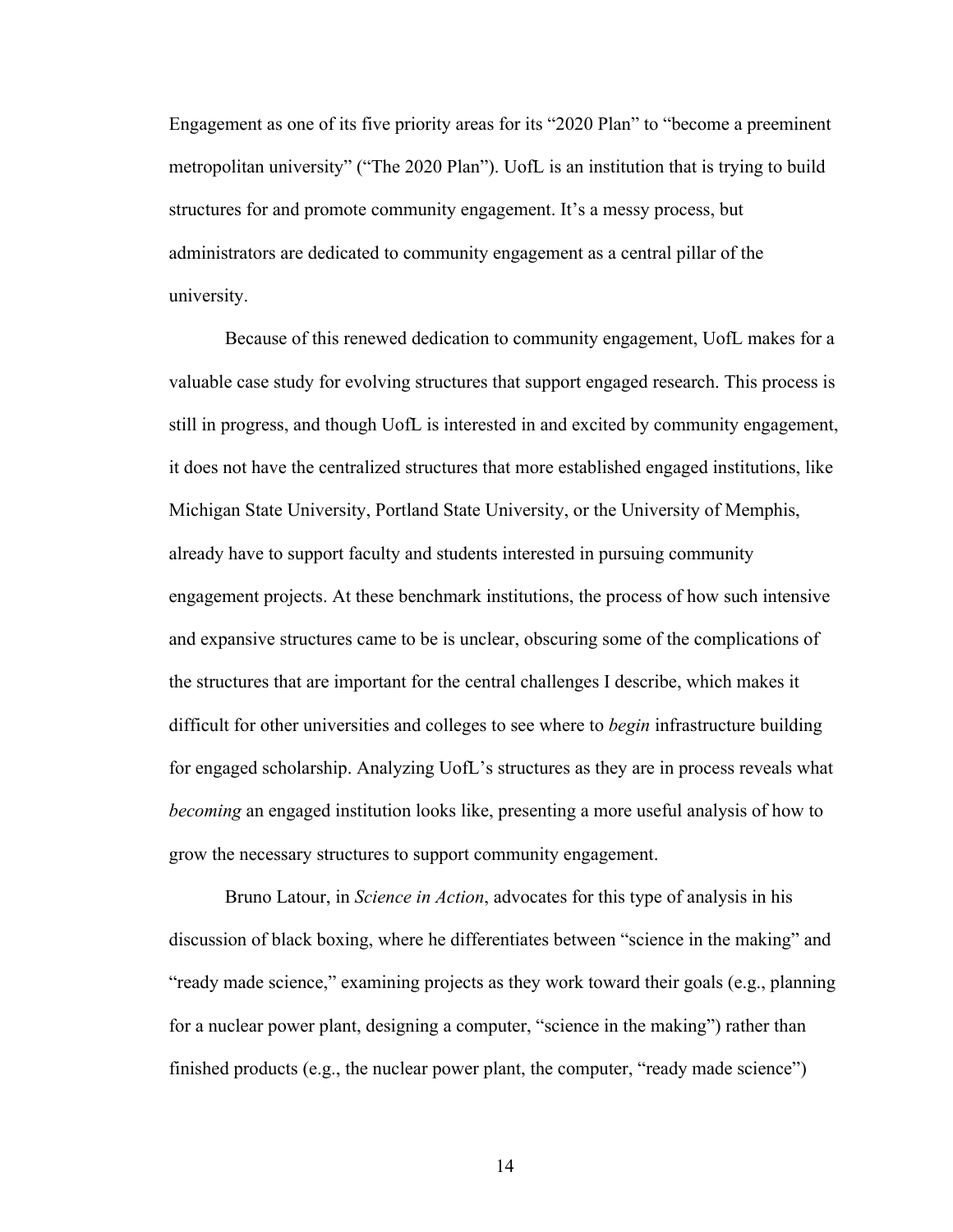Engagement as one of its five priority areas for its "2020 Plan" to "become a preeminent metropolitan university" ("The 2020 Plan"). UofL is an institution that is trying to build structures for and promote community engagement. It's a messy process, but administrators are dedicated to community engagement as a central pillar of the university.

Because of this renewed dedication to community engagement, UofL makes for a valuable case study for evolving structures that support engaged research. This process is still in progress, and though UofL is interested in and excited by community engagement, it does not have the centralized structures that more established engaged institutions, like Michigan State University, Portland State University, or the University of Memphis, already have to support faculty and students interested in pursuing community engagement projects. At these benchmark institutions, the process of how such intensive and expansive structures came to be is unclear, obscuring some of the complications of the structures that are important for the central challenges I describe, which makes it difficult for other universities and colleges to see where to *begin* infrastructure building for engaged scholarship. Analyzing UofL's structures as they are in process reveals what *becoming* an engaged institution looks like, presenting a more useful analysis of how to grow the necessary structures to support community engagement.

Bruno Latour, in *Science in Action*, advocates for this type of analysis in his discussion of black boxing, where he differentiates between "science in the making" and "ready made science," examining projects as they work toward their goals (e.g., planning for a nuclear power plant, designing a computer, "science in the making") rather than finished products (e.g., the nuclear power plant, the computer, "ready made science")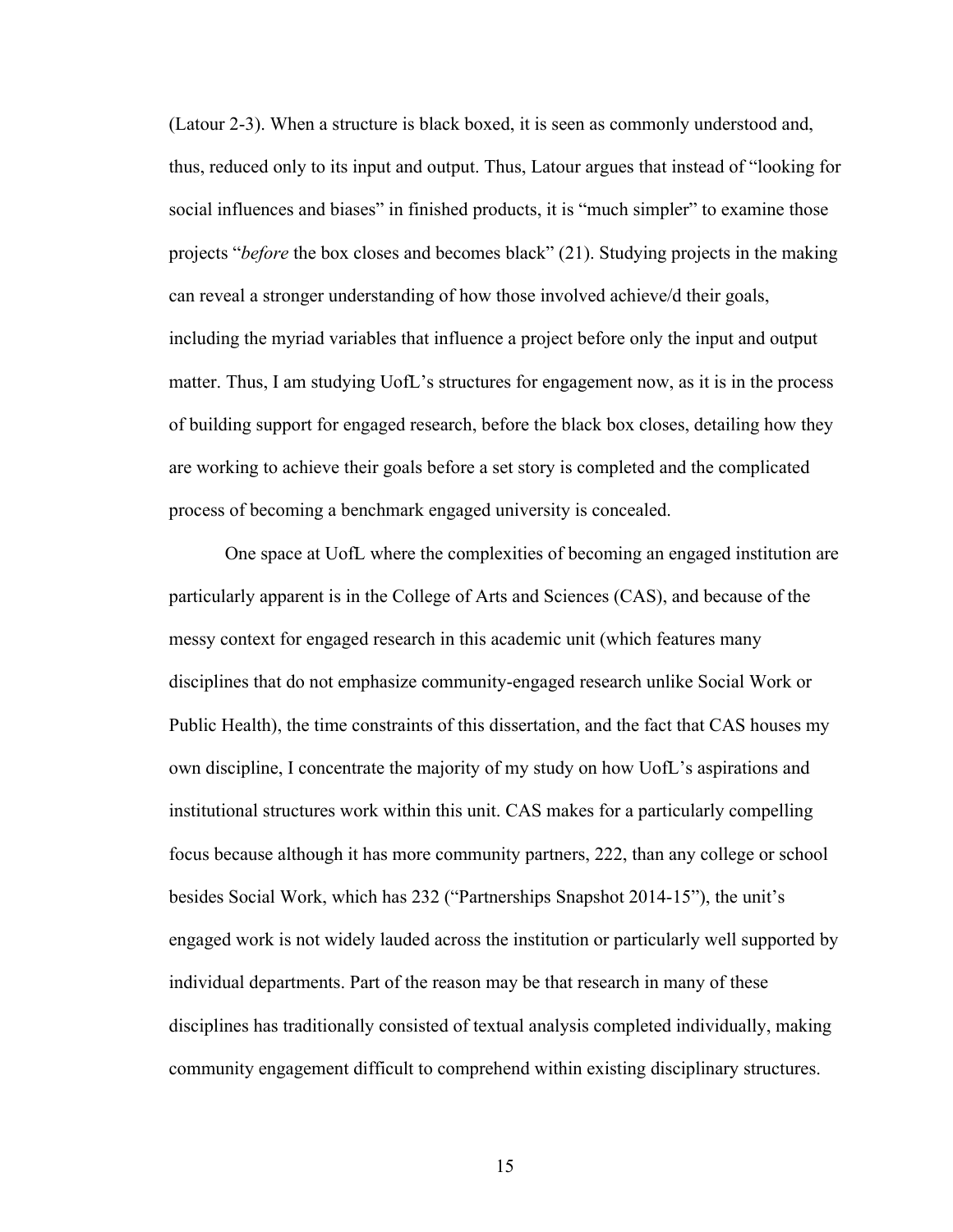(Latour 2-3). When a structure is black boxed, it is seen as commonly understood and, thus, reduced only to its input and output. Thus, Latour argues that instead of "looking for social influences and biases" in finished products, it is "much simpler" to examine those projects "*before* the box closes and becomes black" (21). Studying projects in the making can reveal a stronger understanding of how those involved achieve/d their goals, including the myriad variables that influence a project before only the input and output matter. Thus, I am studying UofL's structures for engagement now, as it is in the process of building support for engaged research, before the black box closes, detailing how they are working to achieve their goals before a set story is completed and the complicated process of becoming a benchmark engaged university is concealed.

One space at UofL where the complexities of becoming an engaged institution are particularly apparent is in the College of Arts and Sciences (CAS), and because of the messy context for engaged research in this academic unit (which features many disciplines that do not emphasize community-engaged research unlike Social Work or Public Health), the time constraints of this dissertation, and the fact that CAS houses my own discipline, I concentrate the majority of my study on how UofL's aspirations and institutional structures work within this unit. CAS makes for a particularly compelling focus because although it has more community partners, 222, than any college or school besides Social Work, which has 232 ("Partnerships Snapshot 2014-15"), the unit's engaged work is not widely lauded across the institution or particularly well supported by individual departments. Part of the reason may be that research in many of these disciplines has traditionally consisted of textual analysis completed individually, making community engagement difficult to comprehend within existing disciplinary structures.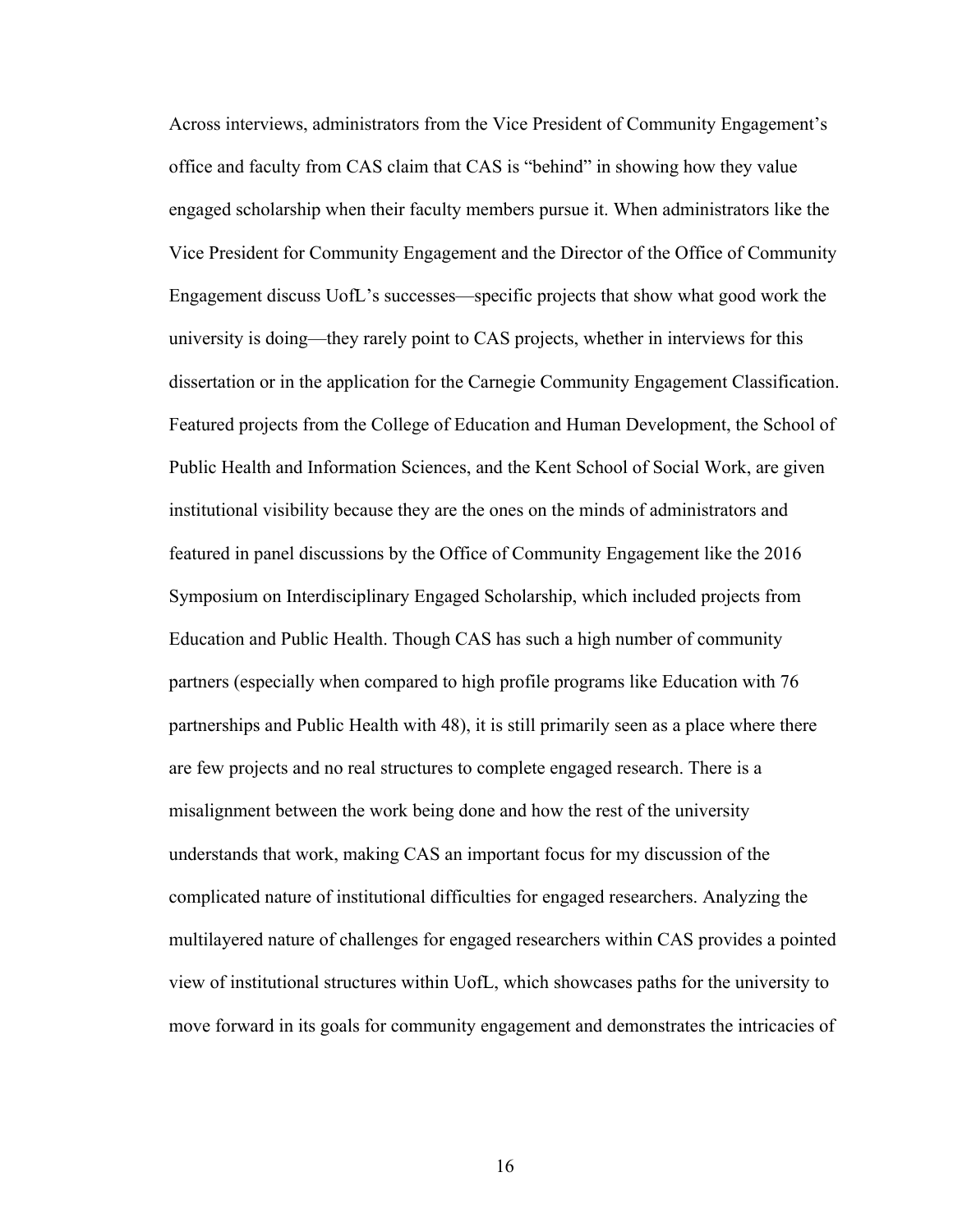Across interviews, administrators from the Vice President of Community Engagement's office and faculty from CAS claim that CAS is "behind" in showing how they value engaged scholarship when their faculty members pursue it. When administrators like the Vice President for Community Engagement and the Director of the Office of Community Engagement discuss UofL's successes—specific projects that show what good work the university is doing—they rarely point to CAS projects, whether in interviews for this dissertation or in the application for the Carnegie Community Engagement Classification. Featured projects from the College of Education and Human Development, the School of Public Health and Information Sciences, and the Kent School of Social Work, are given institutional visibility because they are the ones on the minds of administrators and featured in panel discussions by the Office of Community Engagement like the 2016 Symposium on Interdisciplinary Engaged Scholarship, which included projects from Education and Public Health. Though CAS has such a high number of community partners (especially when compared to high profile programs like Education with 76 partnerships and Public Health with 48), it is still primarily seen as a place where there are few projects and no real structures to complete engaged research. There is a misalignment between the work being done and how the rest of the university understands that work, making CAS an important focus for my discussion of the complicated nature of institutional difficulties for engaged researchers. Analyzing the multilayered nature of challenges for engaged researchers within CAS provides a pointed view of institutional structures within UofL, which showcases paths for the university to move forward in its goals for community engagement and demonstrates the intricacies of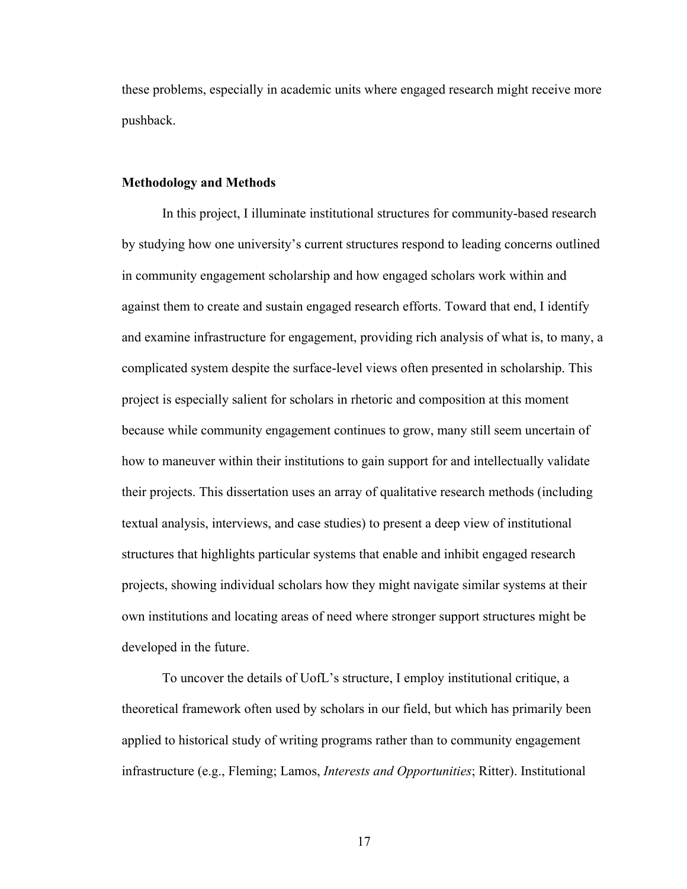these problems, especially in academic units where engaged research might receive more pushback.

## Methodology and Methods

In this project, I illuminate institutional structures for community-based research by studying how one university's current structures respond to leading concerns outlined in community engagement scholarship and how engaged scholars work within and against them to create and sustain engaged research efforts. Toward that end, I identify and examine infrastructure for engagement, providing rich analysis of what is, to many, a complicated system despite the surface-level views often presented in scholarship. This project is especially salient for scholars in rhetoric and composition at this moment because while community engagement continues to grow, many still seem uncertain of how to maneuver within their institutions to gain support for and intellectually validate their projects. This dissertation uses an array of qualitative research methods (including textual analysis, interviews, and case studies) to present a deep view of institutional structures that highlights particular systems that enable and inhibit engaged research projects, showing individual scholars how they might navigate similar systems at their own institutions and locating areas of need where stronger support structures might be developed in the future.

To uncover the details of UofL's structure, I employ institutional critique, a theoretical framework often used by scholars in our field, but which has primarily been applied to historical study of writing programs rather than to community engagement infrastructure (e.g., Fleming; Lamos, *Interests and Opportunities*; Ritter). Institutional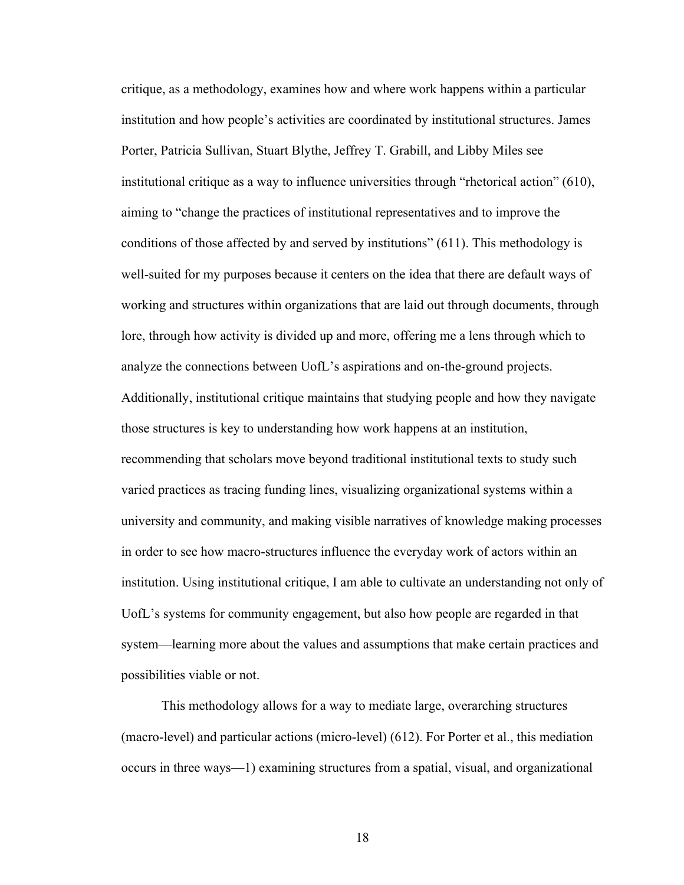critique, as a methodology, examines how and where work happens within a particular institution and how people's activities are coordinated by institutional structures. James Porter, Patricia Sullivan, Stuart Blythe, Jeffrey T. Grabill, and Libby Miles see institutional critique as a way to influence universities through "rhetorical action" (610), aiming to "change the practices of institutional representatives and to improve the conditions of those affected by and served by institutions" (611). This methodology is well-suited for my purposes because it centers on the idea that there are default ways of working and structures within organizations that are laid out through documents, through lore, through how activity is divided up and more, offering me a lens through which to analyze the connections between UofL's aspirations and on-the-ground projects. Additionally, institutional critique maintains that studying people and how they navigate those structures is key to understanding how work happens at an institution, recommending that scholars move beyond traditional institutional texts to study such varied practices as tracing funding lines, visualizing organizational systems within a university and community, and making visible narratives of knowledge making processes in order to see how macro-structures influence the everyday work of actors within an institution. Using institutional critique, I am able to cultivate an understanding not only of UofL's systems for community engagement, but also how people are regarded in that system—learning more about the values and assumptions that make certain practices and possibilities viable or not.

This methodology allows for a way to mediate large, overarching structures (macro-level) and particular actions (micro-level) (612). For Porter et al., this mediation occurs in three ways—1) examining structures from a spatial, visual, and organizational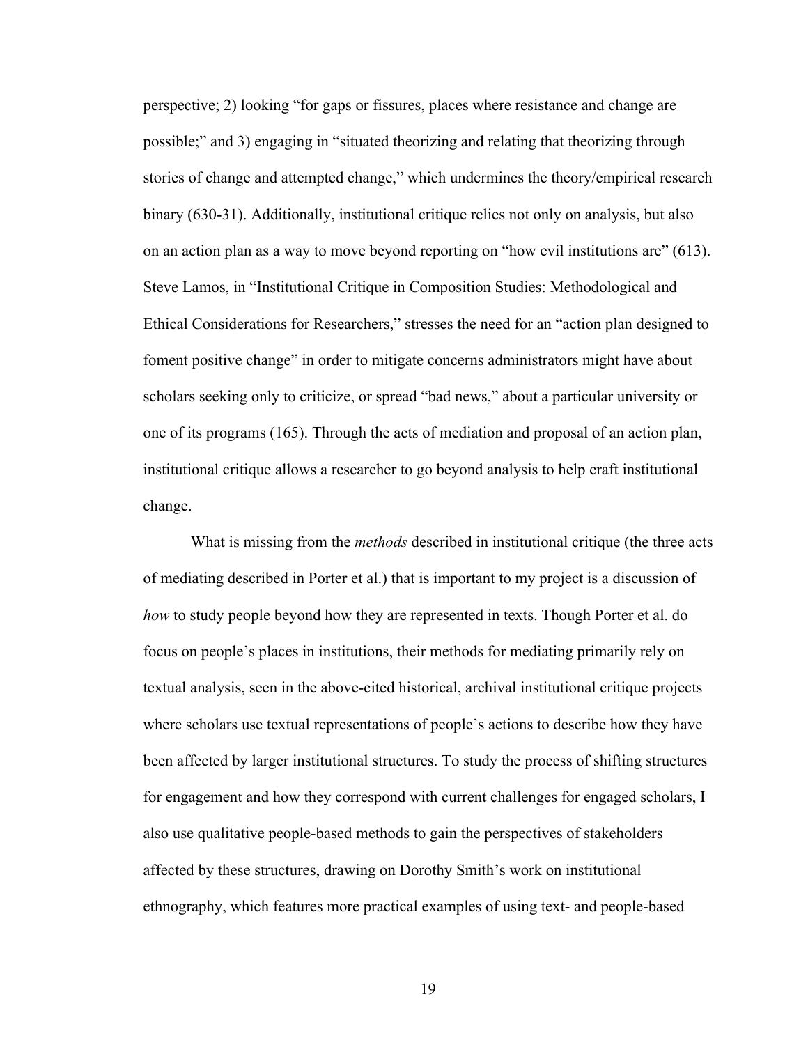perspective; 2) looking "for gaps or fissures, places where resistance and change are possible;" and 3) engaging in "situated theorizing and relating that theorizing through stories of change and attempted change," which undermines the theory/empirical research binary (630-31). Additionally, institutional critique relies not only on analysis, but also on an action plan as a way to move beyond reporting on "how evil institutions are" (613). Steve Lamos, in "Institutional Critique in Composition Studies: Methodological and Ethical Considerations for Researchers," stresses the need for an "action plan designed to foment positive change" in order to mitigate concerns administrators might have about scholars seeking only to criticize, or spread "bad news," about a particular university or one of its programs (165). Through the acts of mediation and proposal of an action plan, institutional critique allows a researcher to go beyond analysis to help craft institutional change.

What is missing from the *methods* described in institutional critique (the three acts of mediating described in Porter et al.) that is important to my project is a discussion of *how* to study people beyond how they are represented in texts. Though Porter et al. do focus on people's places in institutions, their methods for mediating primarily rely on textual analysis, seen in the above-cited historical, archival institutional critique projects where scholars use textual representations of people's actions to describe how they have been affected by larger institutional structures. To study the process of shifting structures for engagement and how they correspond with current challenges for engaged scholars, I also use qualitative people-based methods to gain the perspectives of stakeholders affected by these structures, drawing on Dorothy Smith's work on institutional ethnography, which features more practical examples of using text- and people-based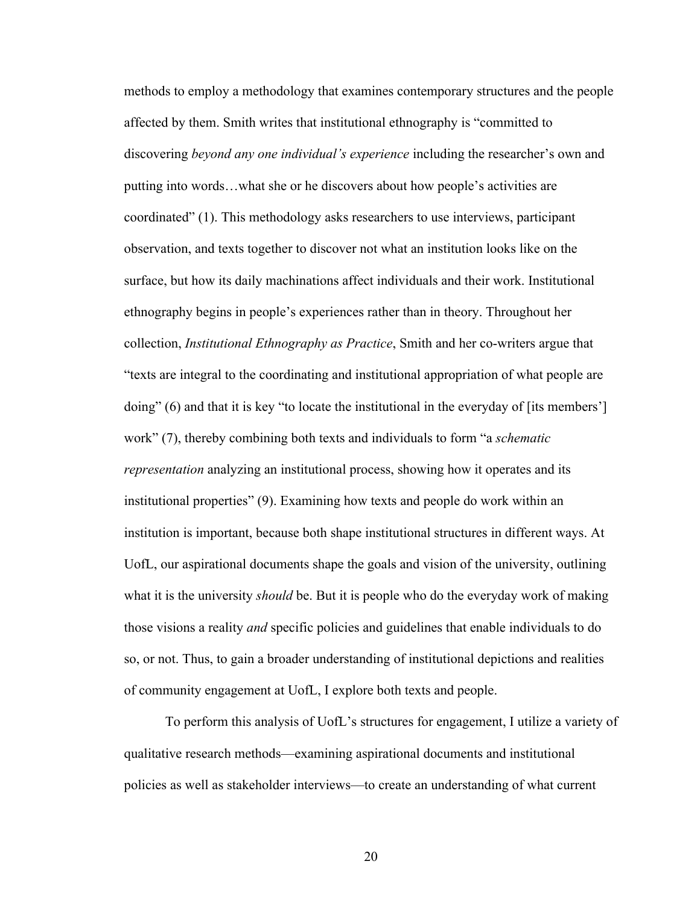methods to employ a methodology that examines contemporary structures and the people affected by them. Smith writes that institutional ethnography is "committed to discovering *beyond any one individual's experience* including the researcher's own and putting into words…what she or he discovers about how people's activities are coordinated" (1). This methodology asks researchers to use interviews, participant observation, and texts together to discover not what an institution looks like on the surface, but how its daily machinations affect individuals and their work. Institutional ethnography begins in people's experiences rather than in theory. Throughout her collection, *Institutional Ethnography as Practice*, Smith and her co-writers argue that "texts are integral to the coordinating and institutional appropriation of what people are doing" (6) and that it is key "to locate the institutional in the everyday of [its members'] work" (7), thereby combining both texts and individuals to form "a *schematic representation* analyzing an institutional process, showing how it operates and its institutional properties" (9). Examining how texts and people do work within an institution is important, because both shape institutional structures in different ways. At UofL, our aspirational documents shape the goals and vision of the university, outlining what it is the university *should* be. But it is people who do the everyday work of making those visions a reality *and* specific policies and guidelines that enable individuals to do so, or not. Thus, to gain a broader understanding of institutional depictions and realities of community engagement at UofL, I explore both texts and people.

To perform this analysis of UofL's structures for engagement, I utilize a variety of qualitative research methods—examining aspirational documents and institutional policies as well as stakeholder interviews—to create an understanding of what current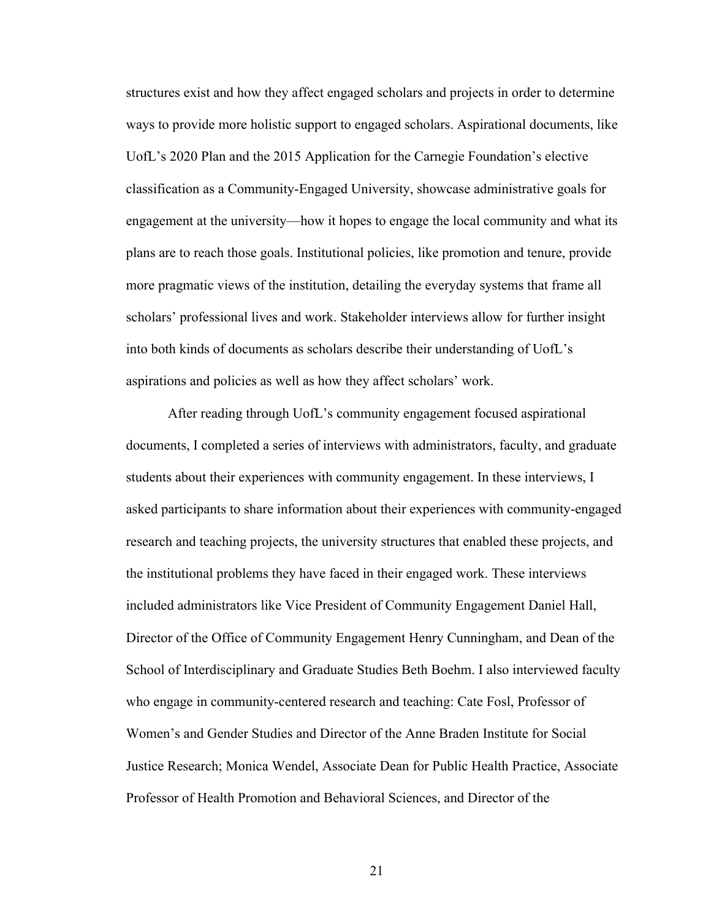structures exist and how they affect engaged scholars and projects in order to determine ways to provide more holistic support to engaged scholars. Aspirational documents, like UofL's 2020 Plan and the 2015 Application for the Carnegie Foundation's elective classification as a Community-Engaged University, showcase administrative goals for engagement at the university—how it hopes to engage the local community and what its plans are to reach those goals. Institutional policies, like promotion and tenure, provide more pragmatic views of the institution, detailing the everyday systems that frame all scholars' professional lives and work. Stakeholder interviews allow for further insight into both kinds of documents as scholars describe their understanding of UofL's aspirations and policies as well as how they affect scholars' work.

After reading through UofL's community engagement focused aspirational documents, I completed a series of interviews with administrators, faculty, and graduate students about their experiences with community engagement. In these interviews, I asked participants to share information about their experiences with community-engaged research and teaching projects, the university structures that enabled these projects, and the institutional problems they have faced in their engaged work. These interviews included administrators like Vice President of Community Engagement Daniel Hall, Director of the Office of Community Engagement Henry Cunningham, and Dean of the School of Interdisciplinary and Graduate Studies Beth Boehm. I also interviewed faculty who engage in community-centered research and teaching: Cate Fosl, Professor of Women's and Gender Studies and Director of the Anne Braden Institute for Social Justice Research; Monica Wendel, Associate Dean for Public Health Practice, Associate Professor of Health Promotion and Behavioral Sciences, and Director of the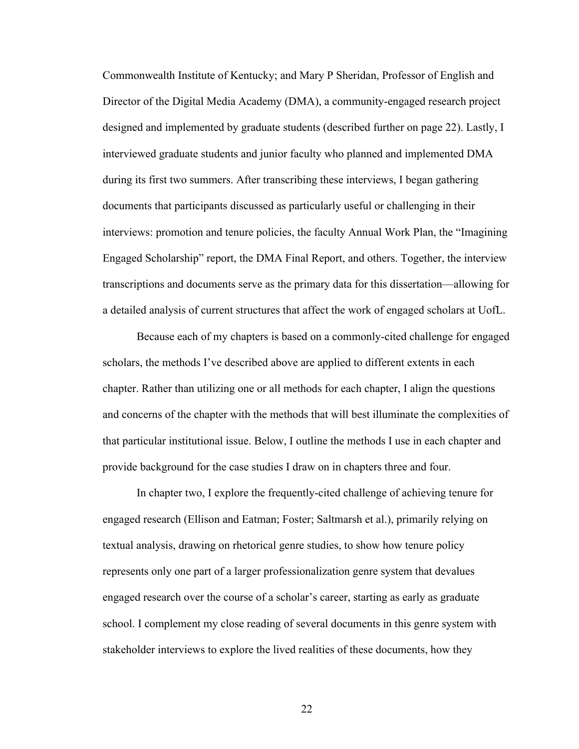Commonwealth Institute of Kentucky; and Mary P Sheridan, Professor of English and Director of the Digital Media Academy (DMA), a community-engaged research project designed and implemented by graduate students (described further on page 22). Lastly, I interviewed graduate students and junior faculty who planned and implemented DMA during its first two summers. After transcribing these interviews, I began gathering documents that participants discussed as particularly useful or challenging in their interviews: promotion and tenure policies, the faculty Annual Work Plan, the "Imagining Engaged Scholarship" report, the DMA Final Report, and others. Together, the interview transcriptions and documents serve as the primary data for this dissertation—allowing for a detailed analysis of current structures that affect the work of engaged scholars at UofL.

Because each of my chapters is based on a commonly-cited challenge for engaged scholars, the methods I've described above are applied to different extents in each chapter. Rather than utilizing one or all methods for each chapter, I align the questions and concerns of the chapter with the methods that will best illuminate the complexities of that particular institutional issue. Below, I outline the methods I use in each chapter and provide background for the case studies I draw on in chapters three and four.

In chapter two, I explore the frequently-cited challenge of achieving tenure for engaged research (Ellison and Eatman; Foster; Saltmarsh et al.), primarily relying on textual analysis, drawing on rhetorical genre studies, to show how tenure policy represents only one part of a larger professionalization genre system that devalues engaged research over the course of a scholar's career, starting as early as graduate school. I complement my close reading of several documents in this genre system with stakeholder interviews to explore the lived realities of these documents, how they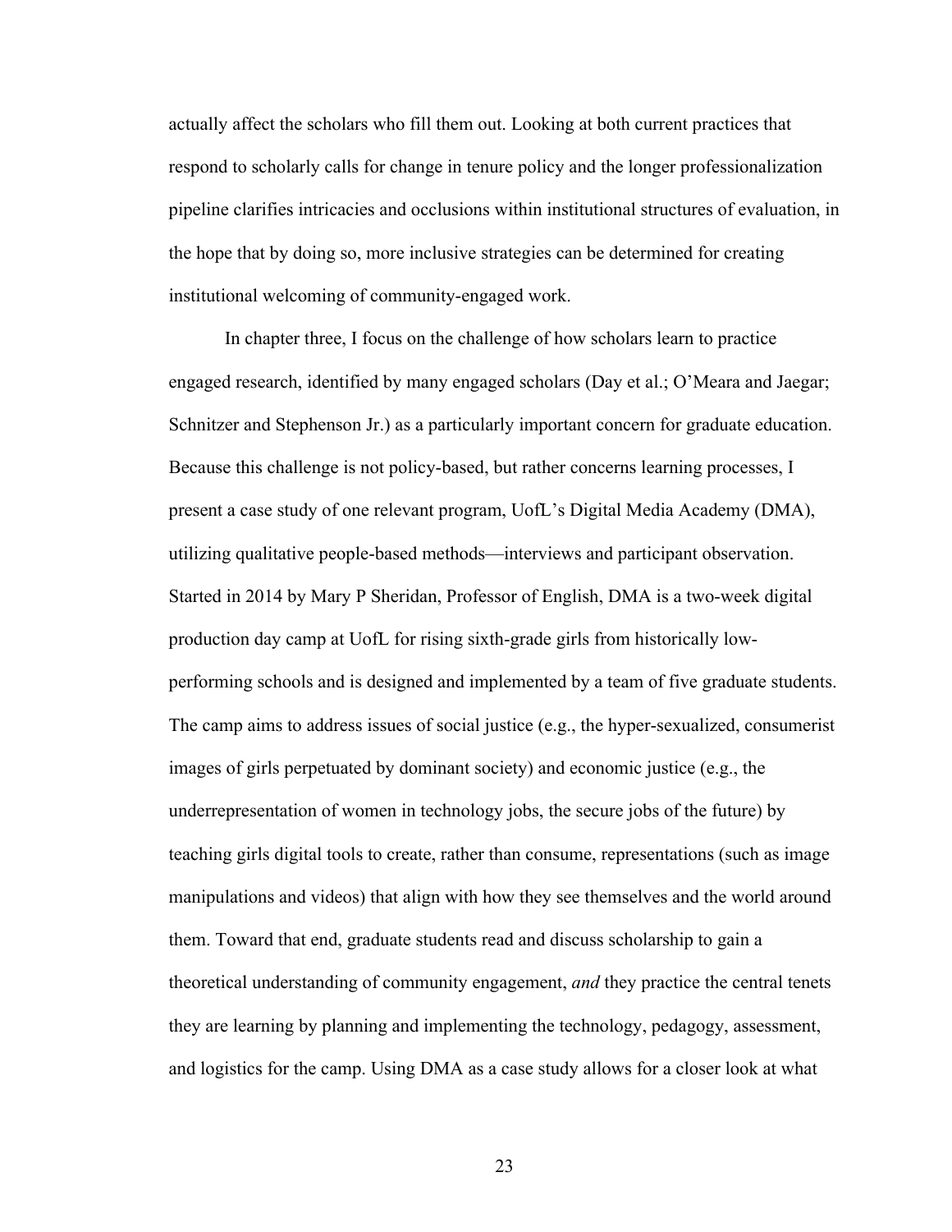actually affect the scholars who fill them out. Looking at both current practices that respond to scholarly calls for change in tenure policy and the longer professionalization pipeline clarifies intricacies and occlusions within institutional structures of evaluation, in the hope that by doing so, more inclusive strategies can be determined for creating institutional welcoming of community-engaged work.

In chapter three, I focus on the challenge of how scholars learn to practice engaged research, identified by many engaged scholars (Day et al.; O'Meara and Jaegar; Schnitzer and Stephenson Jr.) as a particularly important concern for graduate education. Because this challenge is not policy-based, but rather concerns learning processes, I present a case study of one relevant program, UofL's Digital Media Academy (DMA), utilizing qualitative people-based methods—interviews and participant observation. Started in 2014 by Mary P Sheridan, Professor of English, DMA is a two-week digital production day camp at UofL for rising sixth-grade girls from historically low-performing schools and is designed and implemented by a team of five graduate students. The camp aims to address issues of social justice (e.g., the hyper-sexualized, consumerist images of girls perpetuated by dominant society) and economic justice (e.g., the underrepresentation of women in technology jobs, the secure jobs of the future) by teaching girls digital tools to create, rather than consume, representations (such as image manipulations and videos) that align with how they see themselves and the world around them. Toward that end, graduate students read and discuss scholarship to gain a theoretical understanding of community engagement, *and* they practice the central tenets they are learning by planning and implementing the technology, pedagogy, assessment, and logistics for the camp. Using DMA as a case study allows for a closer look at what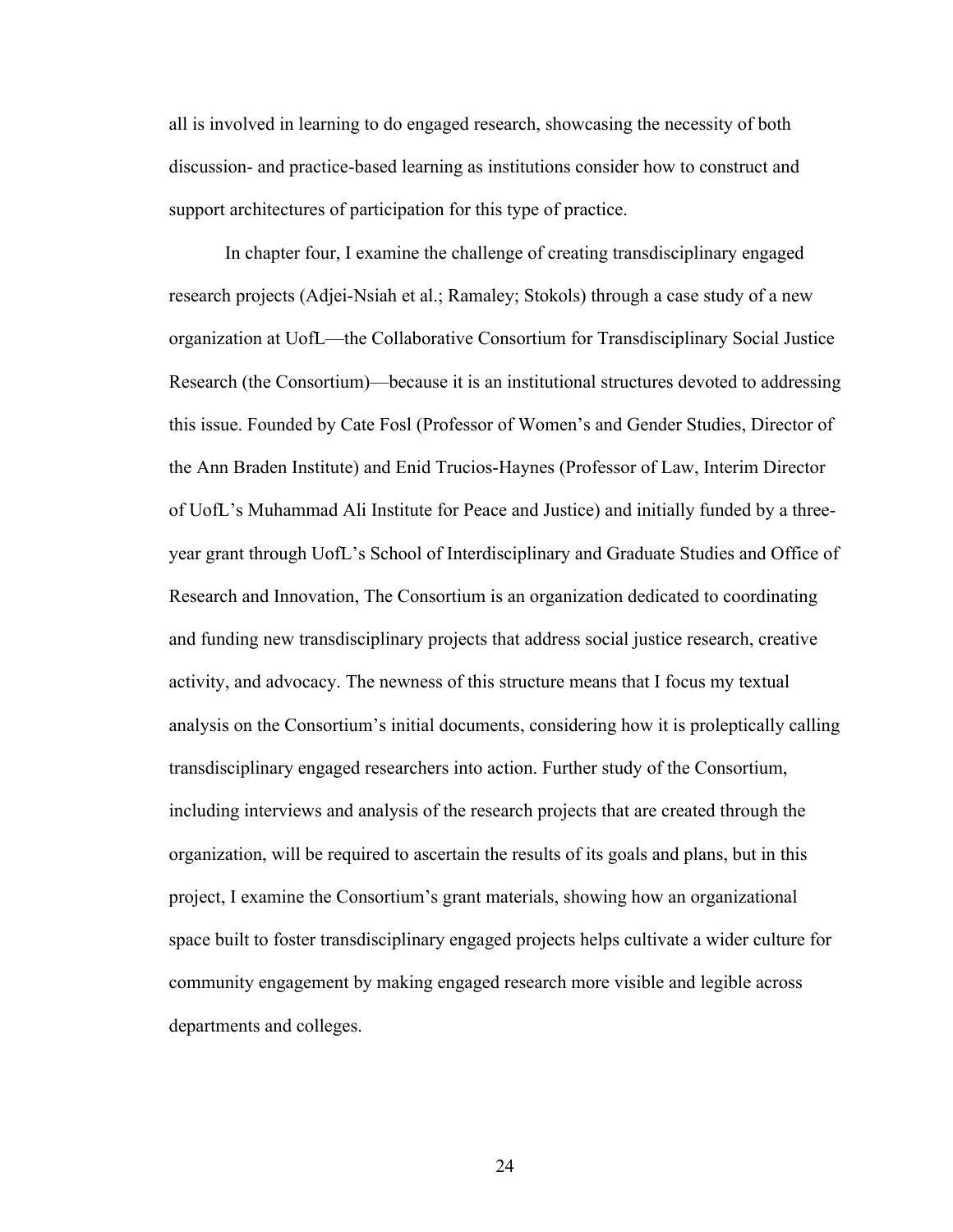all is involved in learning to do engaged research, showcasing the necessity of both discussion- and practice-based learning as institutions consider how to construct and support architectures of participation for this type of practice.

In chapter four, I examine the challenge of creating transdisciplinary engaged research projects (Adjei-Nsiah et al.; Ramaley; Stokols) through a case study of a new organization at UofL—the Collaborative Consortium for Transdisciplinary Social Justice Research (the Consortium)—because it is an institutional structures devoted to addressing this issue. Founded by Cate Fosl (Professor of Women's and Gender Studies, Director of the Ann Braden Institute) and Enid Trucios-Haynes (Professor of Law, Interim Director of UofL's Muhammad Ali Institute for Peace and Justice) and initially funded by a three-year grant through UofL's School of Interdisciplinary and Graduate Studies and Office of Research and Innovation, The Consortium is an organization dedicated to coordinating and funding new transdisciplinary projects that address social justice research, creative activity, and advocacy. The newness of this structure means that I focus my textual analysis on the Consortium's initial documents, considering how it is proleptically calling transdisciplinary engaged researchers into action. Further study of the Consortium, including interviews and analysis of the research projects that are created through the organization, will be required to ascertain the results of its goals and plans, but in this project, I examine the Consortium's grant materials, showing how an organizational space built to foster transdisciplinary engaged projects helps cultivate a wider culture for community engagement by making engaged research more visible and legible across departments and colleges.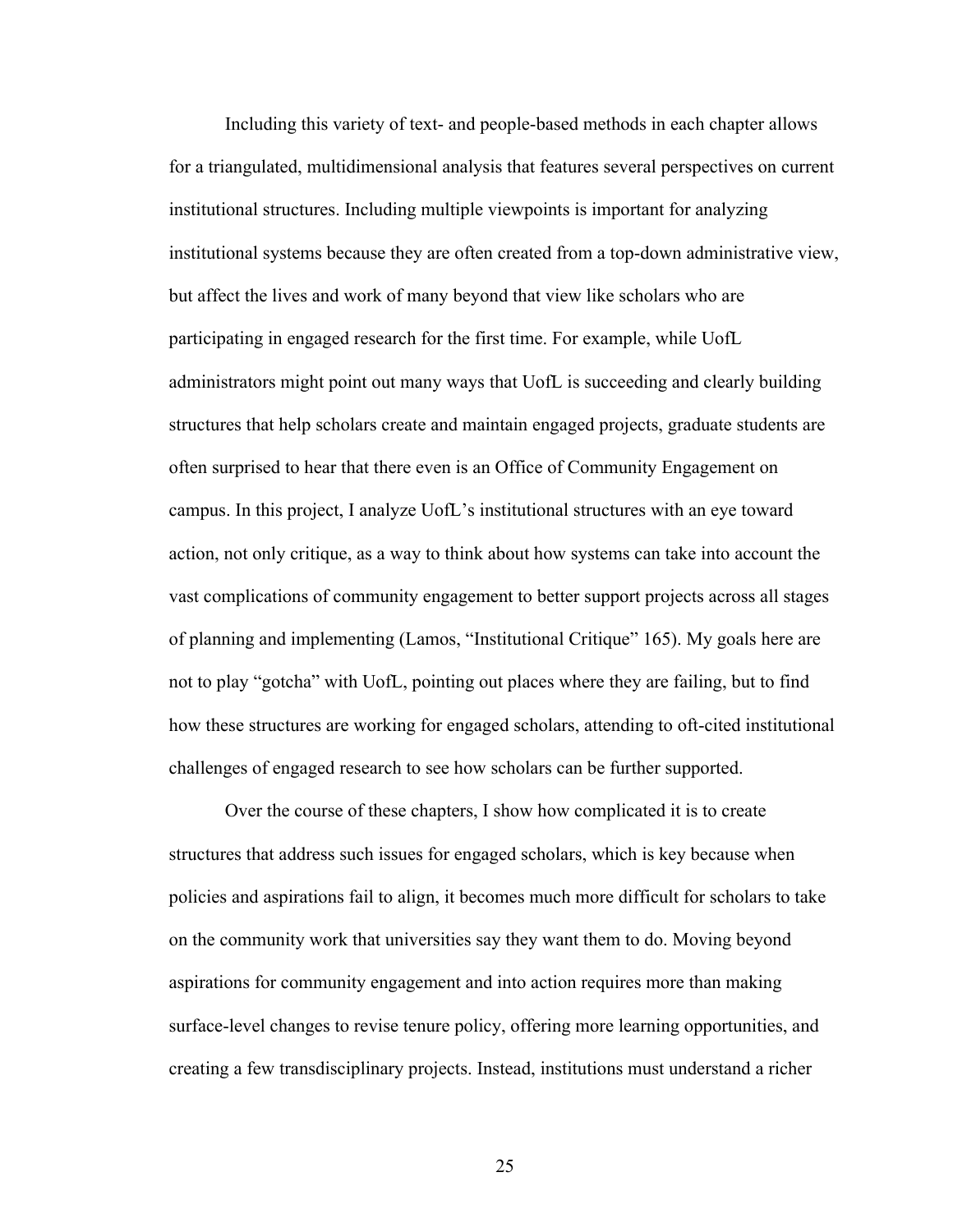Including this variety of text- and people-based methods in each chapter allows for a triangulated, multidimensional analysis that features several perspectives on current institutional structures. Including multiple viewpoints is important for analyzing institutional systems because they are often created from a top-down administrative view, but affect the lives and work of many beyond that view like scholars who are participating in engaged research for the first time. For example, while UofL administrators might point out many ways that UofL is succeeding and clearly building structures that help scholars create and maintain engaged projects, graduate students are often surprised to hear that there even is an Office of Community Engagement on campus. In this project, I analyze UofL's institutional structures with an eye toward action, not only critique, as a way to think about how systems can take into account the vast complications of community engagement to better support projects across all stages of planning and implementing (Lamos, "Institutional Critique" 165). My goals here are not to play "gotcha" with UofL, pointing out places where they are failing, but to find how these structures are working for engaged scholars, attending to oft-cited institutional challenges of engaged research to see how scholars can be further supported.

Over the course of these chapters, I show how complicated it is to create structures that address such issues for engaged scholars, which is key because when policies and aspirations fail to align, it becomes much more difficult for scholars to take on the community work that universities say they want them to do. Moving beyond aspirations for community engagement and into action requires more than making surface-level changes to revise tenure policy, offering more learning opportunities, and creating a few transdisciplinary projects. Instead, institutions must understand a richer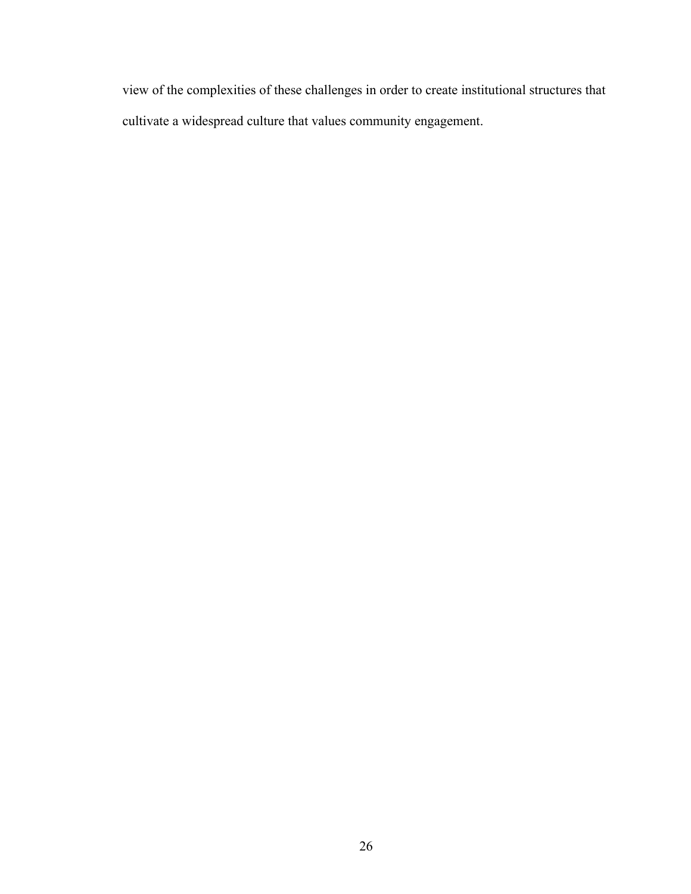view of the complexities of these challenges in order to create institutional structures that cultivate a widespread culture that values community engagement.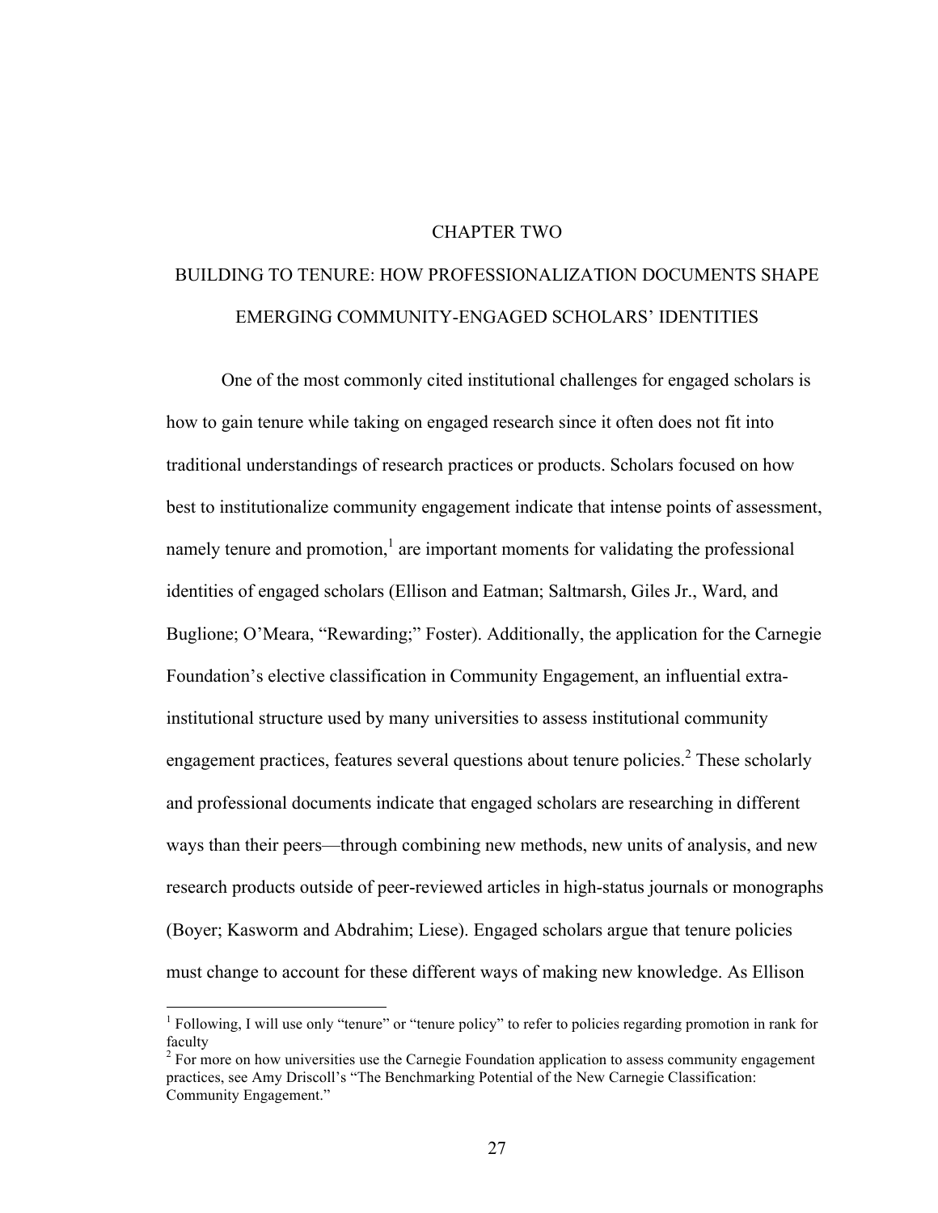# CHAPTER TWO

## BUILDING TO TENURE: HOW PROFESSIONALIZATION DOCUMENTS SHAPE EMERGING COMMUNITY-ENGAGED SCHOLARS' IDENTITIES

One of the most commonly cited institutional challenges for engaged scholars is how to gain tenure while taking on engaged research since it often does not fit into traditional understandings of research practices or products. Scholars focused on how best to institutionalize community engagement indicate that intense points of assessment, namely tenure and promotion,[1] are important moments for validating the professional identities of engaged scholars (Ellison and Eatman; Saltmarsh, Giles Jr., Ward, and Buglione; O'Meara, "Rewarding;" Foster). Additionally, the application for the Carnegie Foundation's elective classification in Community Engagement, an influential extra-institutional structure used by many universities to assess institutional community engagement practices, features several questions about tenure policies.[2] These scholarly and professional documents indicate that engaged scholars are researching in different ways than their peers—through combining new methods, new units of analysis, and new research products outside of peer-reviewed articles in high-status journals or monographs (Boyer; Kasworm and Abdrahim; Liese). Engaged scholars argue that tenure policies must change to account for these different ways of making new knowledge. As Ellison

---

[1] Following, I will use only "tenure" or "tenure policy" to refer to policies regarding promotion in rank for faculty

[2] For more on how universities use the Carnegie Foundation application to assess community engagement practices, see Amy Driscoll's "The Benchmarking Potential of the New Carnegie Classification: Community Engagement."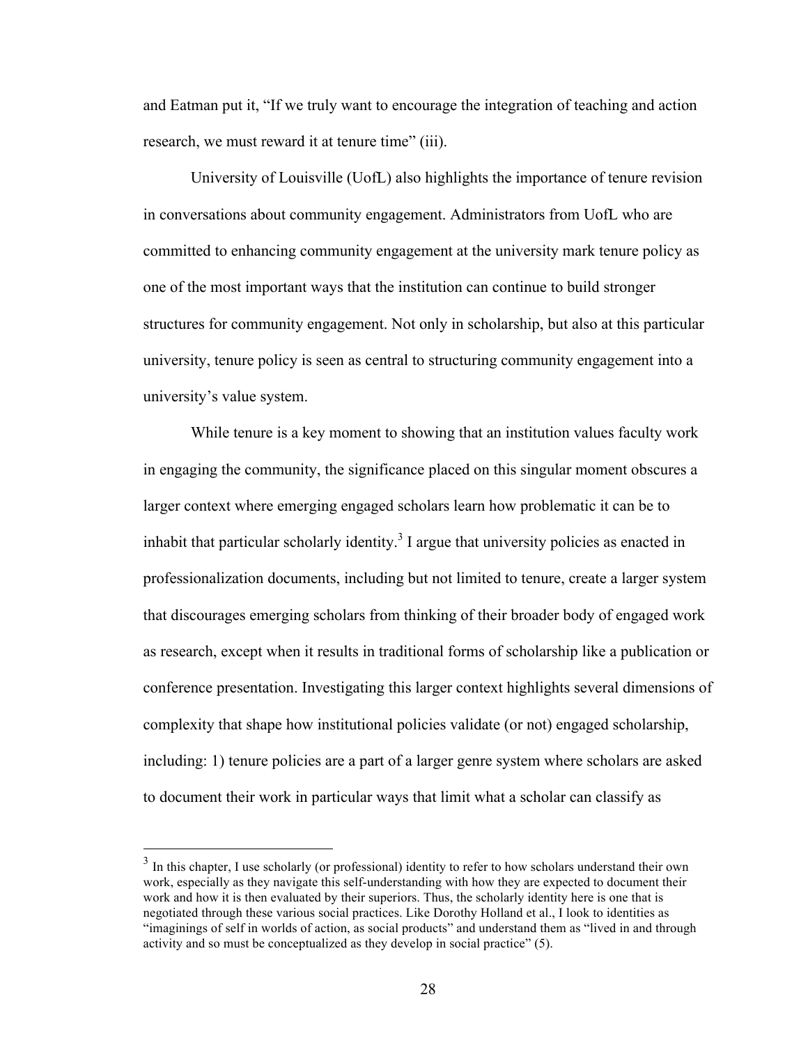and Eatman put it, "If we truly want to encourage the integration of teaching and action research, we must reward it at tenure time" (iii).

University of Louisville (UofL) also highlights the importance of tenure revision in conversations about community engagement. Administrators from UofL who are committed to enhancing community engagement at the university mark tenure policy as one of the most important ways that the institution can continue to build stronger structures for community engagement. Not only in scholarship, but also at this particular university, tenure policy is seen as central to structuring community engagement into a university's value system.

While tenure is a key moment to showing that an institution values faculty work in engaging the community, the significance placed on this singular moment obscures a larger context where emerging engaged scholars learn how problematic it can be to inhabit that particular scholarly identity.[3] I argue that university policies as enacted in professionalization documents, including but not limited to tenure, create a larger system that discourages emerging scholars from thinking of their broader body of engaged work as research, except when it results in traditional forms of scholarship like a publication or conference presentation. Investigating this larger context highlights several dimensions of complexity that shape how institutional policies validate (or not) engaged scholarship, including: 1) tenure policies are a part of a larger genre system where scholars are asked to document their work in particular ways that limit what a scholar can classify as

---

[3] In this chapter, I use scholarly (or professional) identity to refer to how scholars understand their own work, especially as they navigate this self-understanding with how they are expected to document their work and how it is then evaluated by their superiors. Thus, the scholarly identity here is one that is negotiated through these various social practices. Like Dorothy Holland et al., I look to identities as "imaginings of self in worlds of action, as social products" and understand them as "lived in and through activity and so must be conceptualized as they develop in social practice" (5).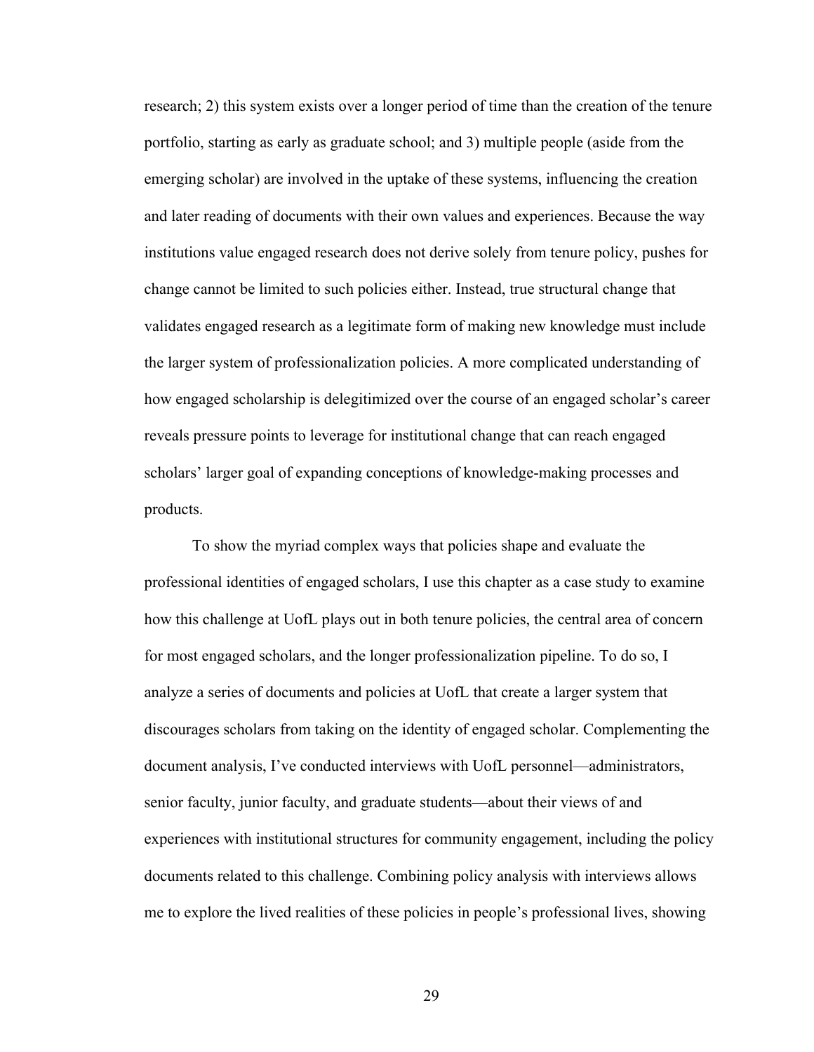research; 2) this system exists over a longer period of time than the creation of the tenure portfolio, starting as early as graduate school; and 3) multiple people (aside from the emerging scholar) are involved in the uptake of these systems, influencing the creation and later reading of documents with their own values and experiences. Because the way institutions value engaged research does not derive solely from tenure policy, pushes for change cannot be limited to such policies either. Instead, true structural change that validates engaged research as a legitimate form of making new knowledge must include the larger system of professionalization policies. A more complicated understanding of how engaged scholarship is delegitimized over the course of an engaged scholar's career reveals pressure points to leverage for institutional change that can reach engaged scholars' larger goal of expanding conceptions of knowledge-making processes and products.

To show the myriad complex ways that policies shape and evaluate the professional identities of engaged scholars, I use this chapter as a case study to examine how this challenge at UofL plays out in both tenure policies, the central area of concern for most engaged scholars, and the longer professionalization pipeline. To do so, I analyze a series of documents and policies at UofL that create a larger system that discourages scholars from taking on the identity of engaged scholar. Complementing the document analysis, I've conducted interviews with UofL personnel—administrators, senior faculty, junior faculty, and graduate students—about their views of and experiences with institutional structures for community engagement, including the policy documents related to this challenge. Combining policy analysis with interviews allows me to explore the lived realities of these policies in people's professional lives, showing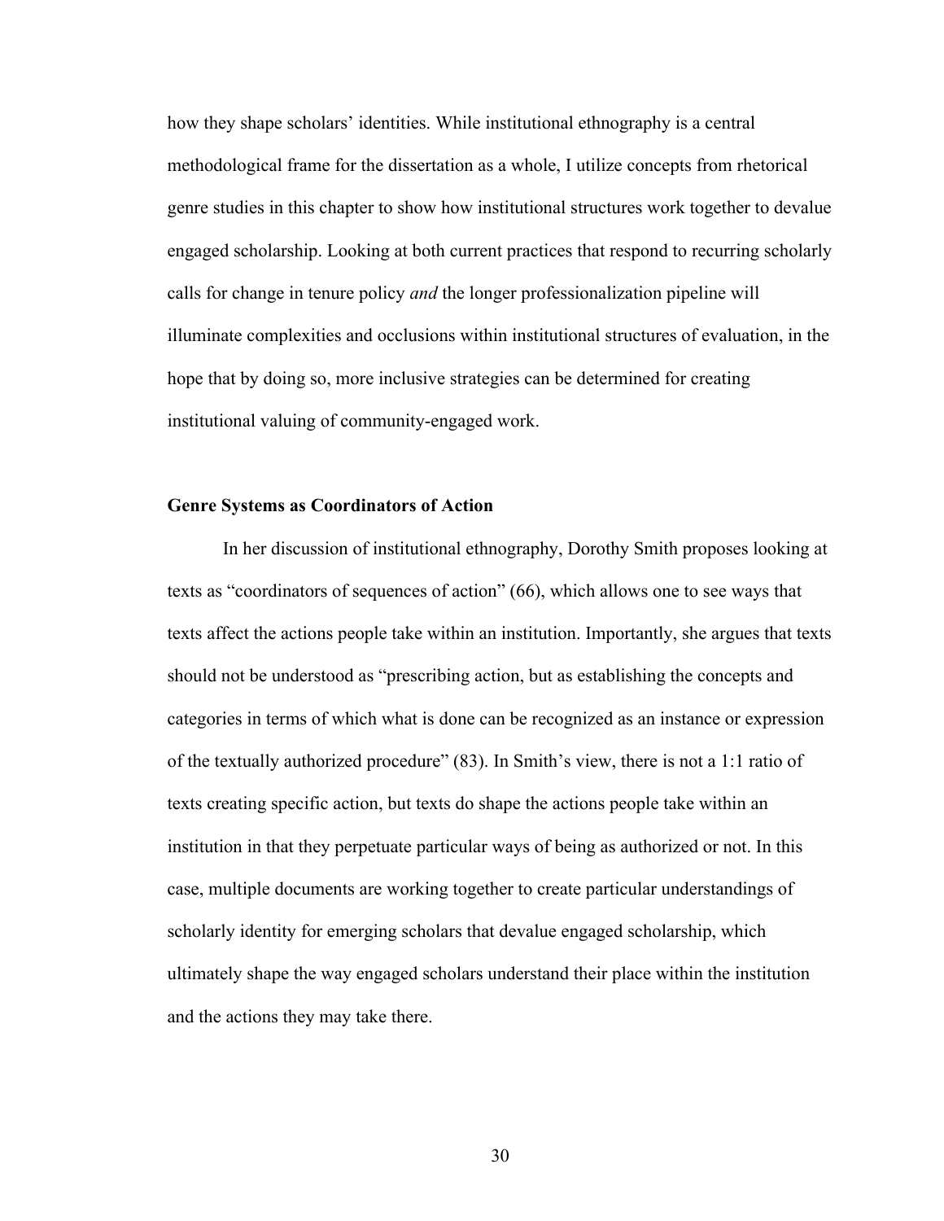how they shape scholars' identities. While institutional ethnography is a central methodological frame for the dissertation as a whole, I utilize concepts from rhetorical genre studies in this chapter to show how institutional structures work together to devalue engaged scholarship. Looking at both current practices that respond to recurring scholarly calls for change in tenure policy *and* the longer professionalization pipeline will illuminate complexities and occlusions within institutional structures of evaluation, in the hope that by doing so, more inclusive strategies can be determined for creating institutional valuing of community-engaged work.

### Genre Systems as Coordinators of Action

In her discussion of institutional ethnography, Dorothy Smith proposes looking at texts as "coordinators of sequences of action" (66), which allows one to see ways that texts affect the actions people take within an institution. Importantly, she argues that texts should not be understood as "prescribing action, but as establishing the concepts and categories in terms of which what is done can be recognized as an instance or expression of the textually authorized procedure" (83). In Smith's view, there is not a 1:1 ratio of texts creating specific action, but texts do shape the actions people take within an institution in that they perpetuate particular ways of being as authorized or not. In this case, multiple documents are working together to create particular understandings of scholarly identity for emerging scholars that devalue engaged scholarship, which ultimately shape the way engaged scholars understand their place within the institution and the actions they may take there.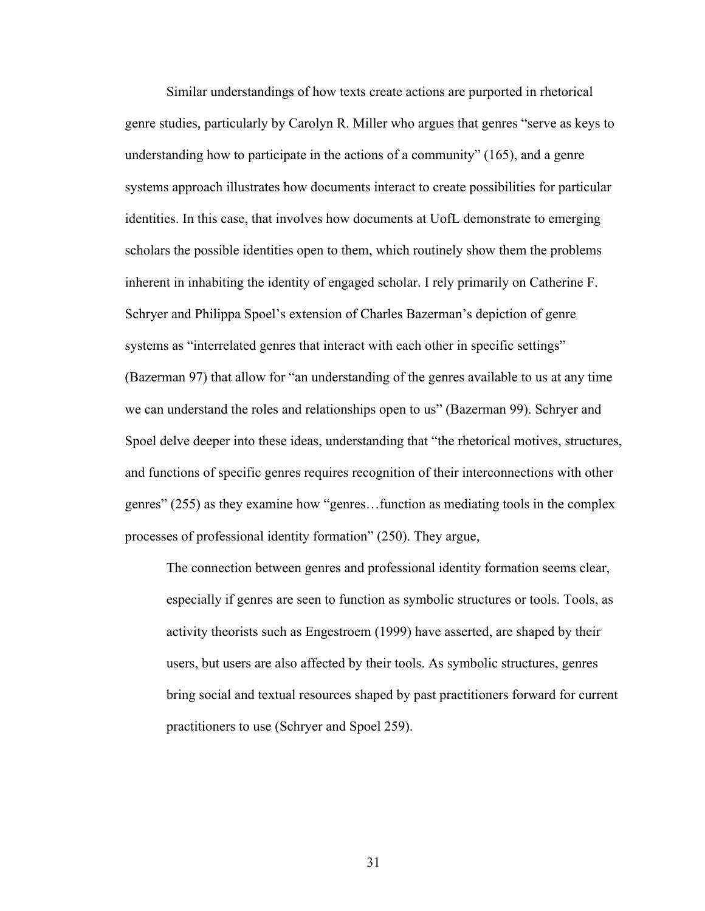Similar understandings of how texts create actions are purported in rhetorical genre studies, particularly by Carolyn R. Miller who argues that genres "serve as keys to understanding how to participate in the actions of a community" (165), and a genre systems approach illustrates how documents interact to create possibilities for particular identities. In this case, that involves how documents at UofL demonstrate to emerging scholars the possible identities open to them, which routinely show them the problems inherent in inhabiting the identity of engaged scholar. I rely primarily on Catherine F. Schryer and Philippa Spoel's extension of Charles Bazerman's depiction of genre systems as "interrelated genres that interact with each other in specific settings" (Bazerman 97) that allow for "an understanding of the genres available to us at any time we can understand the roles and relationships open to us" (Bazerman 99). Schryer and Spoel delve deeper into these ideas, understanding that "the rhetorical motives, structures, and functions of specific genres requires recognition of their interconnections with other genres" (255) as they examine how "genres…function as mediating tools in the complex processes of professional identity formation" (250). They argue,

> The connection between genres and professional identity formation seems clear, especially if genres are seen to function as symbolic structures or tools. Tools, as activity theorists such as Engestroem (1999) have asserted, are shaped by their users, but users are also affected by their tools. As symbolic structures, genres bring social and textual resources shaped by past practitioners forward for current practitioners to use (Schryer and Spoel 259).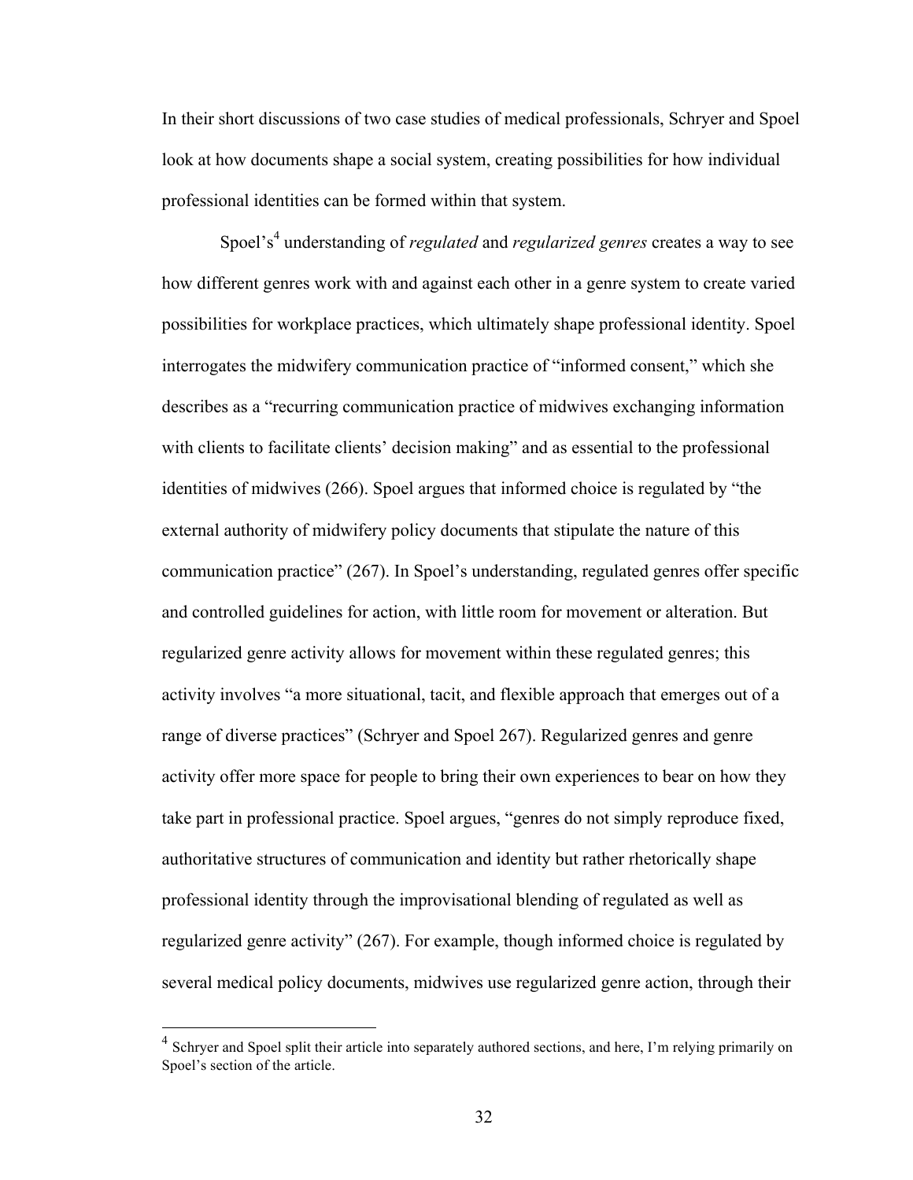In their short discussions of two case studies of medical professionals, Schryer and Spoel look at how documents shape a social system, creating possibilities for how individual professional identities can be formed within that system.

Spoel's[4] understanding of *regulated* and *regularized genres* creates a way to see how different genres work with and against each other in a genre system to create varied possibilities for workplace practices, which ultimately shape professional identity. Spoel interrogates the midwifery communication practice of "informed consent," which she describes as a "recurring communication practice of midwives exchanging information with clients to facilitate clients' decision making" and as essential to the professional identities of midwives (266). Spoel argues that informed choice is regulated by "the external authority of midwifery policy documents that stipulate the nature of this communication practice" (267). In Spoel's understanding, regulated genres offer specific and controlled guidelines for action, with little room for movement or alteration. But regularized genre activity allows for movement within these regulated genres; this activity involves "a more situational, tacit, and flexible approach that emerges out of a range of diverse practices" (Schryer and Spoel 267). Regularized genres and genre activity offer more space for people to bring their own experiences to bear on how they take part in professional practice. Spoel argues, "genres do not simply reproduce fixed, authoritative structures of communication and identity but rather rhetorically shape professional identity through the improvisational blending of regulated as well as regularized genre activity" (267). For example, though informed choice is regulated by several medical policy documents, midwives use regularized genre action, through their

[4] Schryer and Spoel split their article into separately authored sections, and here, I'm relying primarily on Spoel's section of the article.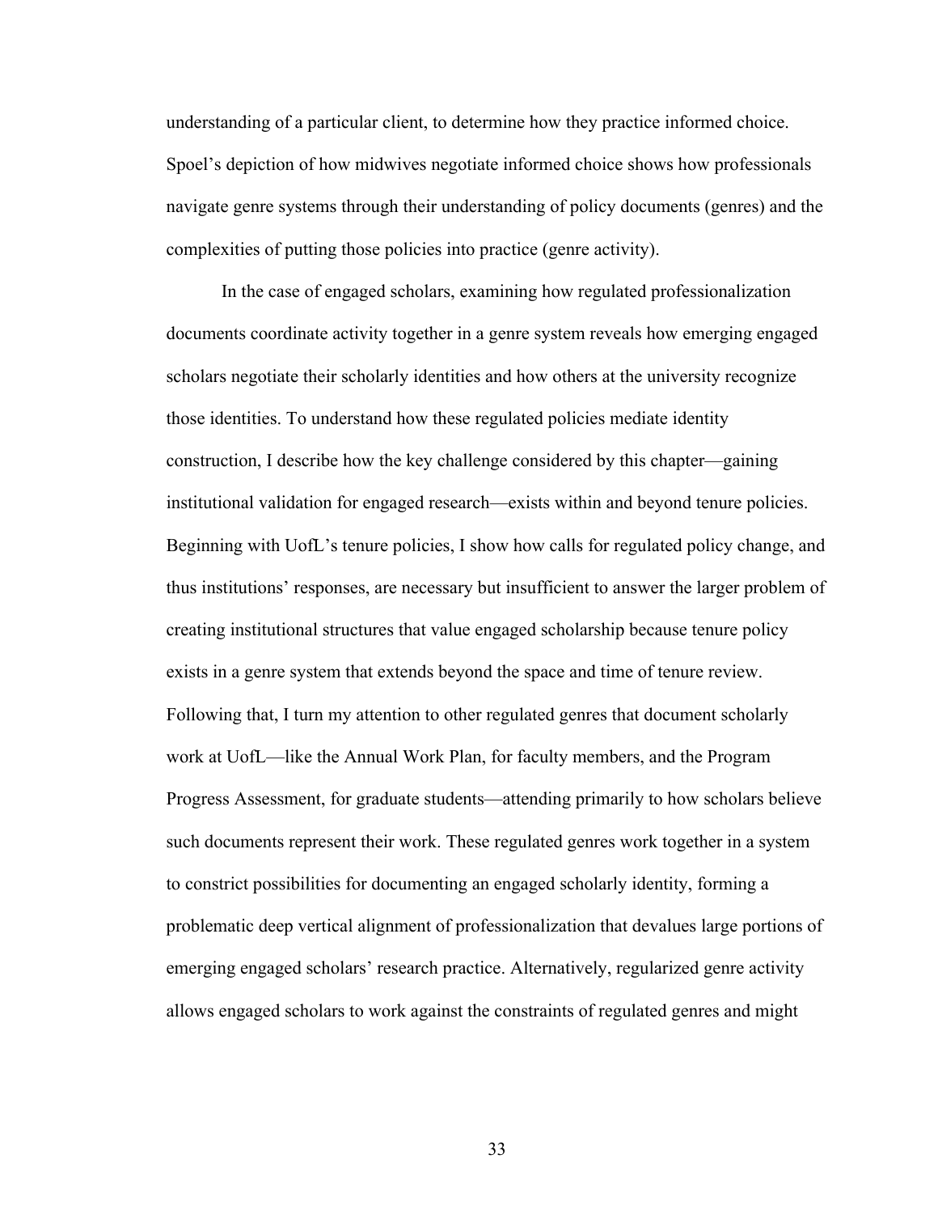understanding of a particular client, to determine how they practice informed choice. Spoel's depiction of how midwives negotiate informed choice shows how professionals navigate genre systems through their understanding of policy documents (genres) and the complexities of putting those policies into practice (genre activity).

In the case of engaged scholars, examining how regulated professionalization documents coordinate activity together in a genre system reveals how emerging engaged scholars negotiate their scholarly identities and how others at the university recognize those identities. To understand how these regulated policies mediate identity construction, I describe how the key challenge considered by this chapter—gaining institutional validation for engaged research—exists within and beyond tenure policies. Beginning with UofL's tenure policies, I show how calls for regulated policy change, and thus institutions' responses, are necessary but insufficient to answer the larger problem of creating institutional structures that value engaged scholarship because tenure policy exists in a genre system that extends beyond the space and time of tenure review. Following that, I turn my attention to other regulated genres that document scholarly work at UofL—like the Annual Work Plan, for faculty members, and the Program Progress Assessment, for graduate students—attending primarily to how scholars believe such documents represent their work. These regulated genres work together in a system to constrict possibilities for documenting an engaged scholarly identity, forming a problematic deep vertical alignment of professionalization that devalues large portions of emerging engaged scholars' research practice. Alternatively, regularized genre activity allows engaged scholars to work against the constraints of regulated genres and might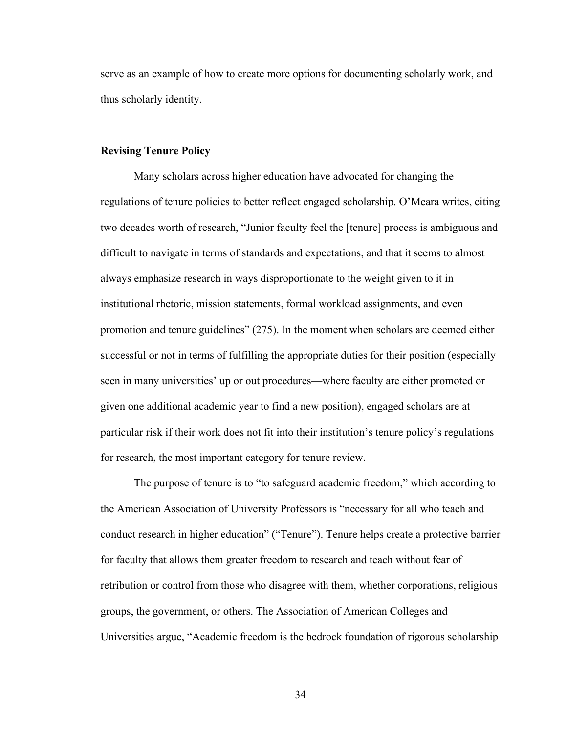serve as an example of how to create more options for documenting scholarly work, and thus scholarly identity.

## Revising Tenure Policy

Many scholars across higher education have advocated for changing the regulations of tenure policies to better reflect engaged scholarship. O'Meara writes, citing two decades worth of research, "Junior faculty feel the [tenure] process is ambiguous and difficult to navigate in terms of standards and expectations, and that it seems to almost always emphasize research in ways disproportionate to the weight given to it in institutional rhetoric, mission statements, formal workload assignments, and even promotion and tenure guidelines" (275). In the moment when scholars are deemed either successful or not in terms of fulfilling the appropriate duties for their position (especially seen in many universities' up or out procedures—where faculty are either promoted or given one additional academic year to find a new position), engaged scholars are at particular risk if their work does not fit into their institution's tenure policy's regulations for research, the most important category for tenure review.

The purpose of tenure is to "to safeguard academic freedom," which according to the American Association of University Professors is "necessary for all who teach and conduct research in higher education" ("Tenure"). Tenure helps create a protective barrier for faculty that allows them greater freedom to research and teach without fear of retribution or control from those who disagree with them, whether corporations, religious groups, the government, or others. The Association of American Colleges and Universities argue, "Academic freedom is the bedrock foundation of rigorous scholarship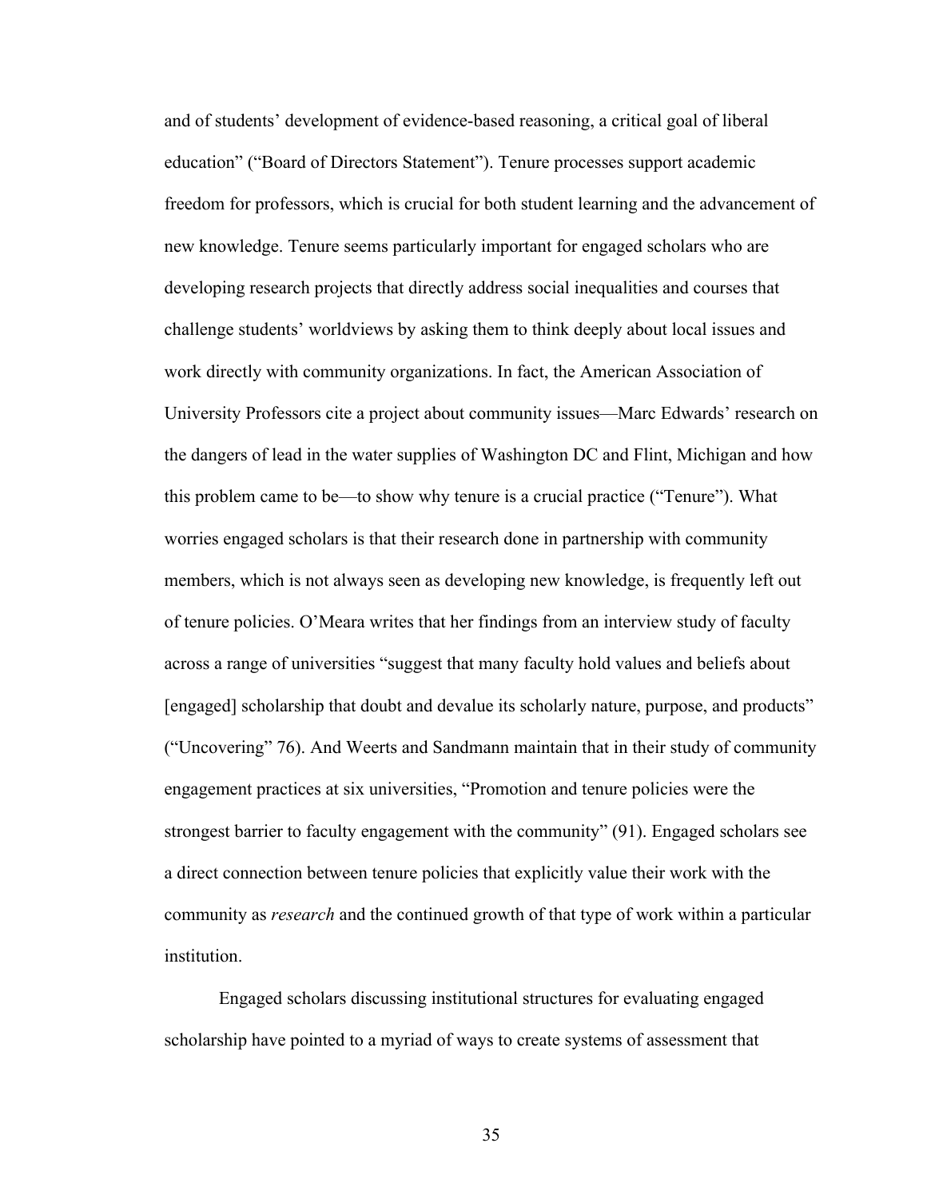and of students' development of evidence-based reasoning, a critical goal of liberal education" ("Board of Directors Statement"). Tenure processes support academic freedom for professors, which is crucial for both student learning and the advancement of new knowledge. Tenure seems particularly important for engaged scholars who are developing research projects that directly address social inequalities and courses that challenge students' worldviews by asking them to think deeply about local issues and work directly with community organizations. In fact, the American Association of University Professors cite a project about community issues—Marc Edwards' research on the dangers of lead in the water supplies of Washington DC and Flint, Michigan and how this problem came to be—to show why tenure is a crucial practice ("Tenure"). What worries engaged scholars is that their research done in partnership with community members, which is not always seen as developing new knowledge, is frequently left out of tenure policies. O'Meara writes that her findings from an interview study of faculty across a range of universities "suggest that many faculty hold values and beliefs about [engaged] scholarship that doubt and devalue its scholarly nature, purpose, and products" ("Uncovering" 76). And Weerts and Sandmann maintain that in their study of community engagement practices at six universities, "Promotion and tenure policies were the strongest barrier to faculty engagement with the community" (91). Engaged scholars see a direct connection between tenure policies that explicitly value their work with the community as *research* and the continued growth of that type of work within a particular institution.

Engaged scholars discussing institutional structures for evaluating engaged scholarship have pointed to a myriad of ways to create systems of assessment that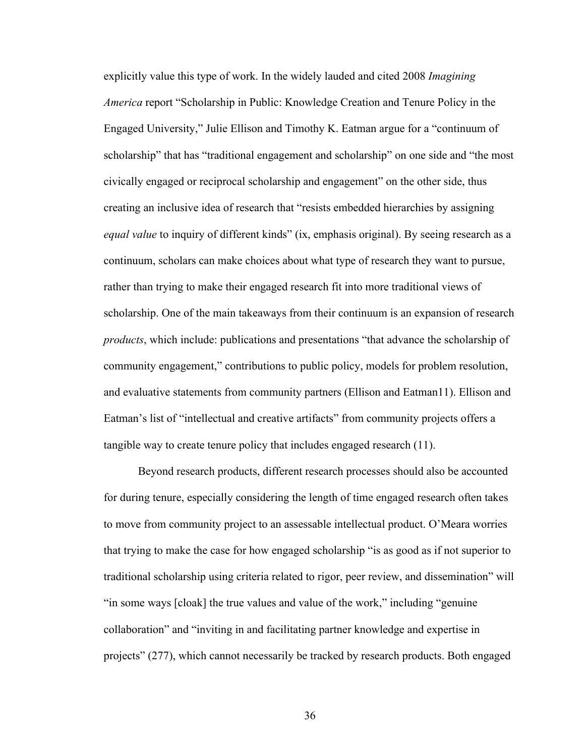explicitly value this type of work. In the widely lauded and cited 2008 *Imagining America* report "Scholarship in Public: Knowledge Creation and Tenure Policy in the Engaged University," Julie Ellison and Timothy K. Eatman argue for a "continuum of scholarship" that has "traditional engagement and scholarship" on one side and "the most civically engaged or reciprocal scholarship and engagement" on the other side, thus creating an inclusive idea of research that "resists embedded hierarchies by assigning *equal value* to inquiry of different kinds" (ix, emphasis original). By seeing research as a continuum, scholars can make choices about what type of research they want to pursue, rather than trying to make their engaged research fit into more traditional views of scholarship. One of the main takeaways from their continuum is an expansion of research *products*, which include: publications and presentations "that advance the scholarship of community engagement," contributions to public policy, models for problem resolution, and evaluative statements from community partners (Ellison and Eatman11). Ellison and Eatman's list of "intellectual and creative artifacts" from community projects offers a tangible way to create tenure policy that includes engaged research (11).

Beyond research products, different research processes should also be accounted for during tenure, especially considering the length of time engaged research often takes to move from community project to an assessable intellectual product. O'Meara worries that trying to make the case for how engaged scholarship "is as good as if not superior to traditional scholarship using criteria related to rigor, peer review, and dissemination" will "in some ways [cloak] the true values and value of the work," including "genuine collaboration" and "inviting in and facilitating partner knowledge and expertise in projects" (277), which cannot necessarily be tracked by research products. Both engaged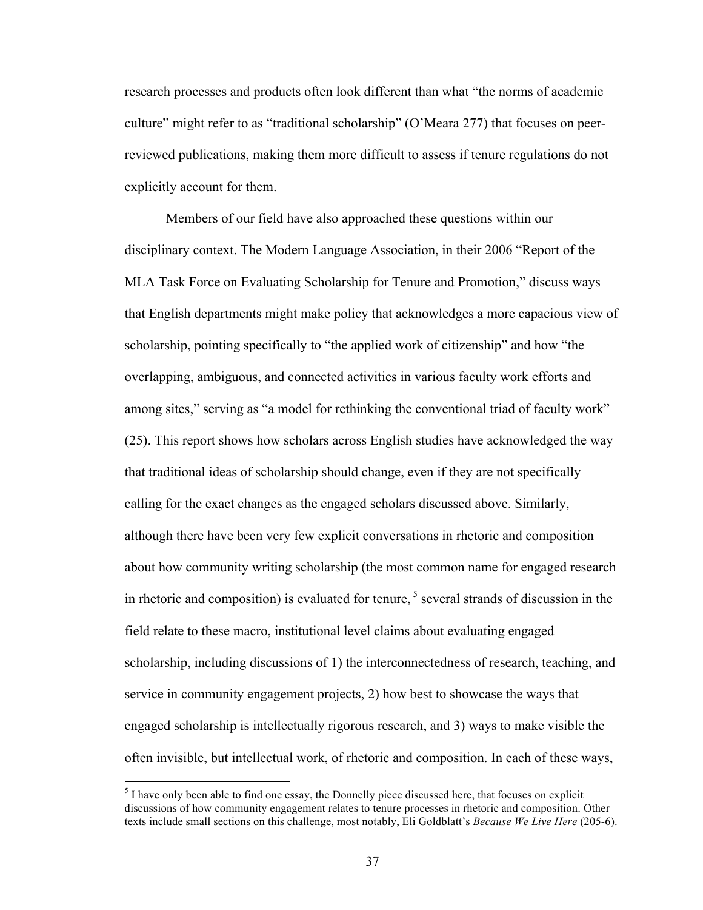research processes and products often look different than what "the norms of academic culture" might refer to as "traditional scholarship" (O'Meara 277) that focuses on peer-reviewed publications, making them more difficult to assess if tenure regulations do not explicitly account for them.

Members of our field have also approached these questions within our disciplinary context. The Modern Language Association, in their 2006 "Report of the MLA Task Force on Evaluating Scholarship for Tenure and Promotion," discuss ways that English departments might make policy that acknowledges a more capacious view of scholarship, pointing specifically to "the applied work of citizenship" and how "the overlapping, ambiguous, and connected activities in various faculty work efforts and among sites," serving as "a model for rethinking the conventional triad of faculty work" (25). This report shows how scholars across English studies have acknowledged the way that traditional ideas of scholarship should change, even if they are not specifically calling for the exact changes as the engaged scholars discussed above. Similarly, although there have been very few explicit conversations in rhetoric and composition about how community writing scholarship (the most common name for engaged research in rhetoric and composition) is evaluated for tenure, [5] several strands of discussion in the field relate to these macro, institutional level claims about evaluating engaged scholarship, including discussions of 1) the interconnectedness of research, teaching, and service in community engagement projects, 2) how best to showcase the ways that engaged scholarship is intellectually rigorous research, and 3) ways to make visible the often invisible, but intellectual work, of rhetoric and composition. In each of these ways,

[5] I have only been able to find one essay, the Donnelly piece discussed here, that focuses on explicit discussions of how community engagement relates to tenure processes in rhetoric and composition. Other texts include small sections on this challenge, most notably, Eli Goldblatt's *Because We Live Here* (205-6).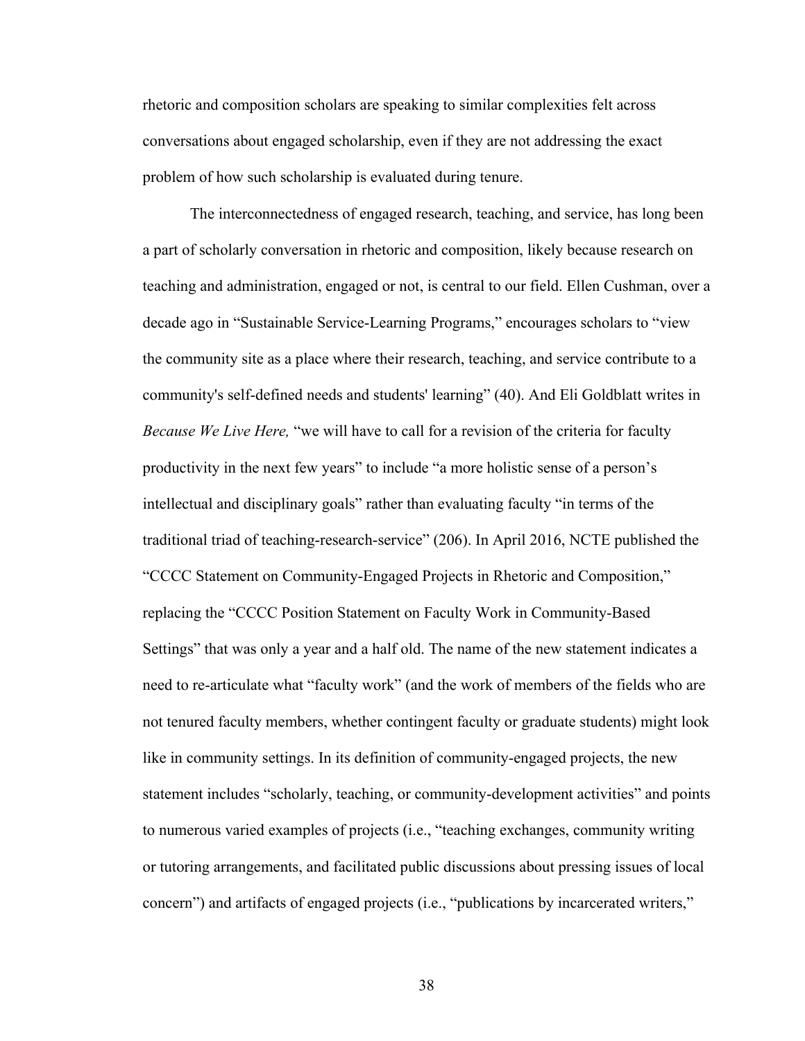rhetoric and composition scholars are speaking to similar complexities felt across conversations about engaged scholarship, even if they are not addressing the exact problem of how such scholarship is evaluated during tenure.

The interconnectedness of engaged research, teaching, and service, has long been a part of scholarly conversation in rhetoric and composition, likely because research on teaching and administration, engaged or not, is central to our field. Ellen Cushman, over a decade ago in "Sustainable Service-Learning Programs," encourages scholars to "view the community site as a place where their research, teaching, and service contribute to a community's self-defined needs and students' learning" (40). And Eli Goldblatt writes in *Because We Live Here,* "we will have to call for a revision of the criteria for faculty productivity in the next few years" to include "a more holistic sense of a person's intellectual and disciplinary goals" rather than evaluating faculty "in terms of the traditional triad of teaching-research-service" (206). In April 2016, NCTE published the "CCCC Statement on Community-Engaged Projects in Rhetoric and Composition," replacing the "CCCC Position Statement on Faculty Work in Community-Based Settings" that was only a year and a half old. The name of the new statement indicates a need to re-articulate what "faculty work" (and the work of members of the fields who are not tenured faculty members, whether contingent faculty or graduate students) might look like in community settings. In its definition of community-engaged projects, the new statement includes "scholarly, teaching, or community-development activities" and points to numerous varied examples of projects (i.e., "teaching exchanges, community writing or tutoring arrangements, and facilitated public discussions about pressing issues of local concern") and artifacts of engaged projects (i.e., "publications by incarcerated writers,"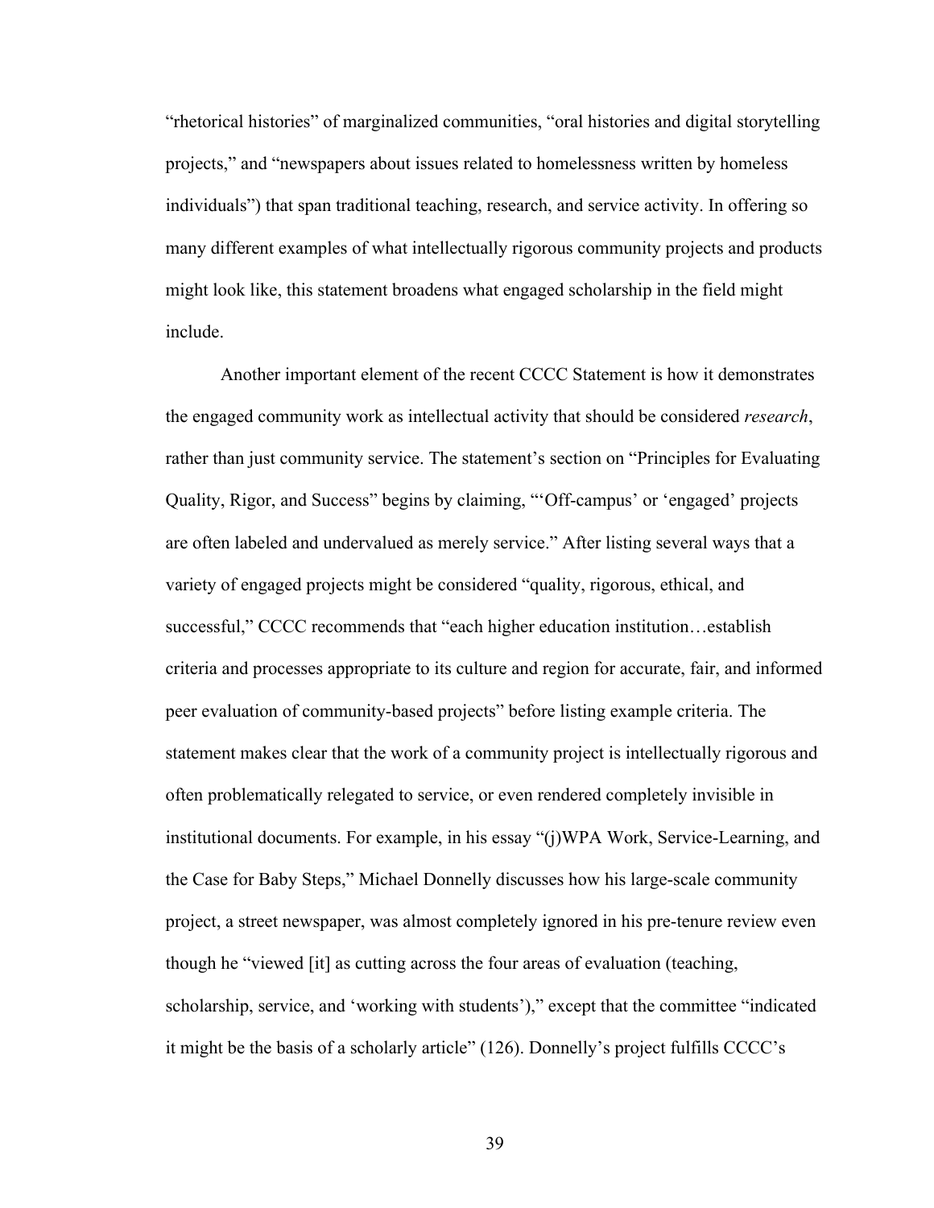"rhetorical histories" of marginalized communities, "oral histories and digital storytelling projects," and "newspapers about issues related to homelessness written by homeless individuals") that span traditional teaching, research, and service activity. In offering so many different examples of what intellectually rigorous community projects and products might look like, this statement broadens what engaged scholarship in the field might include.

Another important element of the recent CCCC Statement is how it demonstrates the engaged community work as intellectual activity that should be considered *research*, rather than just community service. The statement's section on "Principles for Evaluating Quality, Rigor, and Success" begins by claiming, "'Off-campus' or 'engaged' projects are often labeled and undervalued as merely service." After listing several ways that a variety of engaged projects might be considered "quality, rigorous, ethical, and successful," CCCC recommends that "each higher education institution…establish criteria and processes appropriate to its culture and region for accurate, fair, and informed peer evaluation of community-based projects" before listing example criteria. The statement makes clear that the work of a community project is intellectually rigorous and often problematically relegated to service, or even rendered completely invisible in institutional documents. For example, in his essay "(j)WPA Work, Service-Learning, and the Case for Baby Steps," Michael Donnelly discusses how his large-scale community project, a street newspaper, was almost completely ignored in his pre-tenure review even though he "viewed [it] as cutting across the four areas of evaluation (teaching, scholarship, service, and 'working with students')," except that the committee "indicated it might be the basis of a scholarly article" (126). Donnelly's project fulfills CCCC's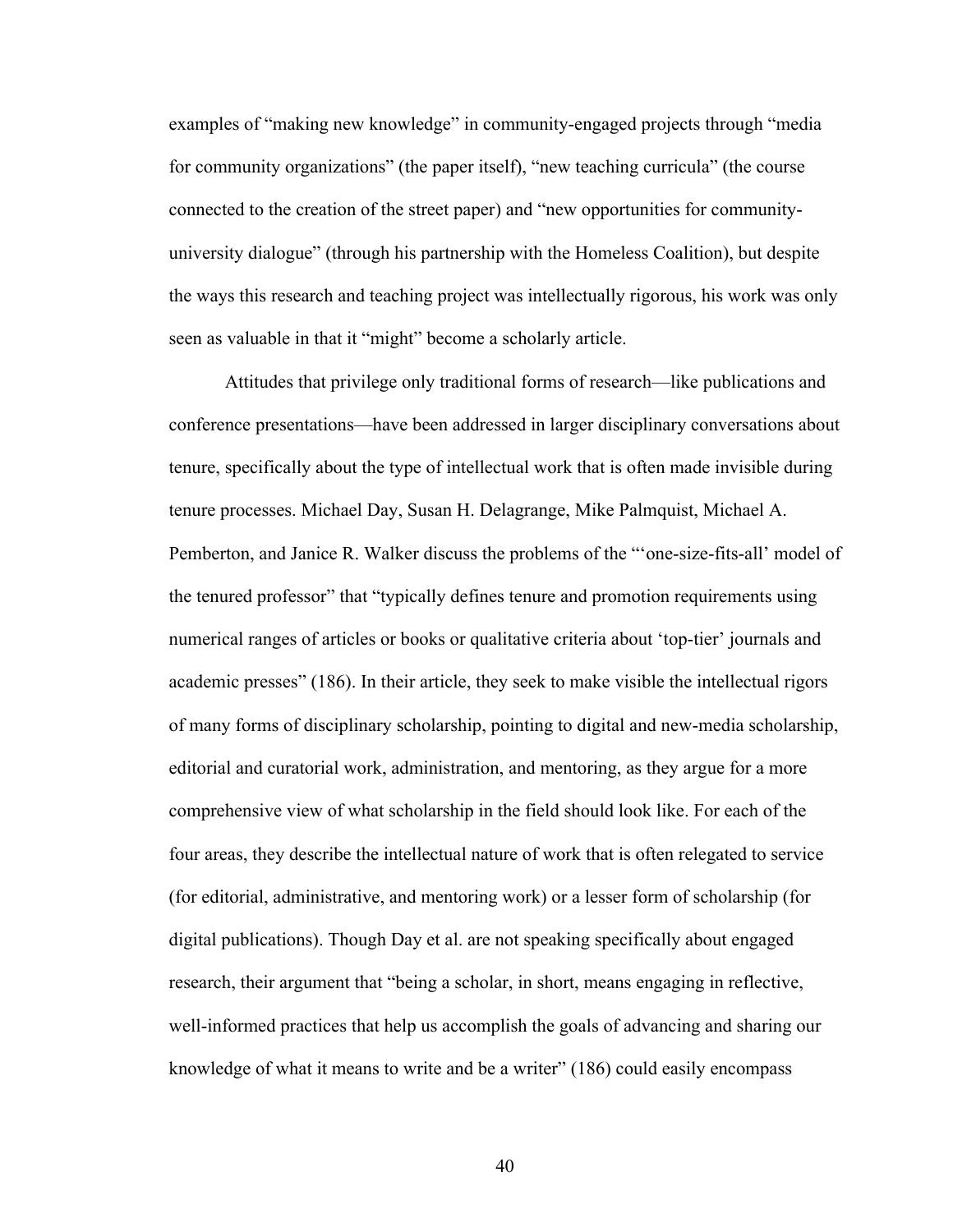examples of "making new knowledge" in community-engaged projects through "media for community organizations" (the paper itself), "new teaching curricula" (the course connected to the creation of the street paper) and "new opportunities for community-university dialogue" (through his partnership with the Homeless Coalition), but despite the ways this research and teaching project was intellectually rigorous, his work was only seen as valuable in that it "might" become a scholarly article.

Attitudes that privilege only traditional forms of research—like publications and conference presentations—have been addressed in larger disciplinary conversations about tenure, specifically about the type of intellectual work that is often made invisible during tenure processes. Michael Day, Susan H. Delagrange, Mike Palmquist, Michael A. Pemberton, and Janice R. Walker discuss the problems of the "'one-size-fits-all' model of the tenured professor" that "typically defines tenure and promotion requirements using numerical ranges of articles or books or qualitative criteria about 'top-tier' journals and academic presses" (186). In their article, they seek to make visible the intellectual rigors of many forms of disciplinary scholarship, pointing to digital and new-media scholarship, editorial and curatorial work, administration, and mentoring, as they argue for a more comprehensive view of what scholarship in the field should look like. For each of the four areas, they describe the intellectual nature of work that is often relegated to service (for editorial, administrative, and mentoring work) or a lesser form of scholarship (for digital publications). Though Day et al. are not speaking specifically about engaged research, their argument that "being a scholar, in short, means engaging in reflective, well-informed practices that help us accomplish the goals of advancing and sharing our knowledge of what it means to write and be a writer" (186) could easily encompass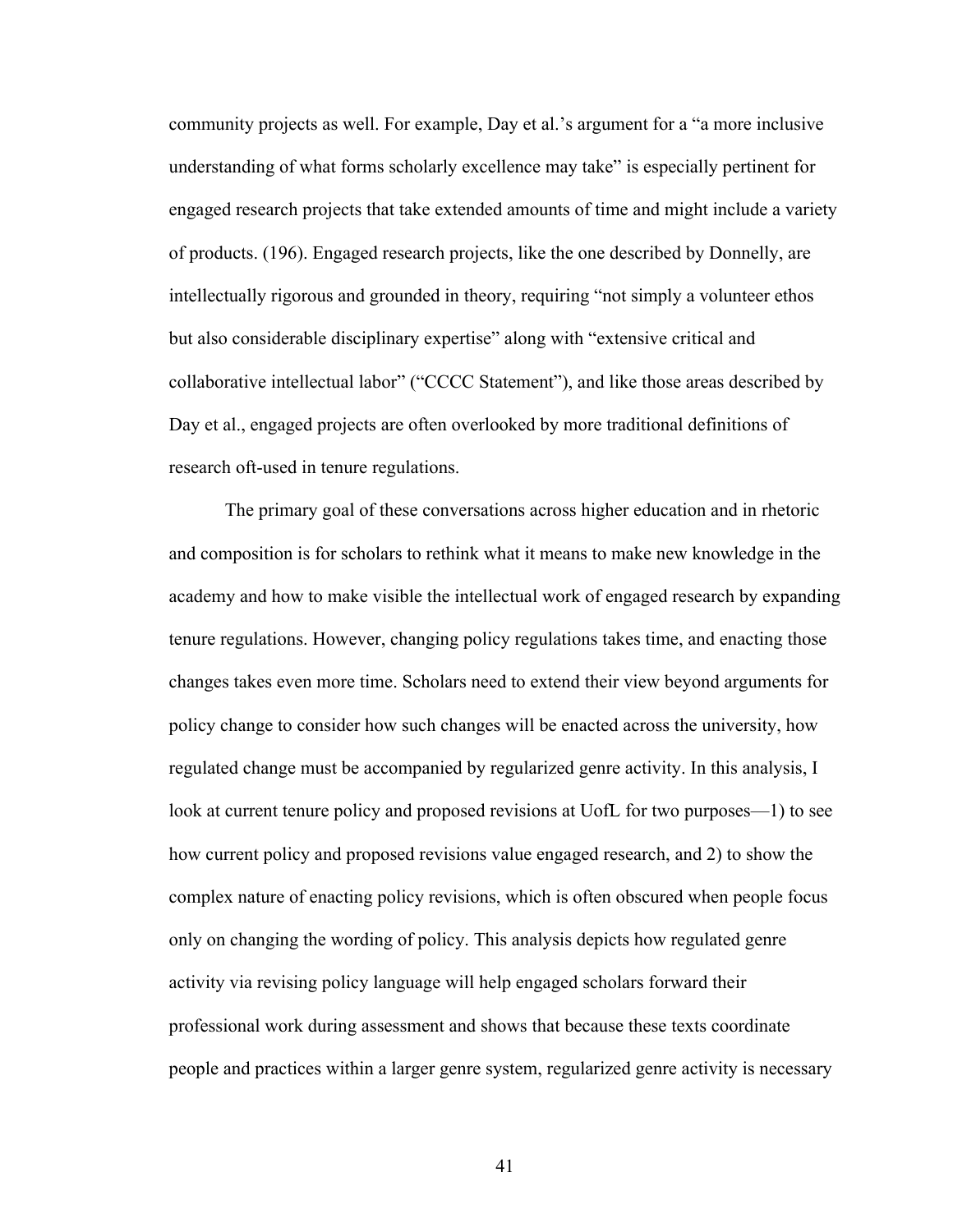community projects as well. For example, Day et al.'s argument for a "a more inclusive understanding of what forms scholarly excellence may take" is especially pertinent for engaged research projects that take extended amounts of time and might include a variety of products. (196). Engaged research projects, like the one described by Donnelly, are intellectually rigorous and grounded in theory, requiring "not simply a volunteer ethos but also considerable disciplinary expertise" along with "extensive critical and collaborative intellectual labor" ("CCCC Statement"), and like those areas described by Day et al., engaged projects are often overlooked by more traditional definitions of research oft-used in tenure regulations.

The primary goal of these conversations across higher education and in rhetoric and composition is for scholars to rethink what it means to make new knowledge in the academy and how to make visible the intellectual work of engaged research by expanding tenure regulations. However, changing policy regulations takes time, and enacting those changes takes even more time. Scholars need to extend their view beyond arguments for policy change to consider how such changes will be enacted across the university, how regulated change must be accompanied by regularized genre activity. In this analysis, I look at current tenure policy and proposed revisions at UofL for two purposes—1) to see how current policy and proposed revisions value engaged research, and 2) to show the complex nature of enacting policy revisions, which is often obscured when people focus only on changing the wording of policy. This analysis depicts how regulated genre activity via revising policy language will help engaged scholars forward their professional work during assessment and shows that because these texts coordinate people and practices within a larger genre system, regularized genre activity is necessary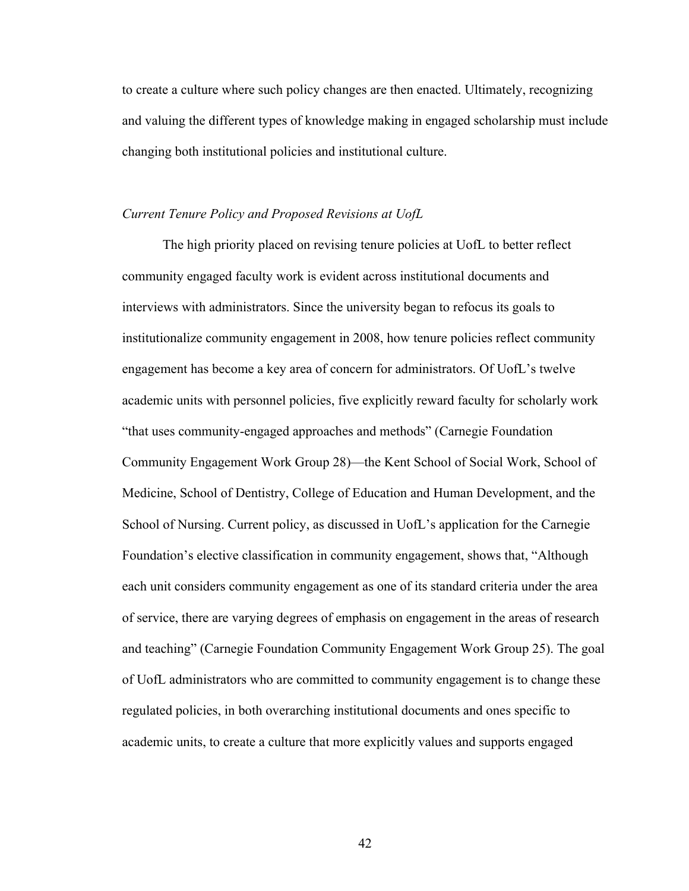to create a culture where such policy changes are then enacted. Ultimately, recognizing and valuing the different types of knowledge making in engaged scholarship must include changing both institutional policies and institutional culture.

*Current Tenure Policy and Proposed Revisions at UofL*

The high priority placed on revising tenure policies at UofL to better reflect community engaged faculty work is evident across institutional documents and interviews with administrators. Since the university began to refocus its goals to institutionalize community engagement in 2008, how tenure policies reflect community engagement has become a key area of concern for administrators. Of UofL's twelve academic units with personnel policies, five explicitly reward faculty for scholarly work "that uses community-engaged approaches and methods" (Carnegie Foundation Community Engagement Work Group 28)—the Kent School of Social Work, School of Medicine, School of Dentistry, College of Education and Human Development, and the School of Nursing. Current policy, as discussed in UofL's application for the Carnegie Foundation's elective classification in community engagement, shows that, "Although each unit considers community engagement as one of its standard criteria under the area of service, there are varying degrees of emphasis on engagement in the areas of research and teaching" (Carnegie Foundation Community Engagement Work Group 25). The goal of UofL administrators who are committed to community engagement is to change these regulated policies, in both overarching institutional documents and ones specific to academic units, to create a culture that more explicitly values and supports engaged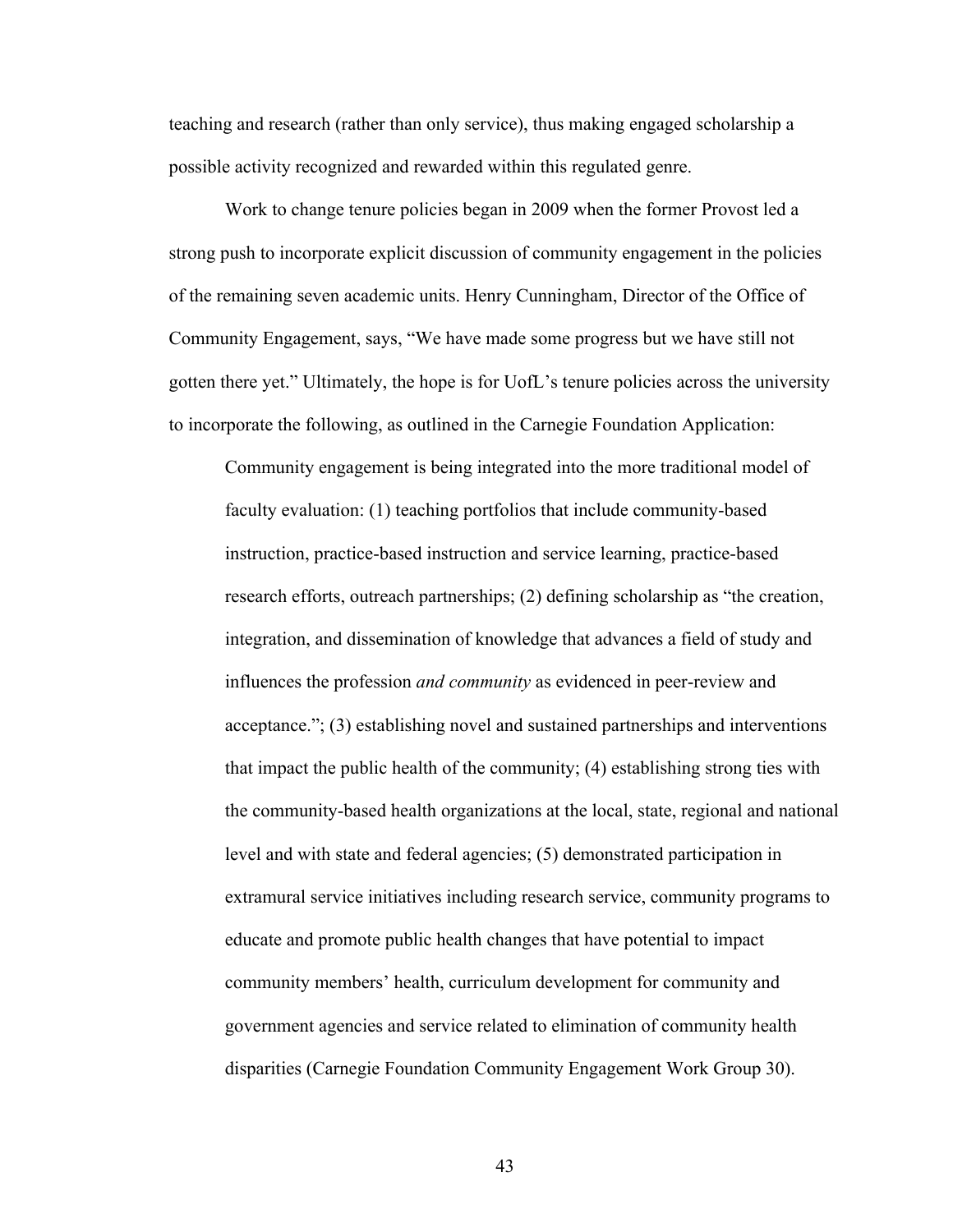teaching and research (rather than only service), thus making engaged scholarship a possible activity recognized and rewarded within this regulated genre.

Work to change tenure policies began in 2009 when the former Provost led a strong push to incorporate explicit discussion of community engagement in the policies of the remaining seven academic units. Henry Cunningham, Director of the Office of Community Engagement, says, "We have made some progress but we have still not gotten there yet." Ultimately, the hope is for UofL's tenure policies across the university to incorporate the following, as outlined in the Carnegie Foundation Application:

> Community engagement is being integrated into the more traditional model of faculty evaluation: (1) teaching portfolios that include community-based instruction, practice-based instruction and service learning, practice-based research efforts, outreach partnerships; (2) defining scholarship as "the creation, integration, and dissemination of knowledge that advances a field of study and influences the profession *and community* as evidenced in peer-review and acceptance."; (3) establishing novel and sustained partnerships and interventions that impact the public health of the community; (4) establishing strong ties with the community-based health organizations at the local, state, regional and national level and with state and federal agencies; (5) demonstrated participation in extramural service initiatives including research service, community programs to educate and promote public health changes that have potential to impact community members' health, curriculum development for community and government agencies and service related to elimination of community health disparities (Carnegie Foundation Community Engagement Work Group 30).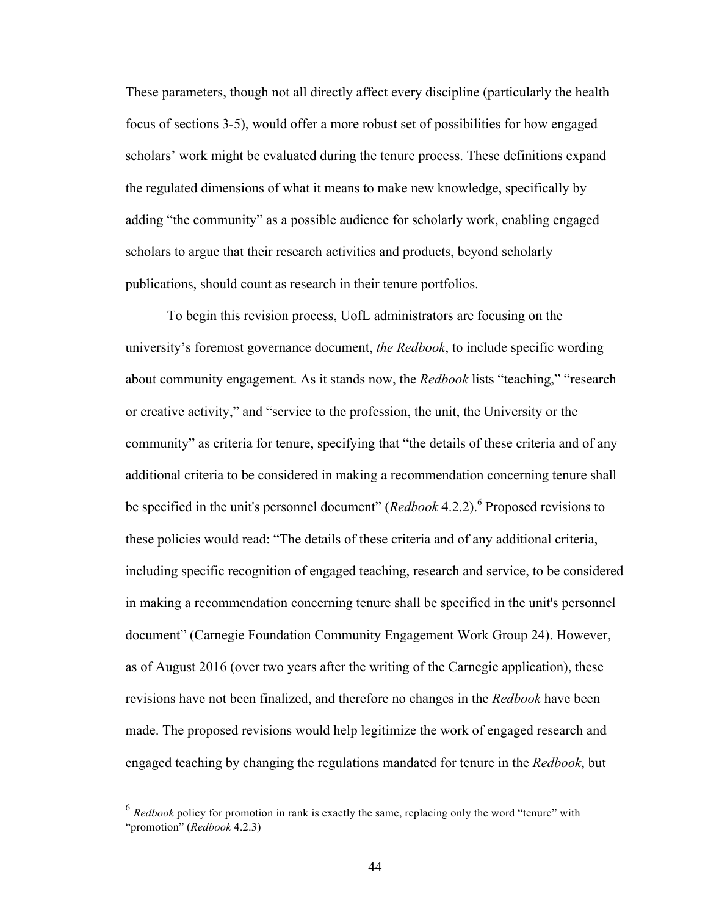These parameters, though not all directly affect every discipline (particularly the health focus of sections 3-5), would offer a more robust set of possibilities for how engaged scholars' work might be evaluated during the tenure process. These definitions expand the regulated dimensions of what it means to make new knowledge, specifically by adding "the community" as a possible audience for scholarly work, enabling engaged scholars to argue that their research activities and products, beyond scholarly publications, should count as research in their tenure portfolios.

To begin this revision process, UofL administrators are focusing on the university's foremost governance document, *the Redbook*, to include specific wording about community engagement. As it stands now, the *Redbook* lists "teaching," "research or creative activity," and "service to the profession, the unit, the University or the community" as criteria for tenure, specifying that "the details of these criteria and of any additional criteria to be considered in making a recommendation concerning tenure shall be specified in the unit's personnel document" (*Redbook* 4.2.2).[6] Proposed revisions to these policies would read: "The details of these criteria and of any additional criteria, including specific recognition of engaged teaching, research and service, to be considered in making a recommendation concerning tenure shall be specified in the unit's personnel document" (Carnegie Foundation Community Engagement Work Group 24). However, as of August 2016 (over two years after the writing of the Carnegie application), these revisions have not been finalized, and therefore no changes in the *Redbook* have been made. The proposed revisions would help legitimize the work of engaged research and engaged teaching by changing the regulations mandated for tenure in the *Redbook*, but

[6] *Redbook* policy for promotion in rank is exactly the same, replacing only the word "tenure" with "promotion" (*Redbook* 4.2.3)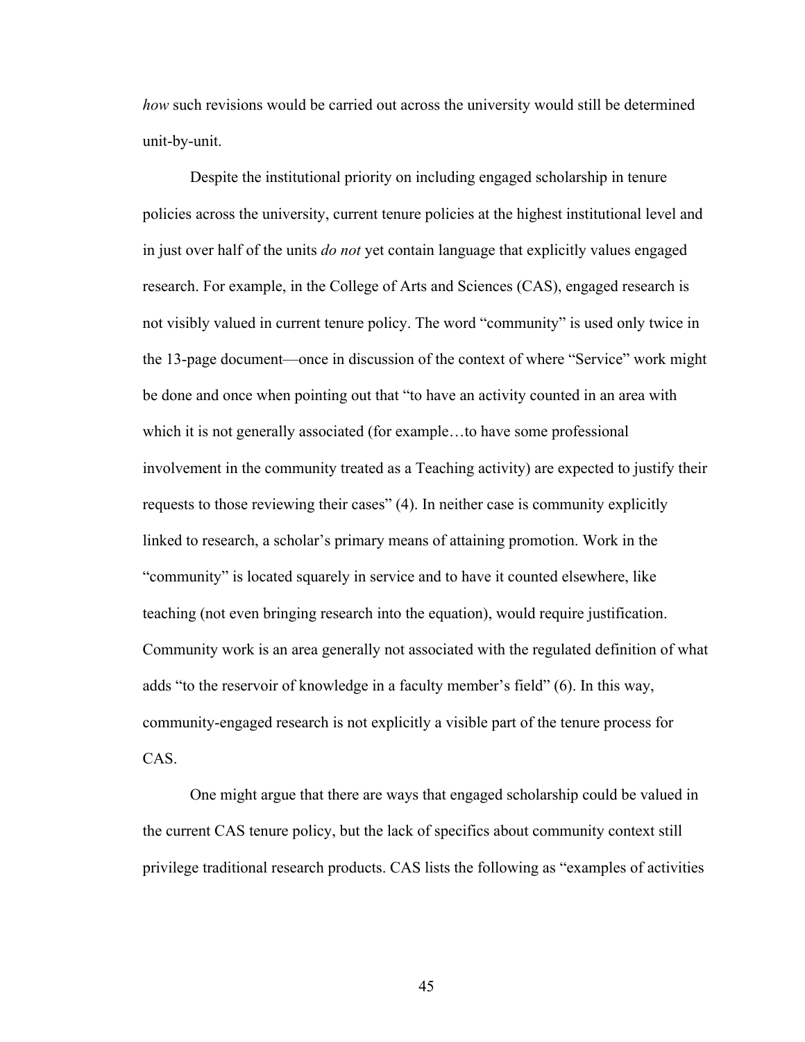*how* such revisions would be carried out across the university would still be determined unit-by-unit.

Despite the institutional priority on including engaged scholarship in tenure policies across the university, current tenure policies at the highest institutional level and in just over half of the units *do not* yet contain language that explicitly values engaged research. For example, in the College of Arts and Sciences (CAS), engaged research is not visibly valued in current tenure policy. The word "community" is used only twice in the 13-page document—once in discussion of the context of where "Service" work might be done and once when pointing out that "to have an activity counted in an area with which it is not generally associated (for example…to have some professional involvement in the community treated as a Teaching activity) are expected to justify their requests to those reviewing their cases" (4). In neither case is community explicitly linked to research, a scholar's primary means of attaining promotion. Work in the "community" is located squarely in service and to have it counted elsewhere, like teaching (not even bringing research into the equation), would require justification. Community work is an area generally not associated with the regulated definition of what adds "to the reservoir of knowledge in a faculty member's field" (6). In this way, community-engaged research is not explicitly a visible part of the tenure process for CAS.

One might argue that there are ways that engaged scholarship could be valued in the current CAS tenure policy, but the lack of specifics about community context still privilege traditional research products. CAS lists the following as "examples of activities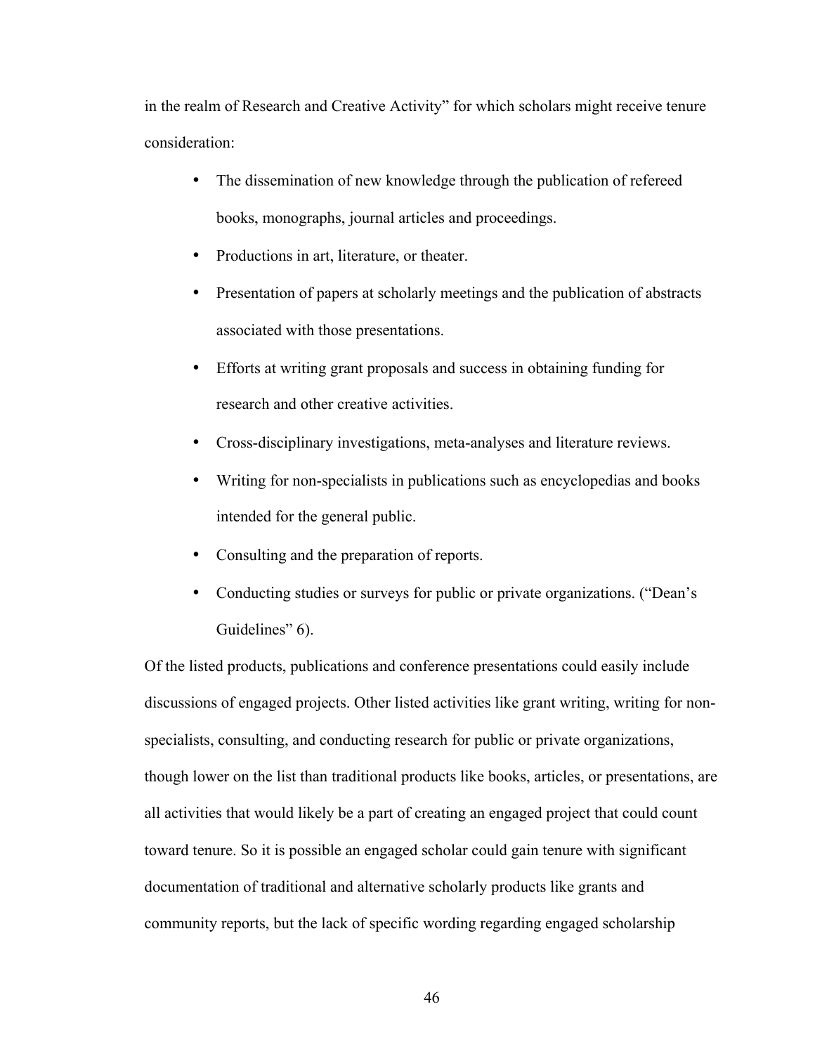in the realm of Research and Creative Activity" for which scholars might receive tenure consideration:

- The dissemination of new knowledge through the publication of refereed books, monographs, journal articles and proceedings.
- Productions in art, literature, or theater.
- Presentation of papers at scholarly meetings and the publication of abstracts associated with those presentations.
- Efforts at writing grant proposals and success in obtaining funding for research and other creative activities.
- Cross-disciplinary investigations, meta-analyses and literature reviews.
- Writing for non-specialists in publications such as encyclopedias and books intended for the general public.
- Consulting and the preparation of reports.
- Conducting studies or surveys for public or private organizations. ("Dean's Guidelines" 6).

Of the listed products, publications and conference presentations could easily include discussions of engaged projects. Other listed activities like grant writing, writing for non-specialists, consulting, and conducting research for public or private organizations, though lower on the list than traditional products like books, articles, or presentations, are all activities that would likely be a part of creating an engaged project that could count toward tenure. So it is possible an engaged scholar could gain tenure with significant documentation of traditional and alternative scholarly products like grants and community reports, but the lack of specific wording regarding engaged scholarship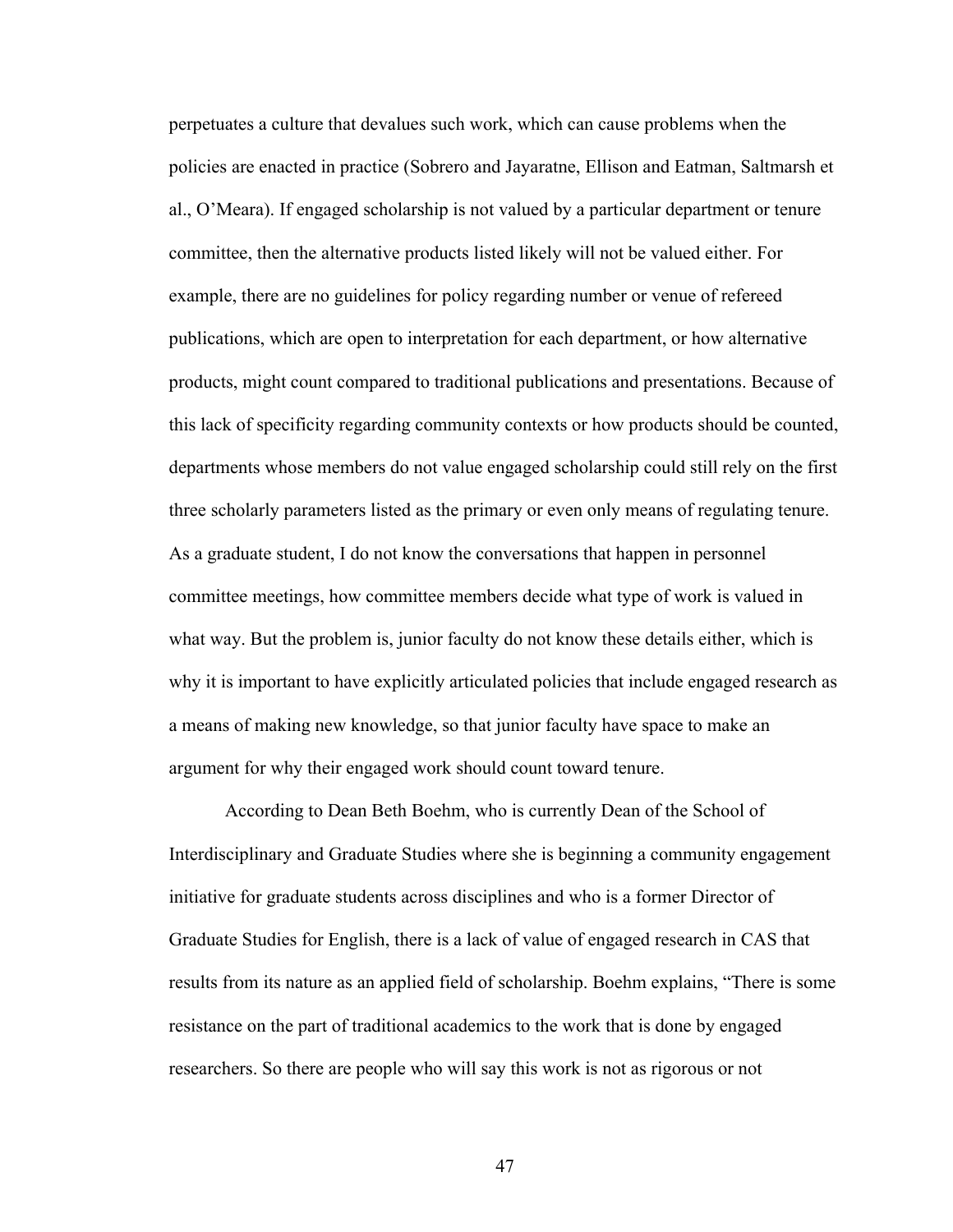perpetuates a culture that devalues such work, which can cause problems when the policies are enacted in practice (Sobrero and Jayaratne, Ellison and Eatman, Saltmarsh et al., O'Meara). If engaged scholarship is not valued by a particular department or tenure committee, then the alternative products listed likely will not be valued either. For example, there are no guidelines for policy regarding number or venue of refereed publications, which are open to interpretation for each department, or how alternative products, might count compared to traditional publications and presentations. Because of this lack of specificity regarding community contexts or how products should be counted, departments whose members do not value engaged scholarship could still rely on the first three scholarly parameters listed as the primary or even only means of regulating tenure. As a graduate student, I do not know the conversations that happen in personnel committee meetings, how committee members decide what type of work is valued in what way. But the problem is, junior faculty do not know these details either, which is why it is important to have explicitly articulated policies that include engaged research as a means of making new knowledge, so that junior faculty have space to make an argument for why their engaged work should count toward tenure.

According to Dean Beth Boehm, who is currently Dean of the School of Interdisciplinary and Graduate Studies where she is beginning a community engagement initiative for graduate students across disciplines and who is a former Director of Graduate Studies for English, there is a lack of value of engaged research in CAS that results from its nature as an applied field of scholarship. Boehm explains, "There is some resistance on the part of traditional academics to the work that is done by engaged researchers. So there are people who will say this work is not as rigorous or not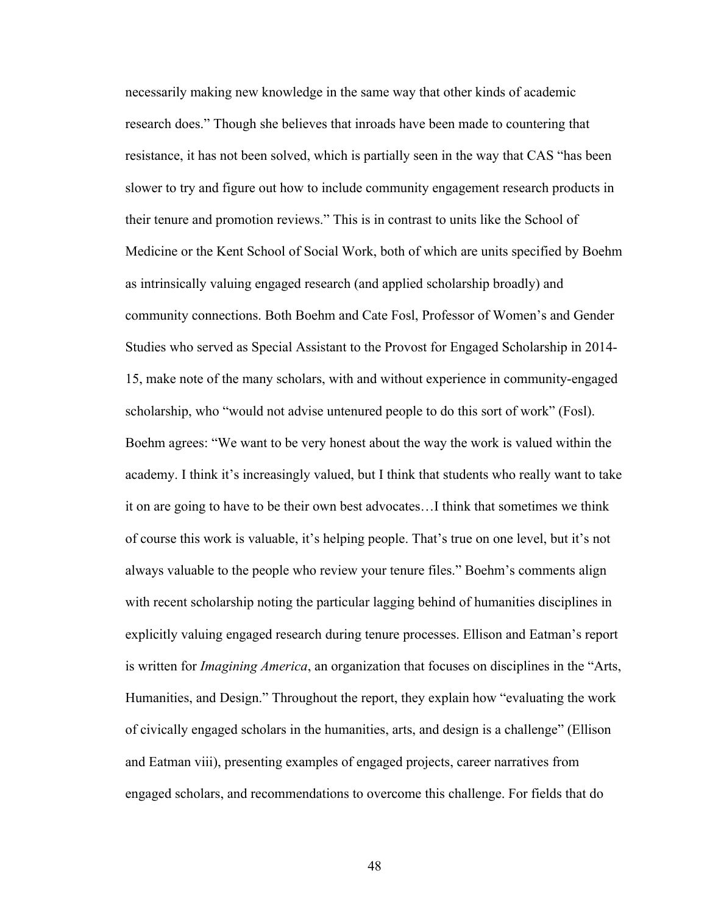necessarily making new knowledge in the same way that other kinds of academic research does." Though she believes that inroads have been made to countering that resistance, it has not been solved, which is partially seen in the way that CAS "has been slower to try and figure out how to include community engagement research products in their tenure and promotion reviews." This is in contrast to units like the School of Medicine or the Kent School of Social Work, both of which are units specified by Boehm as intrinsically valuing engaged research (and applied scholarship broadly) and community connections. Both Boehm and Cate Fosl, Professor of Women's and Gender Studies who served as Special Assistant to the Provost for Engaged Scholarship in 2014-15, make note of the many scholars, with and without experience in community-engaged scholarship, who "would not advise untenured people to do this sort of work" (Fosl). Boehm agrees: "We want to be very honest about the way the work is valued within the academy. I think it's increasingly valued, but I think that students who really want to take it on are going to have to be their own best advocates…I think that sometimes we think of course this work is valuable, it's helping people. That's true on one level, but it's not always valuable to the people who review your tenure files." Boehm's comments align with recent scholarship noting the particular lagging behind of humanities disciplines in explicitly valuing engaged research during tenure processes. Ellison and Eatman's report is written for *Imagining America*, an organization that focuses on disciplines in the "Arts, Humanities, and Design." Throughout the report, they explain how "evaluating the work of civically engaged scholars in the humanities, arts, and design is a challenge" (Ellison and Eatman viii), presenting examples of engaged projects, career narratives from engaged scholars, and recommendations to overcome this challenge. For fields that do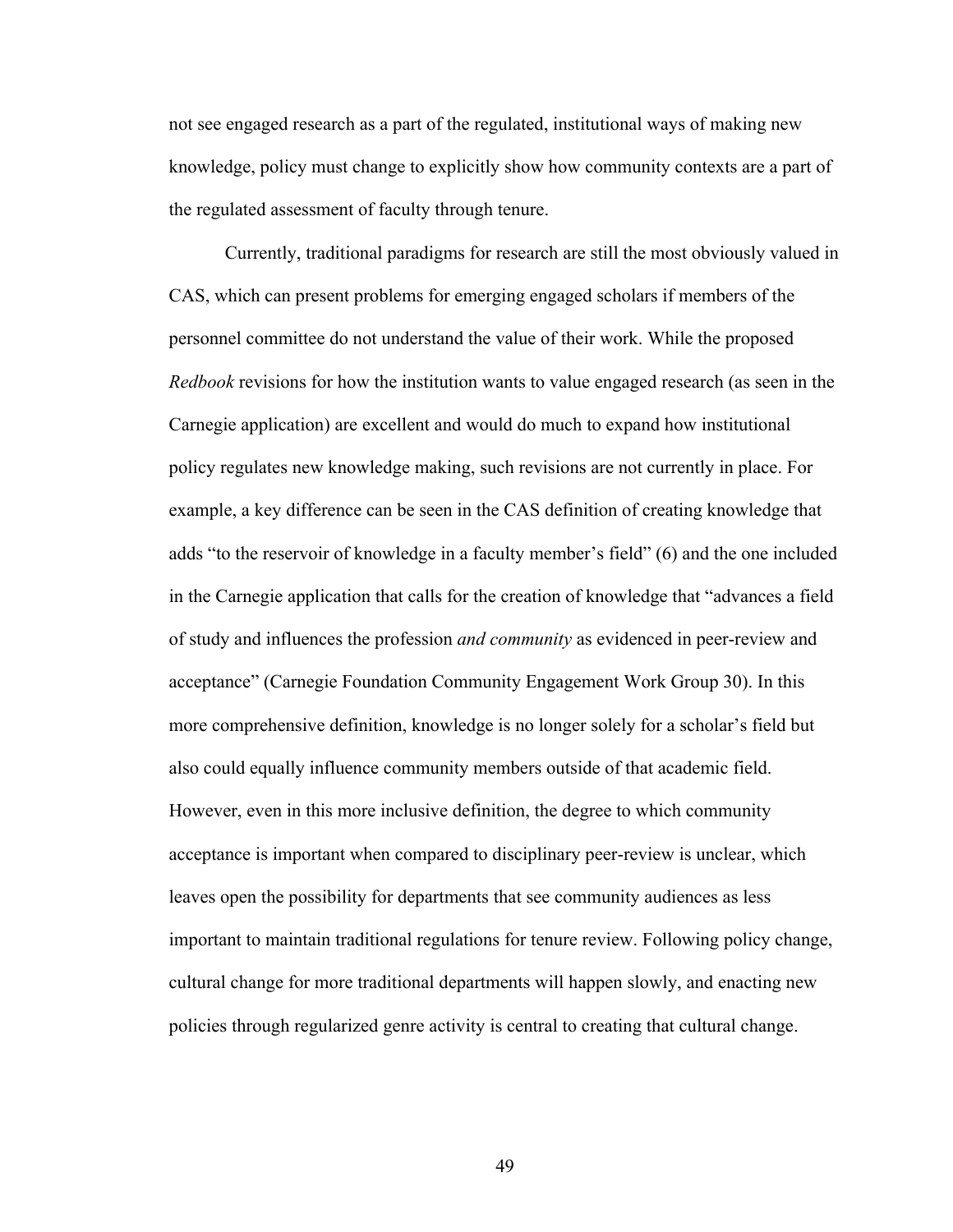not see engaged research as a part of the regulated, institutional ways of making new knowledge, policy must change to explicitly show how community contexts are a part of the regulated assessment of faculty through tenure.

Currently, traditional paradigms for research are still the most obviously valued in CAS, which can present problems for emerging engaged scholars if members of the personnel committee do not understand the value of their work. While the proposed *Redbook* revisions for how the institution wants to value engaged research (as seen in the Carnegie application) are excellent and would do much to expand how institutional policy regulates new knowledge making, such revisions are not currently in place. For example, a key difference can be seen in the CAS definition of creating knowledge that adds "to the reservoir of knowledge in a faculty member's field" (6) and the one included in the Carnegie application that calls for the creation of knowledge that "advances a field of study and influences the profession *and community* as evidenced in peer-review and acceptance" (Carnegie Foundation Community Engagement Work Group 30). In this more comprehensive definition, knowledge is no longer solely for a scholar's field but also could equally influence community members outside of that academic field. However, even in this more inclusive definition, the degree to which community acceptance is important when compared to disciplinary peer-review is unclear, which leaves open the possibility for departments that see community audiences as less important to maintain traditional regulations for tenure review. Following policy change, cultural change for more traditional departments will happen slowly, and enacting new policies through regularized genre activity is central to creating that cultural change.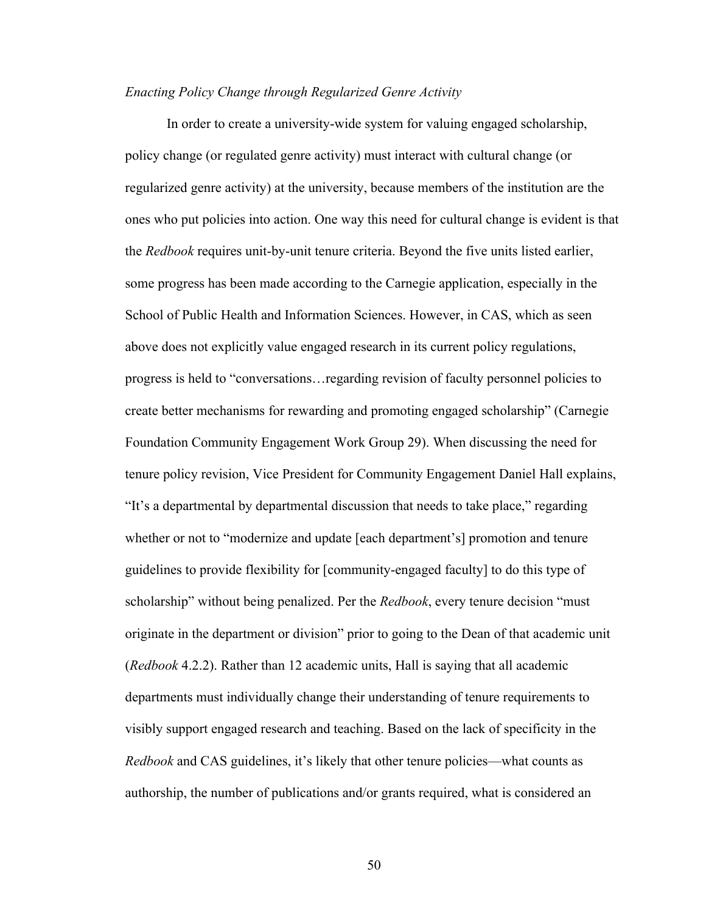*Enacting Policy Change through Regularized Genre Activity*

In order to create a university-wide system for valuing engaged scholarship, policy change (or regulated genre activity) must interact with cultural change (or regularized genre activity) at the university, because members of the institution are the ones who put policies into action. One way this need for cultural change is evident is that the *Redbook* requires unit-by-unit tenure criteria. Beyond the five units listed earlier, some progress has been made according to the Carnegie application, especially in the School of Public Health and Information Sciences. However, in CAS, which as seen above does not explicitly value engaged research in its current policy regulations, progress is held to "conversations…regarding revision of faculty personnel policies to create better mechanisms for rewarding and promoting engaged scholarship" (Carnegie Foundation Community Engagement Work Group 29). When discussing the need for tenure policy revision, Vice President for Community Engagement Daniel Hall explains, "It's a departmental by departmental discussion that needs to take place," regarding whether or not to "modernize and update [each department's] promotion and tenure guidelines to provide flexibility for [community-engaged faculty] to do this type of scholarship" without being penalized. Per the *Redbook*, every tenure decision "must originate in the department or division" prior to going to the Dean of that academic unit (*Redbook* 4.2.2). Rather than 12 academic units, Hall is saying that all academic departments must individually change their understanding of tenure requirements to visibly support engaged research and teaching. Based on the lack of specificity in the *Redbook* and CAS guidelines, it's likely that other tenure policies—what counts as authorship, the number of publications and/or grants required, what is considered an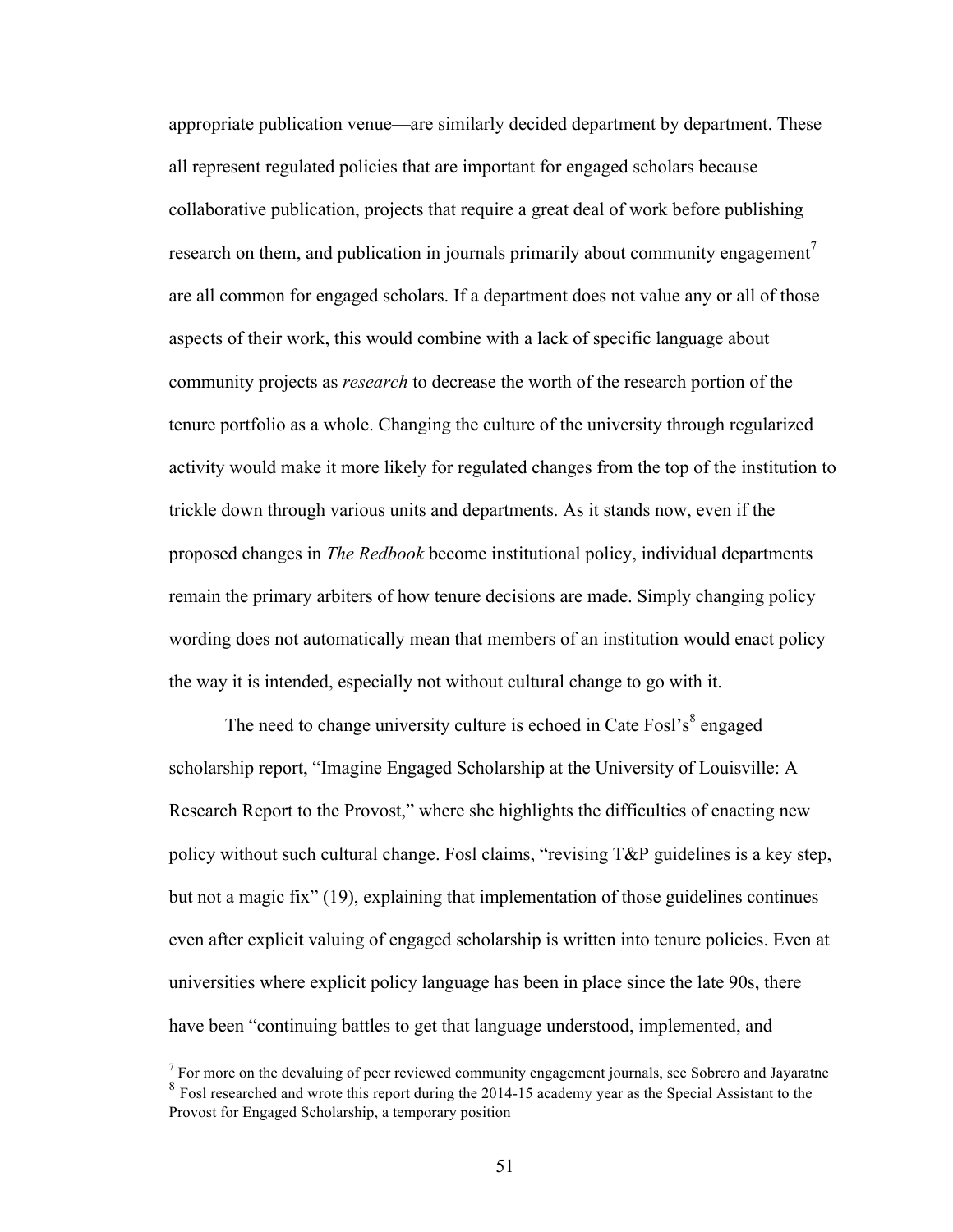appropriate publication venue—are similarly decided department by department. These all represent regulated policies that are important for engaged scholars because collaborative publication, projects that require a great deal of work before publishing research on them, and publication in journals primarily about community engagement[7] are all common for engaged scholars. If a department does not value any or all of those aspects of their work, this would combine with a lack of specific language about community projects as *research* to decrease the worth of the research portion of the tenure portfolio as a whole. Changing the culture of the university through regularized activity would make it more likely for regulated changes from the top of the institution to trickle down through various units and departments. As it stands now, even if the proposed changes in *The Redbook* become institutional policy, individual departments remain the primary arbiters of how tenure decisions are made. Simply changing policy wording does not automatically mean that members of an institution would enact policy the way it is intended, especially not without cultural change to go with it.

The need to change university culture is echoed in Cate Fosl's[8] engaged scholarship report, "Imagine Engaged Scholarship at the University of Louisville: A Research Report to the Provost," where she highlights the difficulties of enacting new policy without such cultural change. Fosl claims, "revising T&P guidelines is a key step, but not a magic fix" (19), explaining that implementation of those guidelines continues even after explicit valuing of engaged scholarship is written into tenure policies. Even at universities where explicit policy language has been in place since the late 90s, there have been "continuing battles to get that language understood, implemented, and

[7] For more on the devaluing of peer reviewed community engagement journals, see Sobrero and Jayaratne

[8] Fosl researched and wrote this report during the 2014-15 academy year as the Special Assistant to the Provost for Engaged Scholarship, a temporary position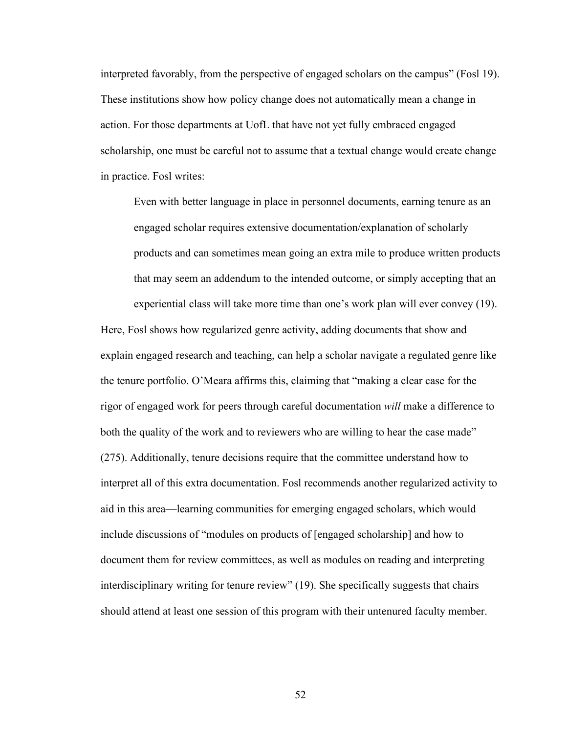interpreted favorably, from the perspective of engaged scholars on the campus" (Fosl 19). These institutions show how policy change does not automatically mean a change in action. For those departments at UofL that have not yet fully embraced engaged scholarship, one must be careful not to assume that a textual change would create change in practice. Fosl writes:

> Even with better language in place in personnel documents, earning tenure as an engaged scholar requires extensive documentation/explanation of scholarly products and can sometimes mean going an extra mile to produce written products that may seem an addendum to the intended outcome, or simply accepting that an experiential class will take more time than one's work plan will ever convey (19).

Here, Fosl shows how regularized genre activity, adding documents that show and explain engaged research and teaching, can help a scholar navigate a regulated genre like the tenure portfolio. O'Meara affirms this, claiming that "making a clear case for the rigor of engaged work for peers through careful documentation *will* make a difference to both the quality of the work and to reviewers who are willing to hear the case made" (275). Additionally, tenure decisions require that the committee understand how to interpret all of this extra documentation. Fosl recommends another regularized activity to aid in this area—learning communities for emerging engaged scholars, which would include discussions of "modules on products of [engaged scholarship] and how to document them for review committees, as well as modules on reading and interpreting interdisciplinary writing for tenure review" (19). She specifically suggests that chairs should attend at least one session of this program with their untenured faculty member.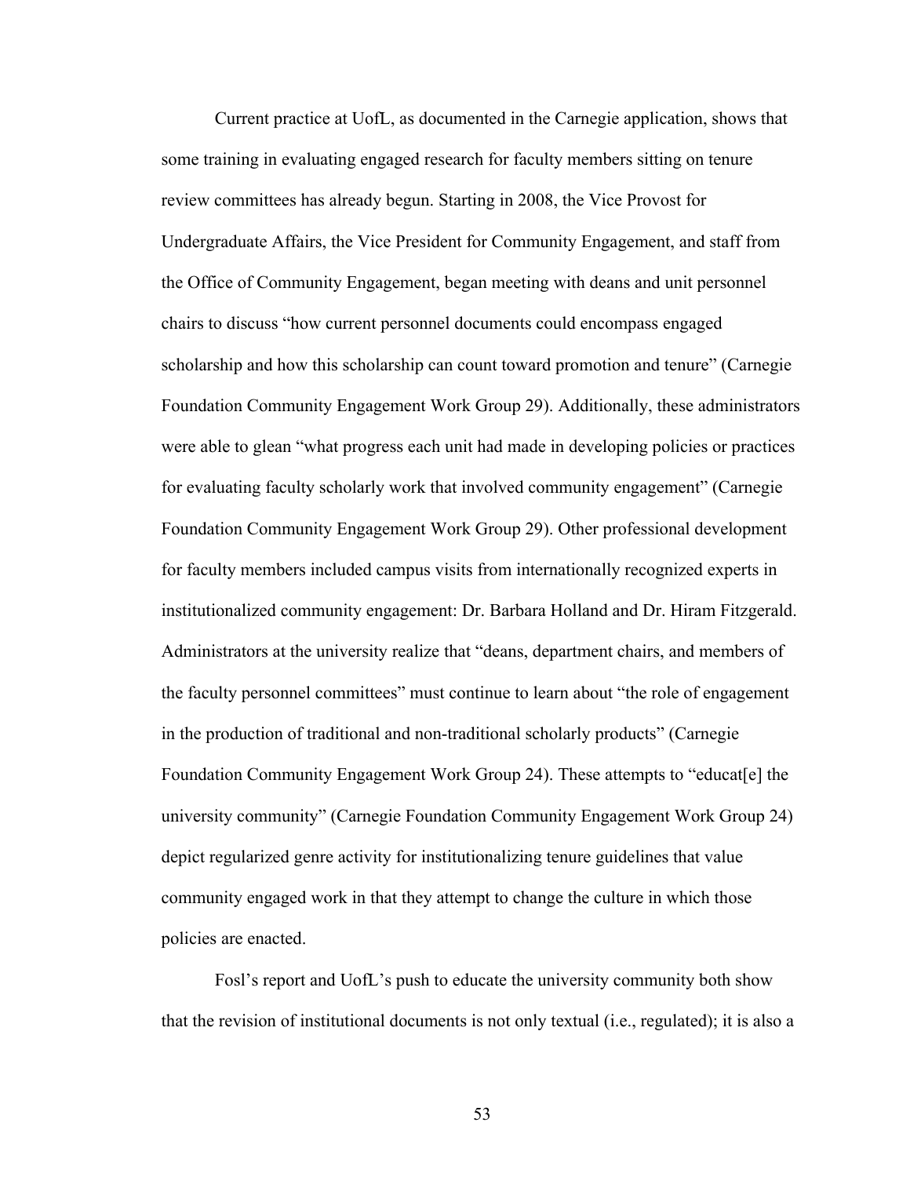Current practice at UofL, as documented in the Carnegie application, shows that some training in evaluating engaged research for faculty members sitting on tenure review committees has already begun. Starting in 2008, the Vice Provost for Undergraduate Affairs, the Vice President for Community Engagement, and staff from the Office of Community Engagement, began meeting with deans and unit personnel chairs to discuss "how current personnel documents could encompass engaged scholarship and how this scholarship can count toward promotion and tenure" (Carnegie Foundation Community Engagement Work Group 29). Additionally, these administrators were able to glean "what progress each unit had made in developing policies or practices for evaluating faculty scholarly work that involved community engagement" (Carnegie Foundation Community Engagement Work Group 29). Other professional development for faculty members included campus visits from internationally recognized experts in institutionalized community engagement: Dr. Barbara Holland and Dr. Hiram Fitzgerald. Administrators at the university realize that "deans, department chairs, and members of the faculty personnel committees" must continue to learn about "the role of engagement in the production of traditional and non-traditional scholarly products" (Carnegie Foundation Community Engagement Work Group 24). These attempts to "educat[e] the university community" (Carnegie Foundation Community Engagement Work Group 24) depict regularized genre activity for institutionalizing tenure guidelines that value community engaged work in that they attempt to change the culture in which those policies are enacted.

Fosl's report and UofL's push to educate the university community both show that the revision of institutional documents is not only textual (i.e., regulated); it is also a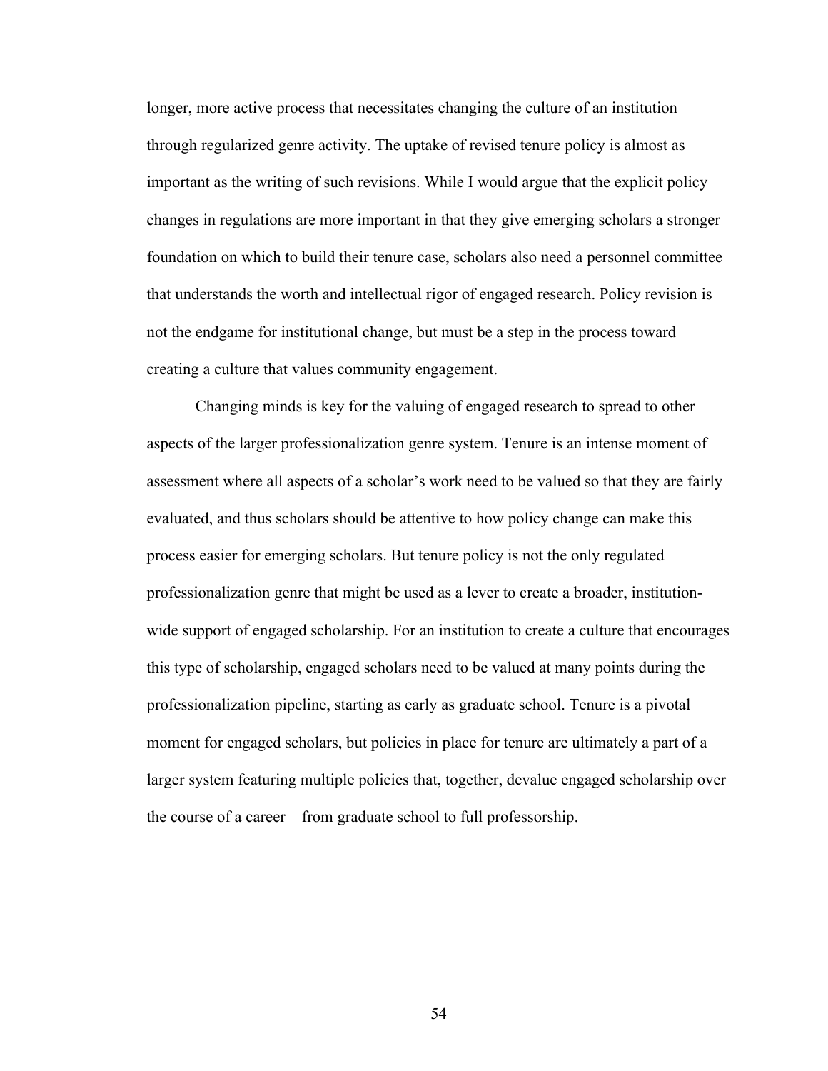longer, more active process that necessitates changing the culture of an institution through regularized genre activity. The uptake of revised tenure policy is almost as important as the writing of such revisions. While I would argue that the explicit policy changes in regulations are more important in that they give emerging scholars a stronger foundation on which to build their tenure case, scholars also need a personnel committee that understands the worth and intellectual rigor of engaged research. Policy revision is not the endgame for institutional change, but must be a step in the process toward creating a culture that values community engagement.

Changing minds is key for the valuing of engaged research to spread to other aspects of the larger professionalization genre system. Tenure is an intense moment of assessment where all aspects of a scholar's work need to be valued so that they are fairly evaluated, and thus scholars should be attentive to how policy change can make this process easier for emerging scholars. But tenure policy is not the only regulated professionalization genre that might be used as a lever to create a broader, institution-wide support of engaged scholarship. For an institution to create a culture that encourages this type of scholarship, engaged scholars need to be valued at many points during the professionalization pipeline, starting as early as graduate school. Tenure is a pivotal moment for engaged scholars, but policies in place for tenure are ultimately a part of a larger system featuring multiple policies that, together, devalue engaged scholarship over the course of a career—from graduate school to full professorship.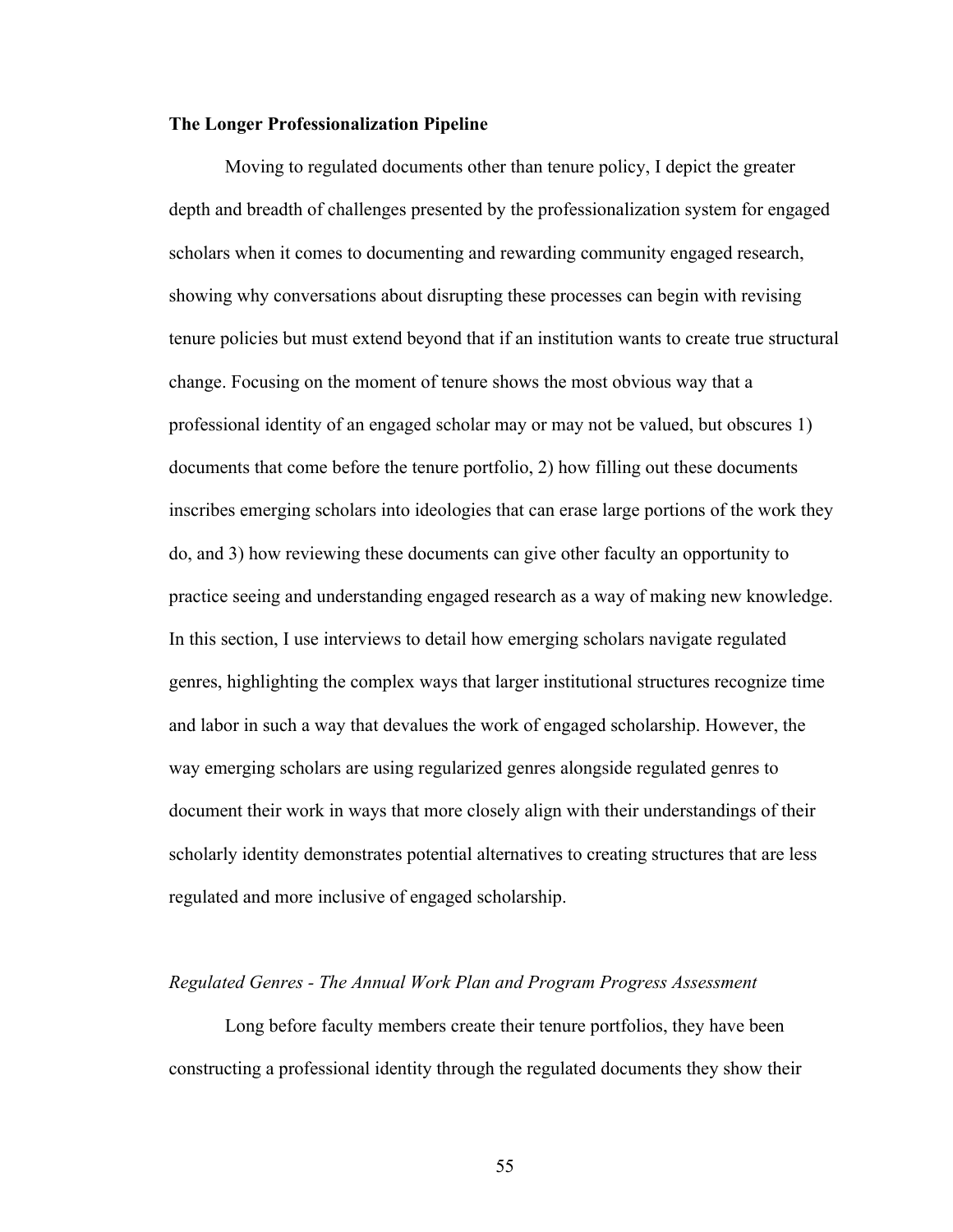**The Longer Professionalization Pipeline**

Moving to regulated documents other than tenure policy, I depict the greater depth and breadth of challenges presented by the professionalization system for engaged scholars when it comes to documenting and rewarding community engaged research, showing why conversations about disrupting these processes can begin with revising tenure policies but must extend beyond that if an institution wants to create true structural change. Focusing on the moment of tenure shows the most obvious way that a professional identity of an engaged scholar may or may not be valued, but obscures 1) documents that come before the tenure portfolio, 2) how filling out these documents inscribes emerging scholars into ideologies that can erase large portions of the work they do, and 3) how reviewing these documents can give other faculty an opportunity to practice seeing and understanding engaged research as a way of making new knowledge. In this section, I use interviews to detail how emerging scholars navigate regulated genres, highlighting the complex ways that larger institutional structures recognize time and labor in such a way that devalues the work of engaged scholarship. However, the way emerging scholars are using regularized genres alongside regulated genres to document their work in ways that more closely align with their understandings of their scholarly identity demonstrates potential alternatives to creating structures that are less regulated and more inclusive of engaged scholarship.

*Regulated Genres - The Annual Work Plan and Program Progress Assessment*

Long before faculty members create their tenure portfolios, they have been constructing a professional identity through the regulated documents they show their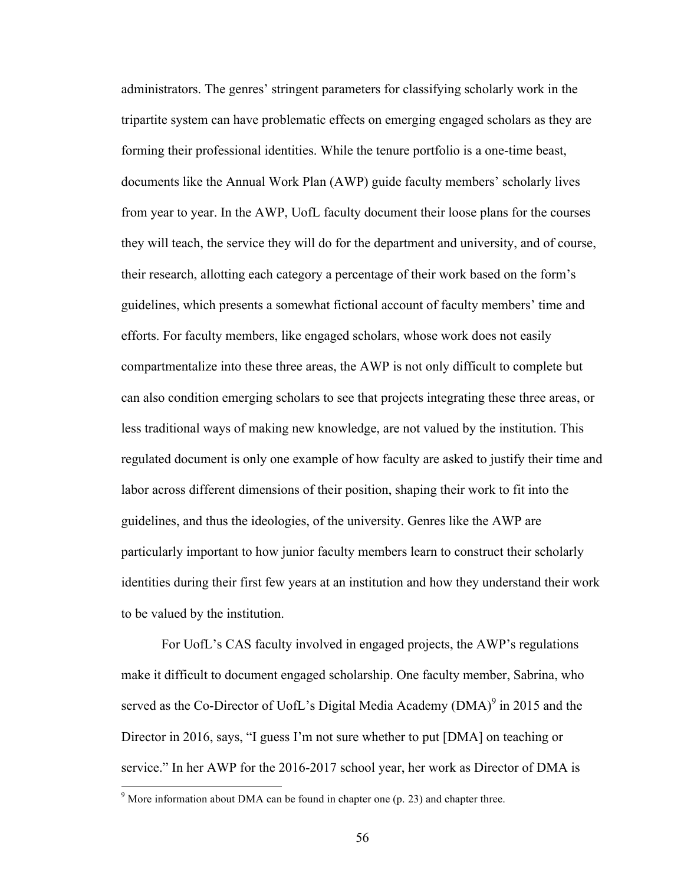administrators. The genres' stringent parameters for classifying scholarly work in the tripartite system can have problematic effects on emerging engaged scholars as they are forming their professional identities. While the tenure portfolio is a one-time beast, documents like the Annual Work Plan (AWP) guide faculty members' scholarly lives from year to year. In the AWP, UofL faculty document their loose plans for the courses they will teach, the service they will do for the department and university, and of course, their research, allotting each category a percentage of their work based on the form's guidelines, which presents a somewhat fictional account of faculty members' time and efforts. For faculty members, like engaged scholars, whose work does not easily compartmentalize into these three areas, the AWP is not only difficult to complete but can also condition emerging scholars to see that projects integrating these three areas, or less traditional ways of making new knowledge, are not valued by the institution. This regulated document is only one example of how faculty are asked to justify their time and labor across different dimensions of their position, shaping their work to fit into the guidelines, and thus the ideologies, of the university. Genres like the AWP are particularly important to how junior faculty members learn to construct their scholarly identities during their first few years at an institution and how they understand their work to be valued by the institution.

For UofL's CAS faculty involved in engaged projects, the AWP's regulations make it difficult to document engaged scholarship. One faculty member, Sabrina, who served as the Co-Director of UofL's Digital Media Academy (DMA)[9] in 2015 and the Director in 2016, says, "I guess I'm not sure whether to put [DMA] on teaching or service." In her AWP for the 2016-2017 school year, her work as Director of DMA is

[9] More information about DMA can be found in chapter one (p. 23) and chapter three.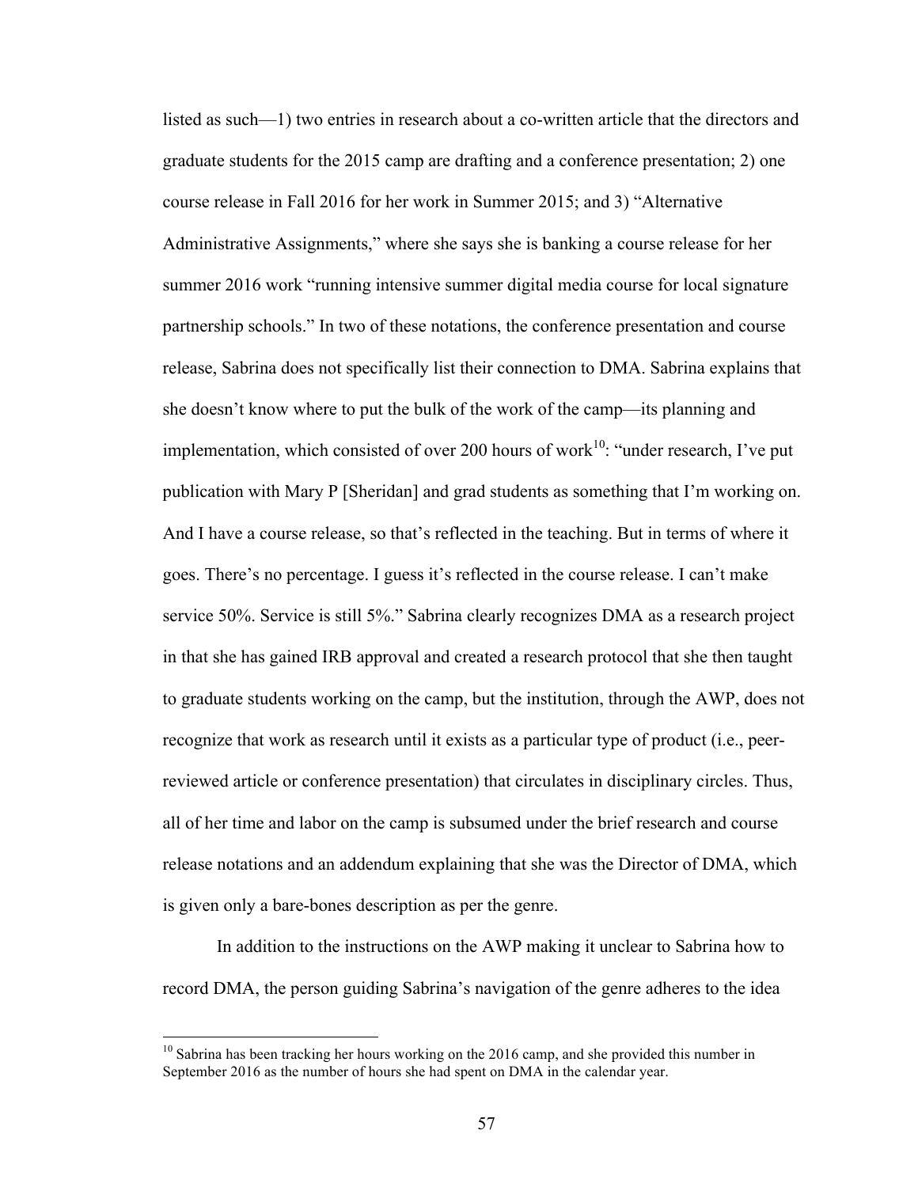listed as such—1) two entries in research about a co-written article that the directors and graduate students for the 2015 camp are drafting and a conference presentation; 2) one course release in Fall 2016 for her work in Summer 2015; and 3) "Alternative Administrative Assignments," where she says she is banking a course release for her summer 2016 work "running intensive summer digital media course for local signature partnership schools." In two of these notations, the conference presentation and course release, Sabrina does not specifically list their connection to DMA. Sabrina explains that she doesn't know where to put the bulk of the work of the camp—its planning and implementation, which consisted of over 200 hours of work[10]: "under research, I've put publication with Mary P [Sheridan] and grad students as something that I'm working on. And I have a course release, so that's reflected in the teaching. But in terms of where it goes. There's no percentage. I guess it's reflected in the course release. I can't make service 50%. Service is still 5%." Sabrina clearly recognizes DMA as a research project in that she has gained IRB approval and created a research protocol that she then taught to graduate students working on the camp, but the institution, through the AWP, does not recognize that work as research until it exists as a particular type of product (i.e., peer-reviewed article or conference presentation) that circulates in disciplinary circles. Thus, all of her time and labor on the camp is subsumed under the brief research and course release notations and an addendum explaining that she was the Director of DMA, which is given only a bare-bones description as per the genre.

In addition to the instructions on the AWP making it unclear to Sabrina how to record DMA, the person guiding Sabrina's navigation of the genre adheres to the idea

[10] Sabrina has been tracking her hours working on the 2016 camp, and she provided this number in September 2016 as the number of hours she had spent on DMA in the calendar year.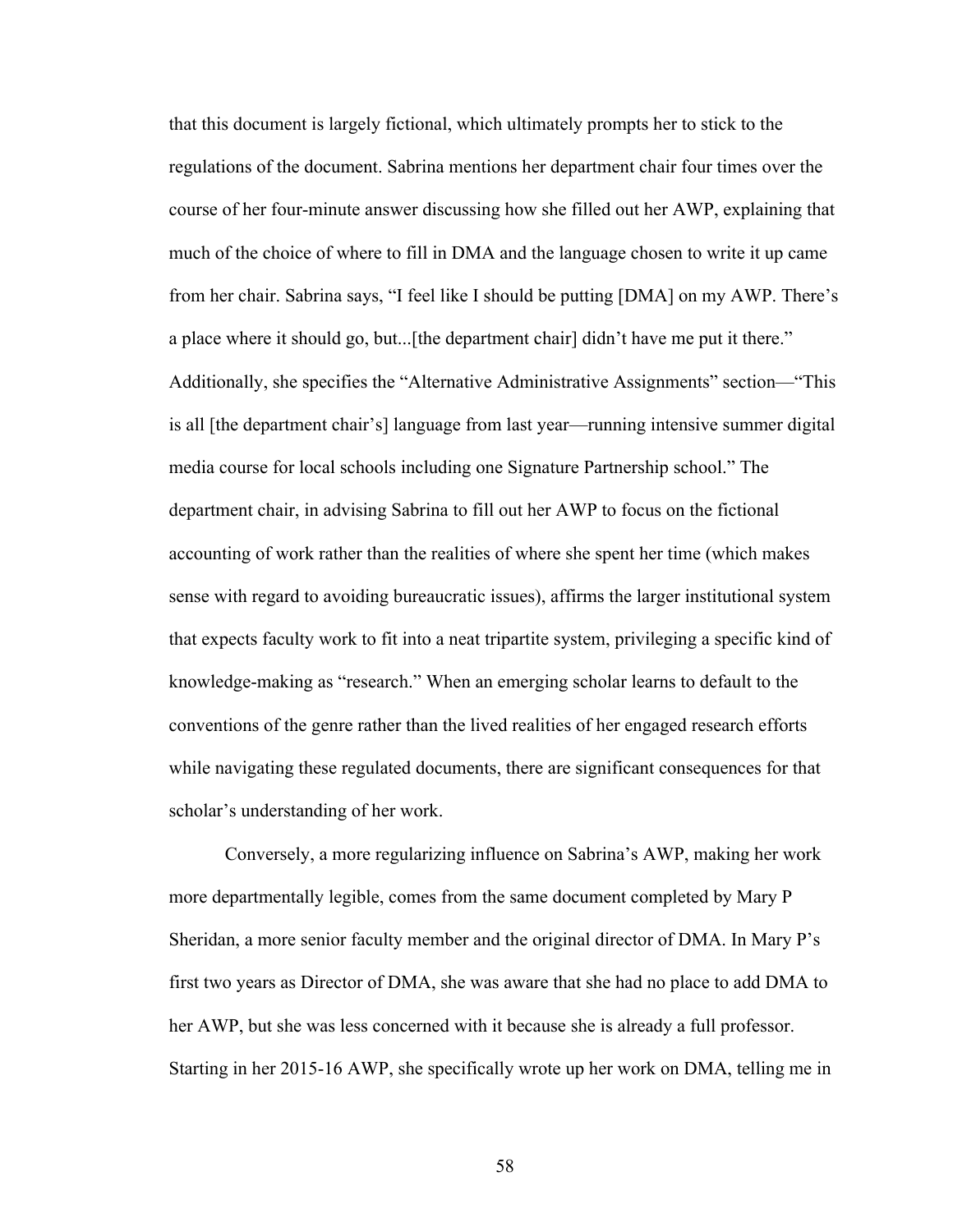that this document is largely fictional, which ultimately prompts her to stick to the regulations of the document. Sabrina mentions her department chair four times over the course of her four-minute answer discussing how she filled out her AWP, explaining that much of the choice of where to fill in DMA and the language chosen to write it up came from her chair. Sabrina says, "I feel like I should be putting [DMA] on my AWP. There's a place where it should go, but...[the department chair] didn't have me put it there." Additionally, she specifies the "Alternative Administrative Assignments" section—"This is all [the department chair's] language from last year—running intensive summer digital media course for local schools including one Signature Partnership school." The department chair, in advising Sabrina to fill out her AWP to focus on the fictional accounting of work rather than the realities of where she spent her time (which makes sense with regard to avoiding bureaucratic issues), affirms the larger institutional system that expects faculty work to fit into a neat tripartite system, privileging a specific kind of knowledge-making as "research." When an emerging scholar learns to default to the conventions of the genre rather than the lived realities of her engaged research efforts while navigating these regulated documents, there are significant consequences for that scholar's understanding of her work.

Conversely, a more regularizing influence on Sabrina's AWP, making her work more departmentally legible, comes from the same document completed by Mary P Sheridan, a more senior faculty member and the original director of DMA. In Mary P's first two years as Director of DMA, she was aware that she had no place to add DMA to her AWP, but she was less concerned with it because she is already a full professor. Starting in her 2015-16 AWP, she specifically wrote up her work on DMA, telling me in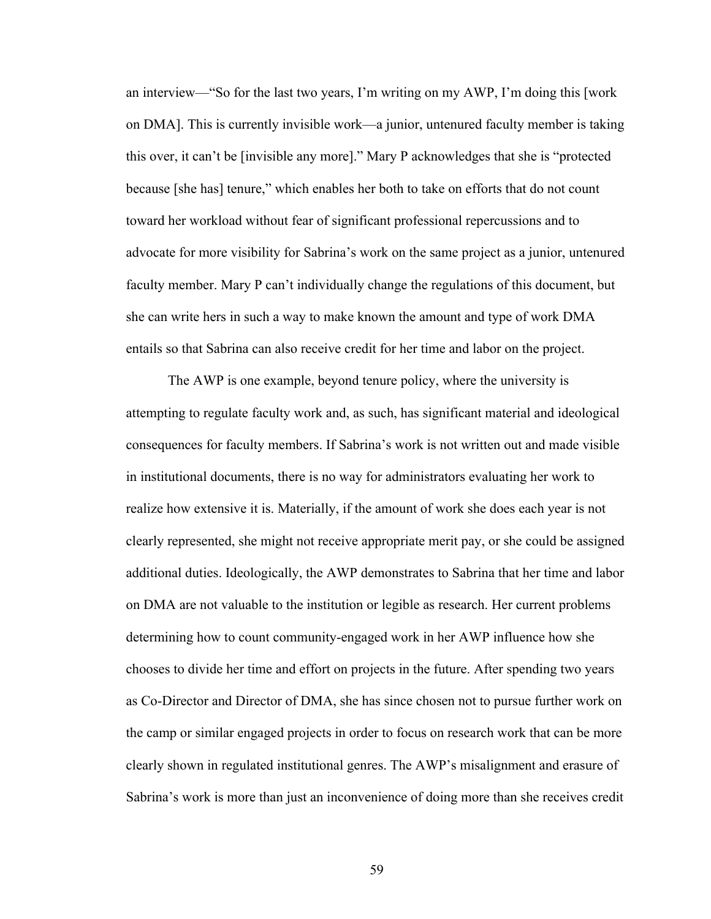an interview—"So for the last two years, I'm writing on my AWP, I'm doing this [work on DMA]. This is currently invisible work—a junior, untenured faculty member is taking this over, it can't be [invisible any more]." Mary P acknowledges that she is "protected because [she has] tenure," which enables her both to take on efforts that do not count toward her workload without fear of significant professional repercussions and to advocate for more visibility for Sabrina's work on the same project as a junior, untenured faculty member. Mary P can't individually change the regulations of this document, but she can write hers in such a way to make known the amount and type of work DMA entails so that Sabrina can also receive credit for her time and labor on the project.

The AWP is one example, beyond tenure policy, where the university is attempting to regulate faculty work and, as such, has significant material and ideological consequences for faculty members. If Sabrina's work is not written out and made visible in institutional documents, there is no way for administrators evaluating her work to realize how extensive it is. Materially, if the amount of work she does each year is not clearly represented, she might not receive appropriate merit pay, or she could be assigned additional duties. Ideologically, the AWP demonstrates to Sabrina that her time and labor on DMA are not valuable to the institution or legible as research. Her current problems determining how to count community-engaged work in her AWP influence how she chooses to divide her time and effort on projects in the future. After spending two years as Co-Director and Director of DMA, she has since chosen not to pursue further work on the camp or similar engaged projects in order to focus on research work that can be more clearly shown in regulated institutional genres. The AWP's misalignment and erasure of Sabrina's work is more than just an inconvenience of doing more than she receives credit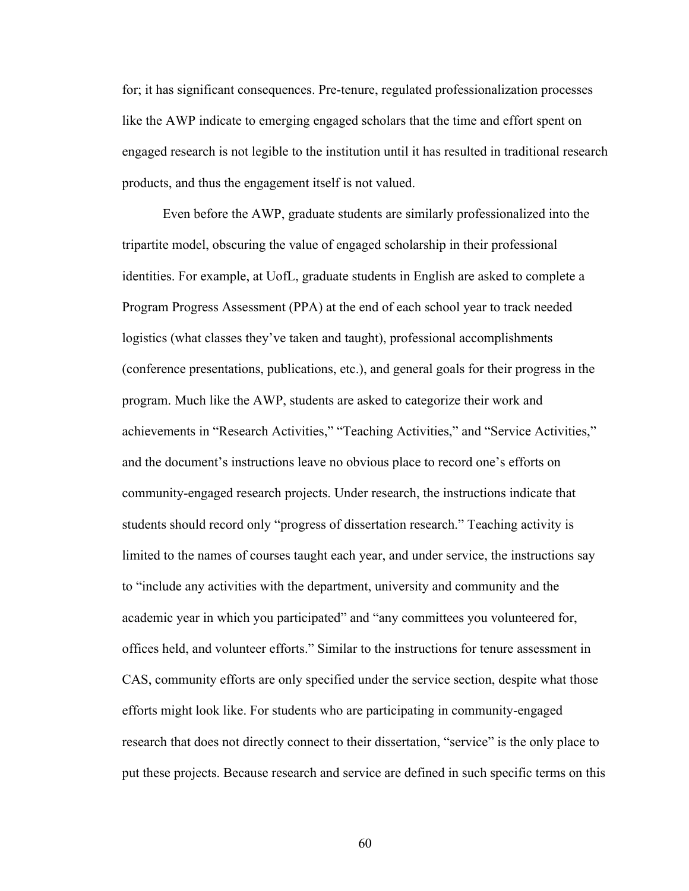for; it has significant consequences. Pre-tenure, regulated professionalization processes like the AWP indicate to emerging engaged scholars that the time and effort spent on engaged research is not legible to the institution until it has resulted in traditional research products, and thus the engagement itself is not valued.

Even before the AWP, graduate students are similarly professionalized into the tripartite model, obscuring the value of engaged scholarship in their professional identities. For example, at UofL, graduate students in English are asked to complete a Program Progress Assessment (PPA) at the end of each school year to track needed logistics (what classes they've taken and taught), professional accomplishments (conference presentations, publications, etc.), and general goals for their progress in the program. Much like the AWP, students are asked to categorize their work and achievements in "Research Activities," "Teaching Activities," and "Service Activities," and the document's instructions leave no obvious place to record one's efforts on community-engaged research projects. Under research, the instructions indicate that students should record only "progress of dissertation research." Teaching activity is limited to the names of courses taught each year, and under service, the instructions say to "include any activities with the department, university and community and the academic year in which you participated" and "any committees you volunteered for, offices held, and volunteer efforts." Similar to the instructions for tenure assessment in CAS, community efforts are only specified under the service section, despite what those efforts might look like. For students who are participating in community-engaged research that does not directly connect to their dissertation, "service" is the only place to put these projects. Because research and service are defined in such specific terms on this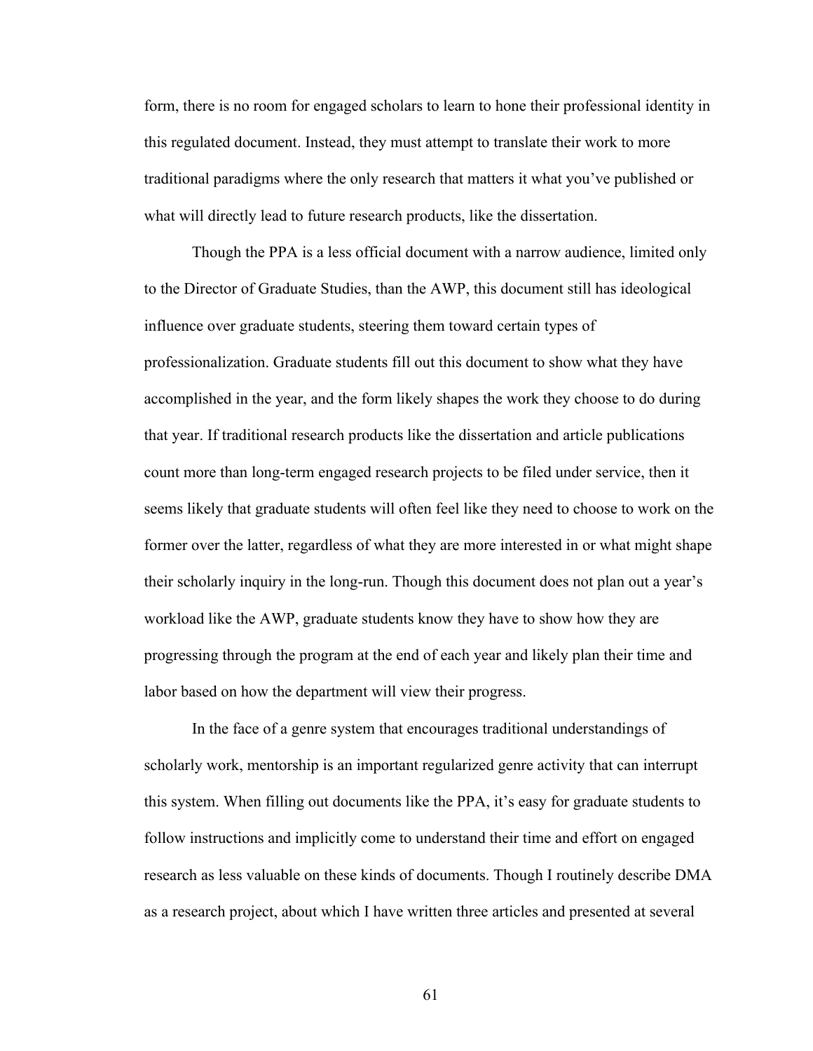form, there is no room for engaged scholars to learn to hone their professional identity in this regulated document. Instead, they must attempt to translate their work to more traditional paradigms where the only research that matters it what you've published or what will directly lead to future research products, like the dissertation.

Though the PPA is a less official document with a narrow audience, limited only to the Director of Graduate Studies, than the AWP, this document still has ideological influence over graduate students, steering them toward certain types of professionalization. Graduate students fill out this document to show what they have accomplished in the year, and the form likely shapes the work they choose to do during that year. If traditional research products like the dissertation and article publications count more than long-term engaged research projects to be filed under service, then it seems likely that graduate students will often feel like they need to choose to work on the former over the latter, regardless of what they are more interested in or what might shape their scholarly inquiry in the long-run. Though this document does not plan out a year's workload like the AWP, graduate students know they have to show how they are progressing through the program at the end of each year and likely plan their time and labor based on how the department will view their progress.

In the face of a genre system that encourages traditional understandings of scholarly work, mentorship is an important regularized genre activity that can interrupt this system. When filling out documents like the PPA, it's easy for graduate students to follow instructions and implicitly come to understand their time and effort on engaged research as less valuable on these kinds of documents. Though I routinely describe DMA as a research project, about which I have written three articles and presented at several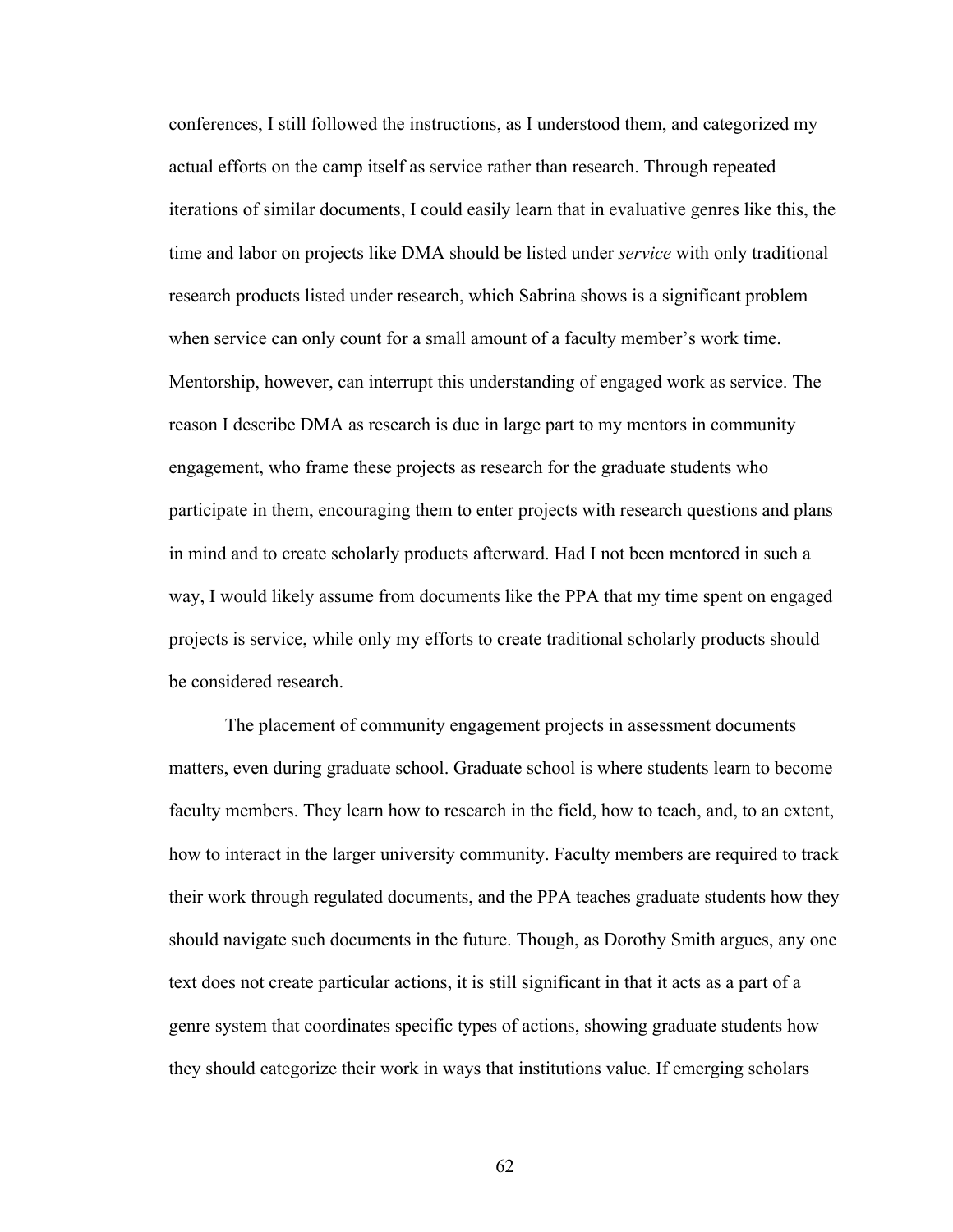conferences, I still followed the instructions, as I understood them, and categorized my actual efforts on the camp itself as service rather than research. Through repeated iterations of similar documents, I could easily learn that in evaluative genres like this, the time and labor on projects like DMA should be listed under *service* with only traditional research products listed under research, which Sabrina shows is a significant problem when service can only count for a small amount of a faculty member's work time. Mentorship, however, can interrupt this understanding of engaged work as service. The reason I describe DMA as research is due in large part to my mentors in community engagement, who frame these projects as research for the graduate students who participate in them, encouraging them to enter projects with research questions and plans in mind and to create scholarly products afterward. Had I not been mentored in such a way, I would likely assume from documents like the PPA that my time spent on engaged projects is service, while only my efforts to create traditional scholarly products should be considered research.

The placement of community engagement projects in assessment documents matters, even during graduate school. Graduate school is where students learn to become faculty members. They learn how to research in the field, how to teach, and, to an extent, how to interact in the larger university community. Faculty members are required to track their work through regulated documents, and the PPA teaches graduate students how they should navigate such documents in the future. Though, as Dorothy Smith argues, any one text does not create particular actions, it is still significant in that it acts as a part of a genre system that coordinates specific types of actions, showing graduate students how they should categorize their work in ways that institutions value. If emerging scholars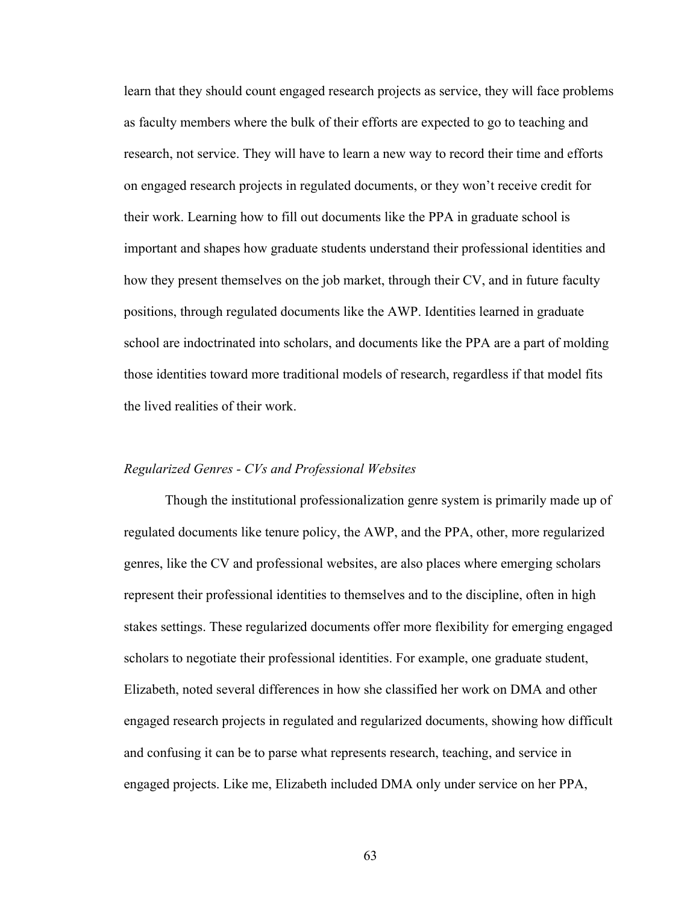learn that they should count engaged research projects as service, they will face problems as faculty members where the bulk of their efforts are expected to go to teaching and research, not service. They will have to learn a new way to record their time and efforts on engaged research projects in regulated documents, or they won't receive credit for their work. Learning how to fill out documents like the PPA in graduate school is important and shapes how graduate students understand their professional identities and how they present themselves on the job market, through their CV, and in future faculty positions, through regulated documents like the AWP. Identities learned in graduate school are indoctrinated into scholars, and documents like the PPA are a part of molding those identities toward more traditional models of research, regardless if that model fits the lived realities of their work.

### *Regularized Genres - CVs and Professional Websites*

Though the institutional professionalization genre system is primarily made up of regulated documents like tenure policy, the AWP, and the PPA, other, more regularized genres, like the CV and professional websites, are also places where emerging scholars represent their professional identities to themselves and to the discipline, often in high stakes settings. These regularized documents offer more flexibility for emerging engaged scholars to negotiate their professional identities. For example, one graduate student, Elizabeth, noted several differences in how she classified her work on DMA and other engaged research projects in regulated and regularized documents, showing how difficult and confusing it can be to parse what represents research, teaching, and service in engaged projects. Like me, Elizabeth included DMA only under service on her PPA,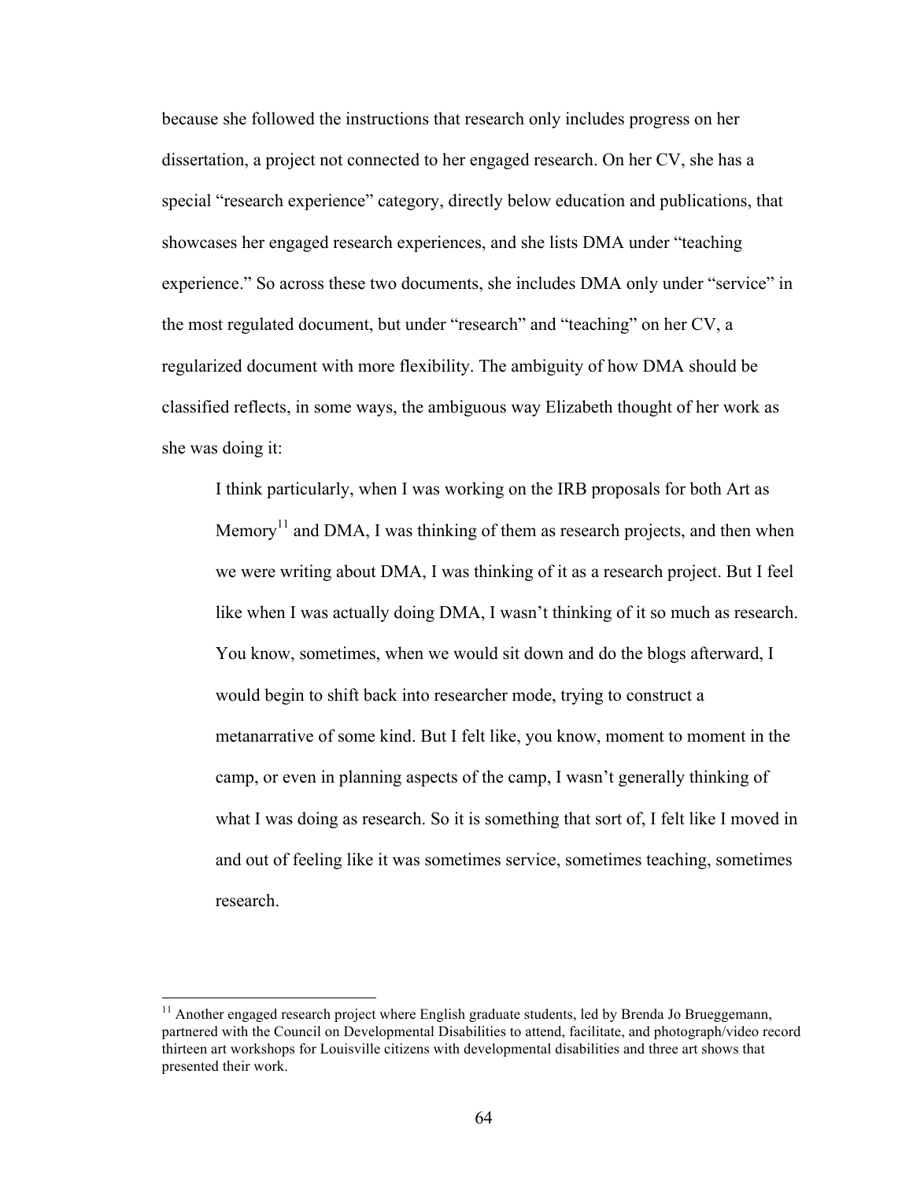because she followed the instructions that research only includes progress on her dissertation, a project not connected to her engaged research. On her CV, she has a special "research experience" category, directly below education and publications, that showcases her engaged research experiences, and she lists DMA under "teaching experience." So across these two documents, she includes DMA only under "service" in the most regulated document, but under "research" and "teaching" on her CV, a regularized document with more flexibility. The ambiguity of how DMA should be classified reflects, in some ways, the ambiguous way Elizabeth thought of her work as she was doing it:

> I think particularly, when I was working on the IRB proposals for both Art as Memory[11] and DMA, I was thinking of them as research projects, and then when we were writing about DMA, I was thinking of it as a research project. But I feel like when I was actually doing DMA, I wasn't thinking of it so much as research. You know, sometimes, when we would sit down and do the blogs afterward, I would begin to shift back into researcher mode, trying to construct a metanarrative of some kind. But I felt like, you know, moment to moment in the camp, or even in planning aspects of the camp, I wasn't generally thinking of what I was doing as research. So it is something that sort of, I felt like I moved in and out of feeling like it was sometimes service, sometimes teaching, sometimes research.

[11] Another engaged research project where English graduate students, led by Brenda Jo Brueggemann, partnered with the Council on Developmental Disabilities to attend, facilitate, and photograph/video record thirteen art workshops for Louisville citizens with developmental disabilities and three art shows that presented their work.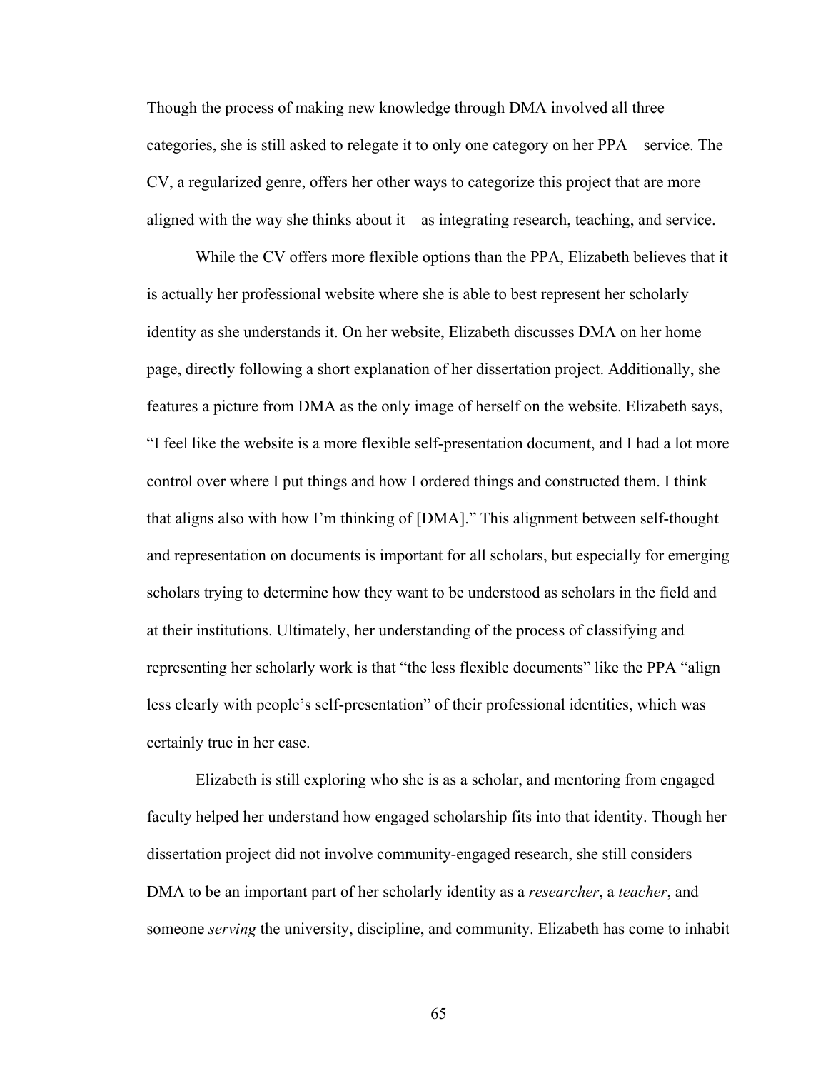Though the process of making new knowledge through DMA involved all three categories, she is still asked to relegate it to only one category on her PPA—service. The CV, a regularized genre, offers her other ways to categorize this project that are more aligned with the way she thinks about it—as integrating research, teaching, and service.

While the CV offers more flexible options than the PPA, Elizabeth believes that it is actually her professional website where she is able to best represent her scholarly identity as she understands it. On her website, Elizabeth discusses DMA on her home page, directly following a short explanation of her dissertation project. Additionally, she features a picture from DMA as the only image of herself on the website. Elizabeth says, "I feel like the website is a more flexible self-presentation document, and I had a lot more control over where I put things and how I ordered things and constructed them. I think that aligns also with how I'm thinking of [DMA]." This alignment between self-thought and representation on documents is important for all scholars, but especially for emerging scholars trying to determine how they want to be understood as scholars in the field and at their institutions. Ultimately, her understanding of the process of classifying and representing her scholarly work is that "the less flexible documents" like the PPA "align less clearly with people's self-presentation" of their professional identities, which was certainly true in her case.

Elizabeth is still exploring who she is as a scholar, and mentoring from engaged faculty helped her understand how engaged scholarship fits into that identity. Though her dissertation project did not involve community-engaged research, she still considers DMA to be an important part of her scholarly identity as a *researcher*, a *teacher*, and someone *serving* the university, discipline, and community. Elizabeth has come to inhabit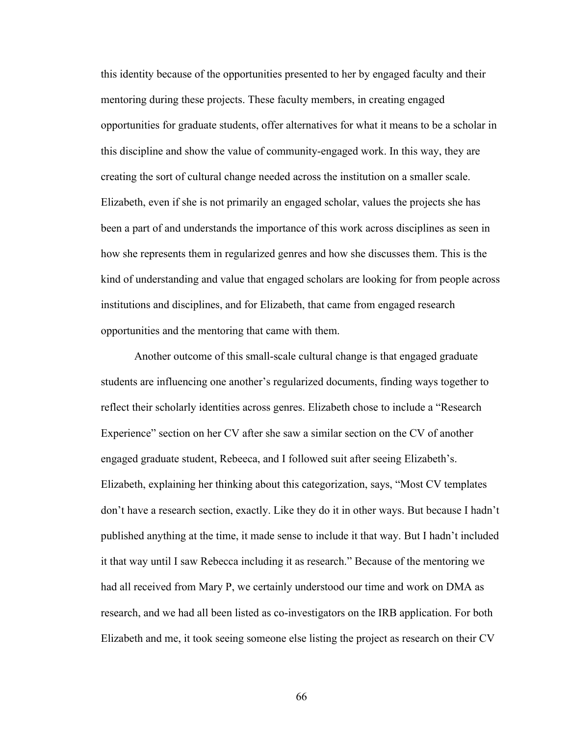this identity because of the opportunities presented to her by engaged faculty and their mentoring during these projects. These faculty members, in creating engaged opportunities for graduate students, offer alternatives for what it means to be a scholar in this discipline and show the value of community-engaged work. In this way, they are creating the sort of cultural change needed across the institution on a smaller scale. Elizabeth, even if she is not primarily an engaged scholar, values the projects she has been a part of and understands the importance of this work across disciplines as seen in how she represents them in regularized genres and how she discusses them. This is the kind of understanding and value that engaged scholars are looking for from people across institutions and disciplines, and for Elizabeth, that came from engaged research opportunities and the mentoring that came with them.

Another outcome of this small-scale cultural change is that engaged graduate students are influencing one another's regularized documents, finding ways together to reflect their scholarly identities across genres. Elizabeth chose to include a "Research Experience" section on her CV after she saw a similar section on the CV of another engaged graduate student, Rebeeca, and I followed suit after seeing Elizabeth's. Elizabeth, explaining her thinking about this categorization, says, "Most CV templates don't have a research section, exactly. Like they do it in other ways. But because I hadn't published anything at the time, it made sense to include it that way. But I hadn't included it that way until I saw Rebecca including it as research." Because of the mentoring we had all received from Mary P, we certainly understood our time and work on DMA as research, and we had all been listed as co-investigators on the IRB application. For both Elizabeth and me, it took seeing someone else listing the project as research on their CV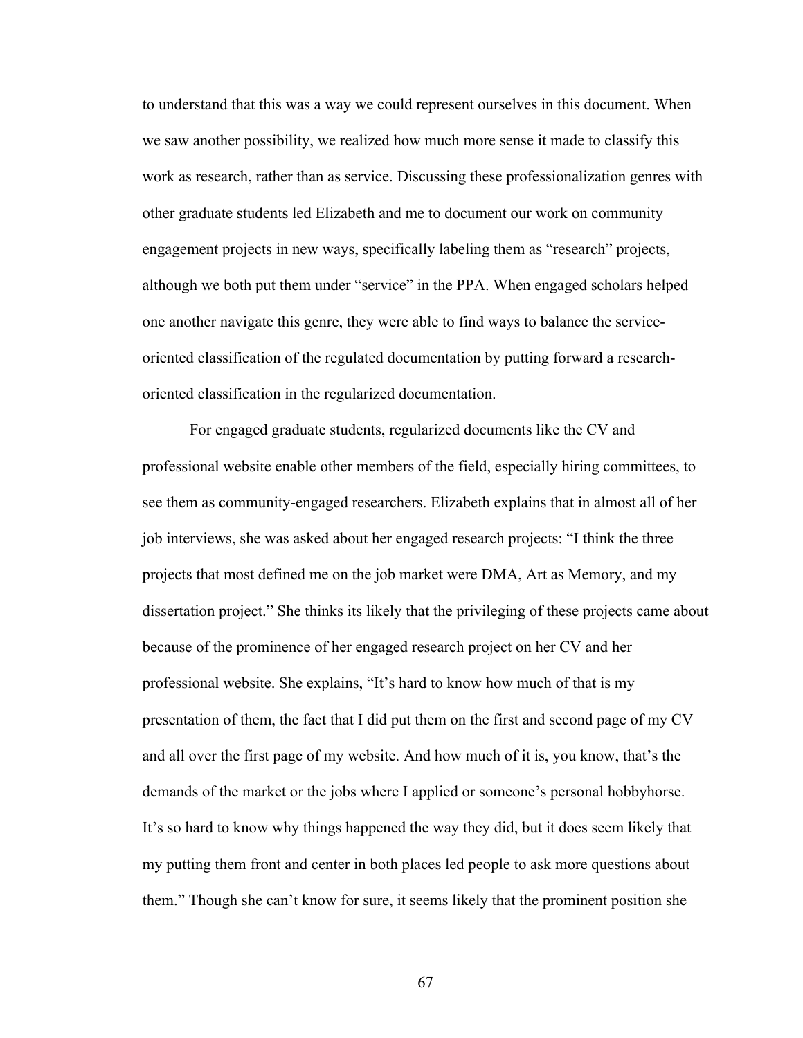to understand that this was a way we could represent ourselves in this document. When we saw another possibility, we realized how much more sense it made to classify this work as research, rather than as service. Discussing these professionalization genres with other graduate students led Elizabeth and me to document our work on community engagement projects in new ways, specifically labeling them as "research" projects, although we both put them under "service" in the PPA. When engaged scholars helped one another navigate this genre, they were able to find ways to balance the service-oriented classification of the regulated documentation by putting forward a research-oriented classification in the regularized documentation.

For engaged graduate students, regularized documents like the CV and professional website enable other members of the field, especially hiring committees, to see them as community-engaged researchers. Elizabeth explains that in almost all of her job interviews, she was asked about her engaged research projects: "I think the three projects that most defined me on the job market were DMA, Art as Memory, and my dissertation project." She thinks its likely that the privileging of these projects came about because of the prominence of her engaged research project on her CV and her professional website. She explains, "It's hard to know how much of that is my presentation of them, the fact that I did put them on the first and second page of my CV and all over the first page of my website. And how much of it is, you know, that's the demands of the market or the jobs where I applied or someone's personal hobbyhorse. It's so hard to know why things happened the way they did, but it does seem likely that my putting them front and center in both places led people to ask more questions about them." Though she can't know for sure, it seems likely that the prominent position she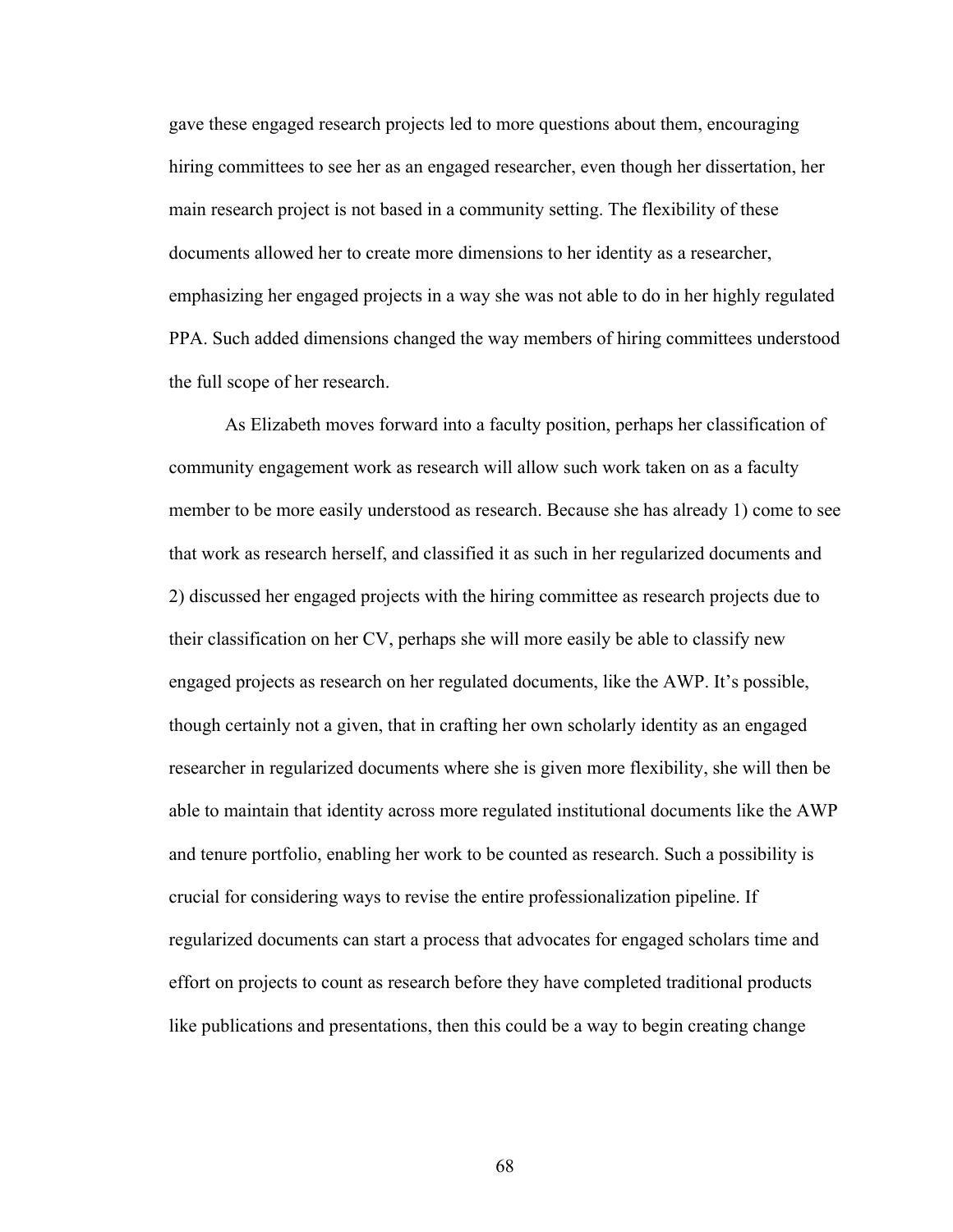gave these engaged research projects led to more questions about them, encouraging hiring committees to see her as an engaged researcher, even though her dissertation, her main research project is not based in a community setting. The flexibility of these documents allowed her to create more dimensions to her identity as a researcher, emphasizing her engaged projects in a way she was not able to do in her highly regulated PPA. Such added dimensions changed the way members of hiring committees understood the full scope of her research.

As Elizabeth moves forward into a faculty position, perhaps her classification of community engagement work as research will allow such work taken on as a faculty member to be more easily understood as research. Because she has already 1) come to see that work as research herself, and classified it as such in her regularized documents and 2) discussed her engaged projects with the hiring committee as research projects due to their classification on her CV, perhaps she will more easily be able to classify new engaged projects as research on her regulated documents, like the AWP. It's possible, though certainly not a given, that in crafting her own scholarly identity as an engaged researcher in regularized documents where she is given more flexibility, she will then be able to maintain that identity across more regulated institutional documents like the AWP and tenure portfolio, enabling her work to be counted as research. Such a possibility is crucial for considering ways to revise the entire professionalization pipeline. If regularized documents can start a process that advocates for engaged scholars time and effort on projects to count as research before they have completed traditional products like publications and presentations, then this could be a way to begin creating change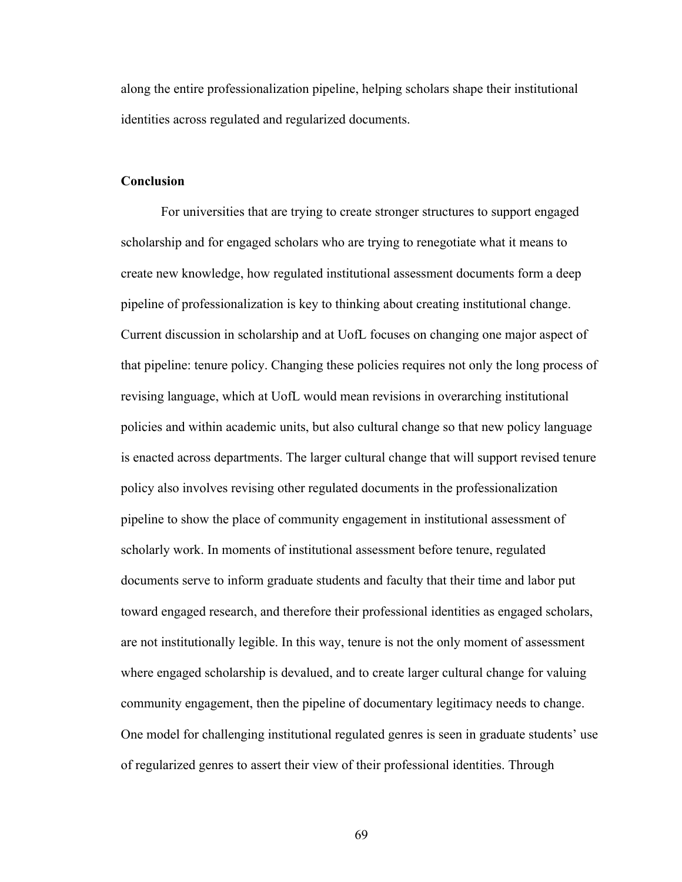along the entire professionalization pipeline, helping scholars shape their institutional identities across regulated and regularized documents.

**Conclusion**

For universities that are trying to create stronger structures to support engaged scholarship and for engaged scholars who are trying to renegotiate what it means to create new knowledge, how regulated institutional assessment documents form a deep pipeline of professionalization is key to thinking about creating institutional change. Current discussion in scholarship and at UofL focuses on changing one major aspect of that pipeline: tenure policy. Changing these policies requires not only the long process of revising language, which at UofL would mean revisions in overarching institutional policies and within academic units, but also cultural change so that new policy language is enacted across departments. The larger cultural change that will support revised tenure policy also involves revising other regulated documents in the professionalization pipeline to show the place of community engagement in institutional assessment of scholarly work. In moments of institutional assessment before tenure, regulated documents serve to inform graduate students and faculty that their time and labor put toward engaged research, and therefore their professional identities as engaged scholars, are not institutionally legible. In this way, tenure is not the only moment of assessment where engaged scholarship is devalued, and to create larger cultural change for valuing community engagement, then the pipeline of documentary legitimacy needs to change. One model for challenging institutional regulated genres is seen in graduate students' use of regularized genres to assert their view of their professional identities. Through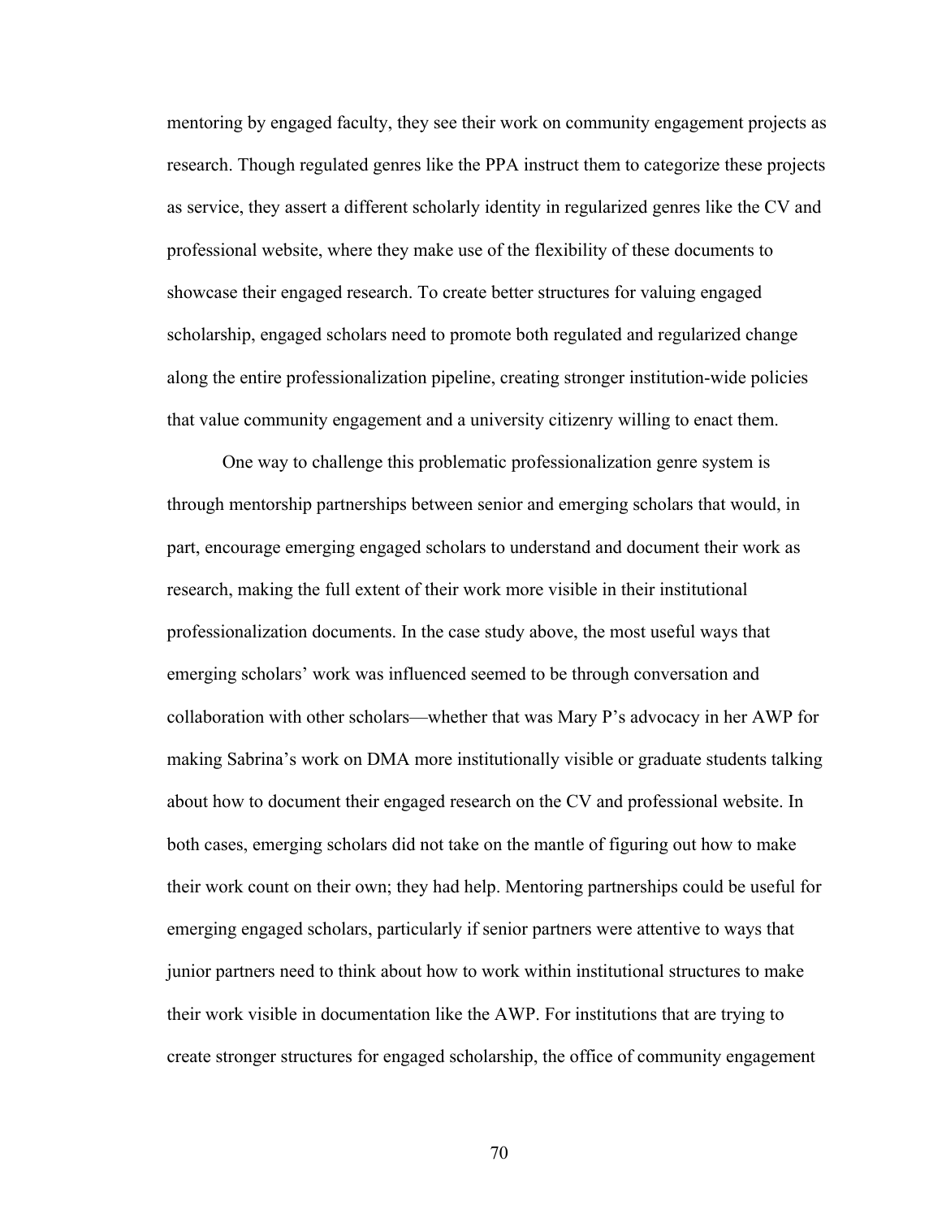mentoring by engaged faculty, they see their work on community engagement projects as research. Though regulated genres like the PPA instruct them to categorize these projects as service, they assert a different scholarly identity in regularized genres like the CV and professional website, where they make use of the flexibility of these documents to showcase their engaged research. To create better structures for valuing engaged scholarship, engaged scholars need to promote both regulated and regularized change along the entire professionalization pipeline, creating stronger institution-wide policies that value community engagement and a university citizenry willing to enact them.

One way to challenge this problematic professionalization genre system is through mentorship partnerships between senior and emerging scholars that would, in part, encourage emerging engaged scholars to understand and document their work as research, making the full extent of their work more visible in their institutional professionalization documents. In the case study above, the most useful ways that emerging scholars' work was influenced seemed to be through conversation and collaboration with other scholars—whether that was Mary P's advocacy in her AWP for making Sabrina's work on DMA more institutionally visible or graduate students talking about how to document their engaged research on the CV and professional website. In both cases, emerging scholars did not take on the mantle of figuring out how to make their work count on their own; they had help. Mentoring partnerships could be useful for emerging engaged scholars, particularly if senior partners were attentive to ways that junior partners need to think about how to work within institutional structures to make their work visible in documentation like the AWP. For institutions that are trying to create stronger structures for engaged scholarship, the office of community engagement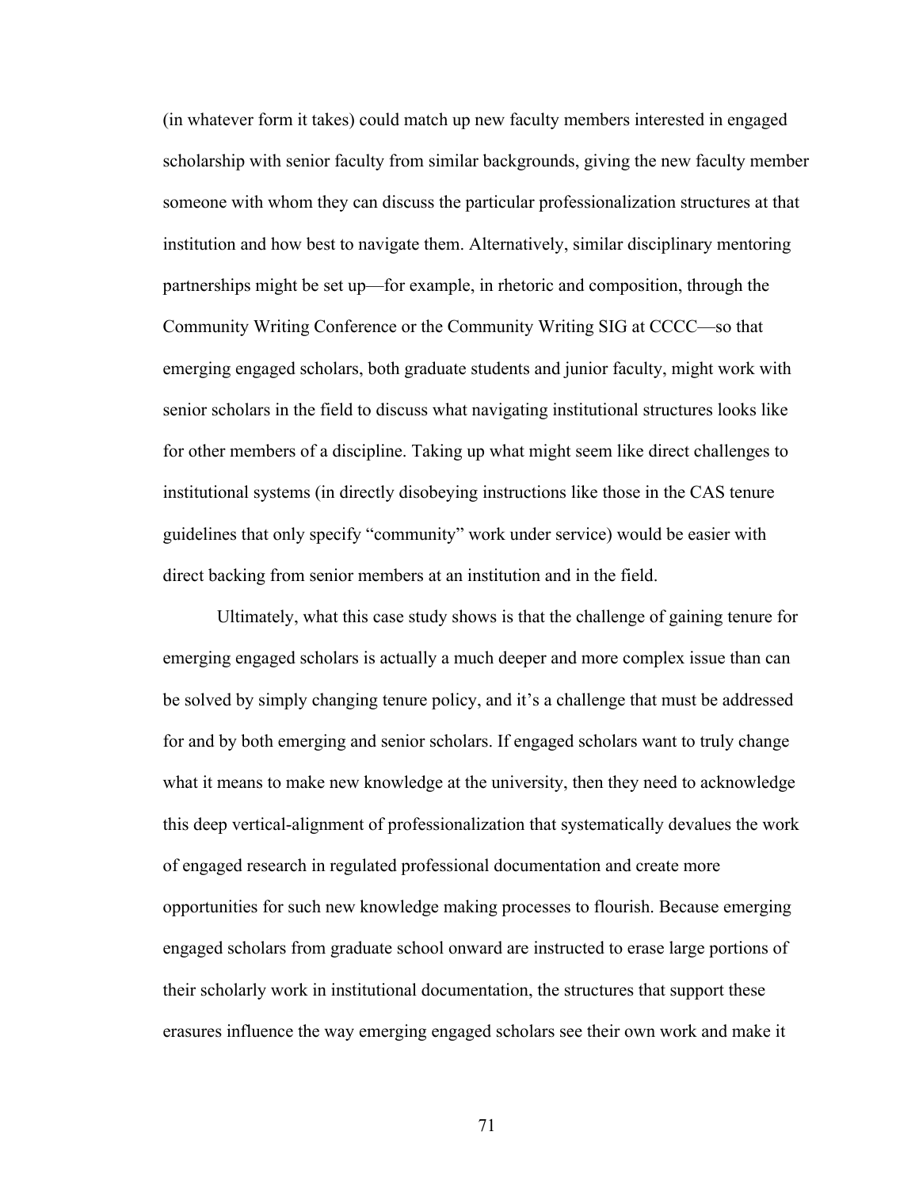(in whatever form it takes) could match up new faculty members interested in engaged scholarship with senior faculty from similar backgrounds, giving the new faculty member someone with whom they can discuss the particular professionalization structures at that institution and how best to navigate them. Alternatively, similar disciplinary mentoring partnerships might be set up—for example, in rhetoric and composition, through the Community Writing Conference or the Community Writing SIG at CCCC—so that emerging engaged scholars, both graduate students and junior faculty, might work with senior scholars in the field to discuss what navigating institutional structures looks like for other members of a discipline. Taking up what might seem like direct challenges to institutional systems (in directly disobeying instructions like those in the CAS tenure guidelines that only specify "community" work under service) would be easier with direct backing from senior members at an institution and in the field.

Ultimately, what this case study shows is that the challenge of gaining tenure for emerging engaged scholars is actually a much deeper and more complex issue than can be solved by simply changing tenure policy, and it's a challenge that must be addressed for and by both emerging and senior scholars. If engaged scholars want to truly change what it means to make new knowledge at the university, then they need to acknowledge this deep vertical-alignment of professionalization that systematically devalues the work of engaged research in regulated professional documentation and create more opportunities for such new knowledge making processes to flourish. Because emerging engaged scholars from graduate school onward are instructed to erase large portions of their scholarly work in institutional documentation, the structures that support these erasures influence the way emerging engaged scholars see their own work and make it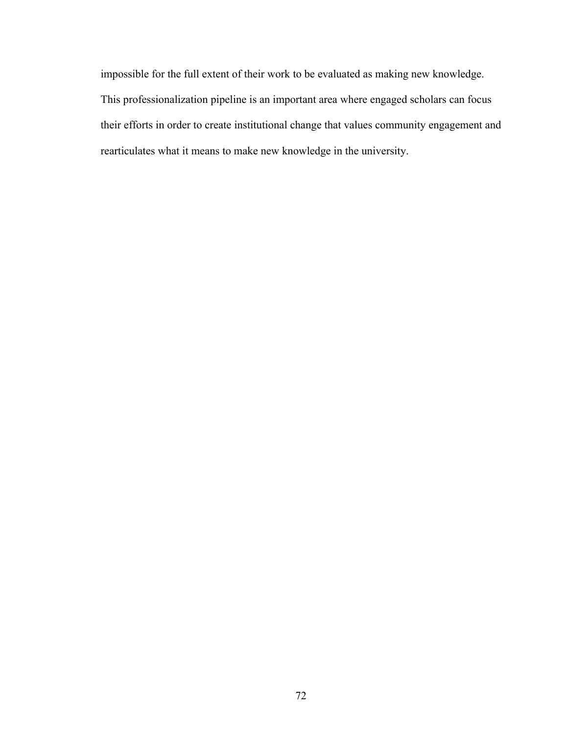impossible for the full extent of their work to be evaluated as making new knowledge. This professionalization pipeline is an important area where engaged scholars can focus their efforts in order to create institutional change that values community engagement and rearticulates what it means to make new knowledge in the university.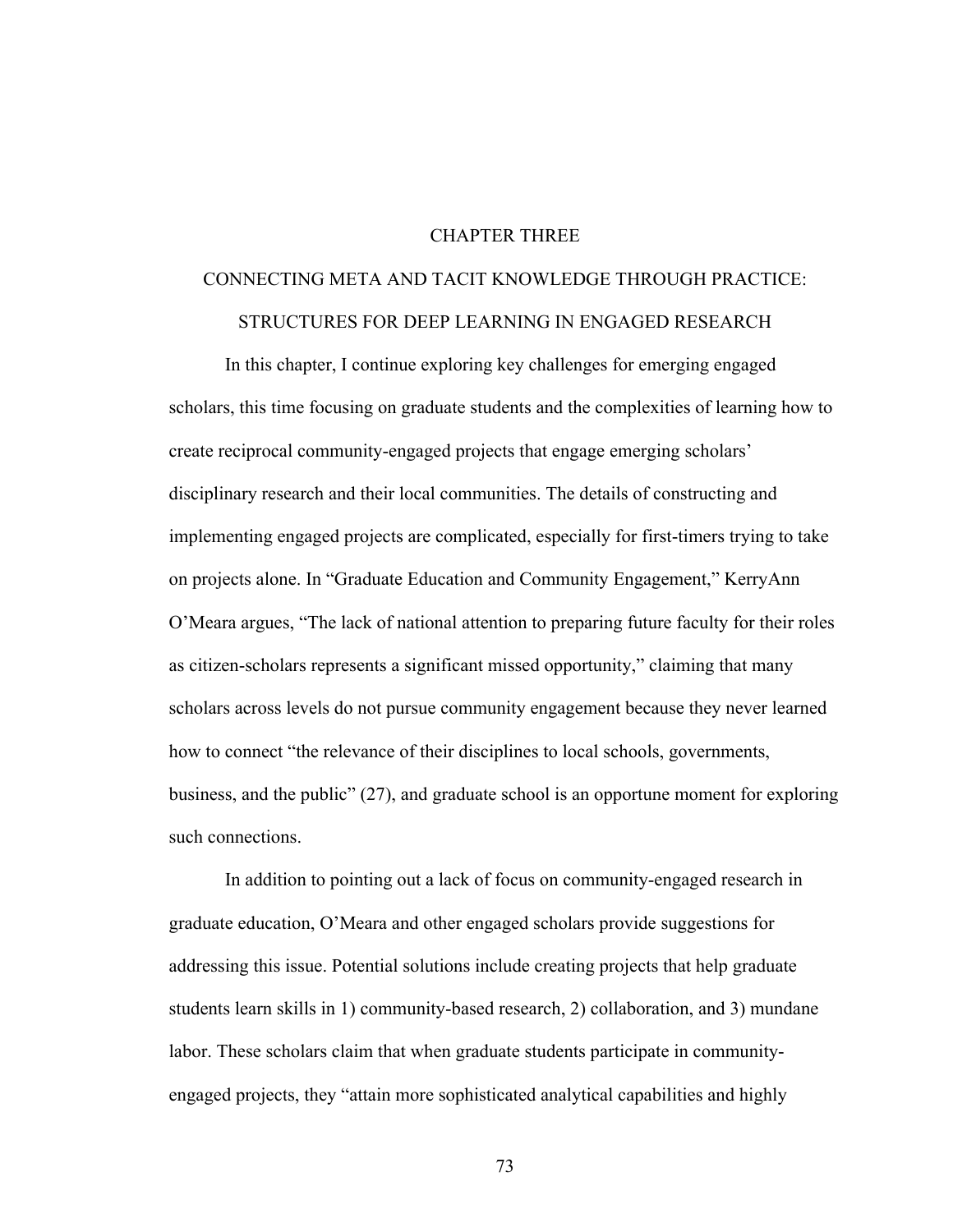# CHAPTER THREE

## CONNECTING META AND TACIT KNOWLEDGE THROUGH PRACTICE: STRUCTURES FOR DEEP LEARNING IN ENGAGED RESEARCH

In this chapter, I continue exploring key challenges for emerging engaged scholars, this time focusing on graduate students and the complexities of learning how to create reciprocal community-engaged projects that engage emerging scholars' disciplinary research and their local communities. The details of constructing and implementing engaged projects are complicated, especially for first-timers trying to take on projects alone. In "Graduate Education and Community Engagement," KerryAnn O'Meara argues, "The lack of national attention to preparing future faculty for their roles as citizen-scholars represents a significant missed opportunity," claiming that many scholars across levels do not pursue community engagement because they never learned how to connect "the relevance of their disciplines to local schools, governments, business, and the public" (27), and graduate school is an opportune moment for exploring such connections.

In addition to pointing out a lack of focus on community-engaged research in graduate education, O'Meara and other engaged scholars provide suggestions for addressing this issue. Potential solutions include creating projects that help graduate students learn skills in 1) community-based research, 2) collaboration, and 3) mundane labor. These scholars claim that when graduate students participate in community-engaged projects, they "attain more sophisticated analytical capabilities and highly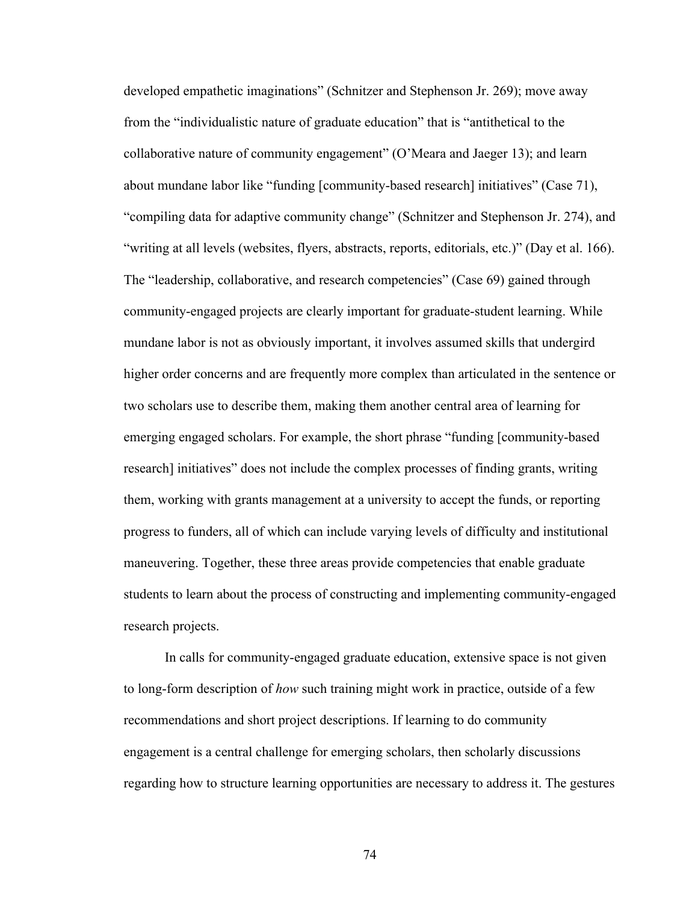developed empathetic imaginations" (Schnitzer and Stephenson Jr. 269); move away from the "individualistic nature of graduate education" that is "antithetical to the collaborative nature of community engagement" (O'Meara and Jaeger 13); and learn about mundane labor like "funding [community-based research] initiatives" (Case 71), "compiling data for adaptive community change" (Schnitzer and Stephenson Jr. 274), and "writing at all levels (websites, flyers, abstracts, reports, editorials, etc.)" (Day et al. 166). The "leadership, collaborative, and research competencies" (Case 69) gained through community-engaged projects are clearly important for graduate-student learning. While mundane labor is not as obviously important, it involves assumed skills that undergird higher order concerns and are frequently more complex than articulated in the sentence or two scholars use to describe them, making them another central area of learning for emerging engaged scholars. For example, the short phrase "funding [community-based research] initiatives" does not include the complex processes of finding grants, writing them, working with grants management at a university to accept the funds, or reporting progress to funders, all of which can include varying levels of difficulty and institutional maneuvering. Together, these three areas provide competencies that enable graduate students to learn about the process of constructing and implementing community-engaged research projects.

In calls for community-engaged graduate education, extensive space is not given to long-form description of *how* such training might work in practice, outside of a few recommendations and short project descriptions. If learning to do community engagement is a central challenge for emerging scholars, then scholarly discussions regarding how to structure learning opportunities are necessary to address it. The gestures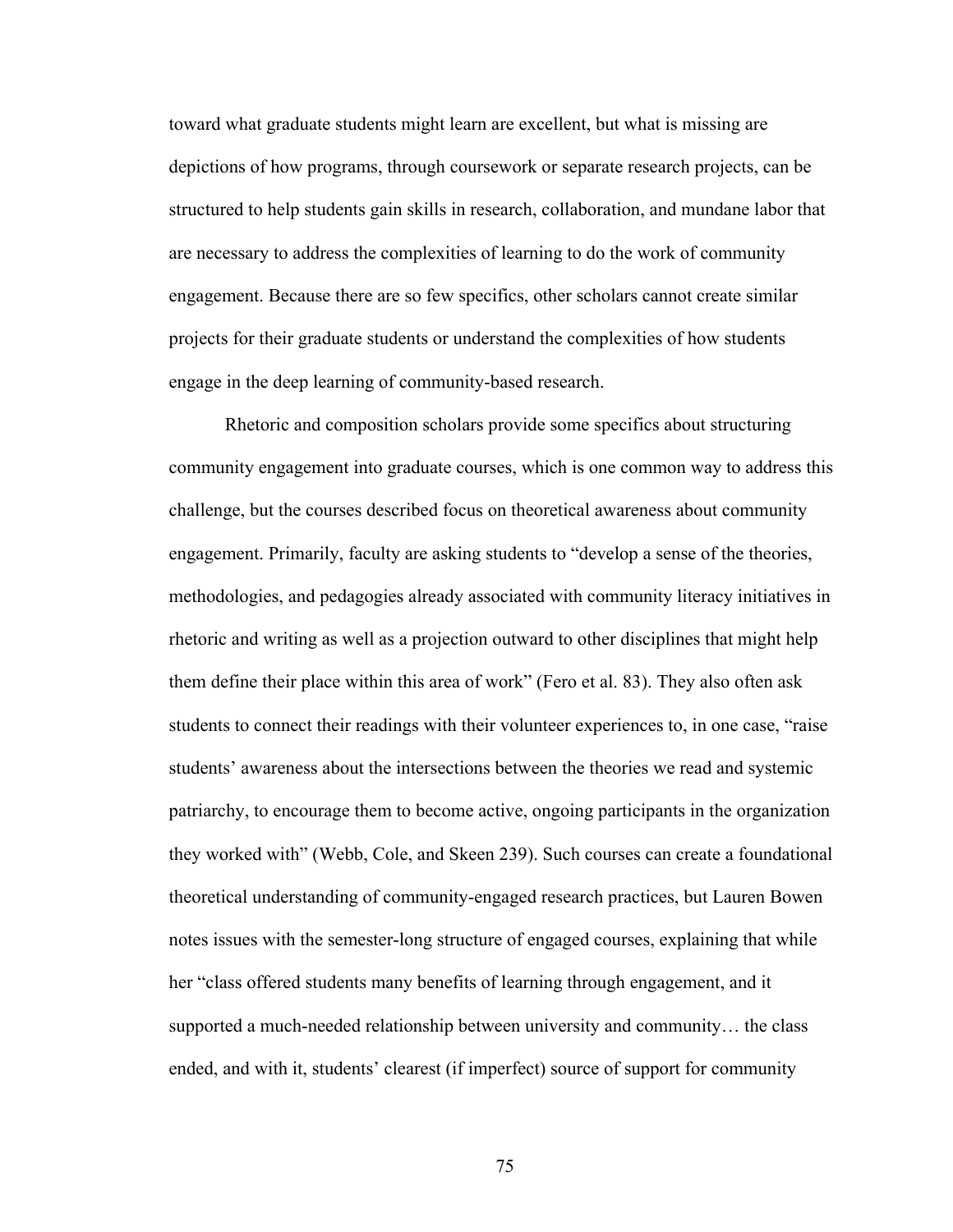toward what graduate students might learn are excellent, but what is missing are depictions of how programs, through coursework or separate research projects, can be structured to help students gain skills in research, collaboration, and mundane labor that are necessary to address the complexities of learning to do the work of community engagement. Because there are so few specifics, other scholars cannot create similar projects for their graduate students or understand the complexities of how students engage in the deep learning of community-based research.

Rhetoric and composition scholars provide some specifics about structuring community engagement into graduate courses, which is one common way to address this challenge, but the courses described focus on theoretical awareness about community engagement. Primarily, faculty are asking students to "develop a sense of the theories, methodologies, and pedagogies already associated with community literacy initiatives in rhetoric and writing as well as a projection outward to other disciplines that might help them define their place within this area of work" (Fero et al. 83). They also often ask students to connect their readings with their volunteer experiences to, in one case, "raise students' awareness about the intersections between the theories we read and systemic patriarchy, to encourage them to become active, ongoing participants in the organization they worked with" (Webb, Cole, and Skeen 239). Such courses can create a foundational theoretical understanding of community-engaged research practices, but Lauren Bowen notes issues with the semester-long structure of engaged courses, explaining that while her "class offered students many benefits of learning through engagement, and it supported a much-needed relationship between university and community… the class ended, and with it, students' clearest (if imperfect) source of support for community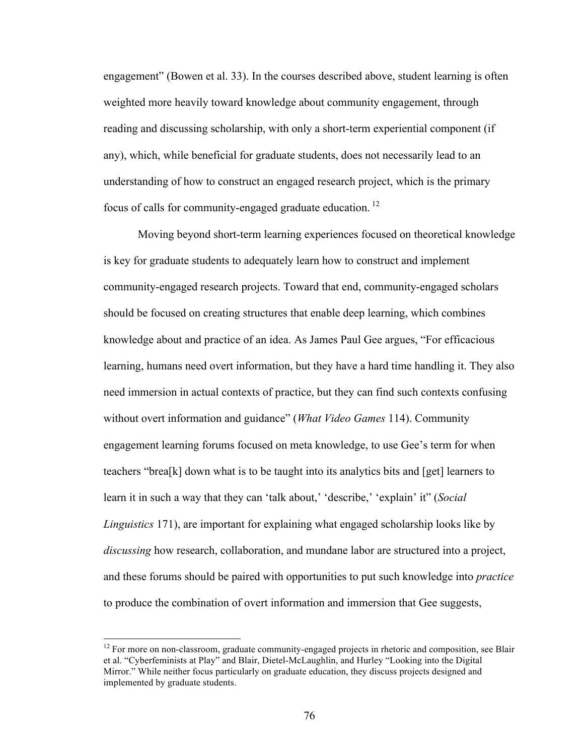engagement" (Bowen et al. 33). In the courses described above, student learning is often weighted more heavily toward knowledge about community engagement, through reading and discussing scholarship, with only a short-term experiential component (if any), which, while beneficial for graduate students, does not necessarily lead to an understanding of how to construct an engaged research project, which is the primary focus of calls for community-engaged graduate education. [12]

Moving beyond short-term learning experiences focused on theoretical knowledge is key for graduate students to adequately learn how to construct and implement community-engaged research projects. Toward that end, community-engaged scholars should be focused on creating structures that enable deep learning, which combines knowledge about and practice of an idea. As James Paul Gee argues, "For efficacious learning, humans need overt information, but they have a hard time handling it. They also need immersion in actual contexts of practice, but they can find such contexts confusing without overt information and guidance" (*What Video Games* 114). Community engagement learning forums focused on meta knowledge, to use Gee's term for when teachers "brea[k] down what is to be taught into its analytics bits and [get] learners to learn it in such a way that they can 'talk about,' 'describe,' 'explain' it" (*Social Linguistics* 171), are important for explaining what engaged scholarship looks like by *discussing* how research, collaboration, and mundane labor are structured into a project, and these forums should be paired with opportunities to put such knowledge into *practice* to produce the combination of overt information and immersion that Gee suggests,

---

[12] For more on non-classroom, graduate community-engaged projects in rhetoric and composition, see Blair et al. "Cyberfeminists at Play" and Blair, Dietel-McLaughlin, and Hurley "Looking into the Digital Mirror." While neither focus particularly on graduate education, they discuss projects designed and implemented by graduate students.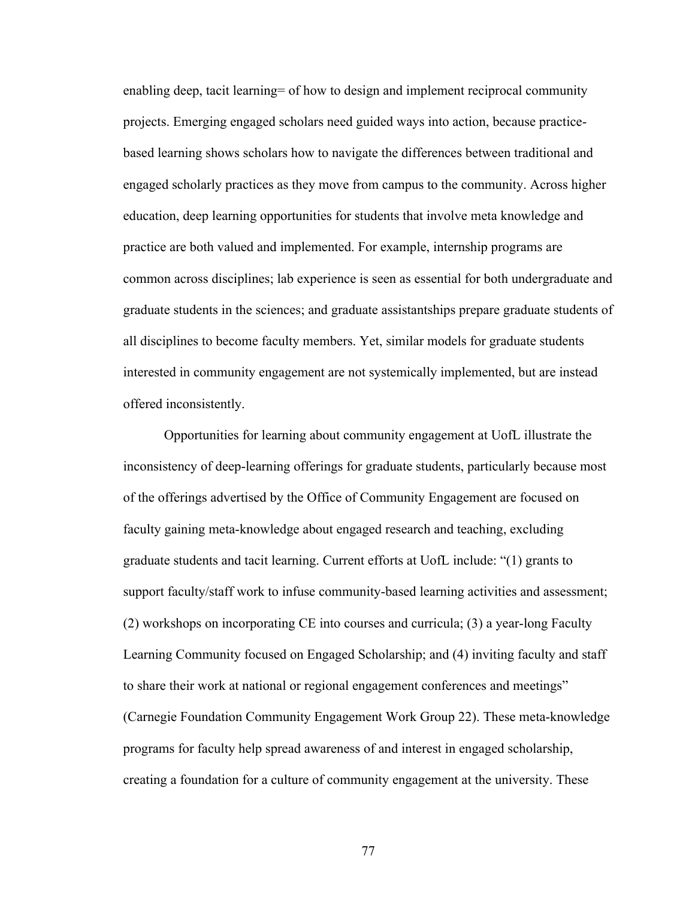enabling deep, tacit learning= of how to design and implement reciprocal community projects. Emerging engaged scholars need guided ways into action, because practice-based learning shows scholars how to navigate the differences between traditional and engaged scholarly practices as they move from campus to the community. Across higher education, deep learning opportunities for students that involve meta knowledge and practice are both valued and implemented. For example, internship programs are common across disciplines; lab experience is seen as essential for both undergraduate and graduate students in the sciences; and graduate assistantships prepare graduate students of all disciplines to become faculty members. Yet, similar models for graduate students interested in community engagement are not systemically implemented, but are instead offered inconsistently.

Opportunities for learning about community engagement at UofL illustrate the inconsistency of deep-learning offerings for graduate students, particularly because most of the offerings advertised by the Office of Community Engagement are focused on faculty gaining meta-knowledge about engaged research and teaching, excluding graduate students and tacit learning. Current efforts at UofL include: "(1) grants to support faculty/staff work to infuse community-based learning activities and assessment; (2) workshops on incorporating CE into courses and curricula; (3) a year-long Faculty Learning Community focused on Engaged Scholarship; and (4) inviting faculty and staff to share their work at national or regional engagement conferences and meetings" (Carnegie Foundation Community Engagement Work Group 22). These meta-knowledge programs for faculty help spread awareness of and interest in engaged scholarship, creating a foundation for a culture of community engagement at the university. These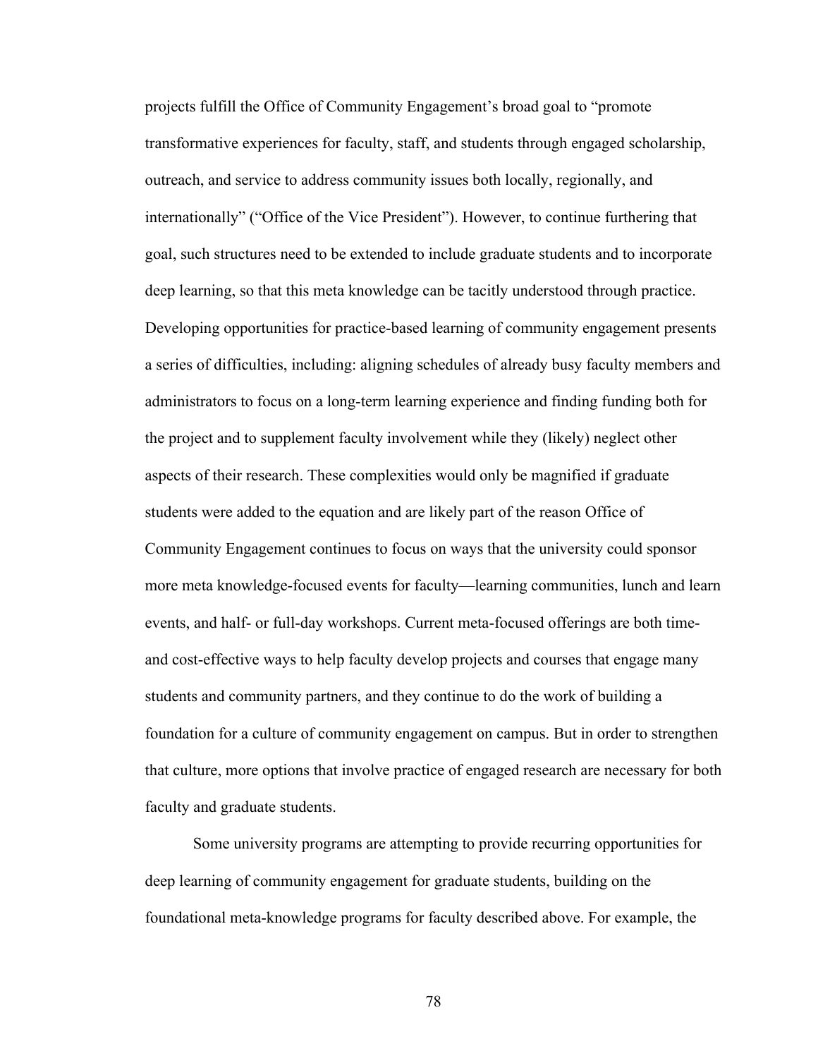projects fulfill the Office of Community Engagement's broad goal to "promote transformative experiences for faculty, staff, and students through engaged scholarship, outreach, and service to address community issues both locally, regionally, and internationally" ("Office of the Vice President"). However, to continue furthering that goal, such structures need to be extended to include graduate students and to incorporate deep learning, so that this meta knowledge can be tacitly understood through practice. Developing opportunities for practice-based learning of community engagement presents a series of difficulties, including: aligning schedules of already busy faculty members and administrators to focus on a long-term learning experience and finding funding both for the project and to supplement faculty involvement while they (likely) neglect other aspects of their research. These complexities would only be magnified if graduate students were added to the equation and are likely part of the reason Office of Community Engagement continues to focus on ways that the university could sponsor more meta knowledge-focused events for faculty—learning communities, lunch and learn events, and half- or full-day workshops. Current meta-focused offerings are both time- and cost-effective ways to help faculty develop projects and courses that engage many students and community partners, and they continue to do the work of building a foundation for a culture of community engagement on campus. But in order to strengthen that culture, more options that involve practice of engaged research are necessary for both faculty and graduate students.

Some university programs are attempting to provide recurring opportunities for deep learning of community engagement for graduate students, building on the foundational meta-knowledge programs for faculty described above. For example, the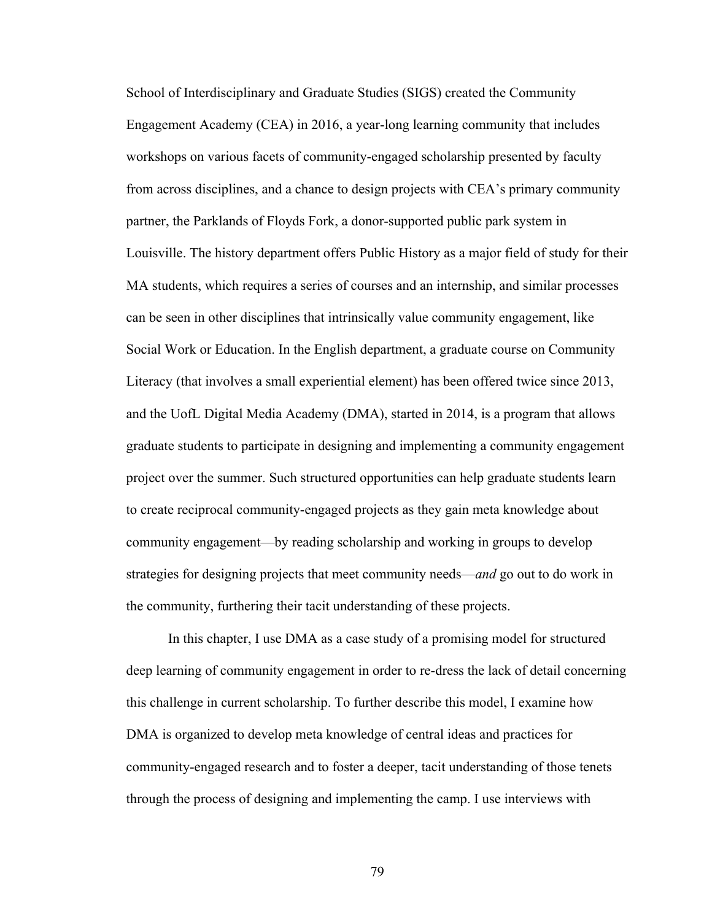School of Interdisciplinary and Graduate Studies (SIGS) created the Community Engagement Academy (CEA) in 2016, a year-long learning community that includes workshops on various facets of community-engaged scholarship presented by faculty from across disciplines, and a chance to design projects with CEA's primary community partner, the Parklands of Floyds Fork, a donor-supported public park system in Louisville. The history department offers Public History as a major field of study for their MA students, which requires a series of courses and an internship, and similar processes can be seen in other disciplines that intrinsically value community engagement, like Social Work or Education. In the English department, a graduate course on Community Literacy (that involves a small experiential element) has been offered twice since 2013, and the UofL Digital Media Academy (DMA), started in 2014, is a program that allows graduate students to participate in designing and implementing a community engagement project over the summer. Such structured opportunities can help graduate students learn to create reciprocal community-engaged projects as they gain meta knowledge about community engagement—by reading scholarship and working in groups to develop strategies for designing projects that meet community needs—*and* go out to do work in the community, furthering their tacit understanding of these projects.

In this chapter, I use DMA as a case study of a promising model for structured deep learning of community engagement in order to re-dress the lack of detail concerning this challenge in current scholarship. To further describe this model, I examine how DMA is organized to develop meta knowledge of central ideas and practices for community-engaged research and to foster a deeper, tacit understanding of those tenets through the process of designing and implementing the camp. I use interviews with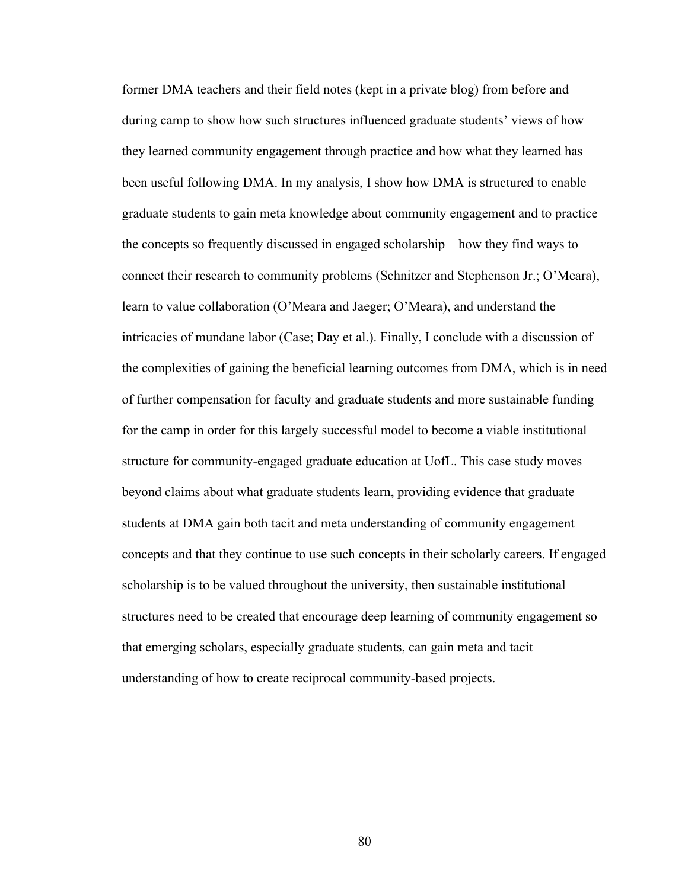former DMA teachers and their field notes (kept in a private blog) from before and during camp to show how such structures influenced graduate students' views of how they learned community engagement through practice and how what they learned has been useful following DMA. In my analysis, I show how DMA is structured to enable graduate students to gain meta knowledge about community engagement and to practice the concepts so frequently discussed in engaged scholarship—how they find ways to connect their research to community problems (Schnitzer and Stephenson Jr.; O'Meara), learn to value collaboration (O'Meara and Jaeger; O'Meara), and understand the intricacies of mundane labor (Case; Day et al.). Finally, I conclude with a discussion of the complexities of gaining the beneficial learning outcomes from DMA, which is in need of further compensation for faculty and graduate students and more sustainable funding for the camp in order for this largely successful model to become a viable institutional structure for community-engaged graduate education at UofL. This case study moves beyond claims about what graduate students learn, providing evidence that graduate students at DMA gain both tacit and meta understanding of community engagement concepts and that they continue to use such concepts in their scholarly careers. If engaged scholarship is to be valued throughout the university, then sustainable institutional structures need to be created that encourage deep learning of community engagement so that emerging scholars, especially graduate students, can gain meta and tacit understanding of how to create reciprocal community-based projects.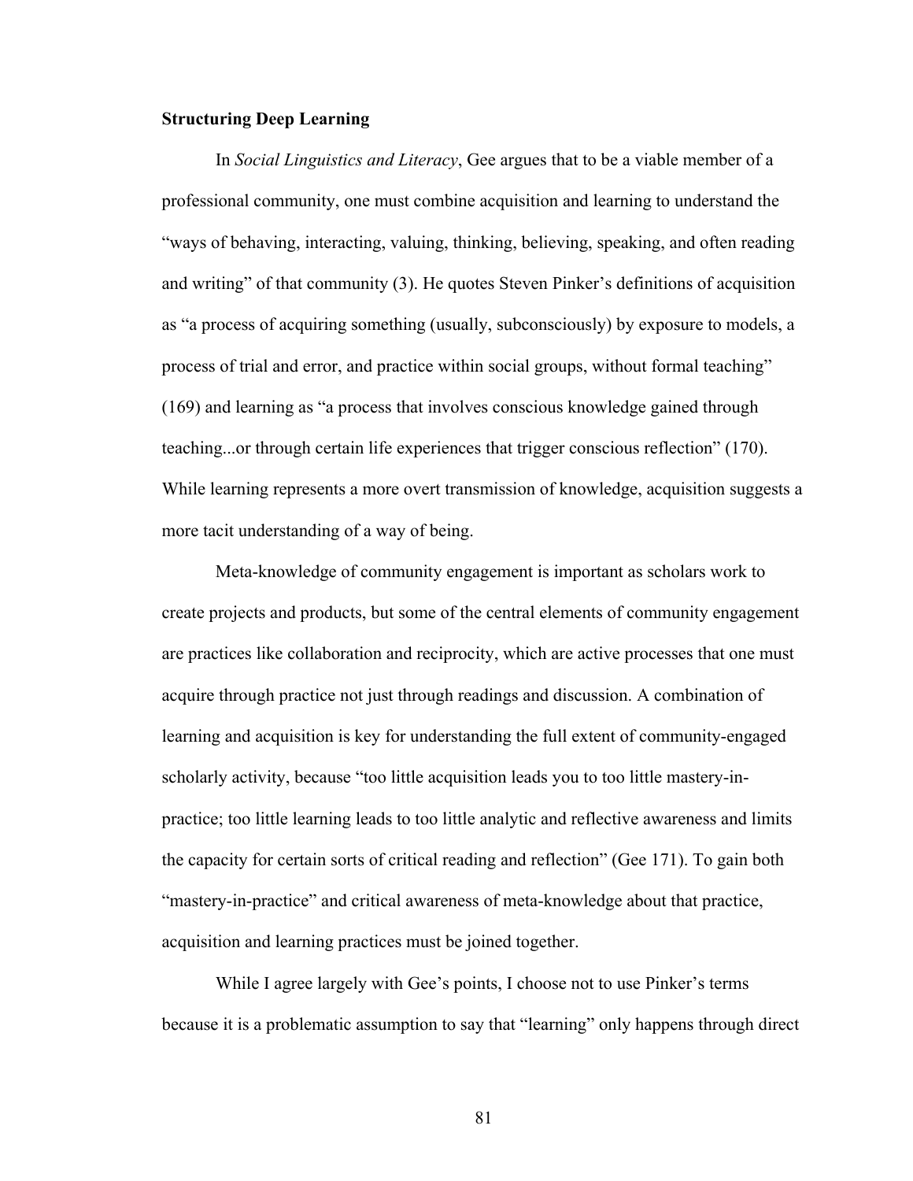**Structuring Deep Learning**

In *Social Linguistics and Literacy*, Gee argues that to be a viable member of a professional community, one must combine acquisition and learning to understand the "ways of behaving, interacting, valuing, thinking, believing, speaking, and often reading and writing" of that community (3). He quotes Steven Pinker's definitions of acquisition as "a process of acquiring something (usually, subconsciously) by exposure to models, a process of trial and error, and practice within social groups, without formal teaching" (169) and learning as "a process that involves conscious knowledge gained through teaching...or through certain life experiences that trigger conscious reflection" (170). While learning represents a more overt transmission of knowledge, acquisition suggests a more tacit understanding of a way of being.

Meta-knowledge of community engagement is important as scholars work to create projects and products, but some of the central elements of community engagement are practices like collaboration and reciprocity, which are active processes that one must acquire through practice not just through readings and discussion. A combination of learning and acquisition is key for understanding the full extent of community-engaged scholarly activity, because "too little acquisition leads you to too little mastery-in-practice; too little learning leads to too little analytic and reflective awareness and limits the capacity for certain sorts of critical reading and reflection" (Gee 171). To gain both "mastery-in-practice" and critical awareness of meta-knowledge about that practice, acquisition and learning practices must be joined together.

While I agree largely with Gee's points, I choose not to use Pinker's terms because it is a problematic assumption to say that "learning" only happens through direct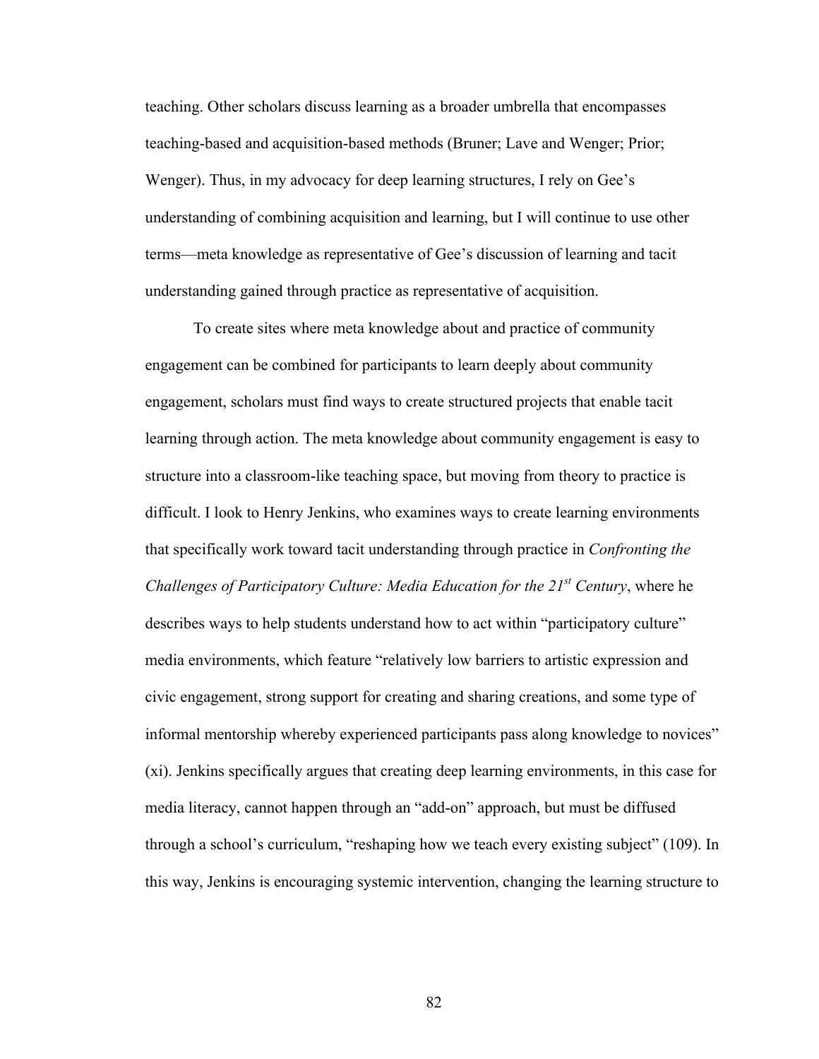teaching. Other scholars discuss learning as a broader umbrella that encompasses teaching-based and acquisition-based methods (Bruner; Lave and Wenger; Prior; Wenger). Thus, in my advocacy for deep learning structures, I rely on Gee's understanding of combining acquisition and learning, but I will continue to use other terms—meta knowledge as representative of Gee's discussion of learning and tacit understanding gained through practice as representative of acquisition.

To create sites where meta knowledge about and practice of community engagement can be combined for participants to learn deeply about community engagement, scholars must find ways to create structured projects that enable tacit learning through action. The meta knowledge about community engagement is easy to structure into a classroom-like teaching space, but moving from theory to practice is difficult. I look to Henry Jenkins, who examines ways to create learning environments that specifically work toward tacit understanding through practice in *Confronting the Challenges of Participatory Culture: Media Education for the 21st Century*, where he describes ways to help students understand how to act within "participatory culture" media environments, which feature "relatively low barriers to artistic expression and civic engagement, strong support for creating and sharing creations, and some type of informal mentorship whereby experienced participants pass along knowledge to novices" (xi). Jenkins specifically argues that creating deep learning environments, in this case for media literacy, cannot happen through an "add-on" approach, but must be diffused through a school's curriculum, "reshaping how we teach every existing subject" (109). In this way, Jenkins is encouraging systemic intervention, changing the learning structure to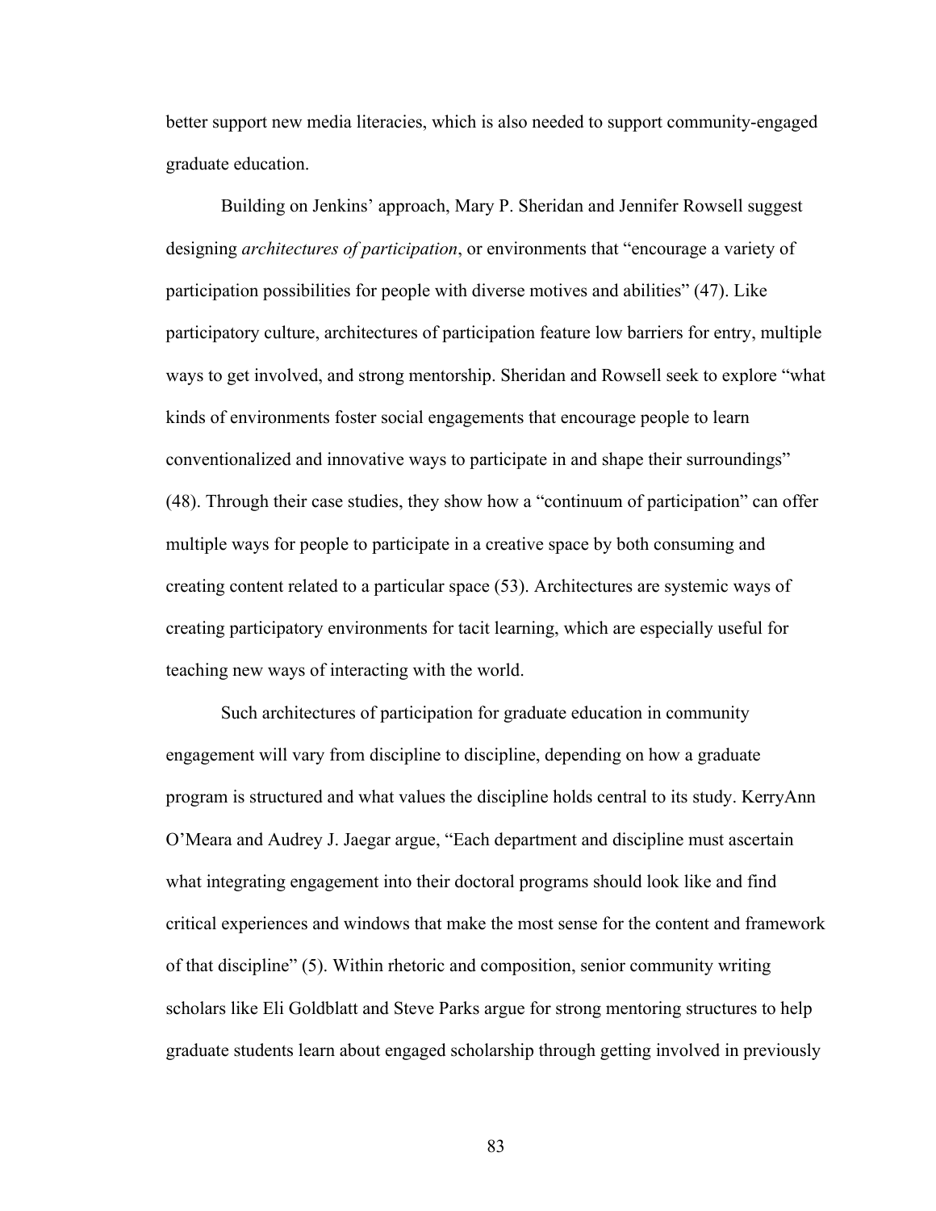better support new media literacies, which is also needed to support community-engaged graduate education.

Building on Jenkins' approach, Mary P. Sheridan and Jennifer Rowsell suggest designing *architectures of participation*, or environments that "encourage a variety of participation possibilities for people with diverse motives and abilities" (47). Like participatory culture, architectures of participation feature low barriers for entry, multiple ways to get involved, and strong mentorship. Sheridan and Rowsell seek to explore "what kinds of environments foster social engagements that encourage people to learn conventionalized and innovative ways to participate in and shape their surroundings" (48). Through their case studies, they show how a "continuum of participation" can offer multiple ways for people to participate in a creative space by both consuming and creating content related to a particular space (53). Architectures are systemic ways of creating participatory environments for tacit learning, which are especially useful for teaching new ways of interacting with the world.

Such architectures of participation for graduate education in community engagement will vary from discipline to discipline, depending on how a graduate program is structured and what values the discipline holds central to its study. KerryAnn O'Meara and Audrey J. Jaegar argue, "Each department and discipline must ascertain what integrating engagement into their doctoral programs should look like and find critical experiences and windows that make the most sense for the content and framework of that discipline" (5). Within rhetoric and composition, senior community writing scholars like Eli Goldblatt and Steve Parks argue for strong mentoring structures to help graduate students learn about engaged scholarship through getting involved in previously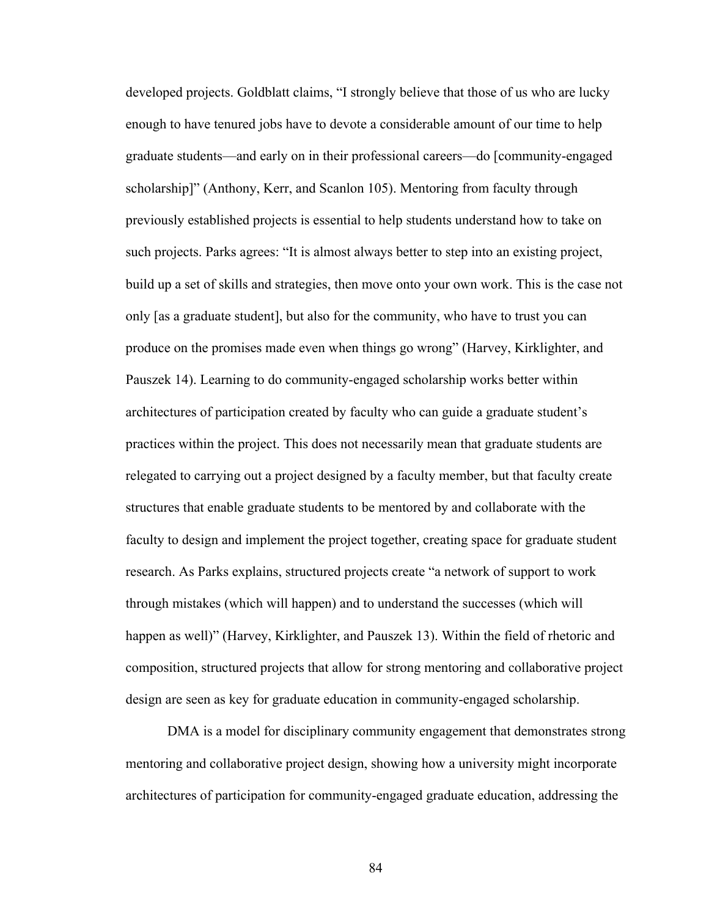developed projects. Goldblatt claims, "I strongly believe that those of us who are lucky enough to have tenured jobs have to devote a considerable amount of our time to help graduate students—and early on in their professional careers—do [community-engaged scholarship]" (Anthony, Kerr, and Scanlon 105). Mentoring from faculty through previously established projects is essential to help students understand how to take on such projects. Parks agrees: "It is almost always better to step into an existing project, build up a set of skills and strategies, then move onto your own work. This is the case not only [as a graduate student], but also for the community, who have to trust you can produce on the promises made even when things go wrong" (Harvey, Kirklighter, and Pauszek 14). Learning to do community-engaged scholarship works better within architectures of participation created by faculty who can guide a graduate student's practices within the project. This does not necessarily mean that graduate students are relegated to carrying out a project designed by a faculty member, but that faculty create structures that enable graduate students to be mentored by and collaborate with the faculty to design and implement the project together, creating space for graduate student research. As Parks explains, structured projects create "a network of support to work through mistakes (which will happen) and to understand the successes (which will happen as well)" (Harvey, Kirklighter, and Pauszek 13). Within the field of rhetoric and composition, structured projects that allow for strong mentoring and collaborative project design are seen as key for graduate education in community-engaged scholarship.

DMA is a model for disciplinary community engagement that demonstrates strong mentoring and collaborative project design, showing how a university might incorporate architectures of participation for community-engaged graduate education, addressing the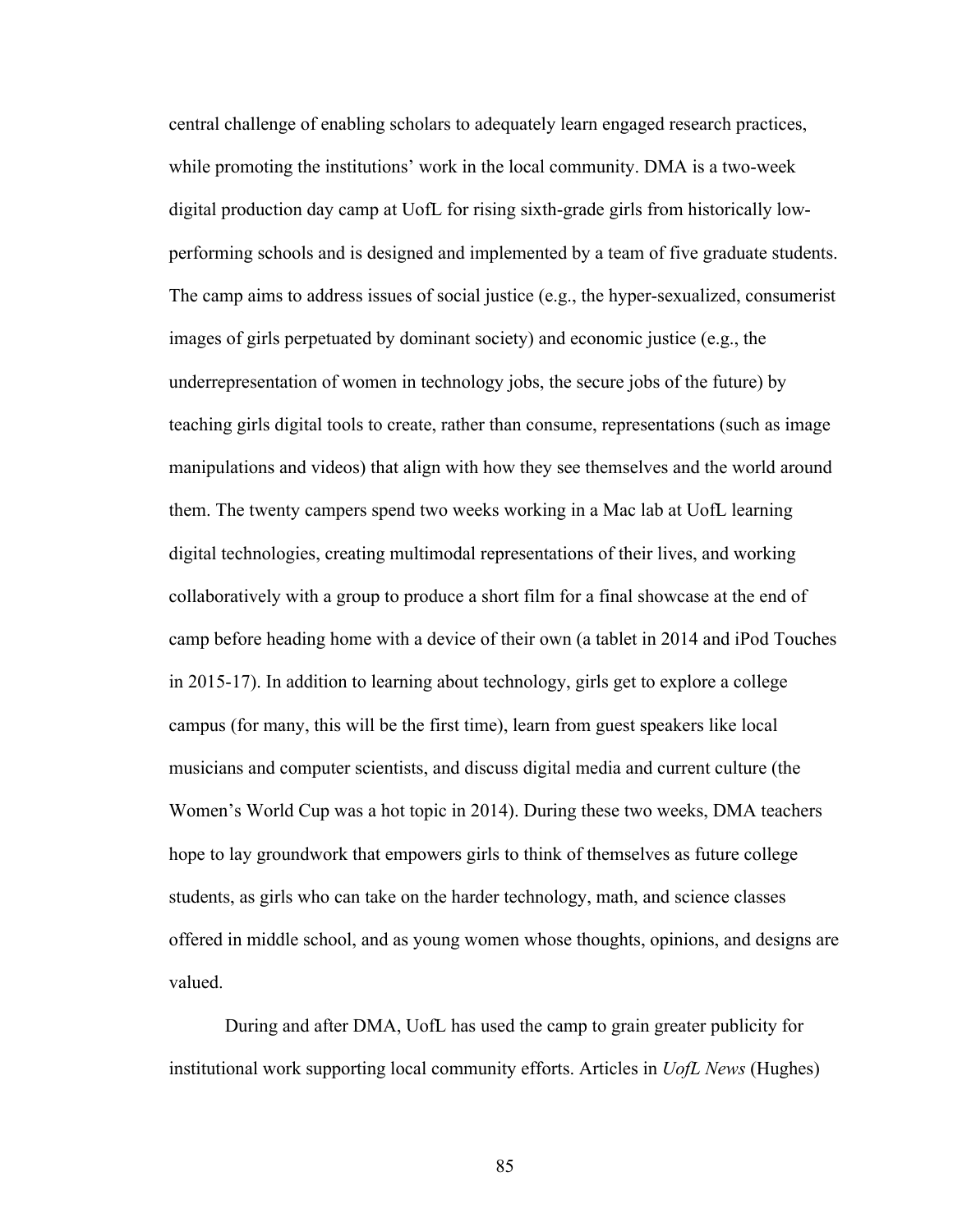central challenge of enabling scholars to adequately learn engaged research practices, while promoting the institutions' work in the local community. DMA is a two-week digital production day camp at UofL for rising sixth-grade girls from historically low-performing schools and is designed and implemented by a team of five graduate students. The camp aims to address issues of social justice (e.g., the hyper-sexualized, consumerist images of girls perpetuated by dominant society) and economic justice (e.g., the underrepresentation of women in technology jobs, the secure jobs of the future) by teaching girls digital tools to create, rather than consume, representations (such as image manipulations and videos) that align with how they see themselves and the world around them. The twenty campers spend two weeks working in a Mac lab at UofL learning digital technologies, creating multimodal representations of their lives, and working collaboratively with a group to produce a short film for a final showcase at the end of camp before heading home with a device of their own (a tablet in 2014 and iPod Touches in 2015-17). In addition to learning about technology, girls get to explore a college campus (for many, this will be the first time), learn from guest speakers like local musicians and computer scientists, and discuss digital media and current culture (the Women's World Cup was a hot topic in 2014). During these two weeks, DMA teachers hope to lay groundwork that empowers girls to think of themselves as future college students, as girls who can take on the harder technology, math, and science classes offered in middle school, and as young women whose thoughts, opinions, and designs are valued.

During and after DMA, UofL has used the camp to grain greater publicity for institutional work supporting local community efforts. Articles in *UofL News* (Hughes)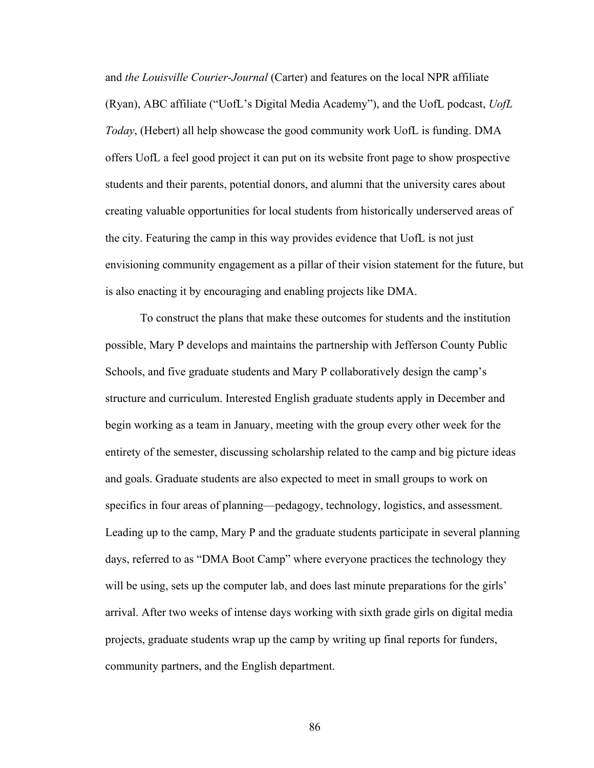and *the Louisville Courier-Journal* (Carter) and features on the local NPR affiliate (Ryan), ABC affiliate ("UofL's Digital Media Academy"), and the UofL podcast, *UofL Today*, (Hebert) all help showcase the good community work UofL is funding. DMA offers UofL a feel good project it can put on its website front page to show prospective students and their parents, potential donors, and alumni that the university cares about creating valuable opportunities for local students from historically underserved areas of the city. Featuring the camp in this way provides evidence that UofL is not just envisioning community engagement as a pillar of their vision statement for the future, but is also enacting it by encouraging and enabling projects like DMA.

To construct the plans that make these outcomes for students and the institution possible, Mary P develops and maintains the partnership with Jefferson County Public Schools, and five graduate students and Mary P collaboratively design the camp's structure and curriculum. Interested English graduate students apply in December and begin working as a team in January, meeting with the group every other week for the entirety of the semester, discussing scholarship related to the camp and big picture ideas and goals. Graduate students are also expected to meet in small groups to work on specifics in four areas of planning—pedagogy, technology, logistics, and assessment. Leading up to the camp, Mary P and the graduate students participate in several planning days, referred to as "DMA Boot Camp" where everyone practices the technology they will be using, sets up the computer lab, and does last minute preparations for the girls' arrival. After two weeks of intense days working with sixth grade girls on digital media projects, graduate students wrap up the camp by writing up final reports for funders, community partners, and the English department.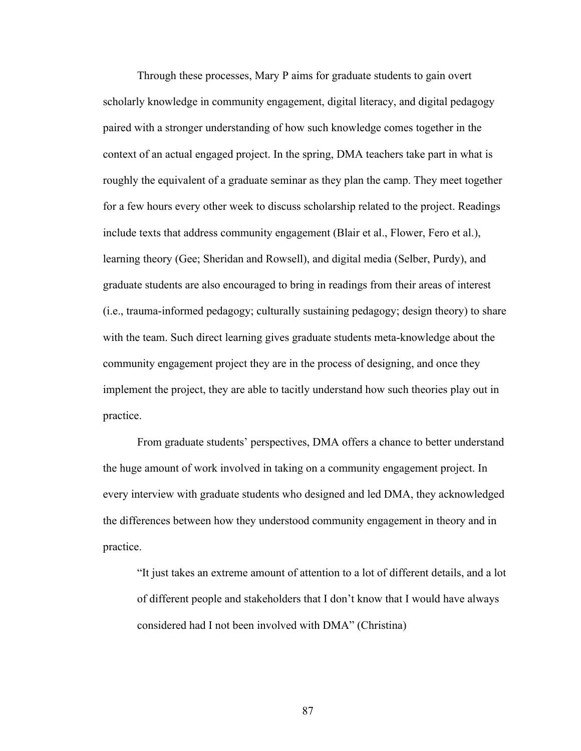Through these processes, Mary P aims for graduate students to gain overt scholarly knowledge in community engagement, digital literacy, and digital pedagogy paired with a stronger understanding of how such knowledge comes together in the context of an actual engaged project. In the spring, DMA teachers take part in what is roughly the equivalent of a graduate seminar as they plan the camp. They meet together for a few hours every other week to discuss scholarship related to the project. Readings include texts that address community engagement (Blair et al., Flower, Fero et al.), learning theory (Gee; Sheridan and Rowsell), and digital media (Selber, Purdy), and graduate students are also encouraged to bring in readings from their areas of interest (i.e., trauma-informed pedagogy; culturally sustaining pedagogy; design theory) to share with the team. Such direct learning gives graduate students meta-knowledge about the community engagement project they are in the process of designing, and once they implement the project, they are able to tacitly understand how such theories play out in practice.

From graduate students' perspectives, DMA offers a chance to better understand the huge amount of work involved in taking on a community engagement project. In every interview with graduate students who designed and led DMA, they acknowledged the differences between how they understood community engagement in theory and in practice.

> "It just takes an extreme amount of attention to a lot of different details, and a lot of different people and stakeholders that I don't know that I would have always considered had I not been involved with DMA" (Christina)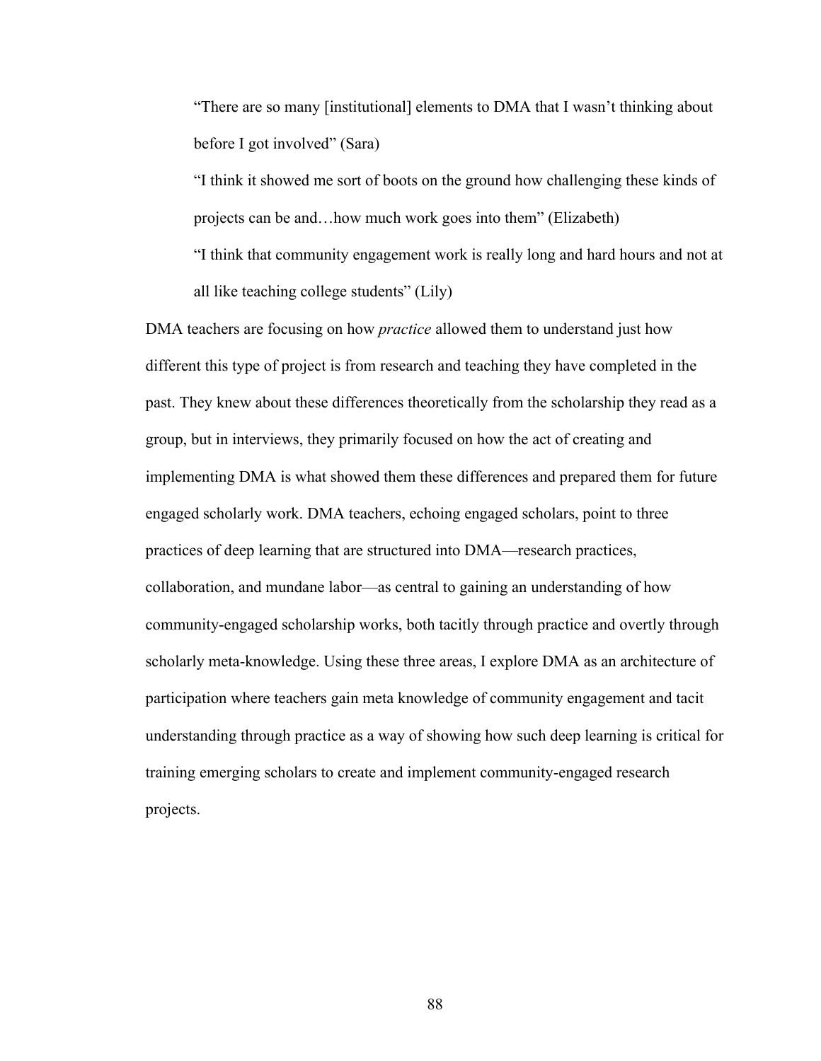> "There are so many [institutional] elements to DMA that I wasn't thinking about before I got involved" (Sara)
>
> "I think it showed me sort of boots on the ground how challenging these kinds of projects can be and…how much work goes into them" (Elizabeth)
>
> "I think that community engagement work is really long and hard hours and not at all like teaching college students" (Lily)

DMA teachers are focusing on how *practice* allowed them to understand just how different this type of project is from research and teaching they have completed in the past. They knew about these differences theoretically from the scholarship they read as a group, but in interviews, they primarily focused on how the act of creating and implementing DMA is what showed them these differences and prepared them for future engaged scholarly work. DMA teachers, echoing engaged scholars, point to three practices of deep learning that are structured into DMA—research practices, collaboration, and mundane labor—as central to gaining an understanding of how community-engaged scholarship works, both tacitly through practice and overtly through scholarly meta-knowledge. Using these three areas, I explore DMA as an architecture of participation where teachers gain meta knowledge of community engagement and tacit understanding through practice as a way of showing how such deep learning is critical for training emerging scholars to create and implement community-engaged research projects.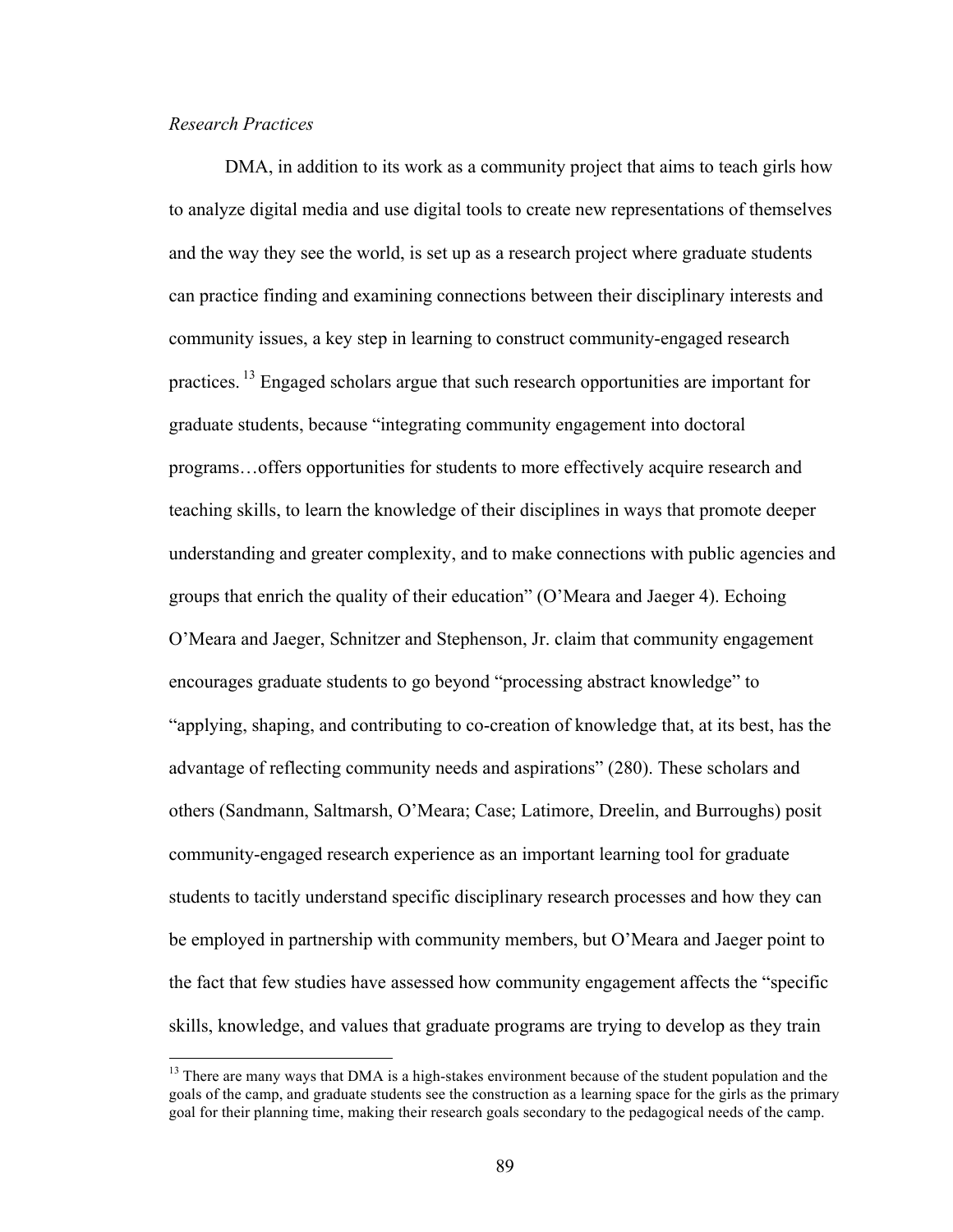*Research Practices*

DMA, in addition to its work as a community project that aims to teach girls how to analyze digital media and use digital tools to create new representations of themselves and the way they see the world, is set up as a research project where graduate students can practice finding and examining connections between their disciplinary interests and community issues, a key step in learning to construct community-engaged research practices.[13] Engaged scholars argue that such research opportunities are important for graduate students, because "integrating community engagement into doctoral programs…offers opportunities for students to more effectively acquire research and teaching skills, to learn the knowledge of their disciplines in ways that promote deeper understanding and greater complexity, and to make connections with public agencies and groups that enrich the quality of their education" (O'Meara and Jaeger 4). Echoing O'Meara and Jaeger, Schnitzer and Stephenson, Jr. claim that community engagement encourages graduate students to go beyond "processing abstract knowledge" to "applying, shaping, and contributing to co-creation of knowledge that, at its best, has the advantage of reflecting community needs and aspirations" (280). These scholars and others (Sandmann, Saltmarsh, O'Meara; Case; Latimore, Dreelin, and Burroughs) posit community-engaged research experience as an important learning tool for graduate students to tacitly understand specific disciplinary research processes and how they can be employed in partnership with community members, but O'Meara and Jaeger point to the fact that few studies have assessed how community engagement affects the "specific skills, knowledge, and values that graduate programs are trying to develop as they train

[13] There are many ways that DMA is a high-stakes environment because of the student population and the goals of the camp, and graduate students see the construction as a learning space for the girls as the primary goal for their planning time, making their research goals secondary to the pedagogical needs of the camp.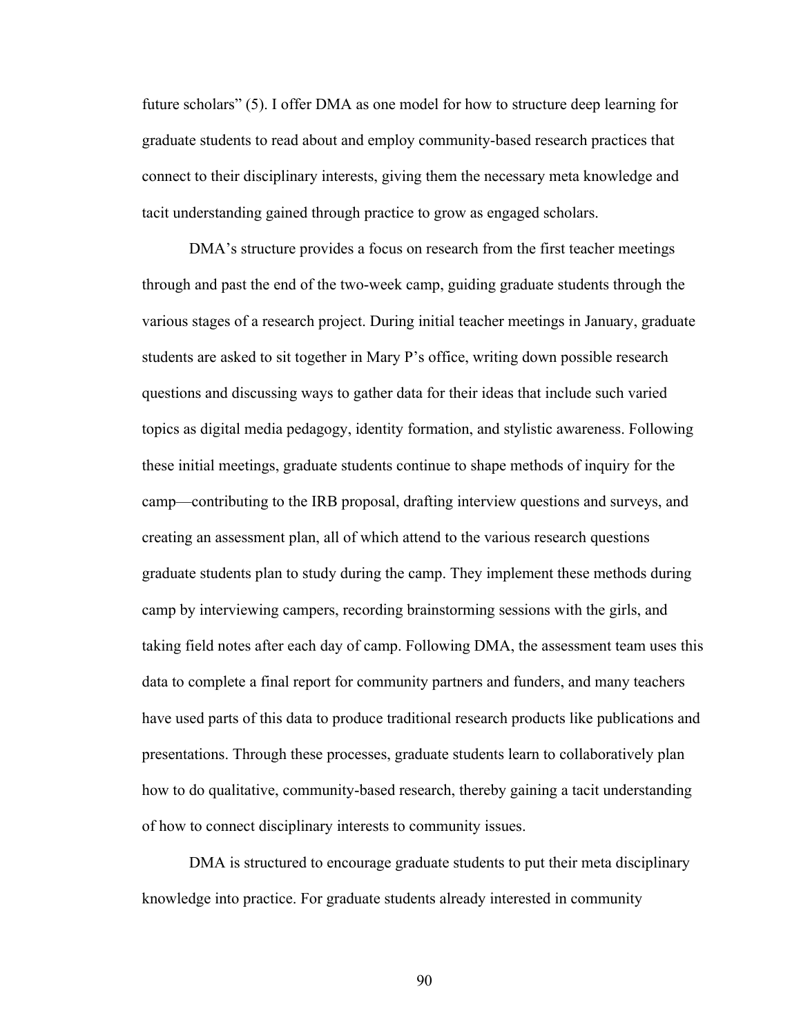future scholars" (5). I offer DMA as one model for how to structure deep learning for graduate students to read about and employ community-based research practices that connect to their disciplinary interests, giving them the necessary meta knowledge and tacit understanding gained through practice to grow as engaged scholars.

DMA's structure provides a focus on research from the first teacher meetings through and past the end of the two-week camp, guiding graduate students through the various stages of a research project. During initial teacher meetings in January, graduate students are asked to sit together in Mary P's office, writing down possible research questions and discussing ways to gather data for their ideas that include such varied topics as digital media pedagogy, identity formation, and stylistic awareness. Following these initial meetings, graduate students continue to shape methods of inquiry for the camp—contributing to the IRB proposal, drafting interview questions and surveys, and creating an assessment plan, all of which attend to the various research questions graduate students plan to study during the camp. They implement these methods during camp by interviewing campers, recording brainstorming sessions with the girls, and taking field notes after each day of camp. Following DMA, the assessment team uses this data to complete a final report for community partners and funders, and many teachers have used parts of this data to produce traditional research products like publications and presentations. Through these processes, graduate students learn to collaboratively plan how to do qualitative, community-based research, thereby gaining a tacit understanding of how to connect disciplinary interests to community issues.

DMA is structured to encourage graduate students to put their meta disciplinary knowledge into practice. For graduate students already interested in community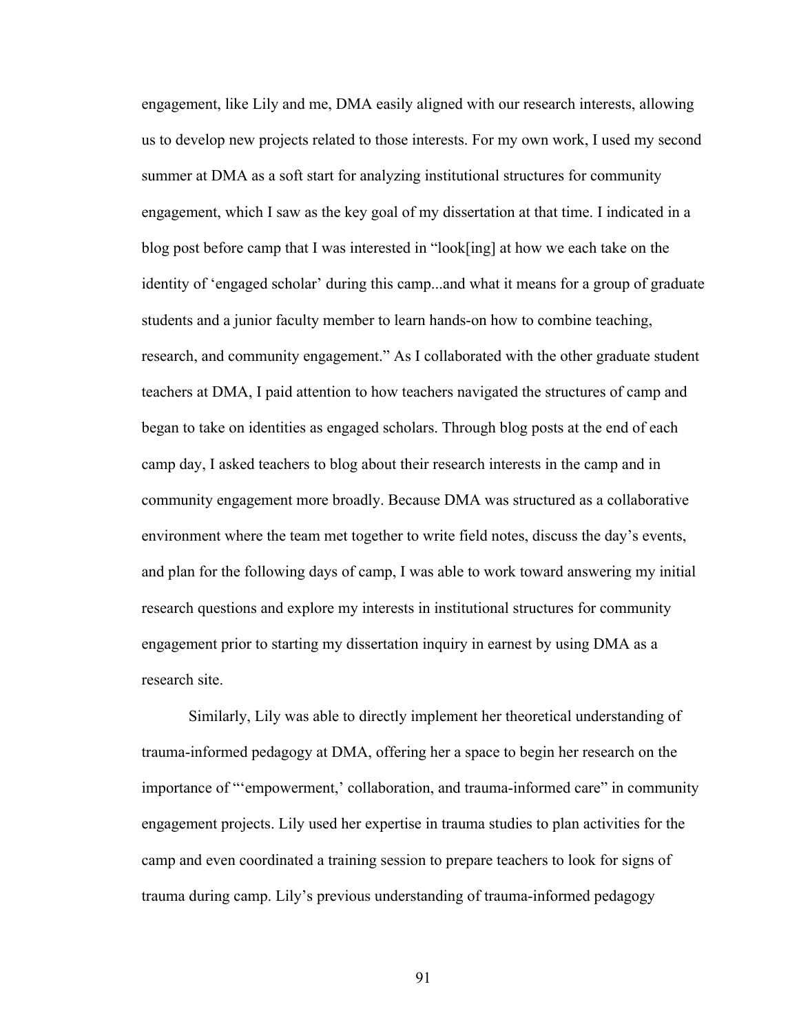engagement, like Lily and me, DMA easily aligned with our research interests, allowing us to develop new projects related to those interests. For my own work, I used my second summer at DMA as a soft start for analyzing institutional structures for community engagement, which I saw as the key goal of my dissertation at that time. I indicated in a blog post before camp that I was interested in "look[ing] at how we each take on the identity of 'engaged scholar' during this camp...and what it means for a group of graduate students and a junior faculty member to learn hands-on how to combine teaching, research, and community engagement." As I collaborated with the other graduate student teachers at DMA, I paid attention to how teachers navigated the structures of camp and began to take on identities as engaged scholars. Through blog posts at the end of each camp day, I asked teachers to blog about their research interests in the camp and in community engagement more broadly. Because DMA was structured as a collaborative environment where the team met together to write field notes, discuss the day's events, and plan for the following days of camp, I was able to work toward answering my initial research questions and explore my interests in institutional structures for community engagement prior to starting my dissertation inquiry in earnest by using DMA as a research site.

Similarly, Lily was able to directly implement her theoretical understanding of trauma-informed pedagogy at DMA, offering her a space to begin her research on the importance of "'empowerment,' collaboration, and trauma-informed care" in community engagement projects. Lily used her expertise in trauma studies to plan activities for the camp and even coordinated a training session to prepare teachers to look for signs of trauma during camp. Lily's previous understanding of trauma-informed pedagogy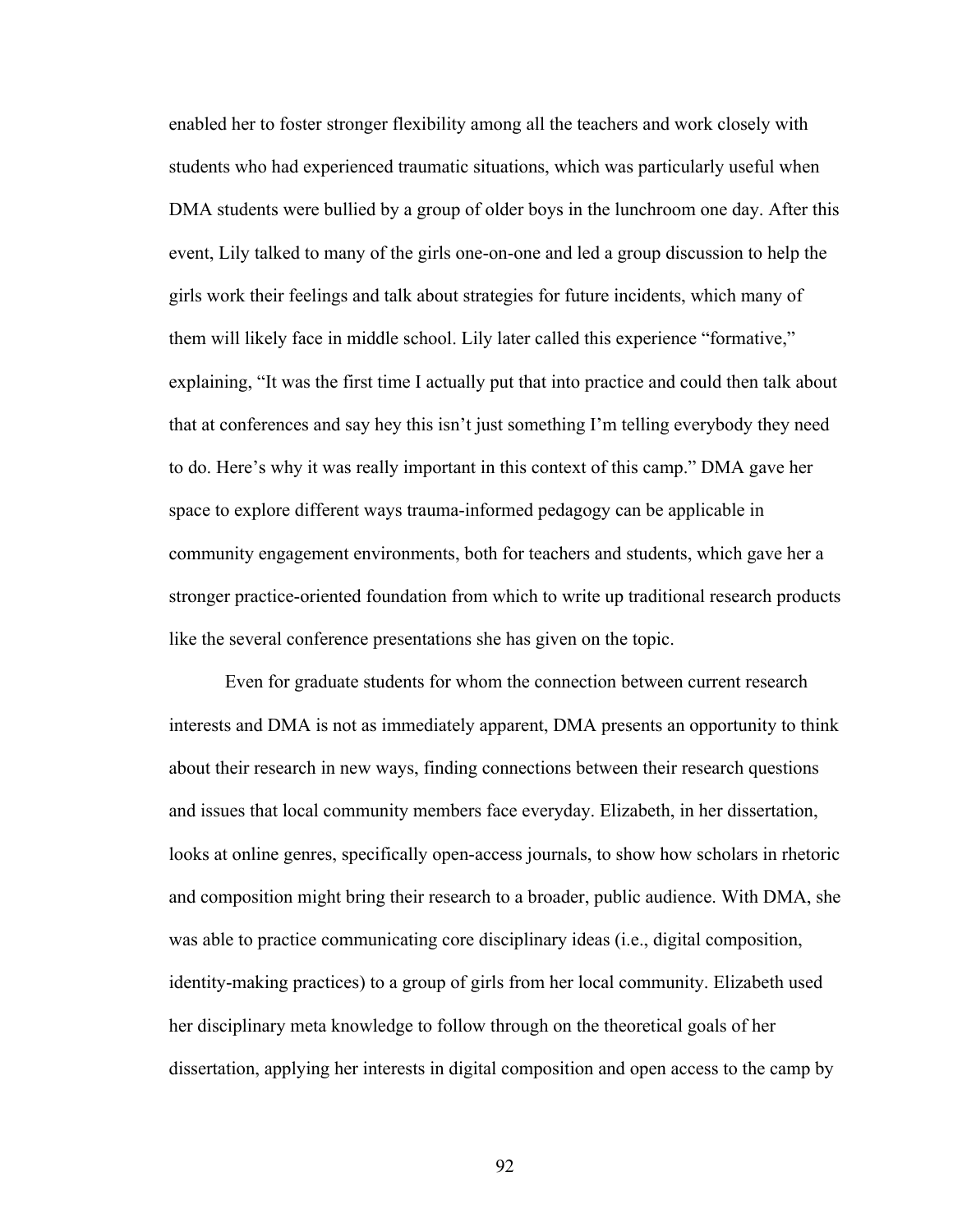enabled her to foster stronger flexibility among all the teachers and work closely with students who had experienced traumatic situations, which was particularly useful when DMA students were bullied by a group of older boys in the lunchroom one day. After this event, Lily talked to many of the girls one-on-one and led a group discussion to help the girls work their feelings and talk about strategies for future incidents, which many of them will likely face in middle school. Lily later called this experience "formative," explaining, "It was the first time I actually put that into practice and could then talk about that at conferences and say hey this isn't just something I'm telling everybody they need to do. Here's why it was really important in this context of this camp." DMA gave her space to explore different ways trauma-informed pedagogy can be applicable in community engagement environments, both for teachers and students, which gave her a stronger practice-oriented foundation from which to write up traditional research products like the several conference presentations she has given on the topic.

Even for graduate students for whom the connection between current research interests and DMA is not as immediately apparent, DMA presents an opportunity to think about their research in new ways, finding connections between their research questions and issues that local community members face everyday. Elizabeth, in her dissertation, looks at online genres, specifically open-access journals, to show how scholars in rhetoric and composition might bring their research to a broader, public audience. With DMA, she was able to practice communicating core disciplinary ideas (i.e., digital composition, identity-making practices) to a group of girls from her local community. Elizabeth used her disciplinary meta knowledge to follow through on the theoretical goals of her dissertation, applying her interests in digital composition and open access to the camp by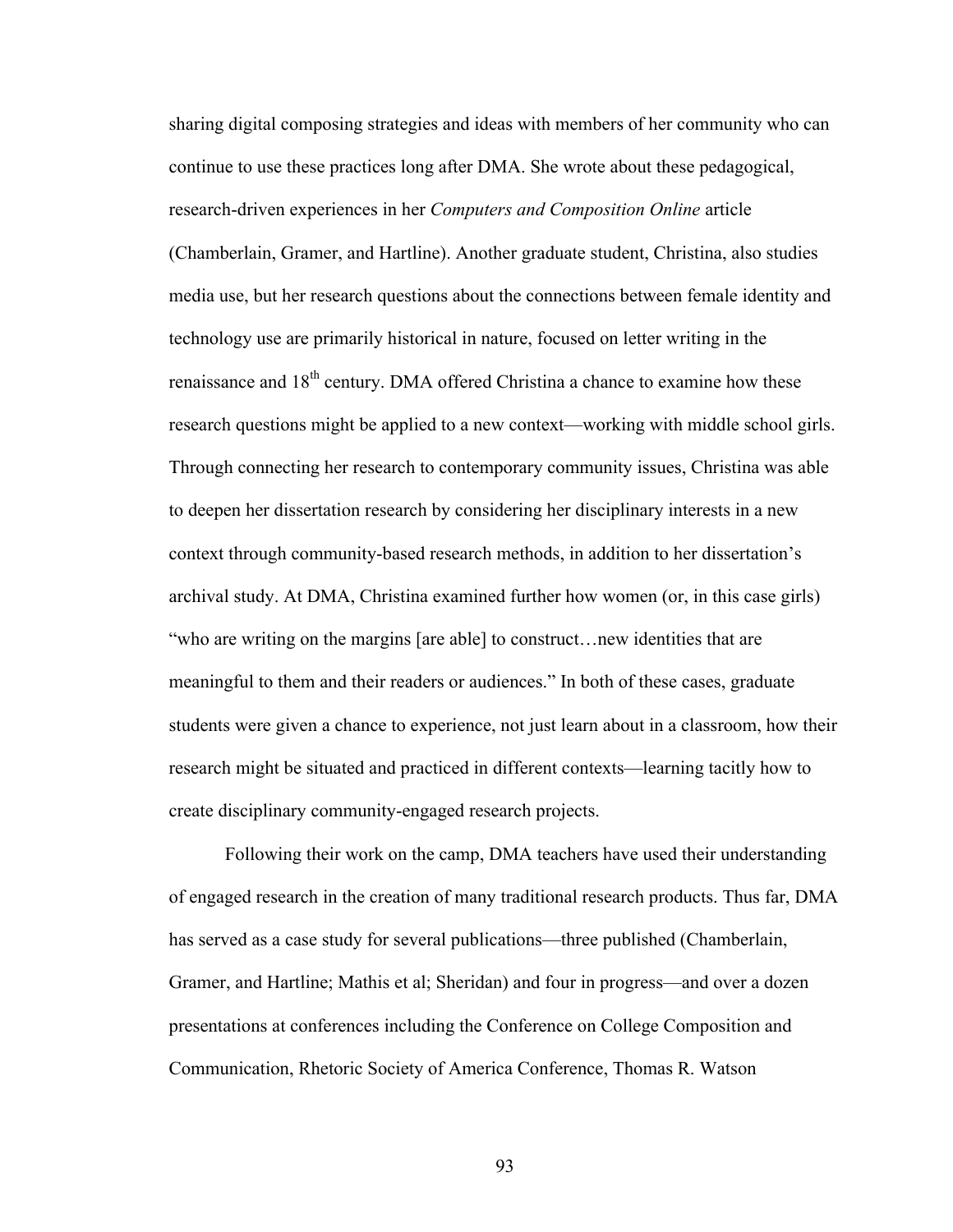sharing digital composing strategies and ideas with members of her community who can continue to use these practices long after DMA. She wrote about these pedagogical, research-driven experiences in her *Computers and Composition Online* article (Chamberlain, Gramer, and Hartline). Another graduate student, Christina, also studies media use, but her research questions about the connections between female identity and technology use are primarily historical in nature, focused on letter writing in the renaissance and 18th century. DMA offered Christina a chance to examine how these research questions might be applied to a new context—working with middle school girls. Through connecting her research to contemporary community issues, Christina was able to deepen her dissertation research by considering her disciplinary interests in a new context through community-based research methods, in addition to her dissertation's archival study. At DMA, Christina examined further how women (or, in this case girls) "who are writing on the margins [are able] to construct…new identities that are meaningful to them and their readers or audiences." In both of these cases, graduate students were given a chance to experience, not just learn about in a classroom, how their research might be situated and practiced in different contexts—learning tacitly how to create disciplinary community-engaged research projects.

Following their work on the camp, DMA teachers have used their understanding of engaged research in the creation of many traditional research products. Thus far, DMA has served as a case study for several publications—three published (Chamberlain, Gramer, and Hartline; Mathis et al; Sheridan) and four in progress—and over a dozen presentations at conferences including the Conference on College Composition and Communication, Rhetoric Society of America Conference, Thomas R. Watson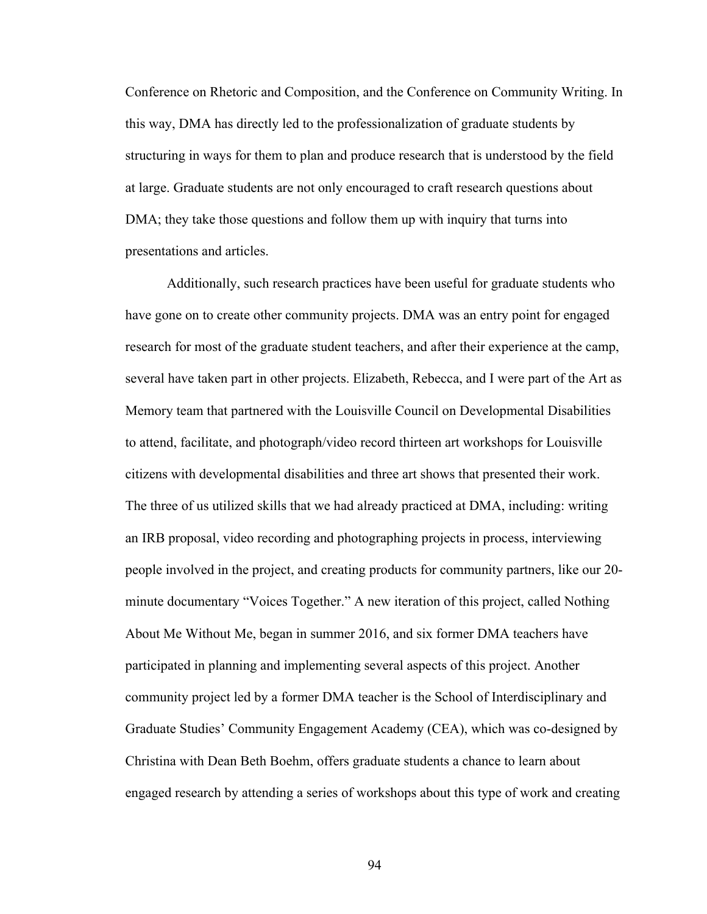Conference on Rhetoric and Composition, and the Conference on Community Writing. In this way, DMA has directly led to the professionalization of graduate students by structuring in ways for them to plan and produce research that is understood by the field at large. Graduate students are not only encouraged to craft research questions about DMA; they take those questions and follow them up with inquiry that turns into presentations and articles.

Additionally, such research practices have been useful for graduate students who have gone on to create other community projects. DMA was an entry point for engaged research for most of the graduate student teachers, and after their experience at the camp, several have taken part in other projects. Elizabeth, Rebecca, and I were part of the Art as Memory team that partnered with the Louisville Council on Developmental Disabilities to attend, facilitate, and photograph/video record thirteen art workshops for Louisville citizens with developmental disabilities and three art shows that presented their work. The three of us utilized skills that we had already practiced at DMA, including: writing an IRB proposal, video recording and photographing projects in process, interviewing people involved in the project, and creating products for community partners, like our 20-minute documentary "Voices Together." A new iteration of this project, called Nothing About Me Without Me, began in summer 2016, and six former DMA teachers have participated in planning and implementing several aspects of this project. Another community project led by a former DMA teacher is the School of Interdisciplinary and Graduate Studies' Community Engagement Academy (CEA), which was co-designed by Christina with Dean Beth Boehm, offers graduate students a chance to learn about engaged research by attending a series of workshops about this type of work and creating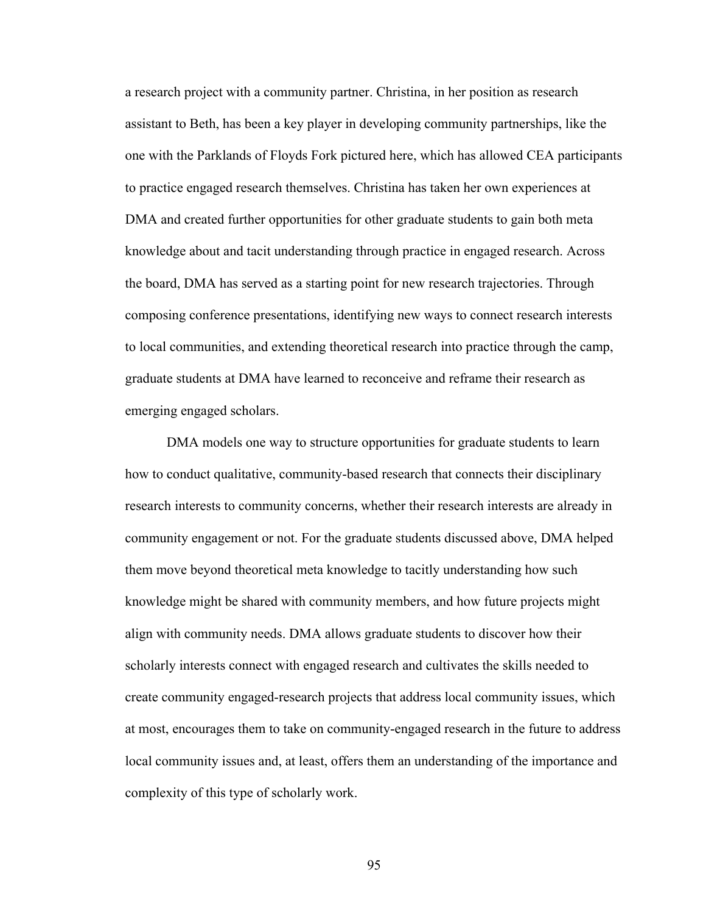a research project with a community partner. Christina, in her position as research assistant to Beth, has been a key player in developing community partnerships, like the one with the Parklands of Floyds Fork pictured here, which has allowed CEA participants to practice engaged research themselves. Christina has taken her own experiences at DMA and created further opportunities for other graduate students to gain both meta knowledge about and tacit understanding through practice in engaged research. Across the board, DMA has served as a starting point for new research trajectories. Through composing conference presentations, identifying new ways to connect research interests to local communities, and extending theoretical research into practice through the camp, graduate students at DMA have learned to reconceive and reframe their research as emerging engaged scholars.

DMA models one way to structure opportunities for graduate students to learn how to conduct qualitative, community-based research that connects their disciplinary research interests to community concerns, whether their research interests are already in community engagement or not. For the graduate students discussed above, DMA helped them move beyond theoretical meta knowledge to tacitly understanding how such knowledge might be shared with community members, and how future projects might align with community needs. DMA allows graduate students to discover how their scholarly interests connect with engaged research and cultivates the skills needed to create community engaged-research projects that address local community issues, which at most, encourages them to take on community-engaged research in the future to address local community issues and, at least, offers them an understanding of the importance and complexity of this type of scholarly work.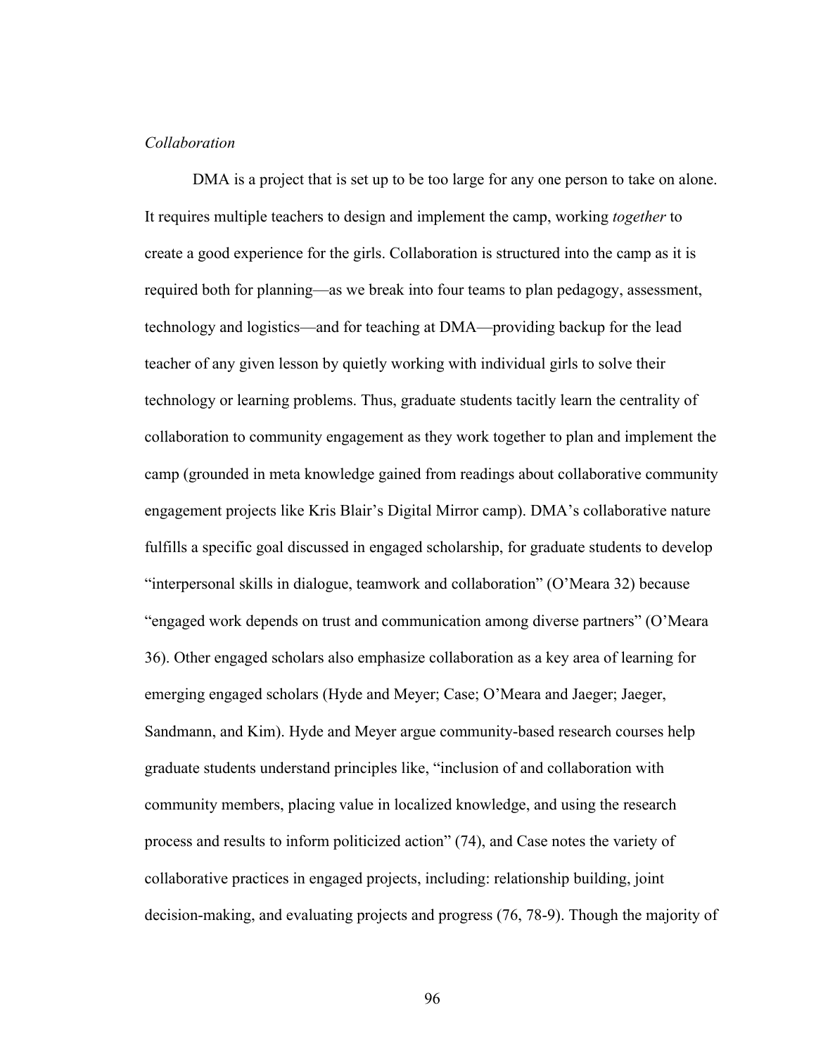*Collaboration*

DMA is a project that is set up to be too large for any one person to take on alone. It requires multiple teachers to design and implement the camp, working *together* to create a good experience for the girls. Collaboration is structured into the camp as it is required both for planning—as we break into four teams to plan pedagogy, assessment, technology and logistics—and for teaching at DMA—providing backup for the lead teacher of any given lesson by quietly working with individual girls to solve their technology or learning problems. Thus, graduate students tacitly learn the centrality of collaboration to community engagement as they work together to plan and implement the camp (grounded in meta knowledge gained from readings about collaborative community engagement projects like Kris Blair's Digital Mirror camp). DMA's collaborative nature fulfills a specific goal discussed in engaged scholarship, for graduate students to develop "interpersonal skills in dialogue, teamwork and collaboration" (O'Meara 32) because "engaged work depends on trust and communication among diverse partners" (O'Meara 36). Other engaged scholars also emphasize collaboration as a key area of learning for emerging engaged scholars (Hyde and Meyer; Case; O'Meara and Jaeger; Jaeger, Sandmann, and Kim). Hyde and Meyer argue community-based research courses help graduate students understand principles like, "inclusion of and collaboration with community members, placing value in localized knowledge, and using the research process and results to inform politicized action" (74), and Case notes the variety of collaborative practices in engaged projects, including: relationship building, joint decision-making, and evaluating projects and progress (76, 78-9). Though the majority of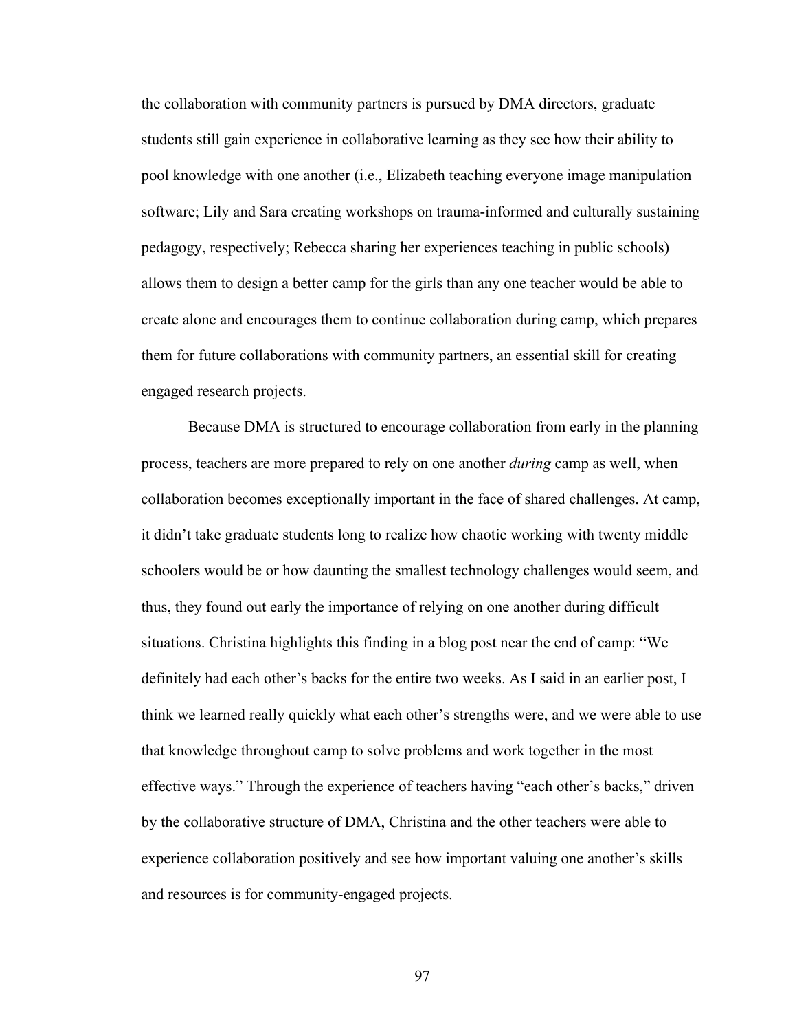the collaboration with community partners is pursued by DMA directors, graduate students still gain experience in collaborative learning as they see how their ability to pool knowledge with one another (i.e., Elizabeth teaching everyone image manipulation software; Lily and Sara creating workshops on trauma-informed and culturally sustaining pedagogy, respectively; Rebecca sharing her experiences teaching in public schools) allows them to design a better camp for the girls than any one teacher would be able to create alone and encourages them to continue collaboration during camp, which prepares them for future collaborations with community partners, an essential skill for creating engaged research projects.

Because DMA is structured to encourage collaboration from early in the planning process, teachers are more prepared to rely on one another *during* camp as well, when collaboration becomes exceptionally important in the face of shared challenges. At camp, it didn't take graduate students long to realize how chaotic working with twenty middle schoolers would be or how daunting the smallest technology challenges would seem, and thus, they found out early the importance of relying on one another during difficult situations. Christina highlights this finding in a blog post near the end of camp: "We definitely had each other's backs for the entire two weeks. As I said in an earlier post, I think we learned really quickly what each other's strengths were, and we were able to use that knowledge throughout camp to solve problems and work together in the most effective ways." Through the experience of teachers having "each other's backs," driven by the collaborative structure of DMA, Christina and the other teachers were able to experience collaboration positively and see how important valuing one another's skills and resources is for community-engaged projects.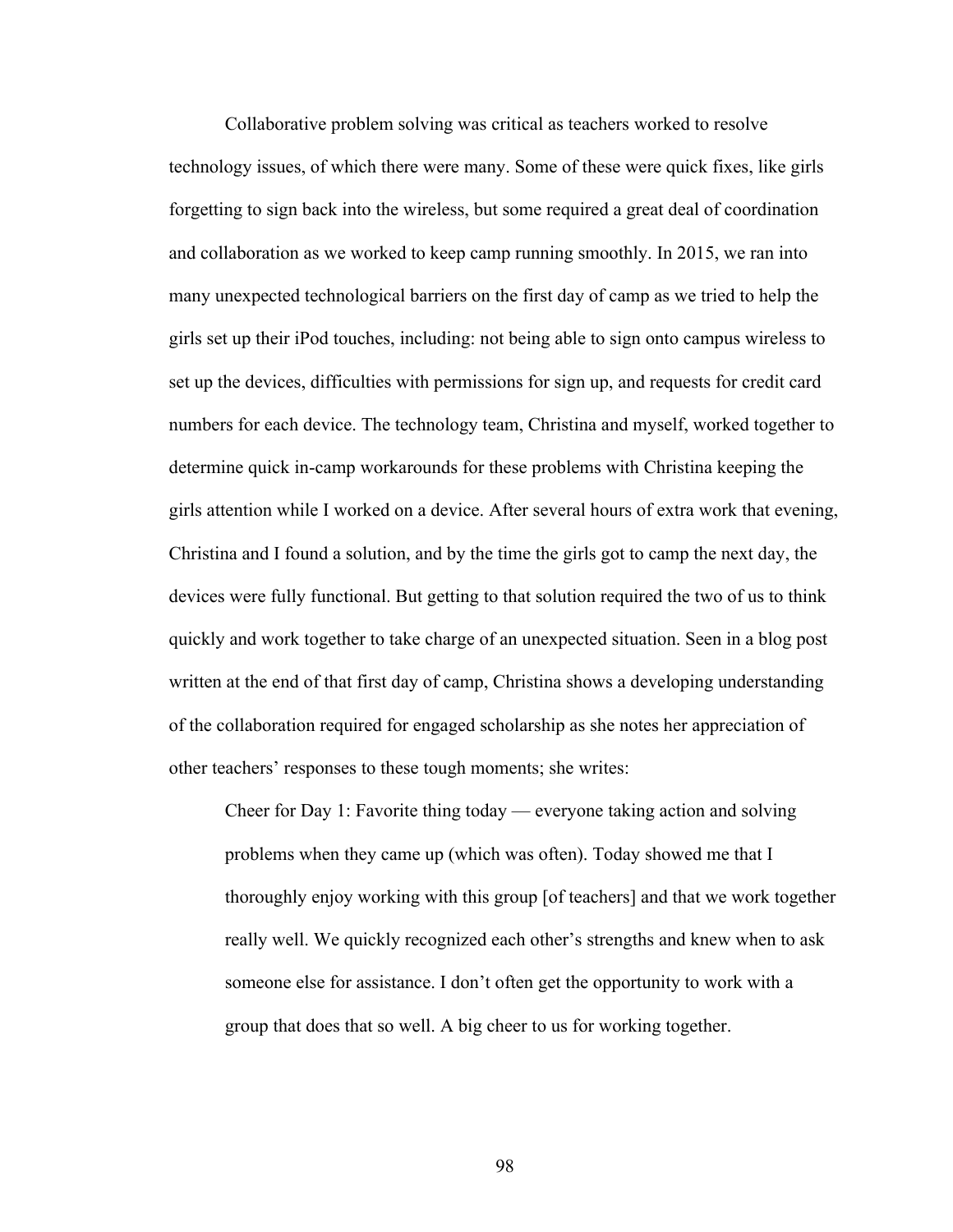Collaborative problem solving was critical as teachers worked to resolve technology issues, of which there were many. Some of these were quick fixes, like girls forgetting to sign back into the wireless, but some required a great deal of coordination and collaboration as we worked to keep camp running smoothly. In 2015, we ran into many unexpected technological barriers on the first day of camp as we tried to help the girls set up their iPod touches, including: not being able to sign onto campus wireless to set up the devices, difficulties with permissions for sign up, and requests for credit card numbers for each device. The technology team, Christina and myself, worked together to determine quick in-camp workarounds for these problems with Christina keeping the girls attention while I worked on a device. After several hours of extra work that evening, Christina and I found a solution, and by the time the girls got to camp the next day, the devices were fully functional. But getting to that solution required the two of us to think quickly and work together to take charge of an unexpected situation. Seen in a blog post written at the end of that first day of camp, Christina shows a developing understanding of the collaboration required for engaged scholarship as she notes her appreciation of other teachers' responses to these tough moments; she writes:

> Cheer for Day 1: Favorite thing today — everyone taking action and solving problems when they came up (which was often). Today showed me that I thoroughly enjoy working with this group [of teachers] and that we work together really well. We quickly recognized each other's strengths and knew when to ask someone else for assistance. I don't often get the opportunity to work with a group that does that so well. A big cheer to us for working together.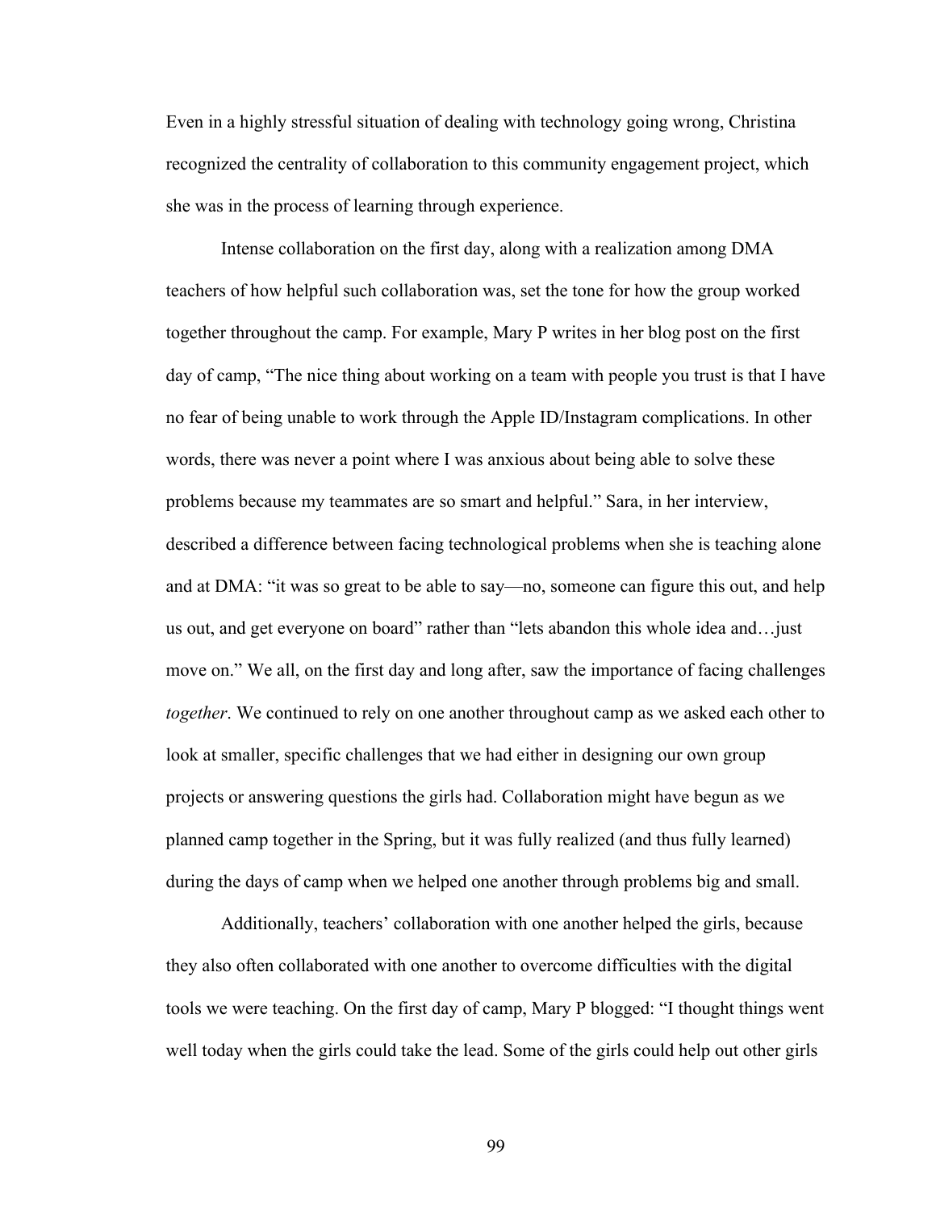Even in a highly stressful situation of dealing with technology going wrong, Christina recognized the centrality of collaboration to this community engagement project, which she was in the process of learning through experience.

Intense collaboration on the first day, along with a realization among DMA teachers of how helpful such collaboration was, set the tone for how the group worked together throughout the camp. For example, Mary P writes in her blog post on the first day of camp, "The nice thing about working on a team with people you trust is that I have no fear of being unable to work through the Apple ID/Instagram complications. In other words, there was never a point where I was anxious about being able to solve these problems because my teammates are so smart and helpful." Sara, in her interview, described a difference between facing technological problems when she is teaching alone and at DMA: "it was so great to be able to say—no, someone can figure this out, and help us out, and get everyone on board" rather than "lets abandon this whole idea and…just move on." We all, on the first day and long after, saw the importance of facing challenges *together*. We continued to rely on one another throughout camp as we asked each other to look at smaller, specific challenges that we had either in designing our own group projects or answering questions the girls had. Collaboration might have begun as we planned camp together in the Spring, but it was fully realized (and thus fully learned) during the days of camp when we helped one another through problems big and small.

Additionally, teachers' collaboration with one another helped the girls, because they also often collaborated with one another to overcome difficulties with the digital tools we were teaching. On the first day of camp, Mary P blogged: "I thought things went well today when the girls could take the lead. Some of the girls could help out other girls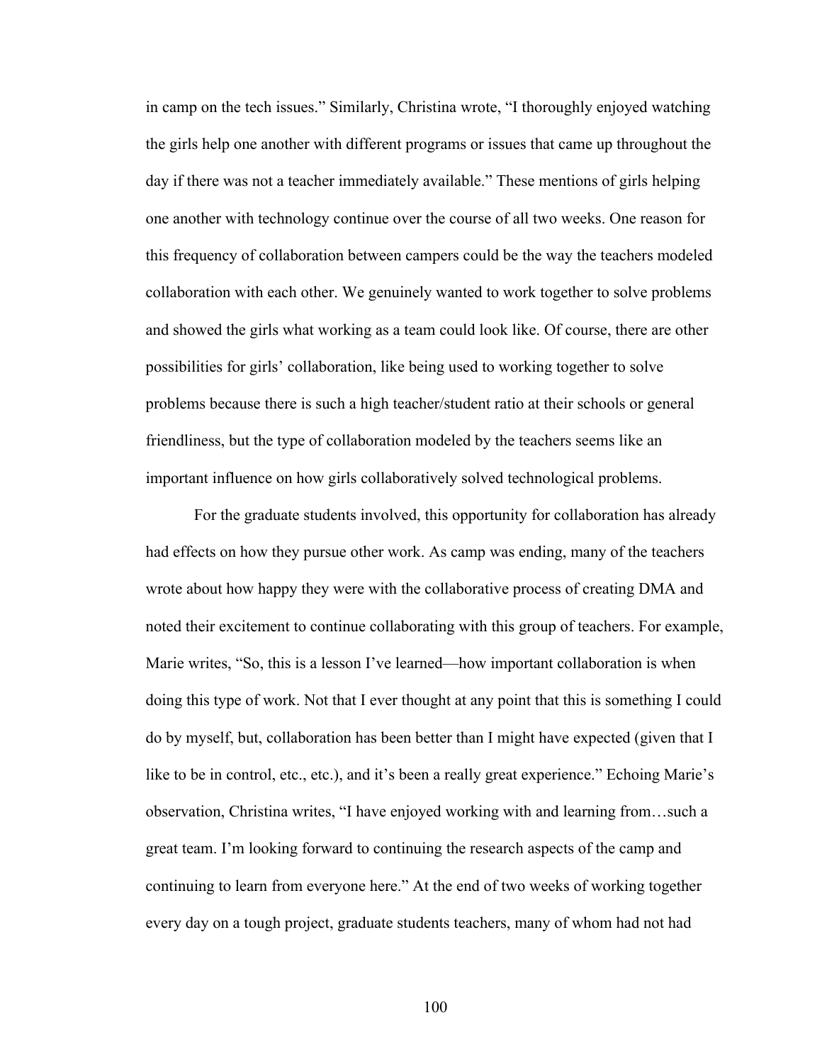in camp on the tech issues." Similarly, Christina wrote, "I thoroughly enjoyed watching the girls help one another with different programs or issues that came up throughout the day if there was not a teacher immediately available." These mentions of girls helping one another with technology continue over the course of all two weeks. One reason for this frequency of collaboration between campers could be the way the teachers modeled collaboration with each other. We genuinely wanted to work together to solve problems and showed the girls what working as a team could look like. Of course, there are other possibilities for girls' collaboration, like being used to working together to solve problems because there is such a high teacher/student ratio at their schools or general friendliness, but the type of collaboration modeled by the teachers seems like an important influence on how girls collaboratively solved technological problems.

For the graduate students involved, this opportunity for collaboration has already had effects on how they pursue other work. As camp was ending, many of the teachers wrote about how happy they were with the collaborative process of creating DMA and noted their excitement to continue collaborating with this group of teachers. For example, Marie writes, "So, this is a lesson I've learned—how important collaboration is when doing this type of work. Not that I ever thought at any point that this is something I could do by myself, but, collaboration has been better than I might have expected (given that I like to be in control, etc., etc.), and it's been a really great experience." Echoing Marie's observation, Christina writes, "I have enjoyed working with and learning from…such a great team. I'm looking forward to continuing the research aspects of the camp and continuing to learn from everyone here." At the end of two weeks of working together every day on a tough project, graduate students teachers, many of whom had not had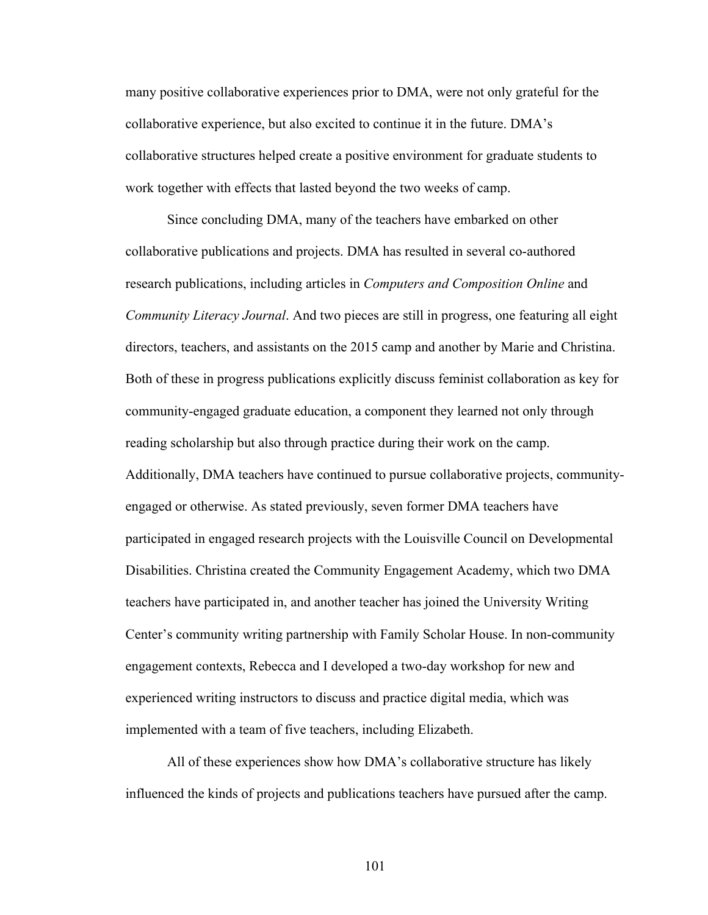many positive collaborative experiences prior to DMA, were not only grateful for the collaborative experience, but also excited to continue it in the future. DMA's collaborative structures helped create a positive environment for graduate students to work together with effects that lasted beyond the two weeks of camp.

Since concluding DMA, many of the teachers have embarked on other collaborative publications and projects. DMA has resulted in several co-authored research publications, including articles in *Computers and Composition Online* and *Community Literacy Journal*. And two pieces are still in progress, one featuring all eight directors, teachers, and assistants on the 2015 camp and another by Marie and Christina. Both of these in progress publications explicitly discuss feminist collaboration as key for community-engaged graduate education, a component they learned not only through reading scholarship but also through practice during their work on the camp. Additionally, DMA teachers have continued to pursue collaborative projects, community-engaged or otherwise. As stated previously, seven former DMA teachers have participated in engaged research projects with the Louisville Council on Developmental Disabilities. Christina created the Community Engagement Academy, which two DMA teachers have participated in, and another teacher has joined the University Writing Center's community writing partnership with Family Scholar House. In non-community engagement contexts, Rebecca and I developed a two-day workshop for new and experienced writing instructors to discuss and practice digital media, which was implemented with a team of five teachers, including Elizabeth.

All of these experiences show how DMA's collaborative structure has likely influenced the kinds of projects and publications teachers have pursued after the camp.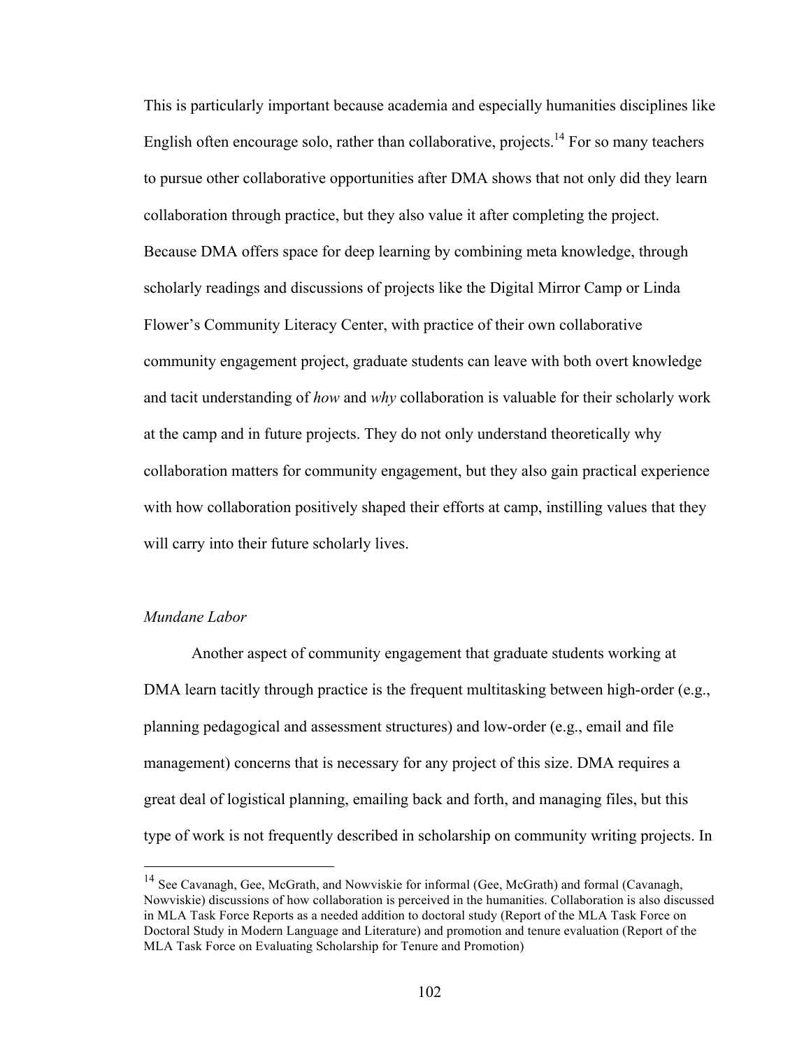This is particularly important because academia and especially humanities disciplines like English often encourage solo, rather than collaborative, projects.[14] For so many teachers to pursue other collaborative opportunities after DMA shows that not only did they learn collaboration through practice, but they also value it after completing the project. Because DMA offers space for deep learning by combining meta knowledge, through scholarly readings and discussions of projects like the Digital Mirror Camp or Linda Flower's Community Literacy Center, with practice of their own collaborative community engagement project, graduate students can leave with both overt knowledge and tacit understanding of *how* and *why* collaboration is valuable for their scholarly work at the camp and in future projects. They do not only understand theoretically why collaboration matters for community engagement, but they also gain practical experience with how collaboration positively shaped their efforts at camp, instilling values that they will carry into their future scholarly lives.

*Mundane Labor*

Another aspect of community engagement that graduate students working at DMA learn tacitly through practice is the frequent multitasking between high-order (e.g., planning pedagogical and assessment structures) and low-order (e.g., email and file management) concerns that is necessary for any project of this size. DMA requires a great deal of logistical planning, emailing back and forth, and managing files, but this type of work is not frequently described in scholarship on community writing projects. In

[14] See Cavanagh, Gee, McGrath, and Nowviskie for informal (Gee, McGrath) and formal (Cavanagh, Nowviskie) discussions of how collaboration is perceived in the humanities. Collaboration is also discussed in MLA Task Force Reports as a needed addition to doctoral study (Report of the MLA Task Force on Doctoral Study in Modern Language and Literature) and promotion and tenure evaluation (Report of the MLA Task Force on Evaluating Scholarship for Tenure and Promotion)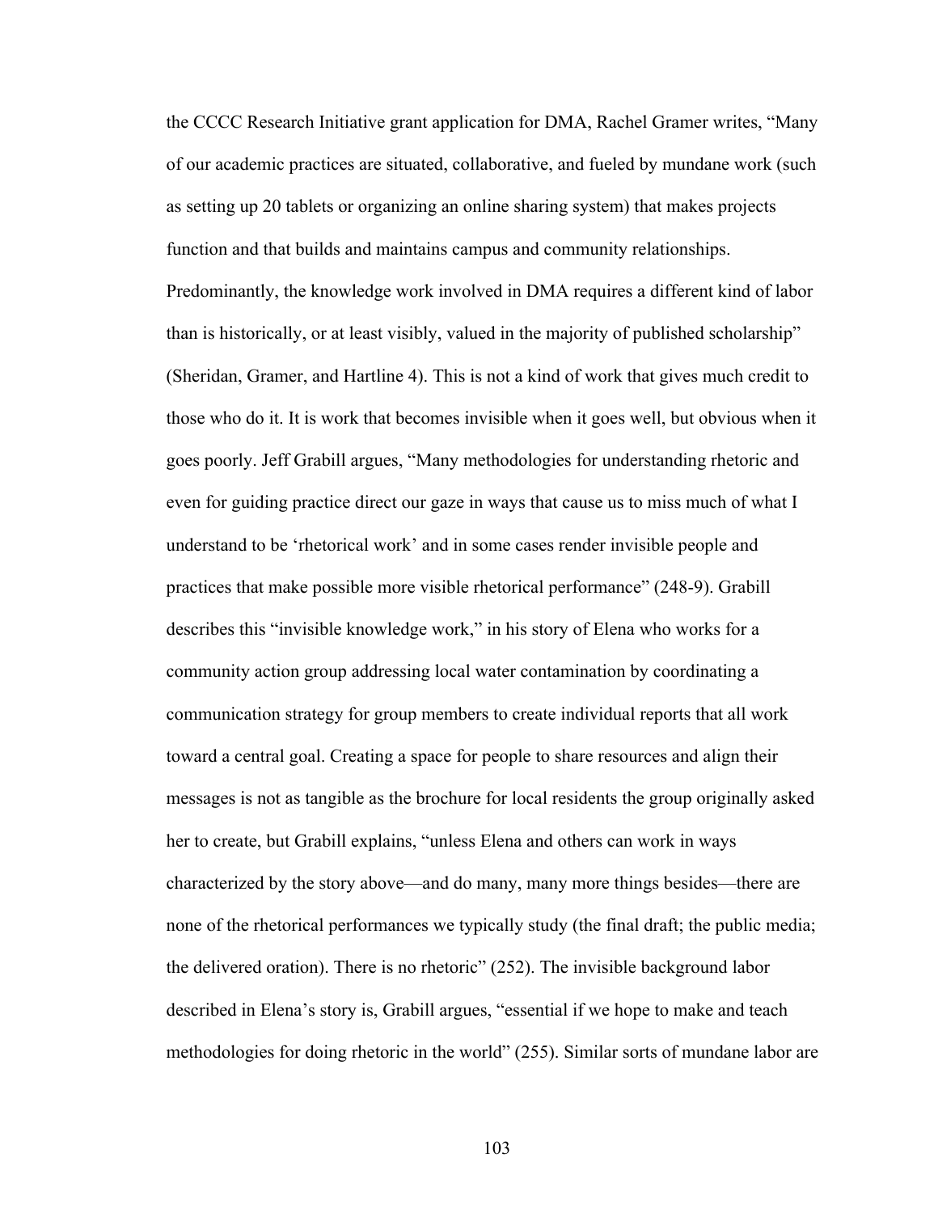the CCCC Research Initiative grant application for DMA, Rachel Gramer writes, "Many of our academic practices are situated, collaborative, and fueled by mundane work (such as setting up 20 tablets or organizing an online sharing system) that makes projects function and that builds and maintains campus and community relationships. Predominantly, the knowledge work involved in DMA requires a different kind of labor than is historically, or at least visibly, valued in the majority of published scholarship" (Sheridan, Gramer, and Hartline 4). This is not a kind of work that gives much credit to those who do it. It is work that becomes invisible when it goes well, but obvious when it goes poorly. Jeff Grabill argues, "Many methodologies for understanding rhetoric and even for guiding practice direct our gaze in ways that cause us to miss much of what I understand to be 'rhetorical work' and in some cases render invisible people and practices that make possible more visible rhetorical performance" (248-9). Grabill describes this "invisible knowledge work," in his story of Elena who works for a community action group addressing local water contamination by coordinating a communication strategy for group members to create individual reports that all work toward a central goal. Creating a space for people to share resources and align their messages is not as tangible as the brochure for local residents the group originally asked her to create, but Grabill explains, "unless Elena and others can work in ways characterized by the story above—and do many, many more things besides—there are none of the rhetorical performances we typically study (the final draft; the public media; the delivered oration). There is no rhetoric" (252). The invisible background labor described in Elena's story is, Grabill argues, "essential if we hope to make and teach methodologies for doing rhetoric in the world" (255). Similar sorts of mundane labor are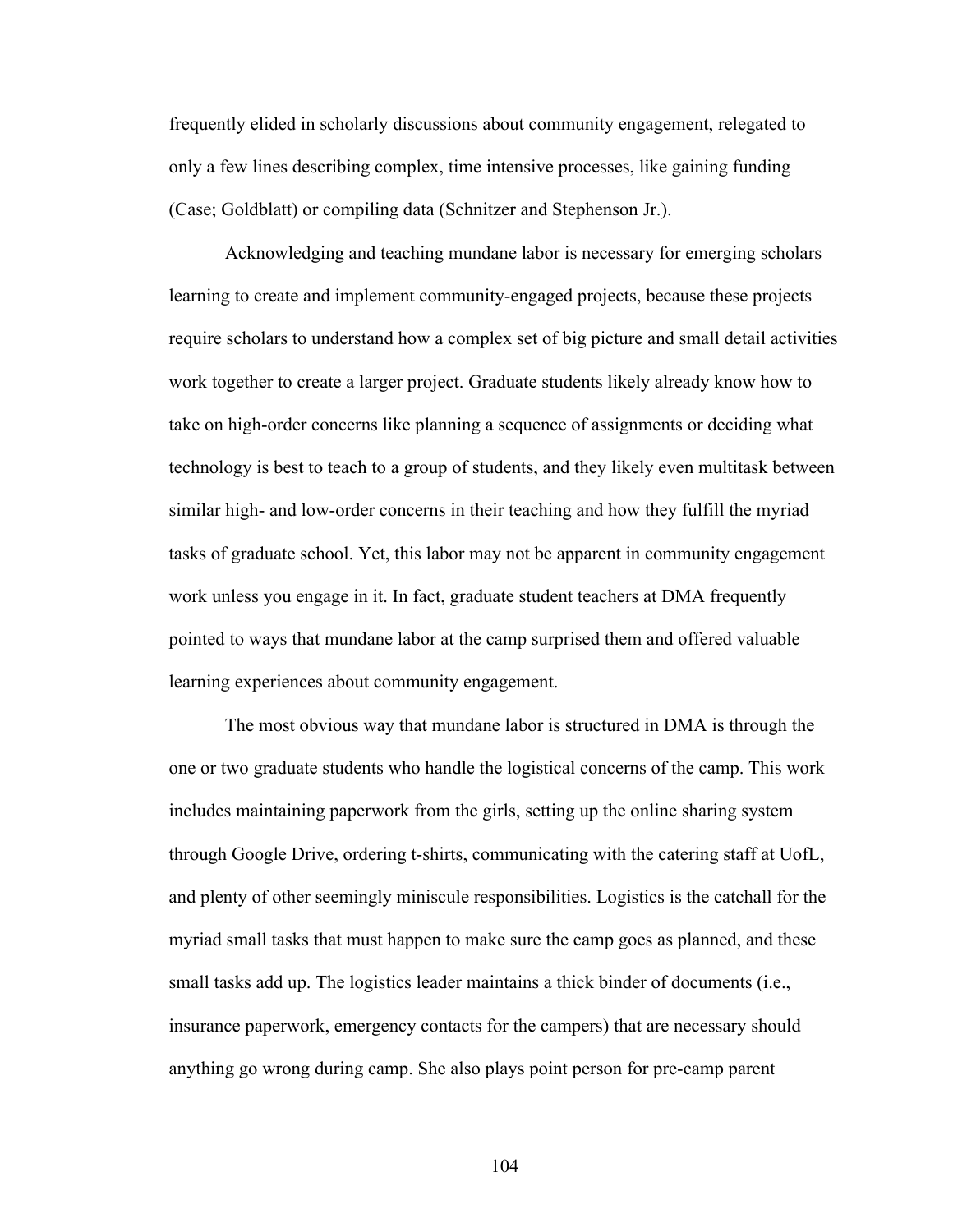frequently elided in scholarly discussions about community engagement, relegated to only a few lines describing complex, time intensive processes, like gaining funding (Case; Goldblatt) or compiling data (Schnitzer and Stephenson Jr.).

Acknowledging and teaching mundane labor is necessary for emerging scholars learning to create and implement community-engaged projects, because these projects require scholars to understand how a complex set of big picture and small detail activities work together to create a larger project. Graduate students likely already know how to take on high-order concerns like planning a sequence of assignments or deciding what technology is best to teach to a group of students, and they likely even multitask between similar high- and low-order concerns in their teaching and how they fulfill the myriad tasks of graduate school. Yet, this labor may not be apparent in community engagement work unless you engage in it. In fact, graduate student teachers at DMA frequently pointed to ways that mundane labor at the camp surprised them and offered valuable learning experiences about community engagement.

The most obvious way that mundane labor is structured in DMA is through the one or two graduate students who handle the logistical concerns of the camp. This work includes maintaining paperwork from the girls, setting up the online sharing system through Google Drive, ordering t-shirts, communicating with the catering staff at UofL, and plenty of other seemingly miniscule responsibilities. Logistics is the catchall for the myriad small tasks that must happen to make sure the camp goes as planned, and these small tasks add up. The logistics leader maintains a thick binder of documents (i.e., insurance paperwork, emergency contacts for the campers) that are necessary should anything go wrong during camp. She also plays point person for pre-camp parent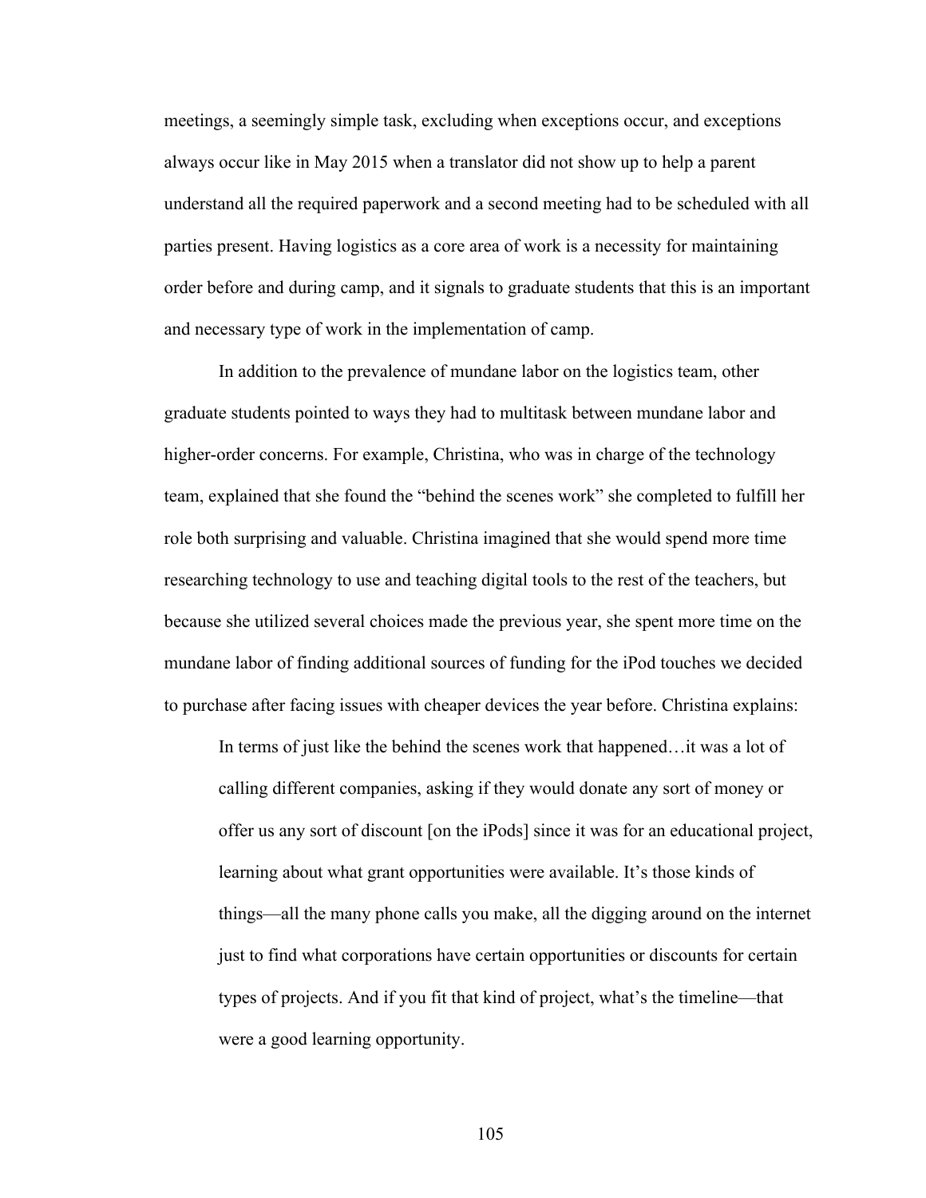meetings, a seemingly simple task, excluding when exceptions occur, and exceptions always occur like in May 2015 when a translator did not show up to help a parent understand all the required paperwork and a second meeting had to be scheduled with all parties present. Having logistics as a core area of work is a necessity for maintaining order before and during camp, and it signals to graduate students that this is an important and necessary type of work in the implementation of camp.

In addition to the prevalence of mundane labor on the logistics team, other graduate students pointed to ways they had to multitask between mundane labor and higher-order concerns. For example, Christina, who was in charge of the technology team, explained that she found the "behind the scenes work" she completed to fulfill her role both surprising and valuable. Christina imagined that she would spend more time researching technology to use and teaching digital tools to the rest of the teachers, but because she utilized several choices made the previous year, she spent more time on the mundane labor of finding additional sources of funding for the iPod touches we decided to purchase after facing issues with cheaper devices the year before. Christina explains:

> In terms of just like the behind the scenes work that happened…it was a lot of calling different companies, asking if they would donate any sort of money or offer us any sort of discount [on the iPods] since it was for an educational project, learning about what grant opportunities were available. It's those kinds of things—all the many phone calls you make, all the digging around on the internet just to find what corporations have certain opportunities or discounts for certain types of projects. And if you fit that kind of project, what's the timeline—that were a good learning opportunity.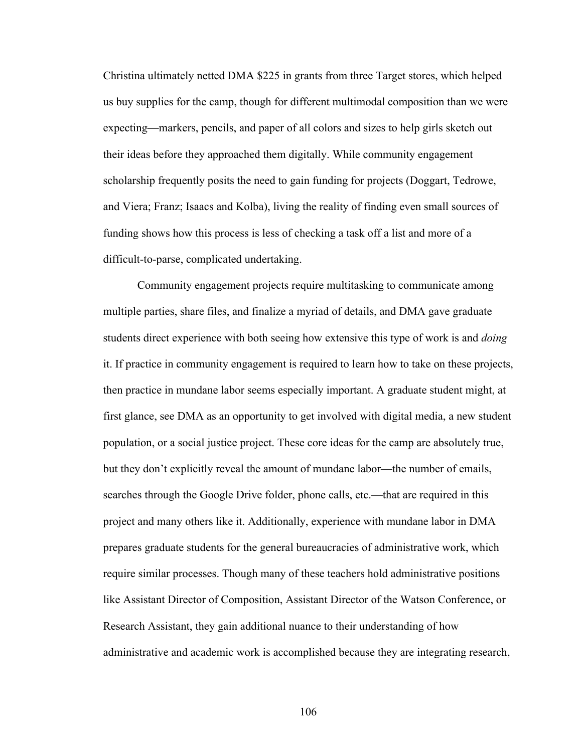Christina ultimately netted DMA $225 in grants from three Target stores, which helped us buy supplies for the camp, though for different multimodal composition than we were expecting—markers, pencils, and paper of all colors and sizes to help girls sketch out their ideas before they approached them digitally. While community engagement scholarship frequently posits the need to gain funding for projects (Doggart, Tedrowe, and Viera; Franz; Isaacs and Kolba), living the reality of finding even small sources of funding shows how this process is less of checking a task off a list and more of a difficult-to-parse, complicated undertaking.

Community engagement projects require multitasking to communicate among multiple parties, share files, and finalize a myriad of details, and DMA gave graduate students direct experience with both seeing how extensive this type of work is and *doing* it. If practice in community engagement is required to learn how to take on these projects, then practice in mundane labor seems especially important. A graduate student might, at first glance, see DMA as an opportunity to get involved with digital media, a new student population, or a social justice project. These core ideas for the camp are absolutely true, but they don't explicitly reveal the amount of mundane labor—the number of emails, searches through the Google Drive folder, phone calls, etc.—that are required in this project and many others like it. Additionally, experience with mundane labor in DMA prepares graduate students for the general bureaucracies of administrative work, which require similar processes. Though many of these teachers hold administrative positions like Assistant Director of Composition, Assistant Director of the Watson Conference, or Research Assistant, they gain additional nuance to their understanding of how administrative and academic work is accomplished because they are integrating research,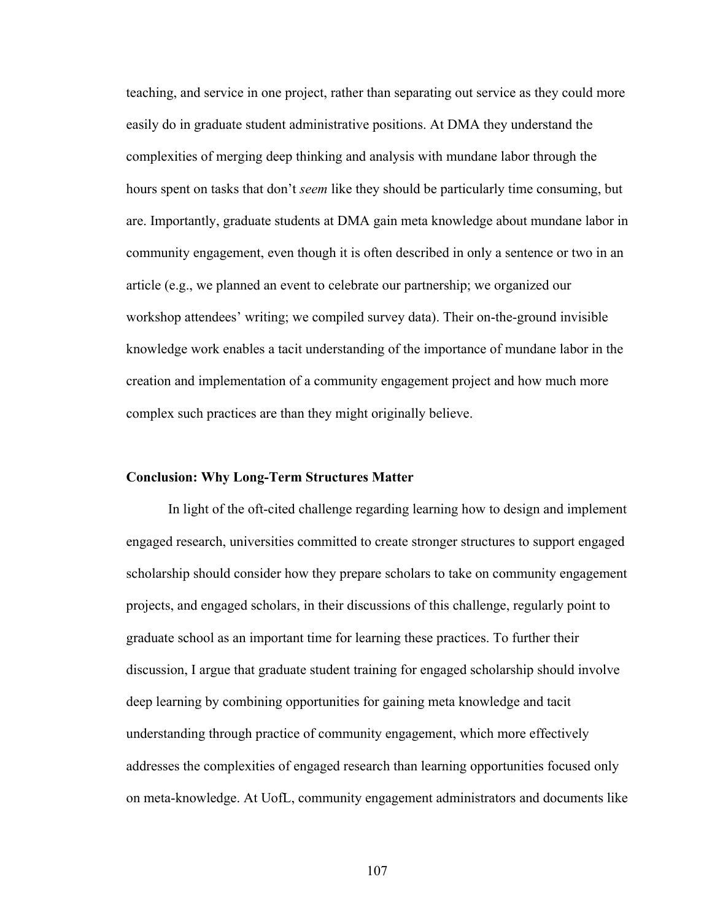teaching, and service in one project, rather than separating out service as they could more easily do in graduate student administrative positions. At DMA they understand the complexities of merging deep thinking and analysis with mundane labor through the hours spent on tasks that don't *seem* like they should be particularly time consuming, but are. Importantly, graduate students at DMA gain meta knowledge about mundane labor in community engagement, even though it is often described in only a sentence or two in an article (e.g., we planned an event to celebrate our partnership; we organized our workshop attendees' writing; we compiled survey data). Their on-the-ground invisible knowledge work enables a tacit understanding of the importance of mundane labor in the creation and implementation of a community engagement project and how much more complex such practices are than they might originally believe.

**Conclusion: Why Long-Term Structures Matter**

In light of the oft-cited challenge regarding learning how to design and implement engaged research, universities committed to create stronger structures to support engaged scholarship should consider how they prepare scholars to take on community engagement projects, and engaged scholars, in their discussions of this challenge, regularly point to graduate school as an important time for learning these practices. To further their discussion, I argue that graduate student training for engaged scholarship should involve deep learning by combining opportunities for gaining meta knowledge and tacit understanding through practice of community engagement, which more effectively addresses the complexities of engaged research than learning opportunities focused only on meta-knowledge. At UofL, community engagement administrators and documents like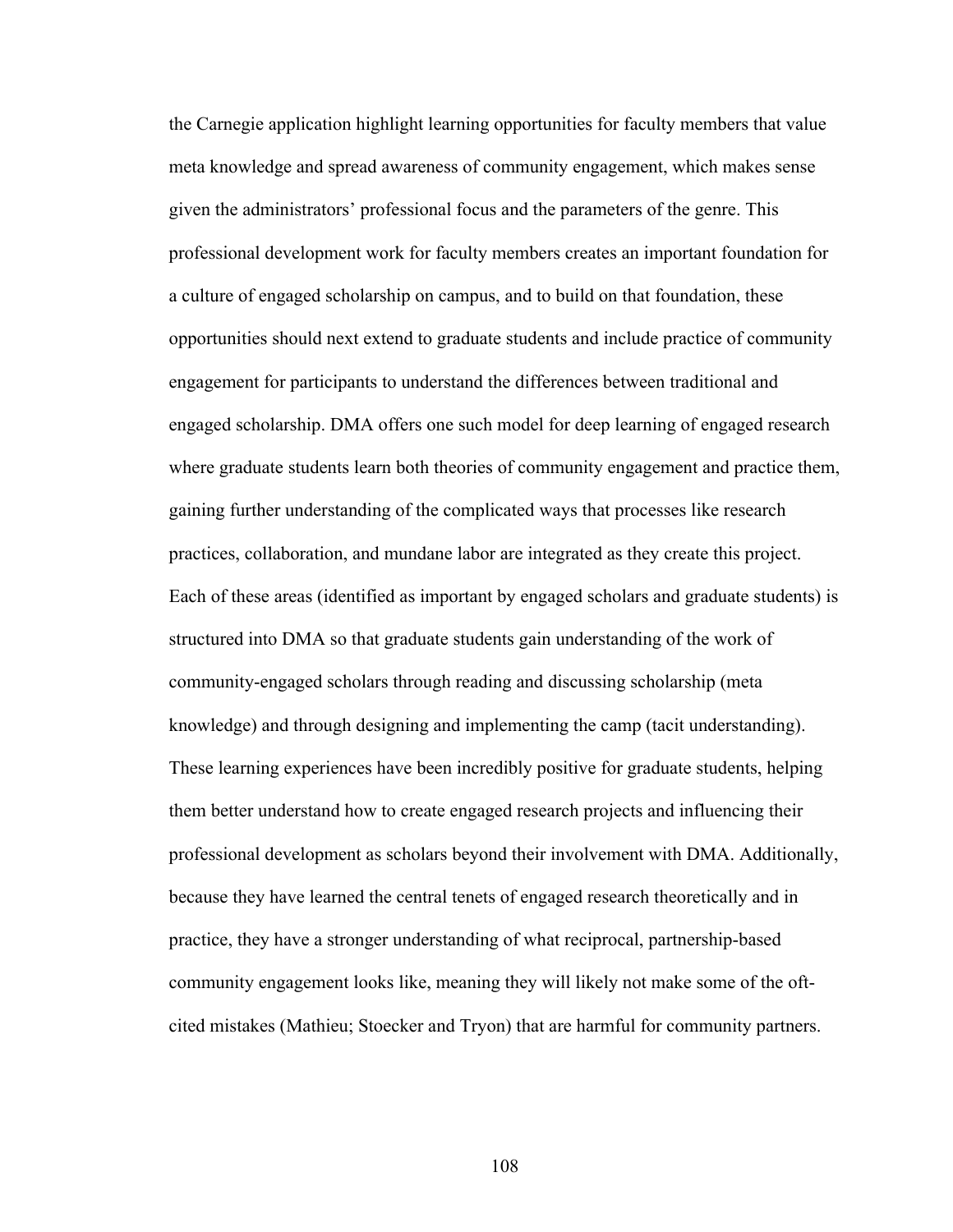the Carnegie application highlight learning opportunities for faculty members that value meta knowledge and spread awareness of community engagement, which makes sense given the administrators' professional focus and the parameters of the genre. This professional development work for faculty members creates an important foundation for a culture of engaged scholarship on campus, and to build on that foundation, these opportunities should next extend to graduate students and include practice of community engagement for participants to understand the differences between traditional and engaged scholarship. DMA offers one such model for deep learning of engaged research where graduate students learn both theories of community engagement and practice them, gaining further understanding of the complicated ways that processes like research practices, collaboration, and mundane labor are integrated as they create this project. Each of these areas (identified as important by engaged scholars and graduate students) is structured into DMA so that graduate students gain understanding of the work of community-engaged scholars through reading and discussing scholarship (meta knowledge) and through designing and implementing the camp (tacit understanding). These learning experiences have been incredibly positive for graduate students, helping them better understand how to create engaged research projects and influencing their professional development as scholars beyond their involvement with DMA. Additionally, because they have learned the central tenets of engaged research theoretically and in practice, they have a stronger understanding of what reciprocal, partnership-based community engagement looks like, meaning they will likely not make some of the oft-cited mistakes (Mathieu; Stoecker and Tryon) that are harmful for community partners.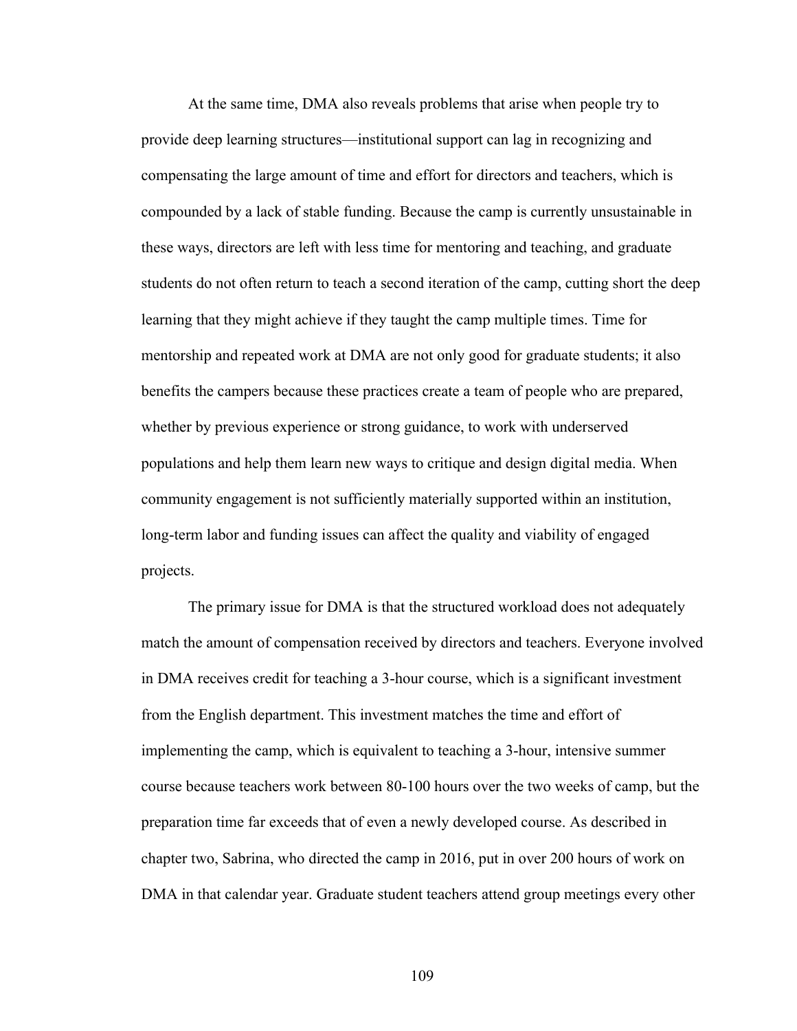At the same time, DMA also reveals problems that arise when people try to provide deep learning structures—institutional support can lag in recognizing and compensating the large amount of time and effort for directors and teachers, which is compounded by a lack of stable funding. Because the camp is currently unsustainable in these ways, directors are left with less time for mentoring and teaching, and graduate students do not often return to teach a second iteration of the camp, cutting short the deep learning that they might achieve if they taught the camp multiple times. Time for mentorship and repeated work at DMA are not only good for graduate students; it also benefits the campers because these practices create a team of people who are prepared, whether by previous experience or strong guidance, to work with underserved populations and help them learn new ways to critique and design digital media. When community engagement is not sufficiently materially supported within an institution, long-term labor and funding issues can affect the quality and viability of engaged projects.

The primary issue for DMA is that the structured workload does not adequately match the amount of compensation received by directors and teachers. Everyone involved in DMA receives credit for teaching a 3-hour course, which is a significant investment from the English department. This investment matches the time and effort of implementing the camp, which is equivalent to teaching a 3-hour, intensive summer course because teachers work between 80-100 hours over the two weeks of camp, but the preparation time far exceeds that of even a newly developed course. As described in chapter two, Sabrina, who directed the camp in 2016, put in over 200 hours of work on DMA in that calendar year. Graduate student teachers attend group meetings every other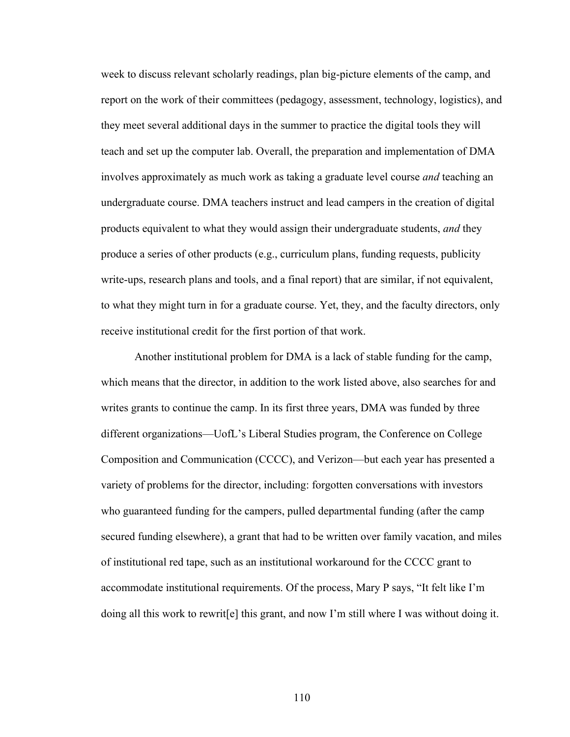week to discuss relevant scholarly readings, plan big-picture elements of the camp, and report on the work of their committees (pedagogy, assessment, technology, logistics), and they meet several additional days in the summer to practice the digital tools they will teach and set up the computer lab. Overall, the preparation and implementation of DMA involves approximately as much work as taking a graduate level course *and* teaching an undergraduate course. DMA teachers instruct and lead campers in the creation of digital products equivalent to what they would assign their undergraduate students, *and* they produce a series of other products (e.g., curriculum plans, funding requests, publicity write-ups, research plans and tools, and a final report) that are similar, if not equivalent, to what they might turn in for a graduate course. Yet, they, and the faculty directors, only receive institutional credit for the first portion of that work.

Another institutional problem for DMA is a lack of stable funding for the camp, which means that the director, in addition to the work listed above, also searches for and writes grants to continue the camp. In its first three years, DMA was funded by three different organizations—UofL's Liberal Studies program, the Conference on College Composition and Communication (CCCC), and Verizon—but each year has presented a variety of problems for the director, including: forgotten conversations with investors who guaranteed funding for the campers, pulled departmental funding (after the camp secured funding elsewhere), a grant that had to be written over family vacation, and miles of institutional red tape, such as an institutional workaround for the CCCC grant to accommodate institutional requirements. Of the process, Mary P says, "It felt like I'm doing all this work to rewrit[e] this grant, and now I'm still where I was without doing it.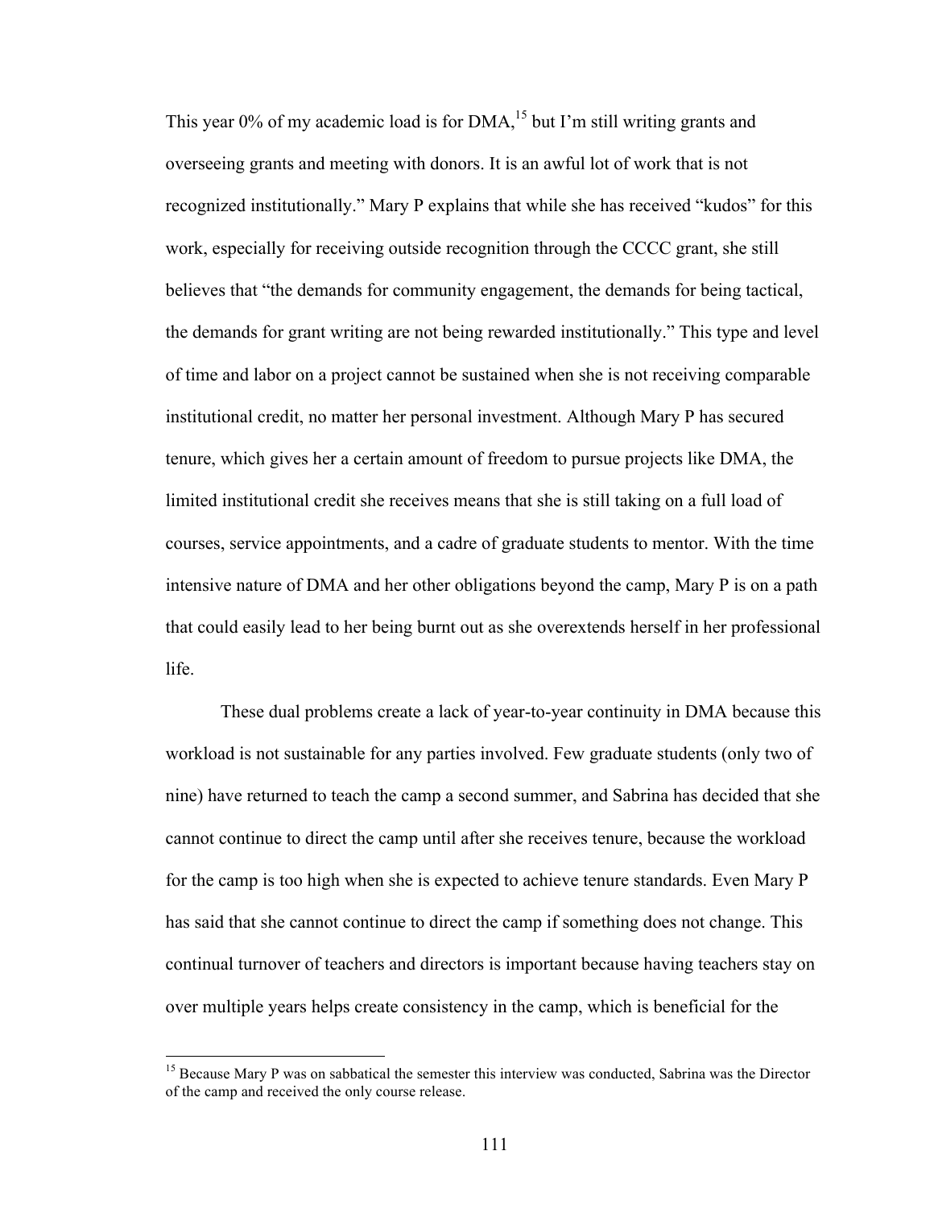This year 0% of my academic load is for DMA,[15] but I'm still writing grants and overseeing grants and meeting with donors. It is an awful lot of work that is not recognized institutionally." Mary P explains that while she has received "kudos" for this work, especially for receiving outside recognition through the CCCC grant, she still believes that "the demands for community engagement, the demands for being tactical, the demands for grant writing are not being rewarded institutionally." This type and level of time and labor on a project cannot be sustained when she is not receiving comparable institutional credit, no matter her personal investment. Although Mary P has secured tenure, which gives her a certain amount of freedom to pursue projects like DMA, the limited institutional credit she receives means that she is still taking on a full load of courses, service appointments, and a cadre of graduate students to mentor. With the time intensive nature of DMA and her other obligations beyond the camp, Mary P is on a path that could easily lead to her being burnt out as she overextends herself in her professional life.

These dual problems create a lack of year-to-year continuity in DMA because this workload is not sustainable for any parties involved. Few graduate students (only two of nine) have returned to teach the camp a second summer, and Sabrina has decided that she cannot continue to direct the camp until after she receives tenure, because the workload for the camp is too high when she is expected to achieve tenure standards. Even Mary P has said that she cannot continue to direct the camp if something does not change. This continual turnover of teachers and directors is important because having teachers stay on over multiple years helps create consistency in the camp, which is beneficial for the

---

[15] Because Mary P was on sabbatical the semester this interview was conducted, Sabrina was the Director of the camp and received the only course release.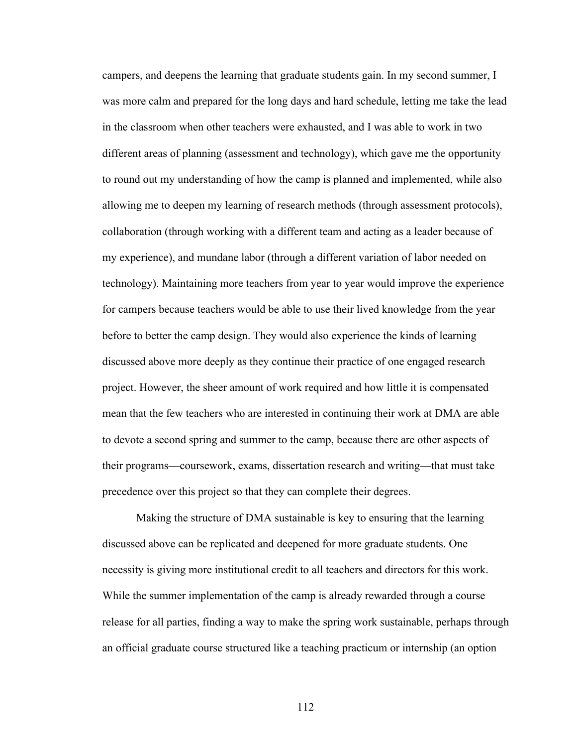campers, and deepens the learning that graduate students gain. In my second summer, I was more calm and prepared for the long days and hard schedule, letting me take the lead in the classroom when other teachers were exhausted, and I was able to work in two different areas of planning (assessment and technology), which gave me the opportunity to round out my understanding of how the camp is planned and implemented, while also allowing me to deepen my learning of research methods (through assessment protocols), collaboration (through working with a different team and acting as a leader because of my experience), and mundane labor (through a different variation of labor needed on technology). Maintaining more teachers from year to year would improve the experience for campers because teachers would be able to use their lived knowledge from the year before to better the camp design. They would also experience the kinds of learning discussed above more deeply as they continue their practice of one engaged research project. However, the sheer amount of work required and how little it is compensated mean that the few teachers who are interested in continuing their work at DMA are able to devote a second spring and summer to the camp, because there are other aspects of their programs—coursework, exams, dissertation research and writing—that must take precedence over this project so that they can complete their degrees.

Making the structure of DMA sustainable is key to ensuring that the learning discussed above can be replicated and deepened for more graduate students. One necessity is giving more institutional credit to all teachers and directors for this work. While the summer implementation of the camp is already rewarded through a course release for all parties, finding a way to make the spring work sustainable, perhaps through an official graduate course structured like a teaching practicum or internship (an option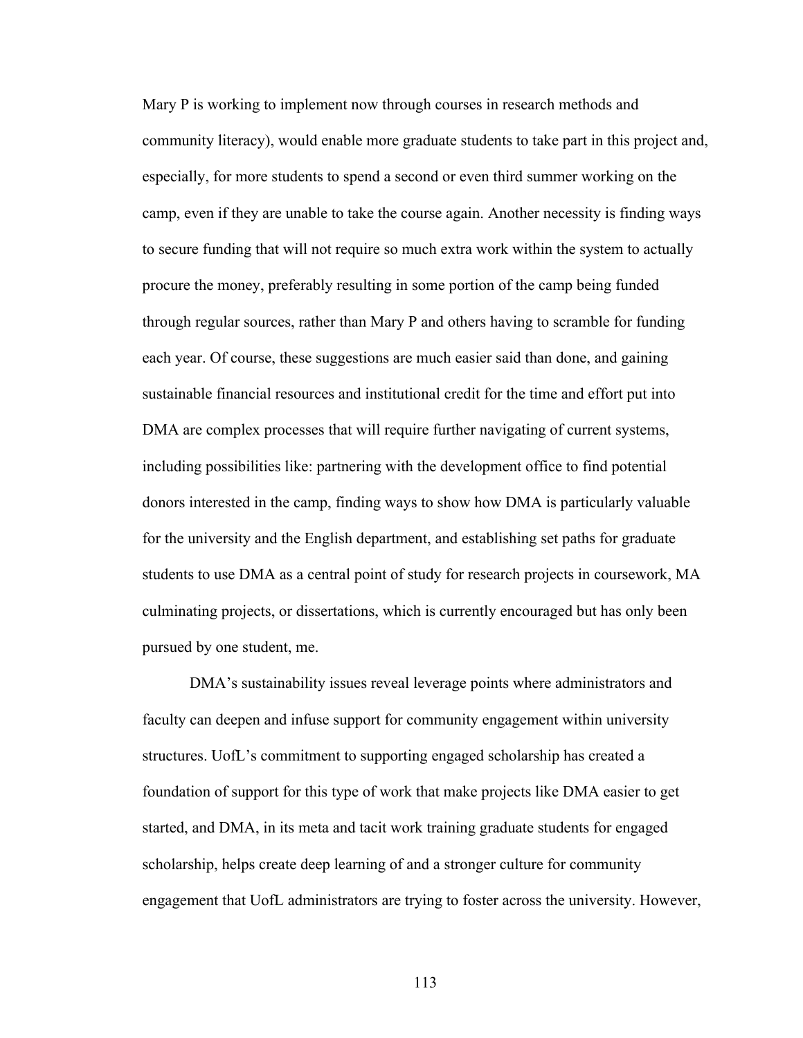Mary P is working to implement now through courses in research methods and community literacy), would enable more graduate students to take part in this project and, especially, for more students to spend a second or even third summer working on the camp, even if they are unable to take the course again. Another necessity is finding ways to secure funding that will not require so much extra work within the system to actually procure the money, preferably resulting in some portion of the camp being funded through regular sources, rather than Mary P and others having to scramble for funding each year. Of course, these suggestions are much easier said than done, and gaining sustainable financial resources and institutional credit for the time and effort put into DMA are complex processes that will require further navigating of current systems, including possibilities like: partnering with the development office to find potential donors interested in the camp, finding ways to show how DMA is particularly valuable for the university and the English department, and establishing set paths for graduate students to use DMA as a central point of study for research projects in coursework, MA culminating projects, or dissertations, which is currently encouraged but has only been pursued by one student, me.

DMA's sustainability issues reveal leverage points where administrators and faculty can deepen and infuse support for community engagement within university structures. UofL's commitment to supporting engaged scholarship has created a foundation of support for this type of work that make projects like DMA easier to get started, and DMA, in its meta and tacit work training graduate students for engaged scholarship, helps create deep learning of and a stronger culture for community engagement that UofL administrators are trying to foster across the university. However,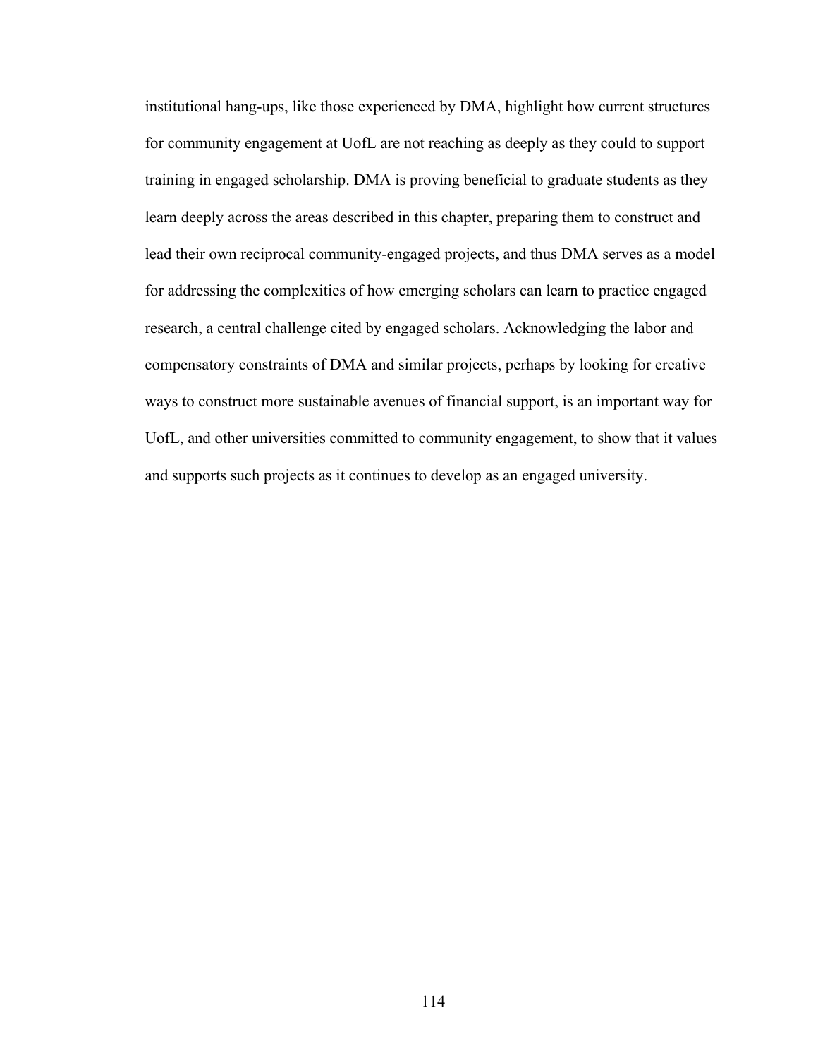institutional hang-ups, like those experienced by DMA, highlight how current structures for community engagement at UofL are not reaching as deeply as they could to support training in engaged scholarship. DMA is proving beneficial to graduate students as they learn deeply across the areas described in this chapter, preparing them to construct and lead their own reciprocal community-engaged projects, and thus DMA serves as a model for addressing the complexities of how emerging scholars can learn to practice engaged research, a central challenge cited by engaged scholars. Acknowledging the labor and compensatory constraints of DMA and similar projects, perhaps by looking for creative ways to construct more sustainable avenues of financial support, is an important way for UofL, and other universities committed to community engagement, to show that it values and supports such projects as it continues to develop as an engaged university.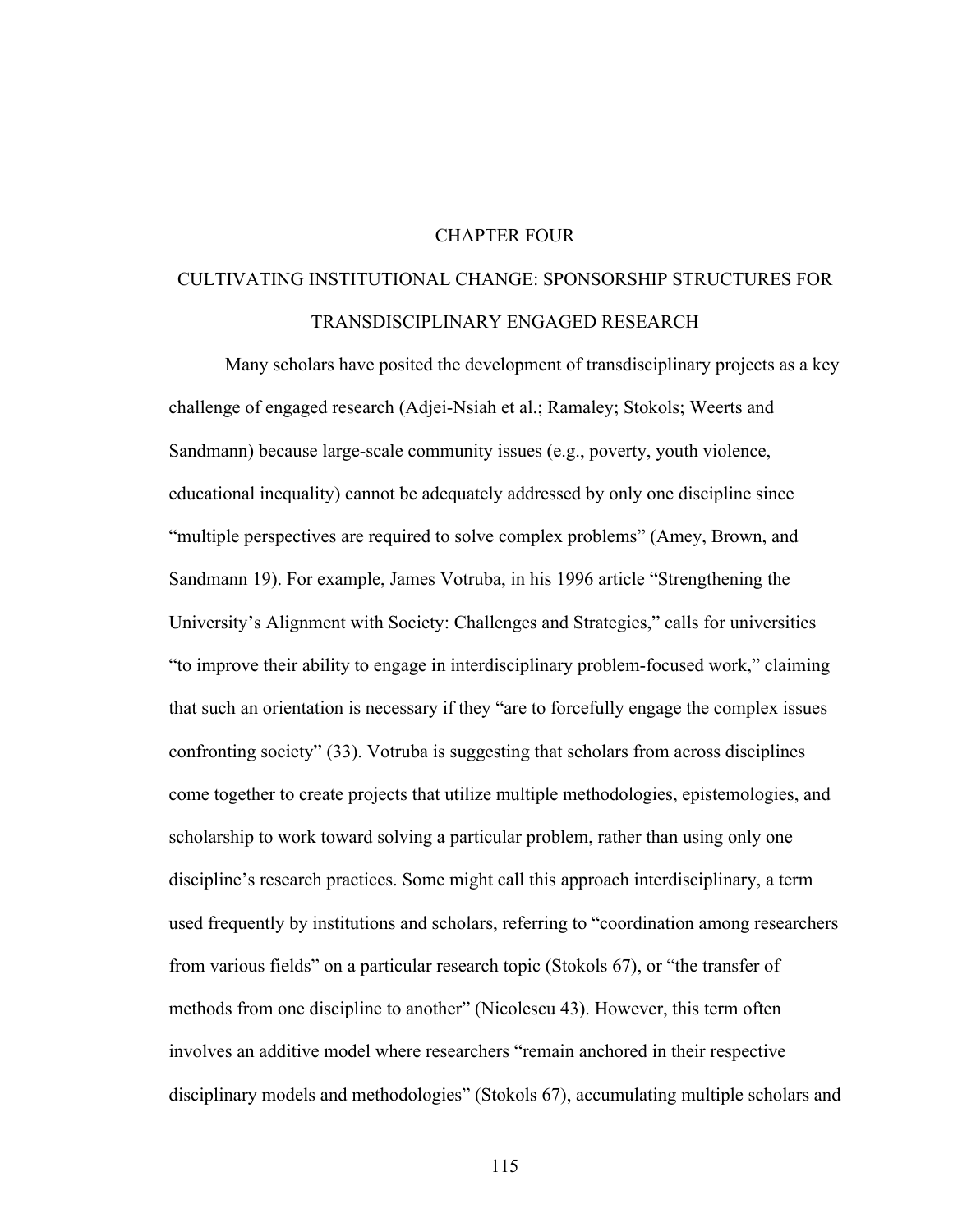# CHAPTER FOUR

# CULTIVATING INSTITUTIONAL CHANGE: SPONSORSHIP STRUCTURES FOR TRANSDISCIPLINARY ENGAGED RESEARCH

Many scholars have posited the development of transdisciplinary projects as a key challenge of engaged research (Adjei-Nsiah et al.; Ramaley; Stokols; Weerts and Sandmann) because large-scale community issues (e.g., poverty, youth violence, educational inequality) cannot be adequately addressed by only one discipline since "multiple perspectives are required to solve complex problems" (Amey, Brown, and Sandmann 19). For example, James Votruba, in his 1996 article "Strengthening the University's Alignment with Society: Challenges and Strategies," calls for universities "to improve their ability to engage in interdisciplinary problem-focused work," claiming that such an orientation is necessary if they "are to forcefully engage the complex issues confronting society" (33). Votruba is suggesting that scholars from across disciplines come together to create projects that utilize multiple methodologies, epistemologies, and scholarship to work toward solving a particular problem, rather than using only one discipline's research practices. Some might call this approach interdisciplinary, a term used frequently by institutions and scholars, referring to "coordination among researchers from various fields" on a particular research topic (Stokols 67), or "the transfer of methods from one discipline to another" (Nicolescu 43). However, this term often involves an additive model where researchers "remain anchored in their respective disciplinary models and methodologies" (Stokols 67), accumulating multiple scholars and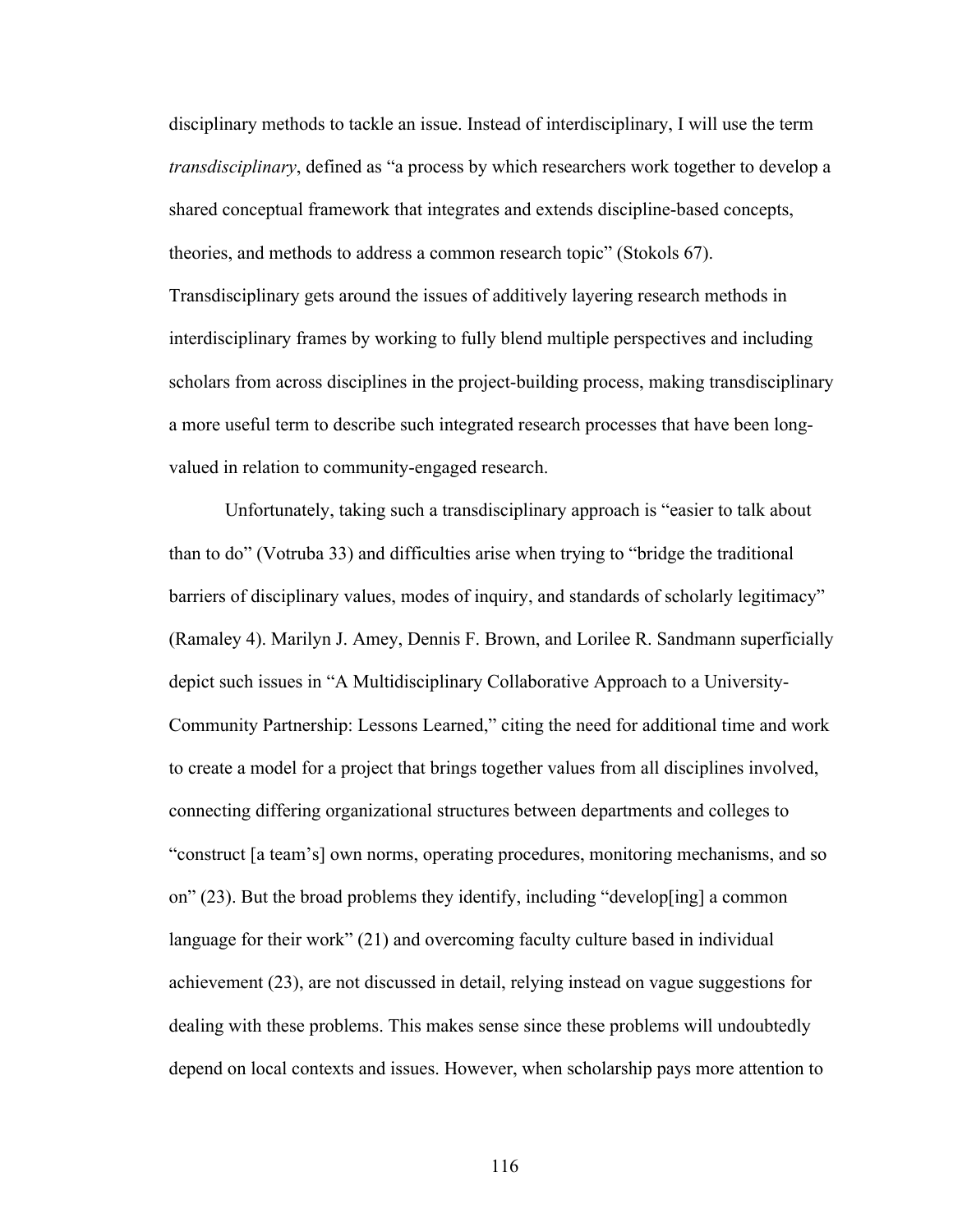disciplinary methods to tackle an issue. Instead of interdisciplinary, I will use the term *transdisciplinary*, defined as "a process by which researchers work together to develop a shared conceptual framework that integrates and extends discipline-based concepts, theories, and methods to address a common research topic" (Stokols 67). Transdisciplinary gets around the issues of additively layering research methods in interdisciplinary frames by working to fully blend multiple perspectives and including scholars from across disciplines in the project-building process, making transdisciplinary a more useful term to describe such integrated research processes that have been long-valued in relation to community-engaged research.

Unfortunately, taking such a transdisciplinary approach is "easier to talk about than to do" (Votruba 33) and difficulties arise when trying to "bridge the traditional barriers of disciplinary values, modes of inquiry, and standards of scholarly legitimacy" (Ramaley 4). Marilyn J. Amey, Dennis F. Brown, and Lorilee R. Sandmann superficially depict such issues in "A Multidisciplinary Collaborative Approach to a University-Community Partnership: Lessons Learned," citing the need for additional time and work to create a model for a project that brings together values from all disciplines involved, connecting differing organizational structures between departments and colleges to "construct [a team's] own norms, operating procedures, monitoring mechanisms, and so on" (23). But the broad problems they identify, including "develop[ing] a common language for their work" (21) and overcoming faculty culture based in individual achievement (23), are not discussed in detail, relying instead on vague suggestions for dealing with these problems. This makes sense since these problems will undoubtedly depend on local contexts and issues. However, when scholarship pays more attention to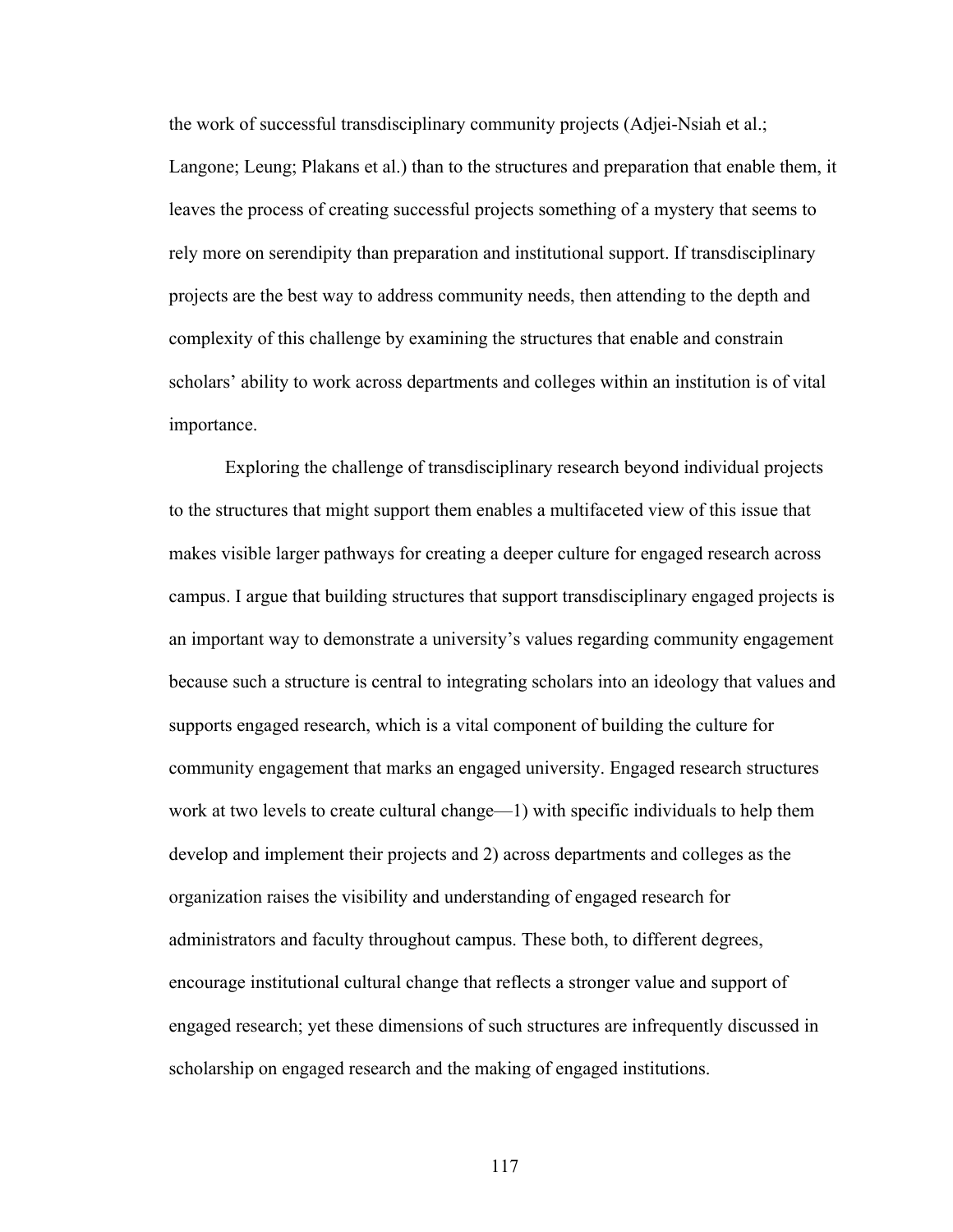the work of successful transdisciplinary community projects (Adjei-Nsiah et al.; Langone; Leung; Plakans et al.) than to the structures and preparation that enable them, it leaves the process of creating successful projects something of a mystery that seems to rely more on serendipity than preparation and institutional support. If transdisciplinary projects are the best way to address community needs, then attending to the depth and complexity of this challenge by examining the structures that enable and constrain scholars' ability to work across departments and colleges within an institution is of vital importance.

Exploring the challenge of transdisciplinary research beyond individual projects to the structures that might support them enables a multifaceted view of this issue that makes visible larger pathways for creating a deeper culture for engaged research across campus. I argue that building structures that support transdisciplinary engaged projects is an important way to demonstrate a university's values regarding community engagement because such a structure is central to integrating scholars into an ideology that values and supports engaged research, which is a vital component of building the culture for community engagement that marks an engaged university. Engaged research structures work at two levels to create cultural change—1) with specific individuals to help them develop and implement their projects and 2) across departments and colleges as the organization raises the visibility and understanding of engaged research for administrators and faculty throughout campus. These both, to different degrees, encourage institutional cultural change that reflects a stronger value and support of engaged research; yet these dimensions of such structures are infrequently discussed in scholarship on engaged research and the making of engaged institutions.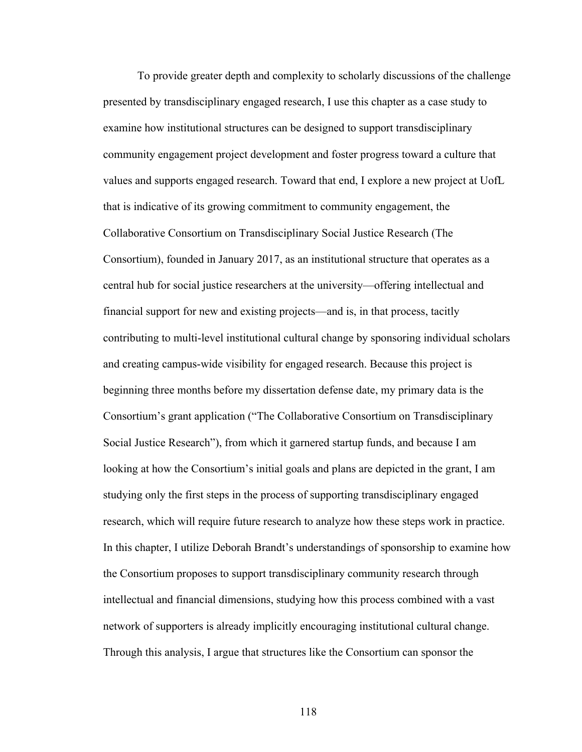To provide greater depth and complexity to scholarly discussions of the challenge presented by transdisciplinary engaged research, I use this chapter as a case study to examine how institutional structures can be designed to support transdisciplinary community engagement project development and foster progress toward a culture that values and supports engaged research. Toward that end, I explore a new project at UofL that is indicative of its growing commitment to community engagement, the Collaborative Consortium on Transdisciplinary Social Justice Research (The Consortium), founded in January 2017, as an institutional structure that operates as a central hub for social justice researchers at the university—offering intellectual and financial support for new and existing projects—and is, in that process, tacitly contributing to multi-level institutional cultural change by sponsoring individual scholars and creating campus-wide visibility for engaged research. Because this project is beginning three months before my dissertation defense date, my primary data is the Consortium's grant application ("The Collaborative Consortium on Transdisciplinary Social Justice Research"), from which it garnered startup funds, and because I am looking at how the Consortium's initial goals and plans are depicted in the grant, I am studying only the first steps in the process of supporting transdisciplinary engaged research, which will require future research to analyze how these steps work in practice. In this chapter, I utilize Deborah Brandt's understandings of sponsorship to examine how the Consortium proposes to support transdisciplinary community research through intellectual and financial dimensions, studying how this process combined with a vast network of supporters is already implicitly encouraging institutional cultural change. Through this analysis, I argue that structures like the Consortium can sponsor the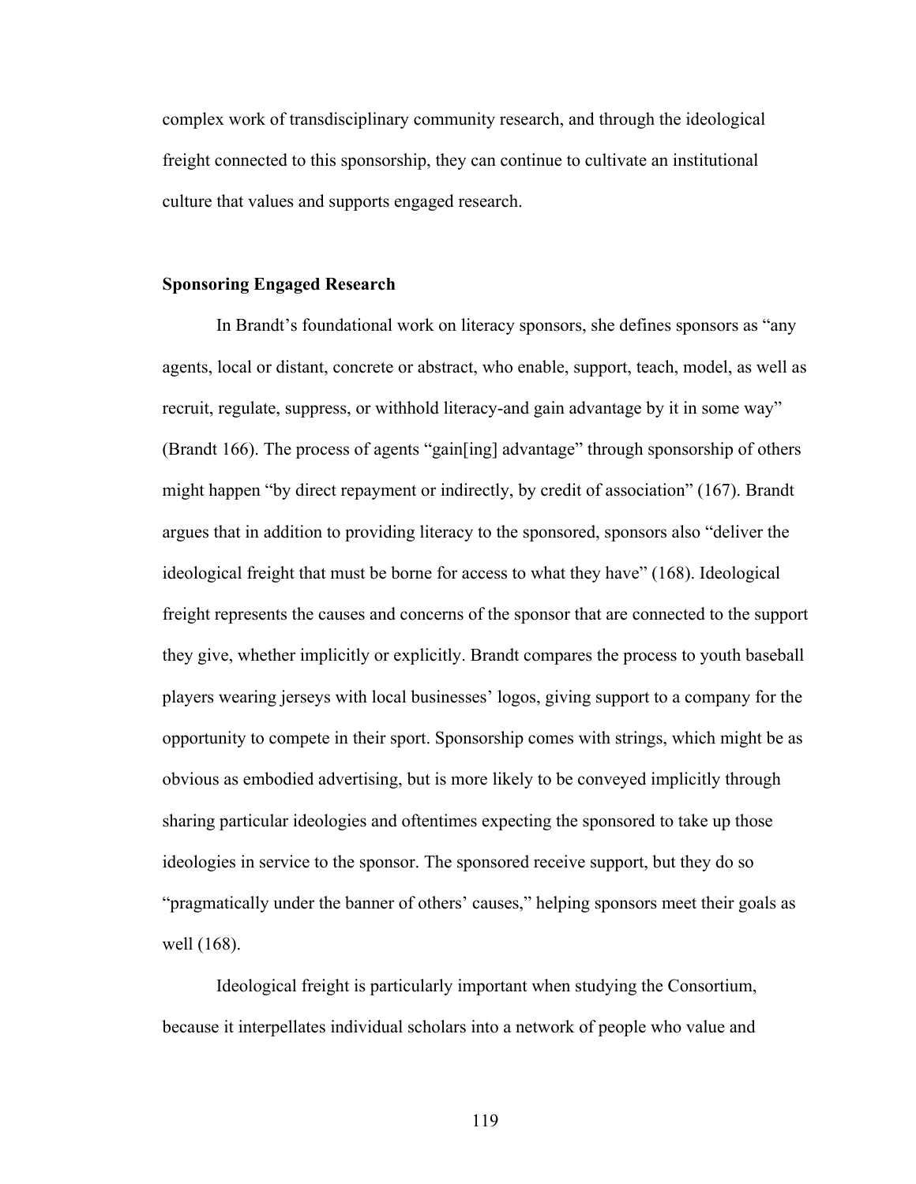complex work of transdisciplinary community research, and through the ideological freight connected to this sponsorship, they can continue to cultivate an institutional culture that values and supports engaged research.

### Sponsoring Engaged Research

In Brandt's foundational work on literacy sponsors, she defines sponsors as "any agents, local or distant, concrete or abstract, who enable, support, teach, model, as well as recruit, regulate, suppress, or withhold literacy-and gain advantage by it in some way" (Brandt 166). The process of agents "gain[ing] advantage" through sponsorship of others might happen "by direct repayment or indirectly, by credit of association" (167). Brandt argues that in addition to providing literacy to the sponsored, sponsors also "deliver the ideological freight that must be borne for access to what they have" (168). Ideological freight represents the causes and concerns of the sponsor that are connected to the support they give, whether implicitly or explicitly. Brandt compares the process to youth baseball players wearing jerseys with local businesses' logos, giving support to a company for the opportunity to compete in their sport. Sponsorship comes with strings, which might be as obvious as embodied advertising, but is more likely to be conveyed implicitly through sharing particular ideologies and oftentimes expecting the sponsored to take up those ideologies in service to the sponsor. The sponsored receive support, but they do so "pragmatically under the banner of others' causes," helping sponsors meet their goals as well (168).

Ideological freight is particularly important when studying the Consortium, because it interpellates individual scholars into a network of people who value and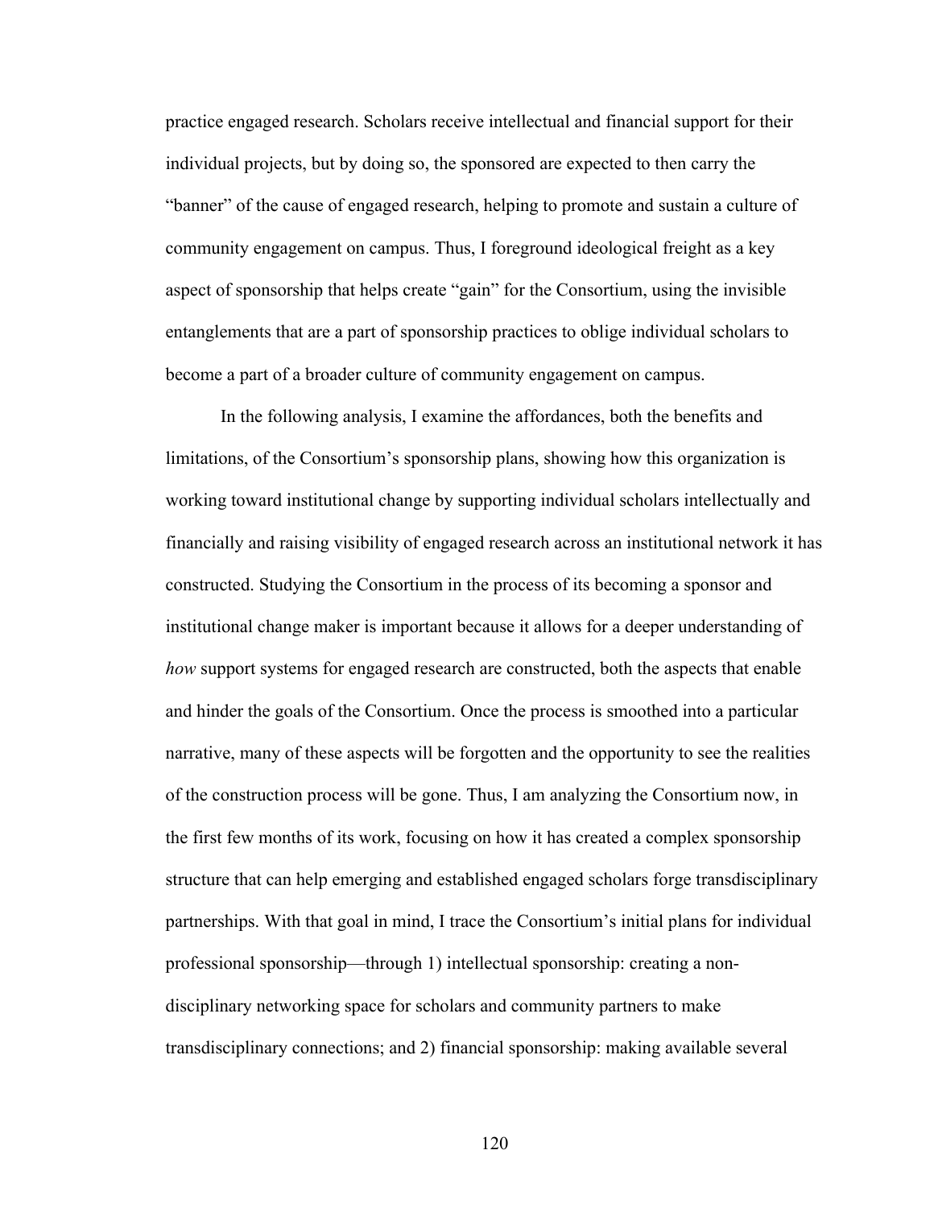practice engaged research. Scholars receive intellectual and financial support for their individual projects, but by doing so, the sponsored are expected to then carry the "banner" of the cause of engaged research, helping to promote and sustain a culture of community engagement on campus. Thus, I foreground ideological freight as a key aspect of sponsorship that helps create "gain" for the Consortium, using the invisible entanglements that are a part of sponsorship practices to oblige individual scholars to become a part of a broader culture of community engagement on campus.

In the following analysis, I examine the affordances, both the benefits and limitations, of the Consortium's sponsorship plans, showing how this organization is working toward institutional change by supporting individual scholars intellectually and financially and raising visibility of engaged research across an institutional network it has constructed. Studying the Consortium in the process of its becoming a sponsor and institutional change maker is important because it allows for a deeper understanding of *how* support systems for engaged research are constructed, both the aspects that enable and hinder the goals of the Consortium. Once the process is smoothed into a particular narrative, many of these aspects will be forgotten and the opportunity to see the realities of the construction process will be gone. Thus, I am analyzing the Consortium now, in the first few months of its work, focusing on how it has created a complex sponsorship structure that can help emerging and established engaged scholars forge transdisciplinary partnerships. With that goal in mind, I trace the Consortium's initial plans for individual professional sponsorship—through 1) intellectual sponsorship: creating a non-disciplinary networking space for scholars and community partners to make transdisciplinary connections; and 2) financial sponsorship: making available several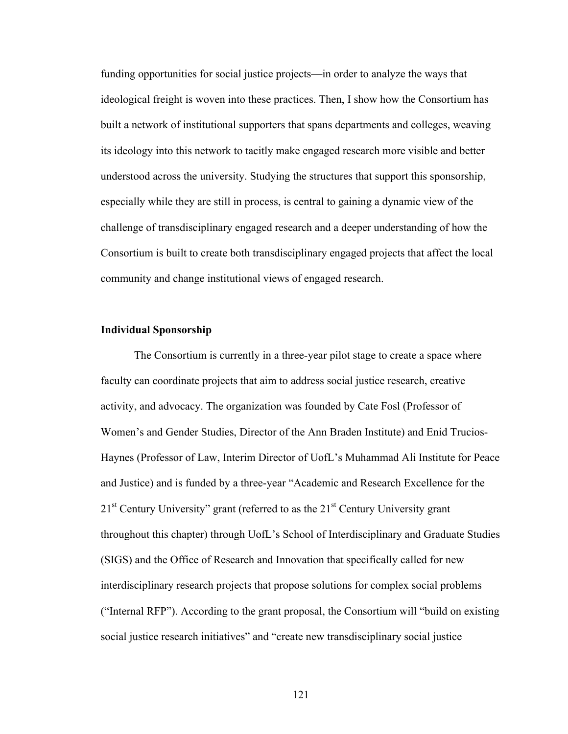funding opportunities for social justice projects—in order to analyze the ways that ideological freight is woven into these practices. Then, I show how the Consortium has built a network of institutional supporters that spans departments and colleges, weaving its ideology into this network to tacitly make engaged research more visible and better understood across the university. Studying the structures that support this sponsorship, especially while they are still in process, is central to gaining a dynamic view of the challenge of transdisciplinary engaged research and a deeper understanding of how the Consortium is built to create both transdisciplinary engaged projects that affect the local community and change institutional views of engaged research.

**Individual Sponsorship**

The Consortium is currently in a three-year pilot stage to create a space where faculty can coordinate projects that aim to address social justice research, creative activity, and advocacy. The organization was founded by Cate Fosl (Professor of Women's and Gender Studies, Director of the Ann Braden Institute) and Enid Trucios-Haynes (Professor of Law, Interim Director of UofL's Muhammad Ali Institute for Peace and Justice) and is funded by a three-year "Academic and Research Excellence for the 21st Century University" grant (referred to as the 21st Century University grant throughout this chapter) through UofL's School of Interdisciplinary and Graduate Studies (SIGS) and the Office of Research and Innovation that specifically called for new interdisciplinary research projects that propose solutions for complex social problems ("Internal RFP"). According to the grant proposal, the Consortium will "build on existing social justice research initiatives" and "create new transdisciplinary social justice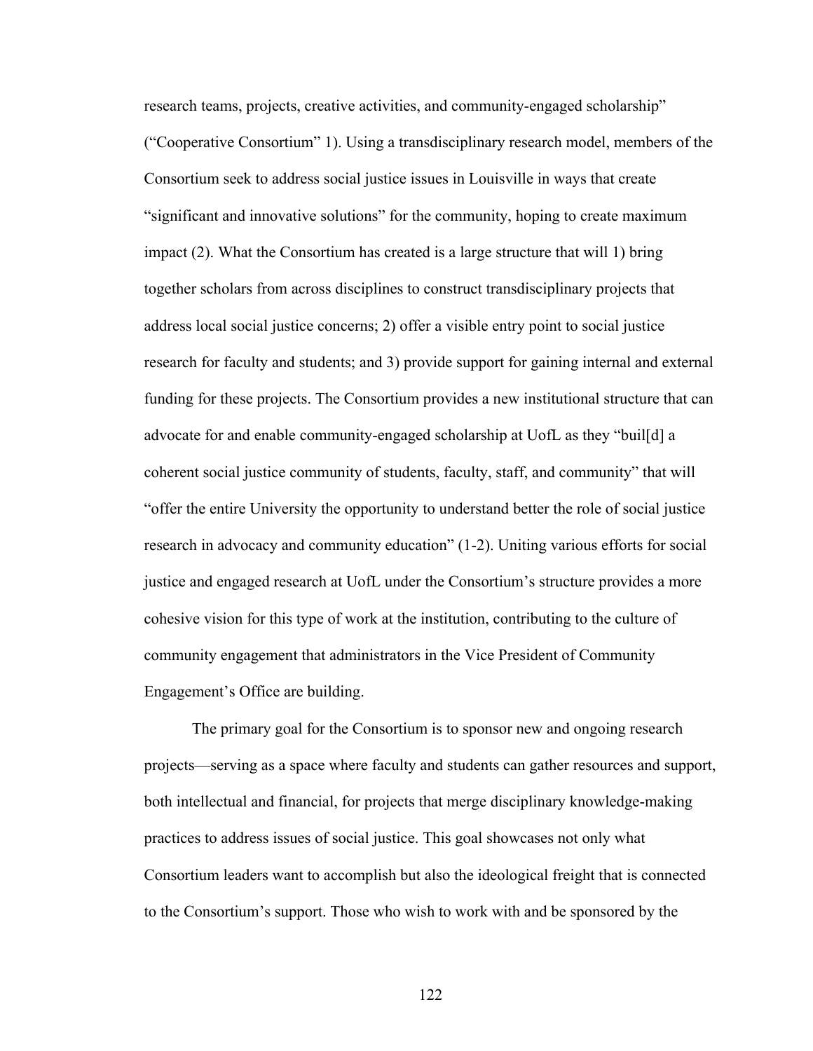research teams, projects, creative activities, and community-engaged scholarship" ("Cooperative Consortium" 1). Using a transdisciplinary research model, members of the Consortium seek to address social justice issues in Louisville in ways that create "significant and innovative solutions" for the community, hoping to create maximum impact (2). What the Consortium has created is a large structure that will 1) bring together scholars from across disciplines to construct transdisciplinary projects that address local social justice concerns; 2) offer a visible entry point to social justice research for faculty and students; and 3) provide support for gaining internal and external funding for these projects. The Consortium provides a new institutional structure that can advocate for and enable community-engaged scholarship at UofL as they "buil[d] a coherent social justice community of students, faculty, staff, and community" that will "offer the entire University the opportunity to understand better the role of social justice research in advocacy and community education" (1-2). Uniting various efforts for social justice and engaged research at UofL under the Consortium's structure provides a more cohesive vision for this type of work at the institution, contributing to the culture of community engagement that administrators in the Vice President of Community Engagement's Office are building.

The primary goal for the Consortium is to sponsor new and ongoing research projects—serving as a space where faculty and students can gather resources and support, both intellectual and financial, for projects that merge disciplinary knowledge-making practices to address issues of social justice. This goal showcases not only what Consortium leaders want to accomplish but also the ideological freight that is connected to the Consortium's support. Those who wish to work with and be sponsored by the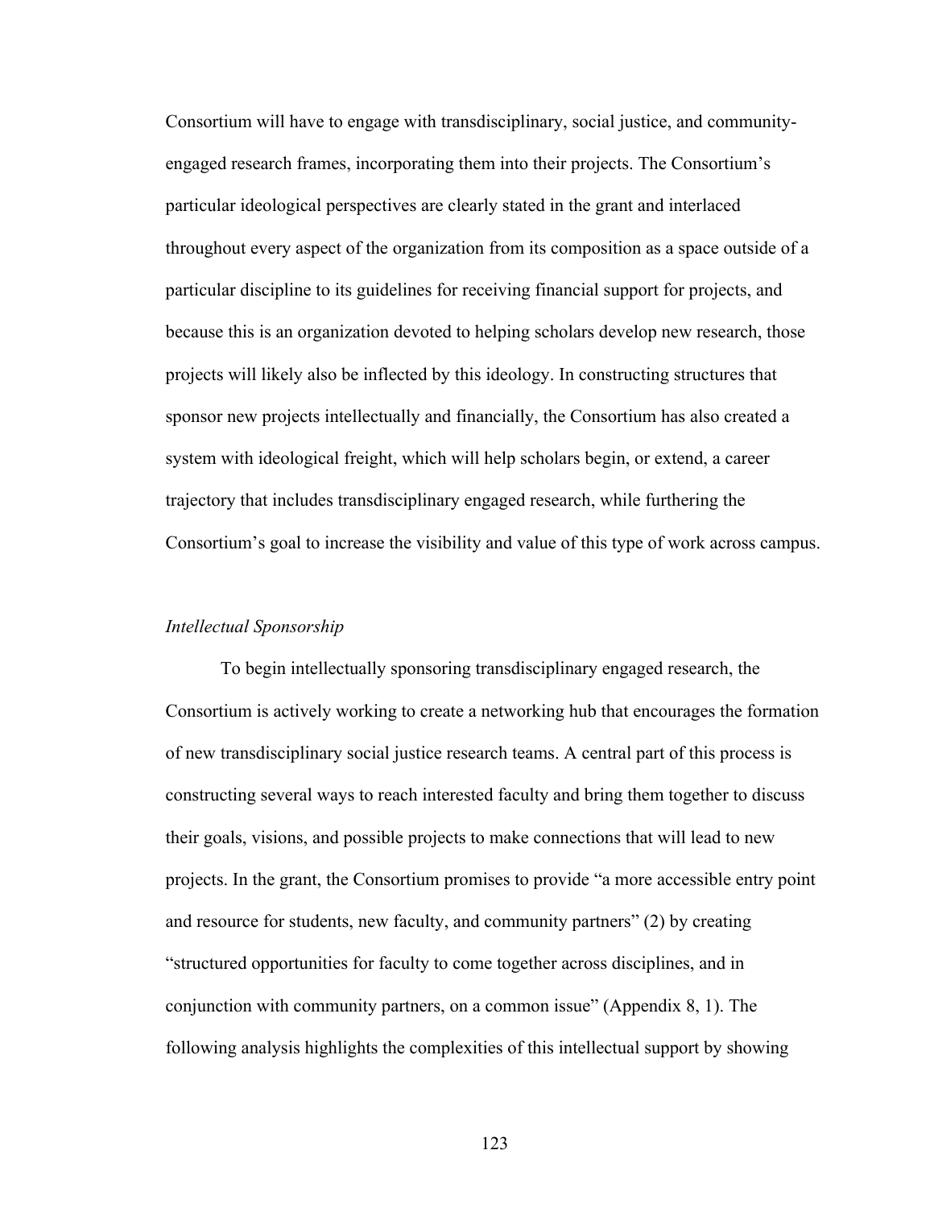Consortium will have to engage with transdisciplinary, social justice, and community-engaged research frames, incorporating them into their projects. The Consortium's particular ideological perspectives are clearly stated in the grant and interlaced throughout every aspect of the organization from its composition as a space outside of a particular discipline to its guidelines for receiving financial support for projects, and because this is an organization devoted to helping scholars develop new research, those projects will likely also be inflected by this ideology. In constructing structures that sponsor new projects intellectually and financially, the Consortium has also created a system with ideological freight, which will help scholars begin, or extend, a career trajectory that includes transdisciplinary engaged research, while furthering the Consortium's goal to increase the visibility and value of this type of work across campus.

*Intellectual Sponsorship*

To begin intellectually sponsoring transdisciplinary engaged research, the Consortium is actively working to create a networking hub that encourages the formation of new transdisciplinary social justice research teams. A central part of this process is constructing several ways to reach interested faculty and bring them together to discuss their goals, visions, and possible projects to make connections that will lead to new projects. In the grant, the Consortium promises to provide "a more accessible entry point and resource for students, new faculty, and community partners" (2) by creating "structured opportunities for faculty to come together across disciplines, and in conjunction with community partners, on a common issue" (Appendix 8, 1). The following analysis highlights the complexities of this intellectual support by showing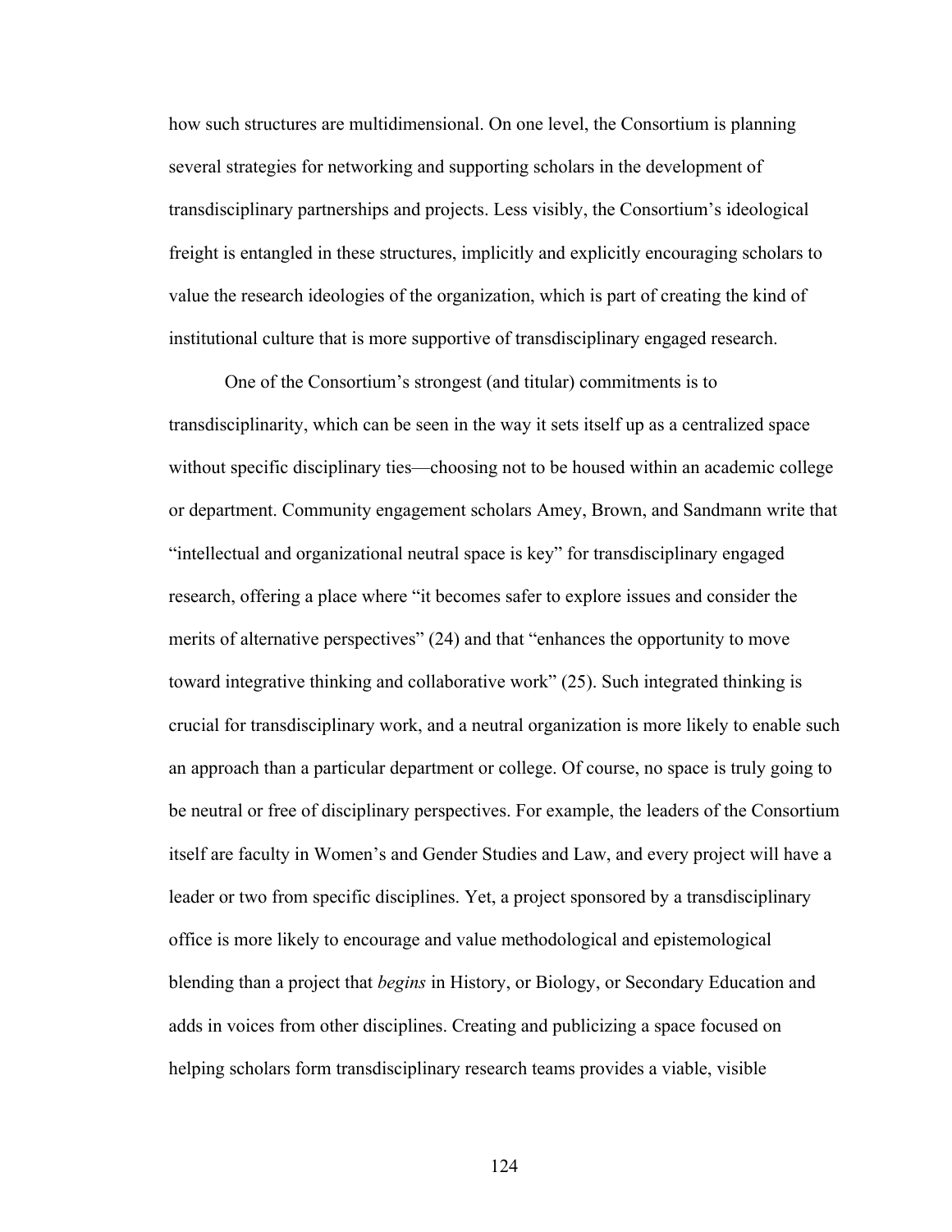how such structures are multidimensional. On one level, the Consortium is planning several strategies for networking and supporting scholars in the development of transdisciplinary partnerships and projects. Less visibly, the Consortium's ideological freight is entangled in these structures, implicitly and explicitly encouraging scholars to value the research ideologies of the organization, which is part of creating the kind of institutional culture that is more supportive of transdisciplinary engaged research.

One of the Consortium's strongest (and titular) commitments is to transdisciplinarity, which can be seen in the way it sets itself up as a centralized space without specific disciplinary ties—choosing not to be housed within an academic college or department. Community engagement scholars Amey, Brown, and Sandmann write that "intellectual and organizational neutral space is key" for transdisciplinary engaged research, offering a place where "it becomes safer to explore issues and consider the merits of alternative perspectives" (24) and that "enhances the opportunity to move toward integrative thinking and collaborative work" (25). Such integrated thinking is crucial for transdisciplinary work, and a neutral organization is more likely to enable such an approach than a particular department or college. Of course, no space is truly going to be neutral or free of disciplinary perspectives. For example, the leaders of the Consortium itself are faculty in Women's and Gender Studies and Law, and every project will have a leader or two from specific disciplines. Yet, a project sponsored by a transdisciplinary office is more likely to encourage and value methodological and epistemological blending than a project that *begins* in History, or Biology, or Secondary Education and adds in voices from other disciplines. Creating and publicizing a space focused on helping scholars form transdisciplinary research teams provides a viable, visible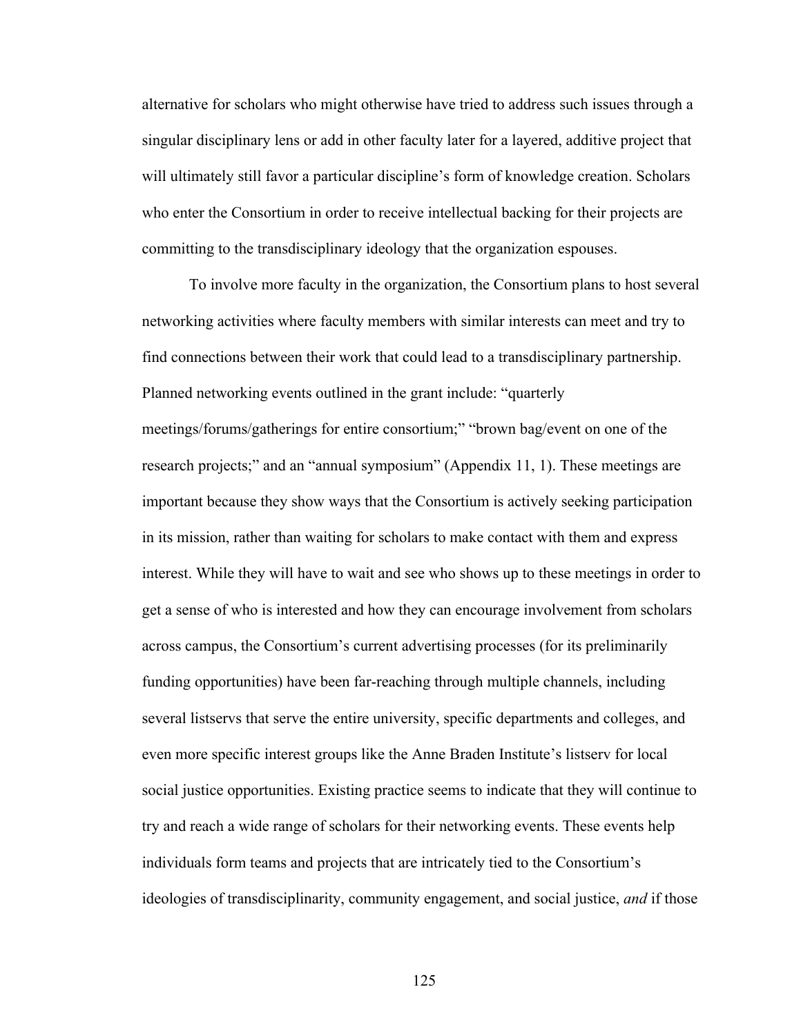alternative for scholars who might otherwise have tried to address such issues through a singular disciplinary lens or add in other faculty later for a layered, additive project that will ultimately still favor a particular discipline's form of knowledge creation. Scholars who enter the Consortium in order to receive intellectual backing for their projects are committing to the transdisciplinary ideology that the organization espouses.

To involve more faculty in the organization, the Consortium plans to host several networking activities where faculty members with similar interests can meet and try to find connections between their work that could lead to a transdisciplinary partnership. Planned networking events outlined in the grant include: "quarterly meetings/forums/gatherings for entire consortium;" "brown bag/event on one of the research projects;" and an "annual symposium" (Appendix 11, 1). These meetings are important because they show ways that the Consortium is actively seeking participation in its mission, rather than waiting for scholars to make contact with them and express interest. While they will have to wait and see who shows up to these meetings in order to get a sense of who is interested and how they can encourage involvement from scholars across campus, the Consortium's current advertising processes (for its preliminarily funding opportunities) have been far-reaching through multiple channels, including several listservs that serve the entire university, specific departments and colleges, and even more specific interest groups like the Anne Braden Institute's listserv for local social justice opportunities. Existing practice seems to indicate that they will continue to try and reach a wide range of scholars for their networking events. These events help individuals form teams and projects that are intricately tied to the Consortium's ideologies of transdisciplinarity, community engagement, and social justice, *and* if those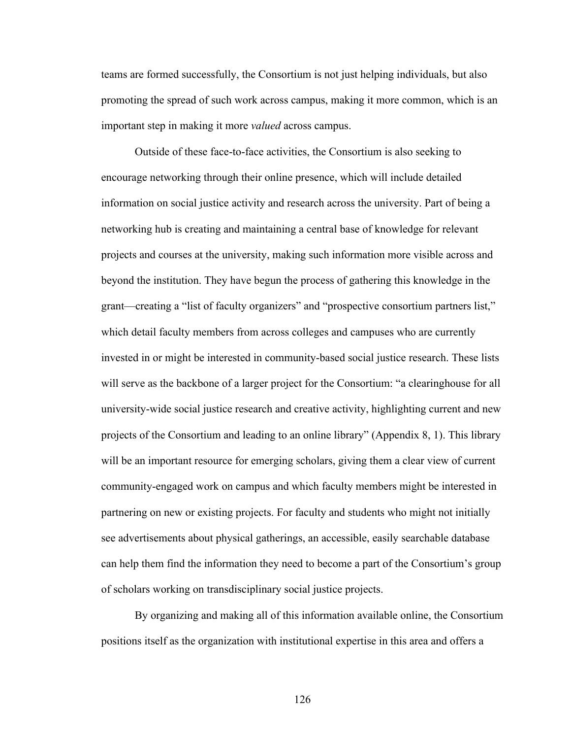teams are formed successfully, the Consortium is not just helping individuals, but also promoting the spread of such work across campus, making it more common, which is an important step in making it more *valued* across campus.

Outside of these face-to-face activities, the Consortium is also seeking to encourage networking through their online presence, which will include detailed information on social justice activity and research across the university. Part of being a networking hub is creating and maintaining a central base of knowledge for relevant projects and courses at the university, making such information more visible across and beyond the institution. They have begun the process of gathering this knowledge in the grant—creating a "list of faculty organizers" and "prospective consortium partners list," which detail faculty members from across colleges and campuses who are currently invested in or might be interested in community-based social justice research. These lists will serve as the backbone of a larger project for the Consortium: "a clearinghouse for all university-wide social justice research and creative activity, highlighting current and new projects of the Consortium and leading to an online library" (Appendix 8, 1). This library will be an important resource for emerging scholars, giving them a clear view of current community-engaged work on campus and which faculty members might be interested in partnering on new or existing projects. For faculty and students who might not initially see advertisements about physical gatherings, an accessible, easily searchable database can help them find the information they need to become a part of the Consortium's group of scholars working on transdisciplinary social justice projects.

By organizing and making all of this information available online, the Consortium positions itself as the organization with institutional expertise in this area and offers a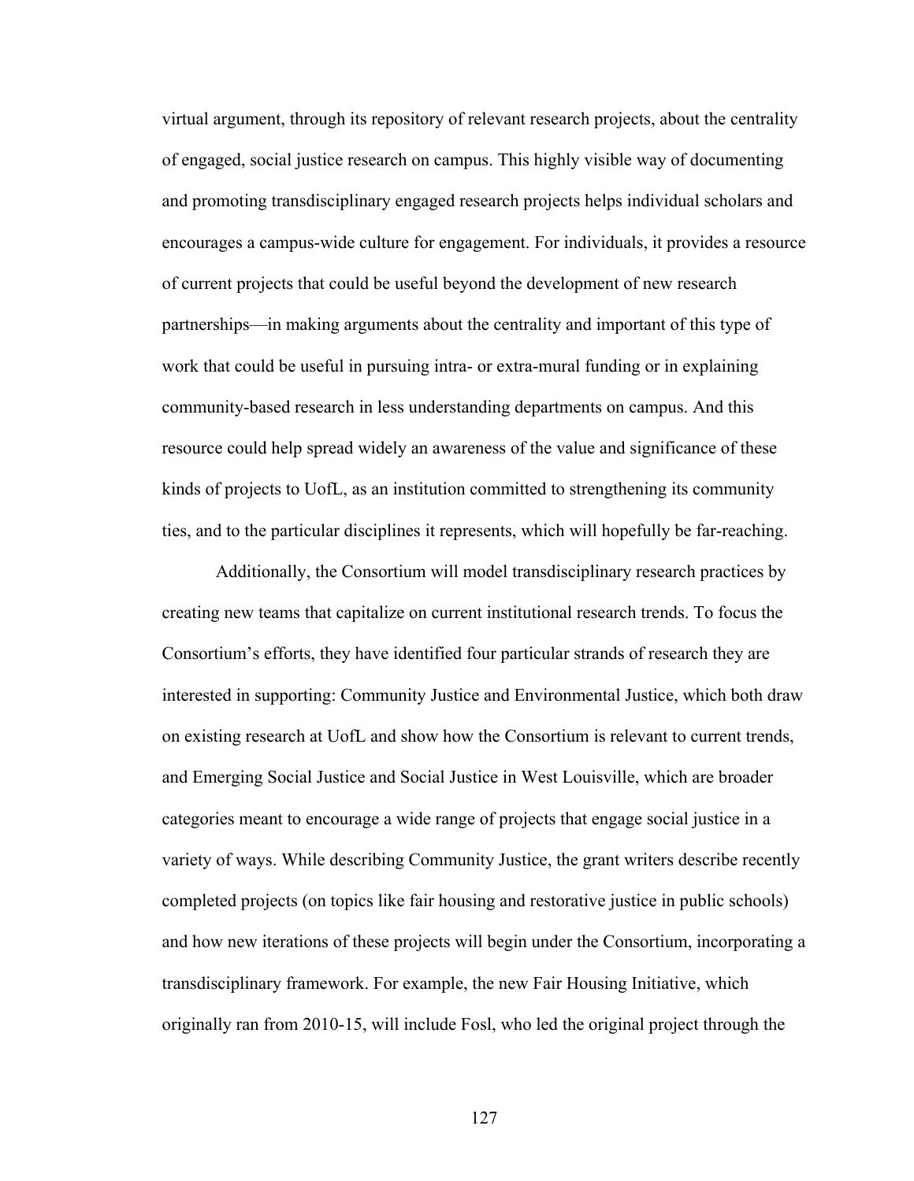virtual argument, through its repository of relevant research projects, about the centrality of engaged, social justice research on campus. This highly visible way of documenting and promoting transdisciplinary engaged research projects helps individual scholars and encourages a campus-wide culture for engagement. For individuals, it provides a resource of current projects that could be useful beyond the development of new research partnerships—in making arguments about the centrality and important of this type of work that could be useful in pursuing intra- or extra-mural funding or in explaining community-based research in less understanding departments on campus. And this resource could help spread widely an awareness of the value and significance of these kinds of projects to UofL, as an institution committed to strengthening its community ties, and to the particular disciplines it represents, which will hopefully be far-reaching.

Additionally, the Consortium will model transdisciplinary research practices by creating new teams that capitalize on current institutional research trends. To focus the Consortium's efforts, they have identified four particular strands of research they are interested in supporting: Community Justice and Environmental Justice, which both draw on existing research at UofL and show how the Consortium is relevant to current trends, and Emerging Social Justice and Social Justice in West Louisville, which are broader categories meant to encourage a wide range of projects that engage social justice in a variety of ways. While describing Community Justice, the grant writers describe recently completed projects (on topics like fair housing and restorative justice in public schools) and how new iterations of these projects will begin under the Consortium, incorporating a transdisciplinary framework. For example, the new Fair Housing Initiative, which originally ran from 2010-15, will include Fosl, who led the original project through the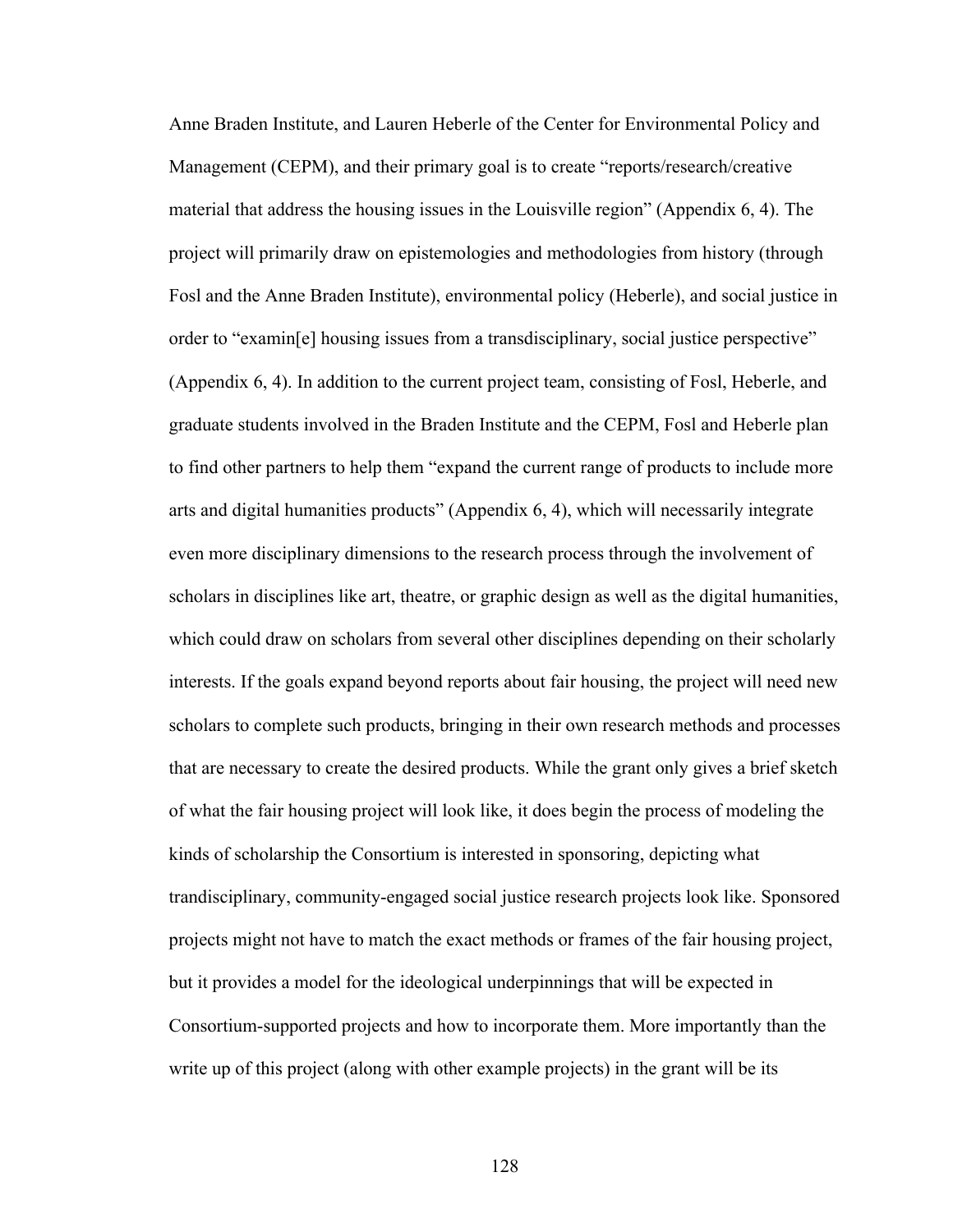Anne Braden Institute, and Lauren Heberle of the Center for Environmental Policy and Management (CEPM), and their primary goal is to create "reports/research/creative material that address the housing issues in the Louisville region" (Appendix 6, 4). The project will primarily draw on epistemologies and methodologies from history (through Fosl and the Anne Braden Institute), environmental policy (Heberle), and social justice in order to "examin[e] housing issues from a transdisciplinary, social justice perspective" (Appendix 6, 4). In addition to the current project team, consisting of Fosl, Heberle, and graduate students involved in the Braden Institute and the CEPM, Fosl and Heberle plan to find other partners to help them "expand the current range of products to include more arts and digital humanities products" (Appendix 6, 4), which will necessarily integrate even more disciplinary dimensions to the research process through the involvement of scholars in disciplines like art, theatre, or graphic design as well as the digital humanities, which could draw on scholars from several other disciplines depending on their scholarly interests. If the goals expand beyond reports about fair housing, the project will need new scholars to complete such products, bringing in their own research methods and processes that are necessary to create the desired products. While the grant only gives a brief sketch of what the fair housing project will look like, it does begin the process of modeling the kinds of scholarship the Consortium is interested in sponsoring, depicting what trandisciplinary, community-engaged social justice research projects look like. Sponsored projects might not have to match the exact methods or frames of the fair housing project, but it provides a model for the ideological underpinnings that will be expected in Consortium-supported projects and how to incorporate them. More importantly than the write up of this project (along with other example projects) in the grant will be its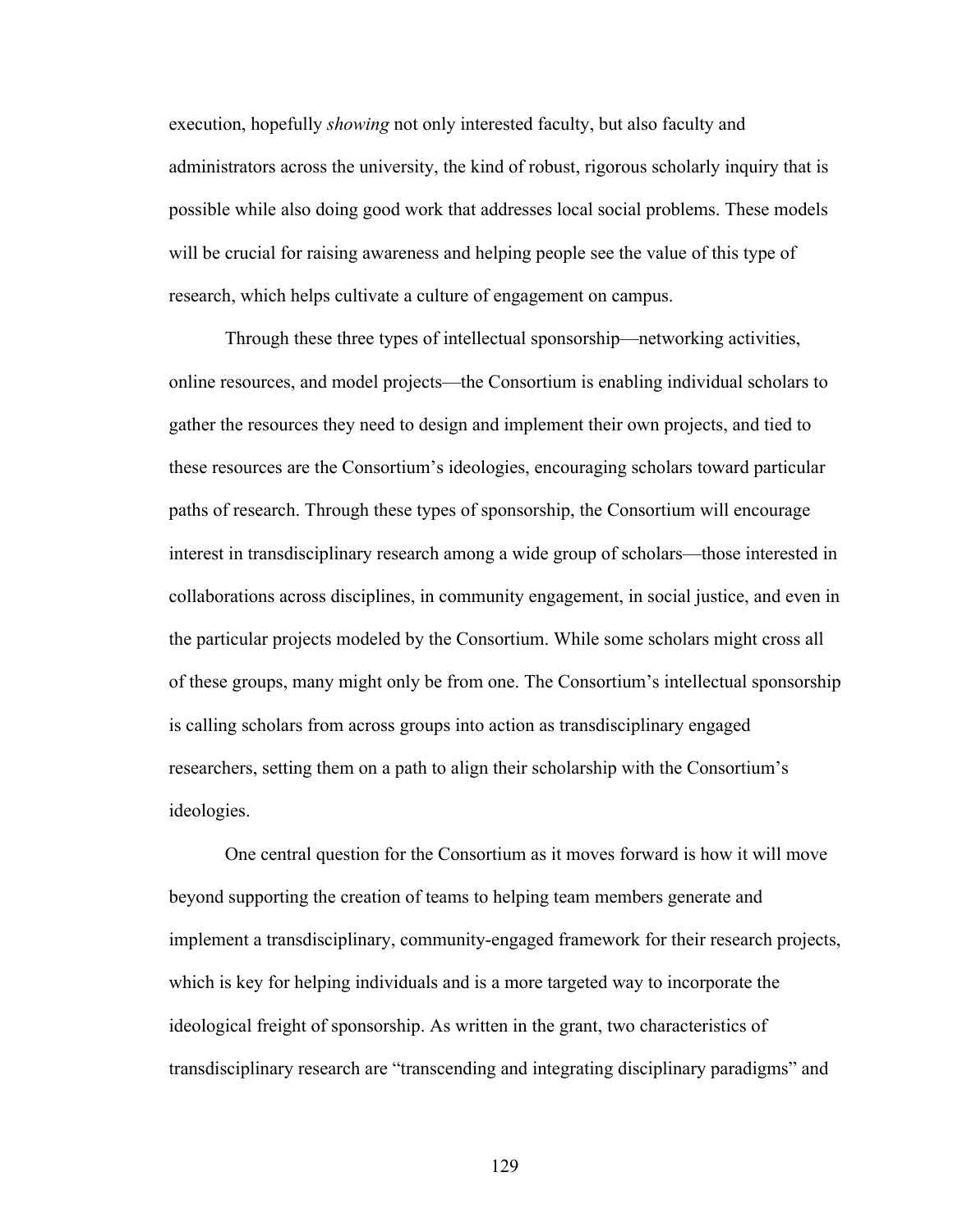execution, hopefully *showing* not only interested faculty, but also faculty and administrators across the university, the kind of robust, rigorous scholarly inquiry that is possible while also doing good work that addresses local social problems. These models will be crucial for raising awareness and helping people see the value of this type of research, which helps cultivate a culture of engagement on campus.

Through these three types of intellectual sponsorship—networking activities, online resources, and model projects—the Consortium is enabling individual scholars to gather the resources they need to design and implement their own projects, and tied to these resources are the Consortium's ideologies, encouraging scholars toward particular paths of research. Through these types of sponsorship, the Consortium will encourage interest in transdisciplinary research among a wide group of scholars—those interested in collaborations across disciplines, in community engagement, in social justice, and even in the particular projects modeled by the Consortium. While some scholars might cross all of these groups, many might only be from one. The Consortium's intellectual sponsorship is calling scholars from across groups into action as transdisciplinary engaged researchers, setting them on a path to align their scholarship with the Consortium's ideologies.

One central question for the Consortium as it moves forward is how it will move beyond supporting the creation of teams to helping team members generate and implement a transdisciplinary, community-engaged framework for their research projects, which is key for helping individuals and is a more targeted way to incorporate the ideological freight of sponsorship. As written in the grant, two characteristics of transdisciplinary research are "transcending and integrating disciplinary paradigms" and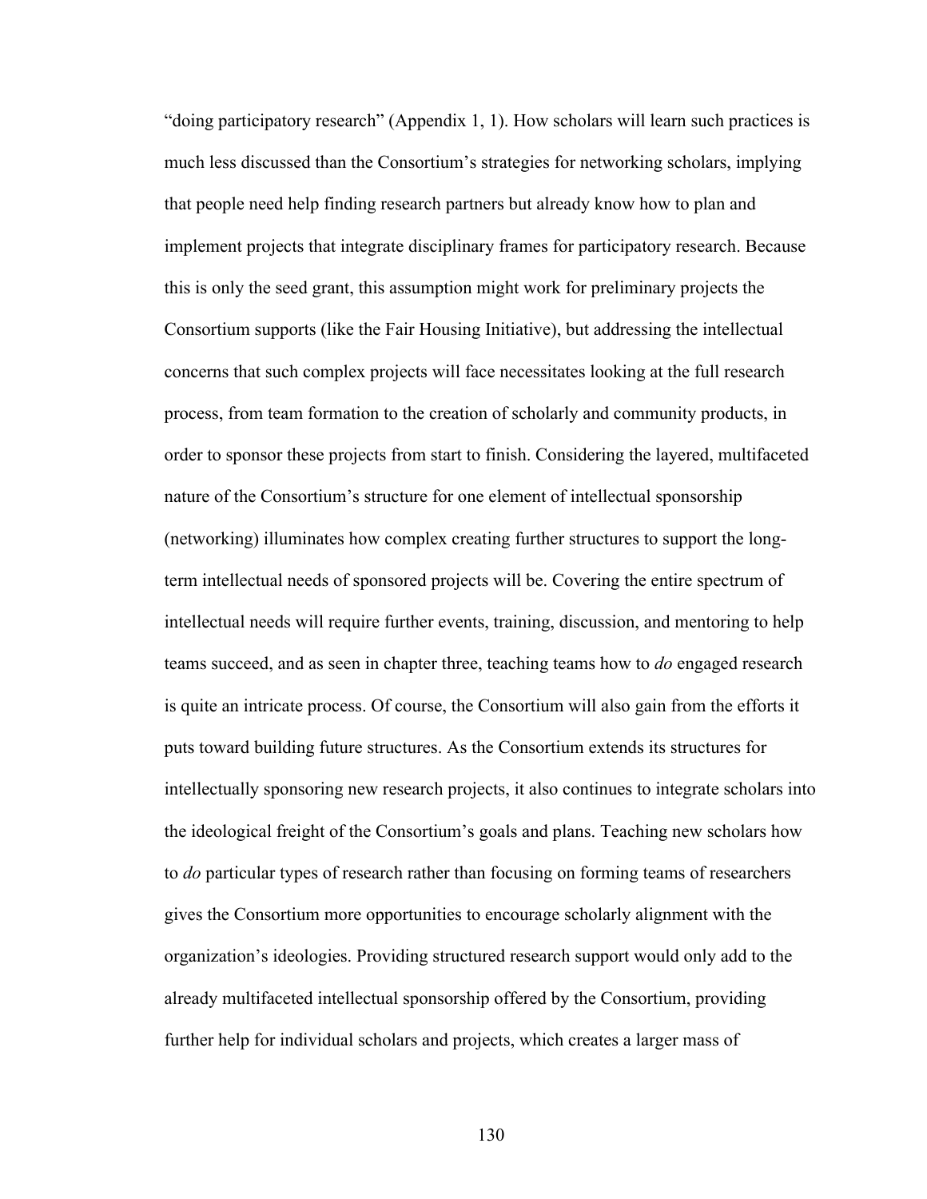“doing participatory research” (Appendix 1, 1). How scholars will learn such practices is much less discussed than the Consortium’s strategies for networking scholars, implying that people need help finding research partners but already know how to plan and implement projects that integrate disciplinary frames for participatory research. Because this is only the seed grant, this assumption might work for preliminary projects the Consortium supports (like the Fair Housing Initiative), but addressing the intellectual concerns that such complex projects will face necessitates looking at the full research process, from team formation to the creation of scholarly and community products, in order to sponsor these projects from start to finish. Considering the layered, multifaceted nature of the Consortium’s structure for one element of intellectual sponsorship (networking) illuminates how complex creating further structures to support the long-term intellectual needs of sponsored projects will be. Covering the entire spectrum of intellectual needs will require further events, training, discussion, and mentoring to help teams succeed, and as seen in chapter three, teaching teams how to *do* engaged research is quite an intricate process. Of course, the Consortium will also gain from the efforts it puts toward building future structures. As the Consortium extends its structures for intellectually sponsoring new research projects, it also continues to integrate scholars into the ideological freight of the Consortium’s goals and plans. Teaching new scholars how to *do* particular types of research rather than focusing on forming teams of researchers gives the Consortium more opportunities to encourage scholarly alignment with the organization’s ideologies. Providing structured research support would only add to the already multifaceted intellectual sponsorship offered by the Consortium, providing further help for individual scholars and projects, which creates a larger mass of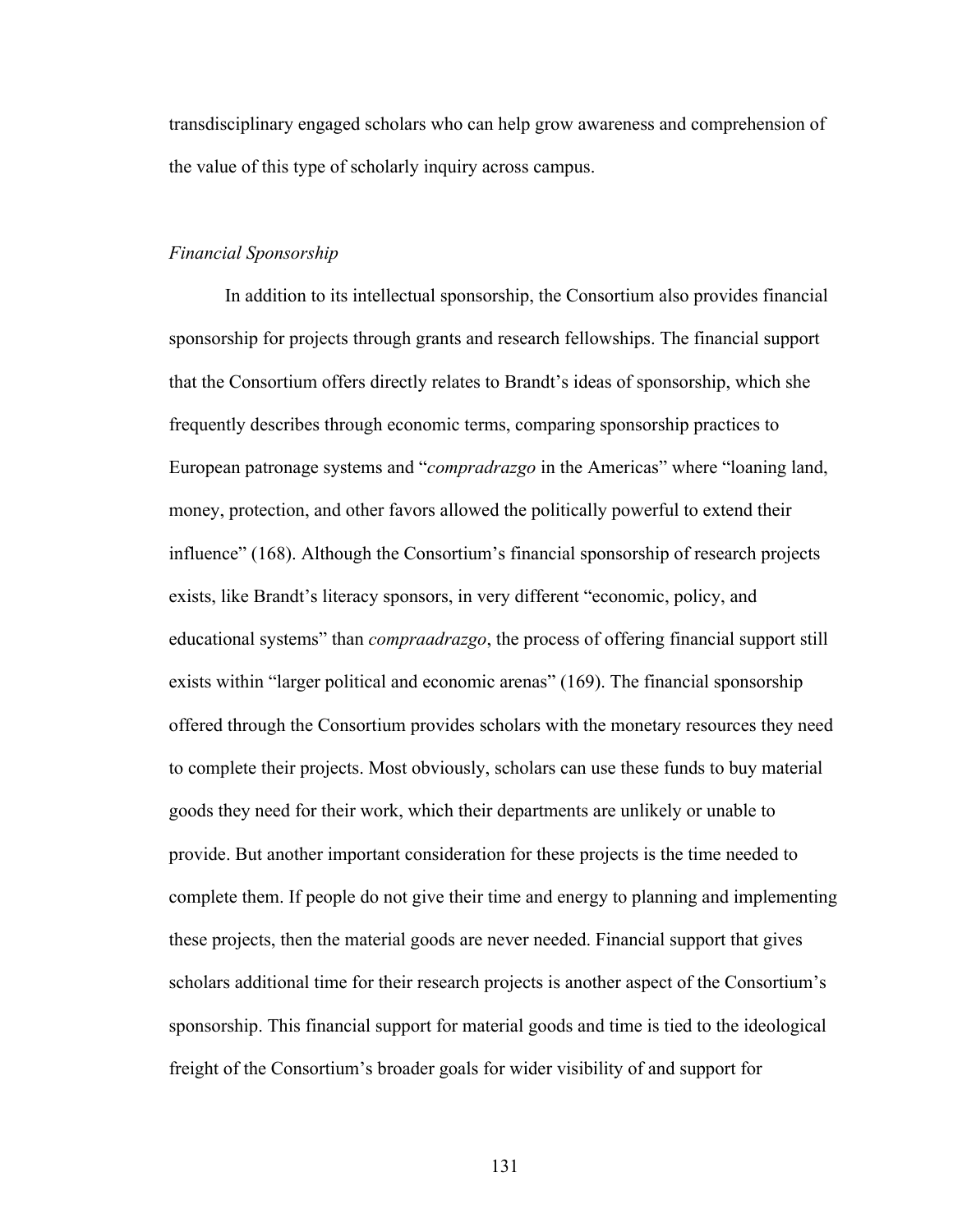transdisciplinary engaged scholars who can help grow awareness and comprehension of the value of this type of scholarly inquiry across campus.

*Financial Sponsorship*

In addition to its intellectual sponsorship, the Consortium also provides financial sponsorship for projects through grants and research fellowships. The financial support that the Consortium offers directly relates to Brandt's ideas of sponsorship, which she frequently describes through economic terms, comparing sponsorship practices to European patronage systems and "*compradrazgo* in the Americas" where "loaning land, money, protection, and other favors allowed the politically powerful to extend their influence" (168). Although the Consortium's financial sponsorship of research projects exists, like Brandt's literacy sponsors, in very different "economic, policy, and educational systems" than *compraadrazgo*, the process of offering financial support still exists within "larger political and economic arenas" (169). The financial sponsorship offered through the Consortium provides scholars with the monetary resources they need to complete their projects. Most obviously, scholars can use these funds to buy material goods they need for their work, which their departments are unlikely or unable to provide. But another important consideration for these projects is the time needed to complete them. If people do not give their time and energy to planning and implementing these projects, then the material goods are never needed. Financial support that gives scholars additional time for their research projects is another aspect of the Consortium's sponsorship. This financial support for material goods and time is tied to the ideological freight of the Consortium's broader goals for wider visibility of and support for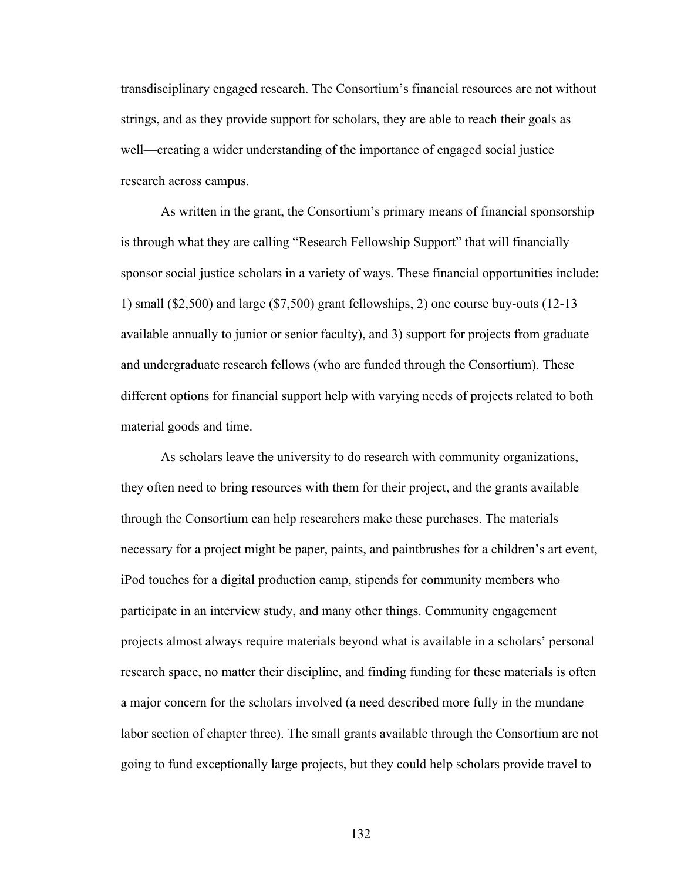transdisciplinary engaged research. The Consortium's financial resources are not without strings, and as they provide support for scholars, they are able to reach their goals as well—creating a wider understanding of the importance of engaged social justice research across campus.

As written in the grant, the Consortium's primary means of financial sponsorship is through what they are calling "Research Fellowship Support" that will financially sponsor social justice scholars in a variety of ways. These financial opportunities include: 1) small ($2,500) and large ($7,500) grant fellowships, 2) one course buy-outs (12-13 available annually to junior or senior faculty), and 3) support for projects from graduate and undergraduate research fellows (who are funded through the Consortium). These different options for financial support help with varying needs of projects related to both material goods and time.

As scholars leave the university to do research with community organizations, they often need to bring resources with them for their project, and the grants available through the Consortium can help researchers make these purchases. The materials necessary for a project might be paper, paints, and paintbrushes for a children's art event, iPod touches for a digital production camp, stipends for community members who participate in an interview study, and many other things. Community engagement projects almost always require materials beyond what is available in a scholars' personal research space, no matter their discipline, and finding funding for these materials is often a major concern for the scholars involved (a need described more fully in the mundane labor section of chapter three). The small grants available through the Consortium are not going to fund exceptionally large projects, but they could help scholars provide travel to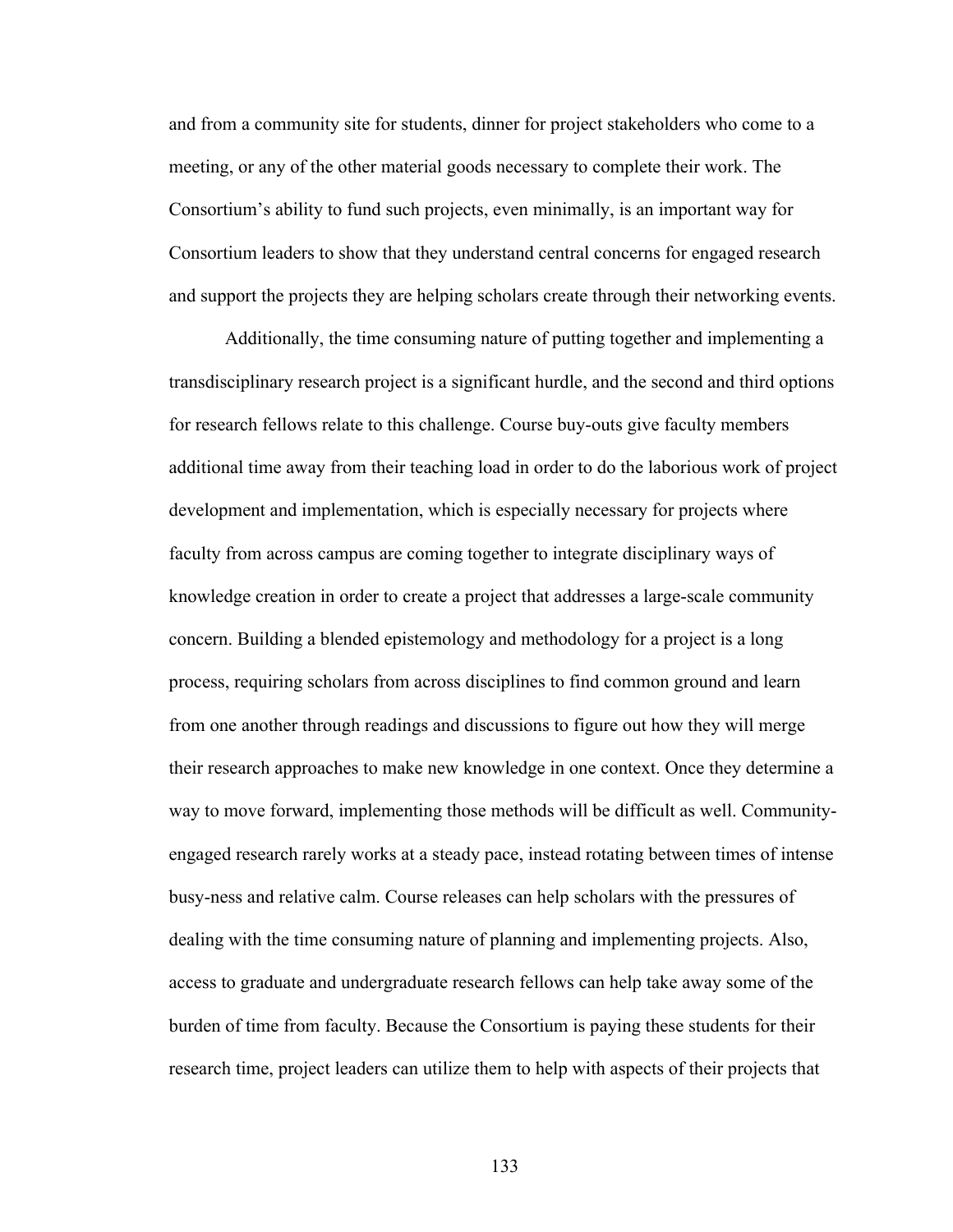and from a community site for students, dinner for project stakeholders who come to a meeting, or any of the other material goods necessary to complete their work. The Consortium's ability to fund such projects, even minimally, is an important way for Consortium leaders to show that they understand central concerns for engaged research and support the projects they are helping scholars create through their networking events.

Additionally, the time consuming nature of putting together and implementing a transdisciplinary research project is a significant hurdle, and the second and third options for research fellows relate to this challenge. Course buy-outs give faculty members additional time away from their teaching load in order to do the laborious work of project development and implementation, which is especially necessary for projects where faculty from across campus are coming together to integrate disciplinary ways of knowledge creation in order to create a project that addresses a large-scale community concern. Building a blended epistemology and methodology for a project is a long process, requiring scholars from across disciplines to find common ground and learn from one another through readings and discussions to figure out how they will merge their research approaches to make new knowledge in one context. Once they determine a way to move forward, implementing those methods will be difficult as well. Community-engaged research rarely works at a steady pace, instead rotating between times of intense busy-ness and relative calm. Course releases can help scholars with the pressures of dealing with the time consuming nature of planning and implementing projects. Also, access to graduate and undergraduate research fellows can help take away some of the burden of time from faculty. Because the Consortium is paying these students for their research time, project leaders can utilize them to help with aspects of their projects that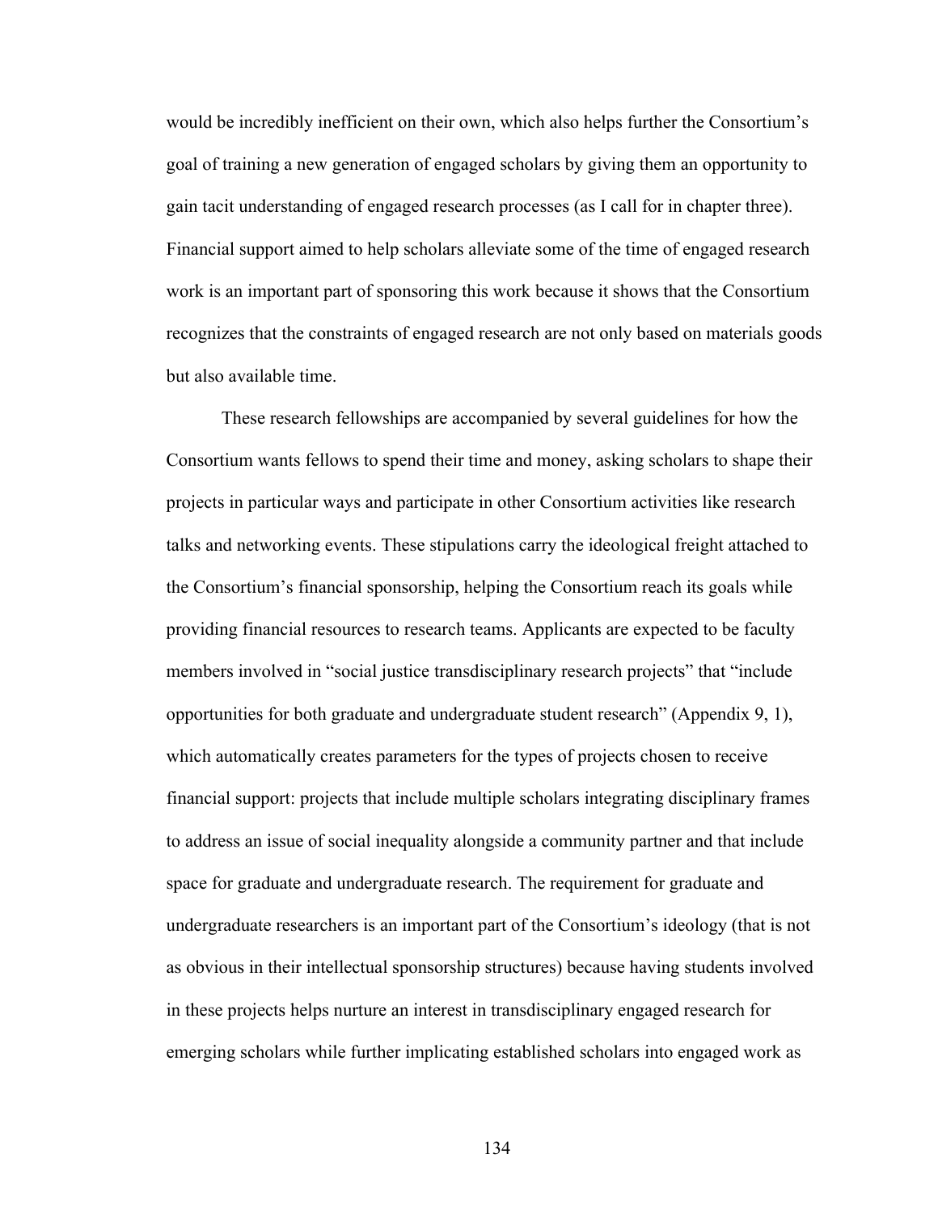would be incredibly inefficient on their own, which also helps further the Consortium's goal of training a new generation of engaged scholars by giving them an opportunity to gain tacit understanding of engaged research processes (as I call for in chapter three). Financial support aimed to help scholars alleviate some of the time of engaged research work is an important part of sponsoring this work because it shows that the Consortium recognizes that the constraints of engaged research are not only based on materials goods but also available time.

These research fellowships are accompanied by several guidelines for how the Consortium wants fellows to spend their time and money, asking scholars to shape their projects in particular ways and participate in other Consortium activities like research talks and networking events. These stipulations carry the ideological freight attached to the Consortium's financial sponsorship, helping the Consortium reach its goals while providing financial resources to research teams. Applicants are expected to be faculty members involved in "social justice transdisciplinary research projects" that "include opportunities for both graduate and undergraduate student research" (Appendix 9, 1), which automatically creates parameters for the types of projects chosen to receive financial support: projects that include multiple scholars integrating disciplinary frames to address an issue of social inequality alongside a community partner and that include space for graduate and undergraduate research. The requirement for graduate and undergraduate researchers is an important part of the Consortium's ideology (that is not as obvious in their intellectual sponsorship structures) because having students involved in these projects helps nurture an interest in transdisciplinary engaged research for emerging scholars while further implicating established scholars into engaged work as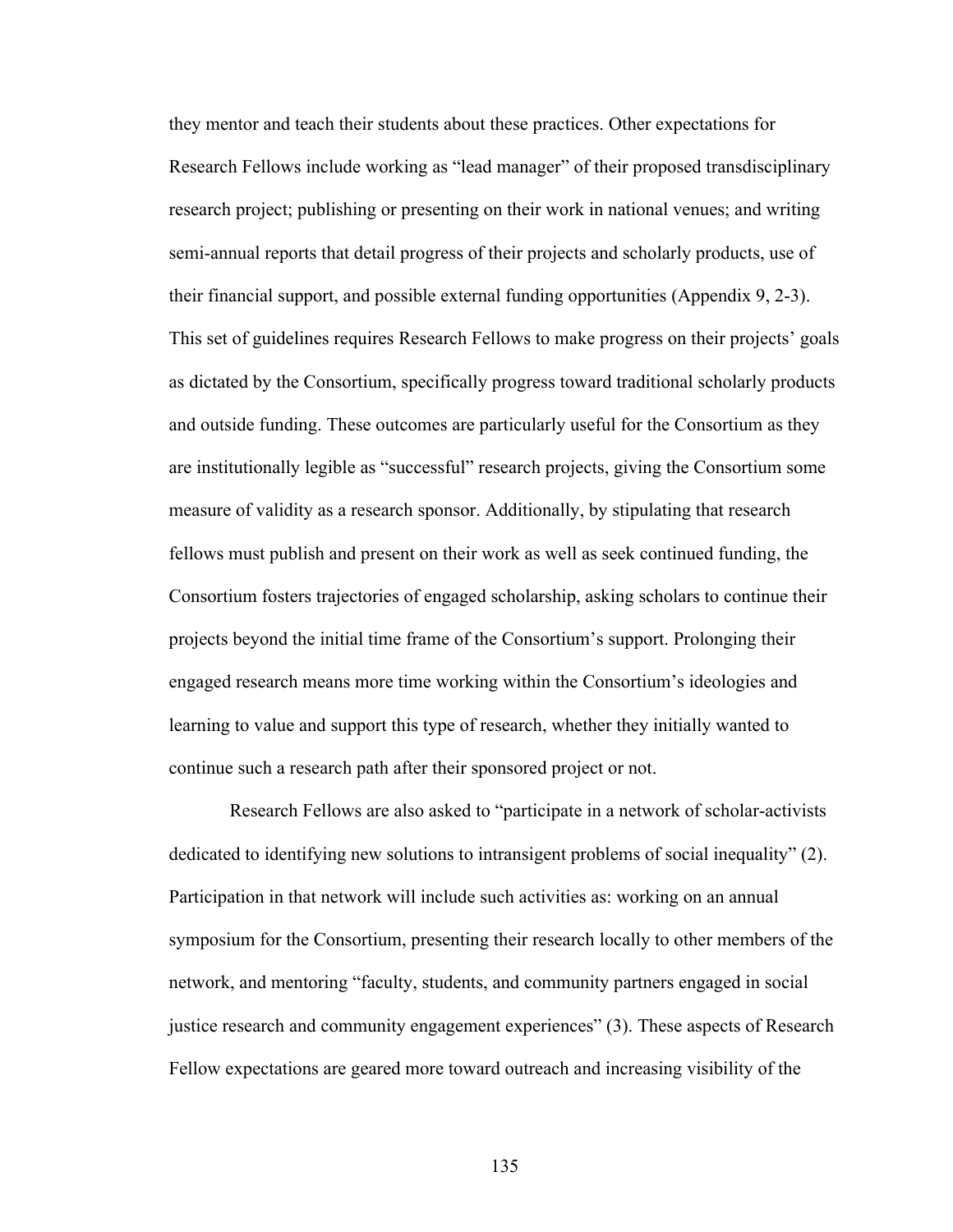they mentor and teach their students about these practices. Other expectations for Research Fellows include working as "lead manager" of their proposed transdisciplinary research project; publishing or presenting on their work in national venues; and writing semi-annual reports that detail progress of their projects and scholarly products, use of their financial support, and possible external funding opportunities (Appendix 9, 2-3). This set of guidelines requires Research Fellows to make progress on their projects' goals as dictated by the Consortium, specifically progress toward traditional scholarly products and outside funding. These outcomes are particularly useful for the Consortium as they are institutionally legible as "successful" research projects, giving the Consortium some measure of validity as a research sponsor. Additionally, by stipulating that research fellows must publish and present on their work as well as seek continued funding, the Consortium fosters trajectories of engaged scholarship, asking scholars to continue their projects beyond the initial time frame of the Consortium's support. Prolonging their engaged research means more time working within the Consortium's ideologies and learning to value and support this type of research, whether they initially wanted to continue such a research path after their sponsored project or not.

Research Fellows are also asked to "participate in a network of scholar-activists dedicated to identifying new solutions to intransigent problems of social inequality" (2). Participation in that network will include such activities as: working on an annual symposium for the Consortium, presenting their research locally to other members of the network, and mentoring "faculty, students, and community partners engaged in social justice research and community engagement experiences" (3). These aspects of Research Fellow expectations are geared more toward outreach and increasing visibility of the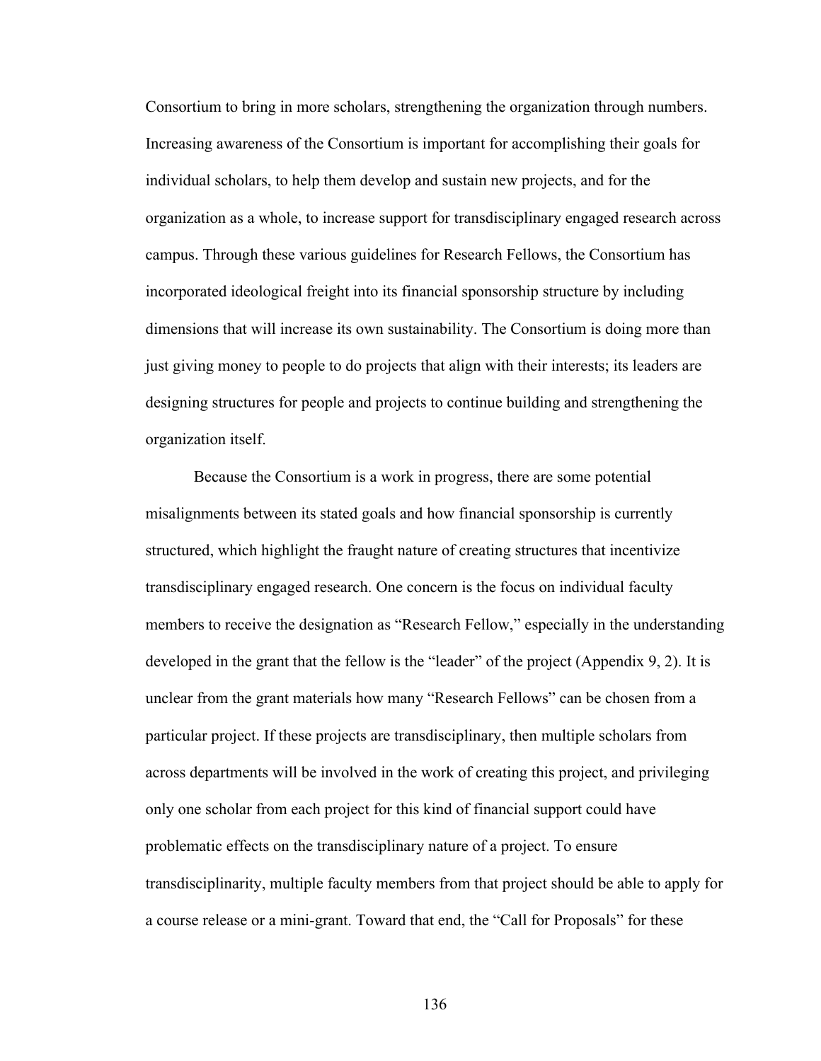Consortium to bring in more scholars, strengthening the organization through numbers. Increasing awareness of the Consortium is important for accomplishing their goals for individual scholars, to help them develop and sustain new projects, and for the organization as a whole, to increase support for transdisciplinary engaged research across campus. Through these various guidelines for Research Fellows, the Consortium has incorporated ideological freight into its financial sponsorship structure by including dimensions that will increase its own sustainability. The Consortium is doing more than just giving money to people to do projects that align with their interests; its leaders are designing structures for people and projects to continue building and strengthening the organization itself.

Because the Consortium is a work in progress, there are some potential misalignments between its stated goals and how financial sponsorship is currently structured, which highlight the fraught nature of creating structures that incentivize transdisciplinary engaged research. One concern is the focus on individual faculty members to receive the designation as "Research Fellow," especially in the understanding developed in the grant that the fellow is the "leader" of the project (Appendix 9, 2). It is unclear from the grant materials how many "Research Fellows" can be chosen from a particular project. If these projects are transdisciplinary, then multiple scholars from across departments will be involved in the work of creating this project, and privileging only one scholar from each project for this kind of financial support could have problematic effects on the transdisciplinary nature of a project. To ensure transdisciplinarity, multiple faculty members from that project should be able to apply for a course release or a mini-grant. Toward that end, the "Call for Proposals" for these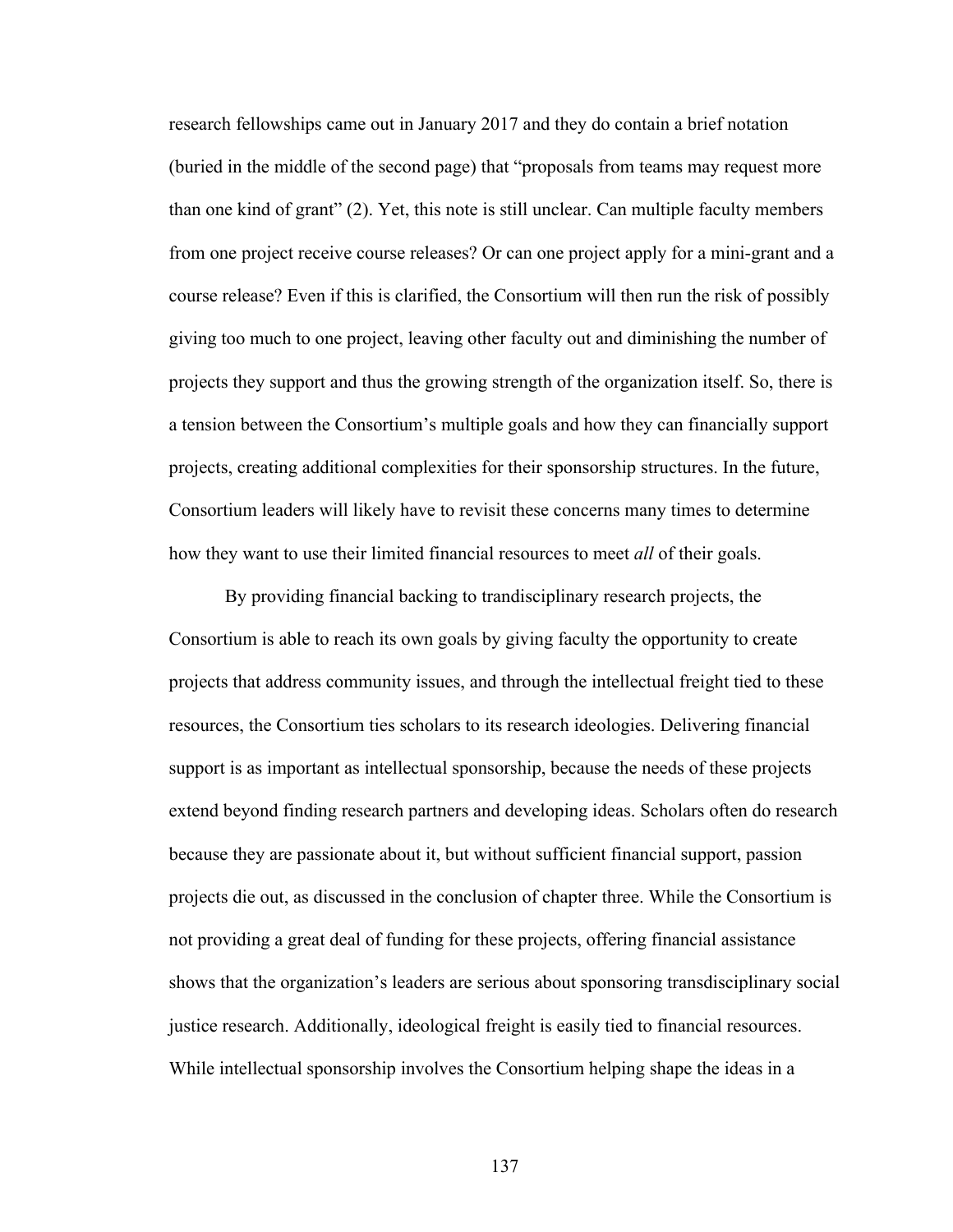research fellowships came out in January 2017 and they do contain a brief notation (buried in the middle of the second page) that "proposals from teams may request more than one kind of grant" (2). Yet, this note is still unclear. Can multiple faculty members from one project receive course releases? Or can one project apply for a mini-grant and a course release? Even if this is clarified, the Consortium will then run the risk of possibly giving too much to one project, leaving other faculty out and diminishing the number of projects they support and thus the growing strength of the organization itself. So, there is a tension between the Consortium's multiple goals and how they can financially support projects, creating additional complexities for their sponsorship structures. In the future, Consortium leaders will likely have to revisit these concerns many times to determine how they want to use their limited financial resources to meet *all* of their goals.

By providing financial backing to trandisciplinary research projects, the Consortium is able to reach its own goals by giving faculty the opportunity to create projects that address community issues, and through the intellectual freight tied to these resources, the Consortium ties scholars to its research ideologies. Delivering financial support is as important as intellectual sponsorship, because the needs of these projects extend beyond finding research partners and developing ideas. Scholars often do research because they are passionate about it, but without sufficient financial support, passion projects die out, as discussed in the conclusion of chapter three. While the Consortium is not providing a great deal of funding for these projects, offering financial assistance shows that the organization's leaders are serious about sponsoring transdisciplinary social justice research. Additionally, ideological freight is easily tied to financial resources. While intellectual sponsorship involves the Consortium helping shape the ideas in a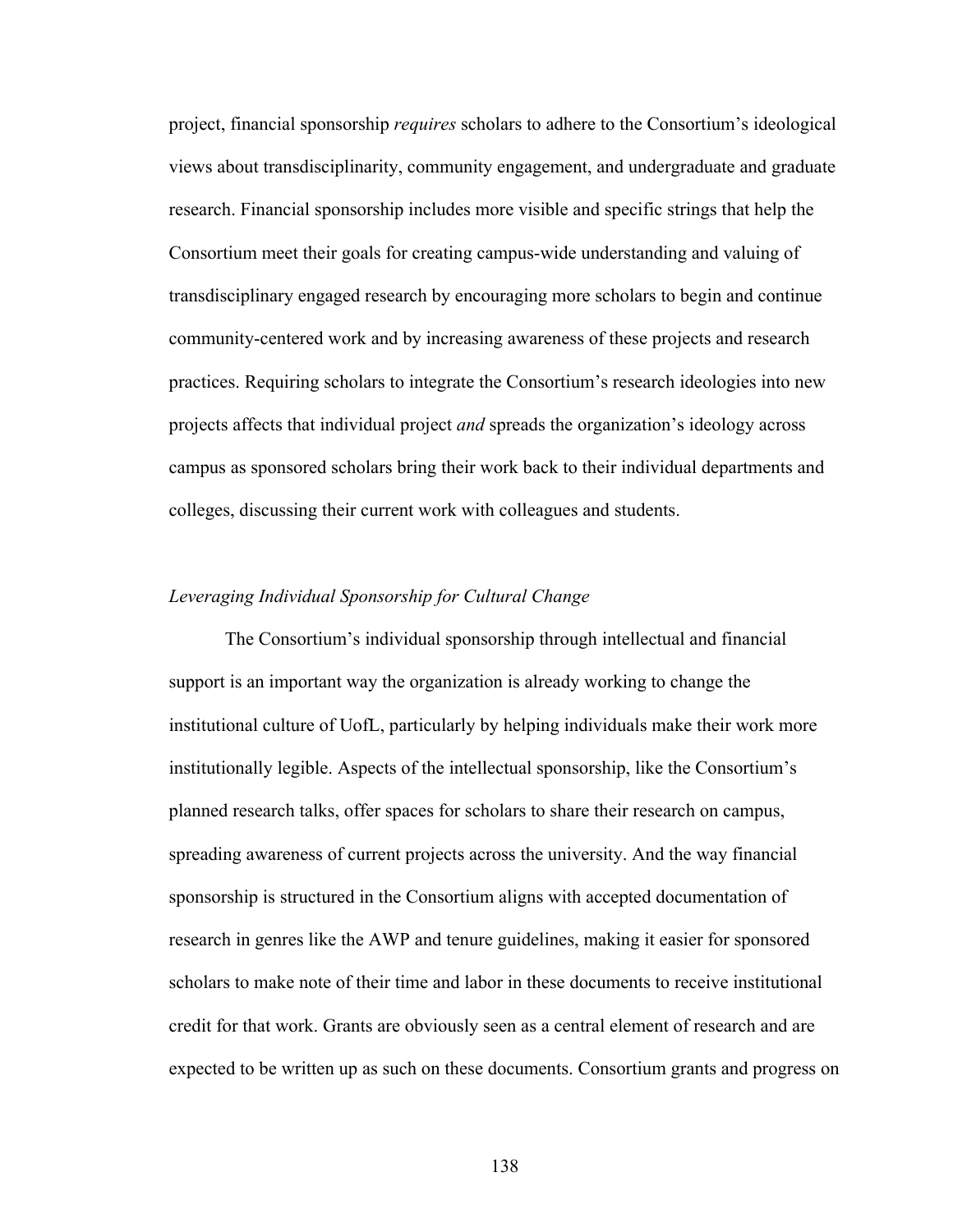project, financial sponsorship *requires* scholars to adhere to the Consortium's ideological views about transdisciplinarity, community engagement, and undergraduate and graduate research. Financial sponsorship includes more visible and specific strings that help the Consortium meet their goals for creating campus-wide understanding and valuing of transdisciplinary engaged research by encouraging more scholars to begin and continue community-centered work and by increasing awareness of these projects and research practices. Requiring scholars to integrate the Consortium's research ideologies into new projects affects that individual project *and* spreads the organization's ideology across campus as sponsored scholars bring their work back to their individual departments and colleges, discussing their current work with colleagues and students.

### *Leveraging Individual Sponsorship for Cultural Change*

The Consortium's individual sponsorship through intellectual and financial support is an important way the organization is already working to change the institutional culture of UofL, particularly by helping individuals make their work more institutionally legible. Aspects of the intellectual sponsorship, like the Consortium's planned research talks, offer spaces for scholars to share their research on campus, spreading awareness of current projects across the university. And the way financial sponsorship is structured in the Consortium aligns with accepted documentation of research in genres like the AWP and tenure guidelines, making it easier for sponsored scholars to make note of their time and labor in these documents to receive institutional credit for that work. Grants are obviously seen as a central element of research and are expected to be written up as such on these documents. Consortium grants and progress on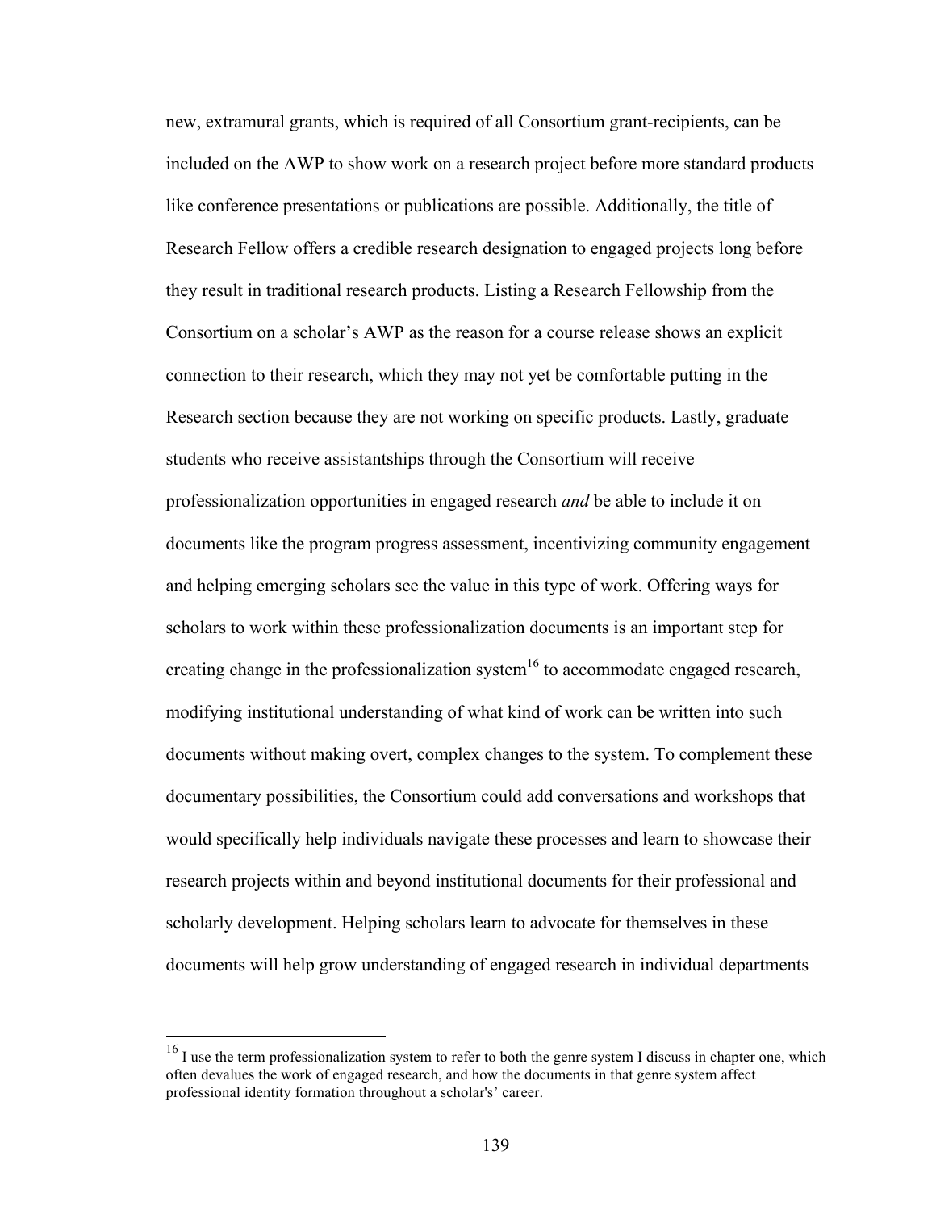new, extramural grants, which is required of all Consortium grant-recipients, can be included on the AWP to show work on a research project before more standard products like conference presentations or publications are possible. Additionally, the title of Research Fellow offers a credible research designation to engaged projects long before they result in traditional research products. Listing a Research Fellowship from the Consortium on a scholar's AWP as the reason for a course release shows an explicit connection to their research, which they may not yet be comfortable putting in the Research section because they are not working on specific products. Lastly, graduate students who receive assistantships through the Consortium will receive professionalization opportunities in engaged research *and* be able to include it on documents like the program progress assessment, incentivizing community engagement and helping emerging scholars see the value in this type of work. Offering ways for scholars to work within these professionalization documents is an important step for creating change in the professionalization system[16] to accommodate engaged research, modifying institutional understanding of what kind of work can be written into such documents without making overt, complex changes to the system. To complement these documentary possibilities, the Consortium could add conversations and workshops that would specifically help individuals navigate these processes and learn to showcase their research projects within and beyond institutional documents for their professional and scholarly development. Helping scholars learn to advocate for themselves in these documents will help grow understanding of engaged research in individual departments

---

[16] I use the term professionalization system to refer to both the genre system I discuss in chapter one, which often devalues the work of engaged research, and how the documents in that genre system affect professional identity formation throughout a scholar's' career.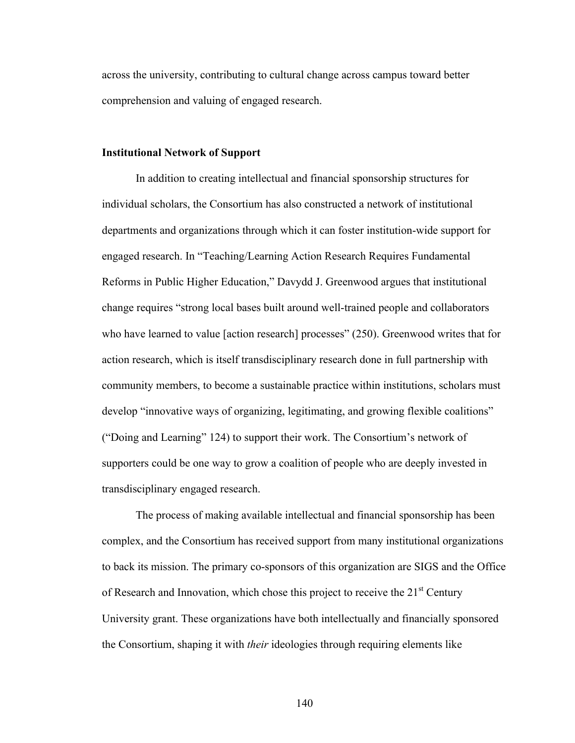across the university, contributing to cultural change across campus toward better comprehension and valuing of engaged research.

**Institutional Network of Support**

In addition to creating intellectual and financial sponsorship structures for individual scholars, the Consortium has also constructed a network of institutional departments and organizations through which it can foster institution-wide support for engaged research. In "Teaching/Learning Action Research Requires Fundamental Reforms in Public Higher Education," Davydd J. Greenwood argues that institutional change requires "strong local bases built around well-trained people and collaborators who have learned to value [action research] processes" (250). Greenwood writes that for action research, which is itself transdisciplinary research done in full partnership with community members, to become a sustainable practice within institutions, scholars must develop "innovative ways of organizing, legitimating, and growing flexible coalitions" ("Doing and Learning" 124) to support their work. The Consortium's network of supporters could be one way to grow a coalition of people who are deeply invested in transdisciplinary engaged research.

The process of making available intellectual and financial sponsorship has been complex, and the Consortium has received support from many institutional organizations to back its mission. The primary co-sponsors of this organization are SIGS and the Office of Research and Innovation, which chose this project to receive the 21st Century University grant. These organizations have both intellectually and financially sponsored the Consortium, shaping it with *their* ideologies through requiring elements like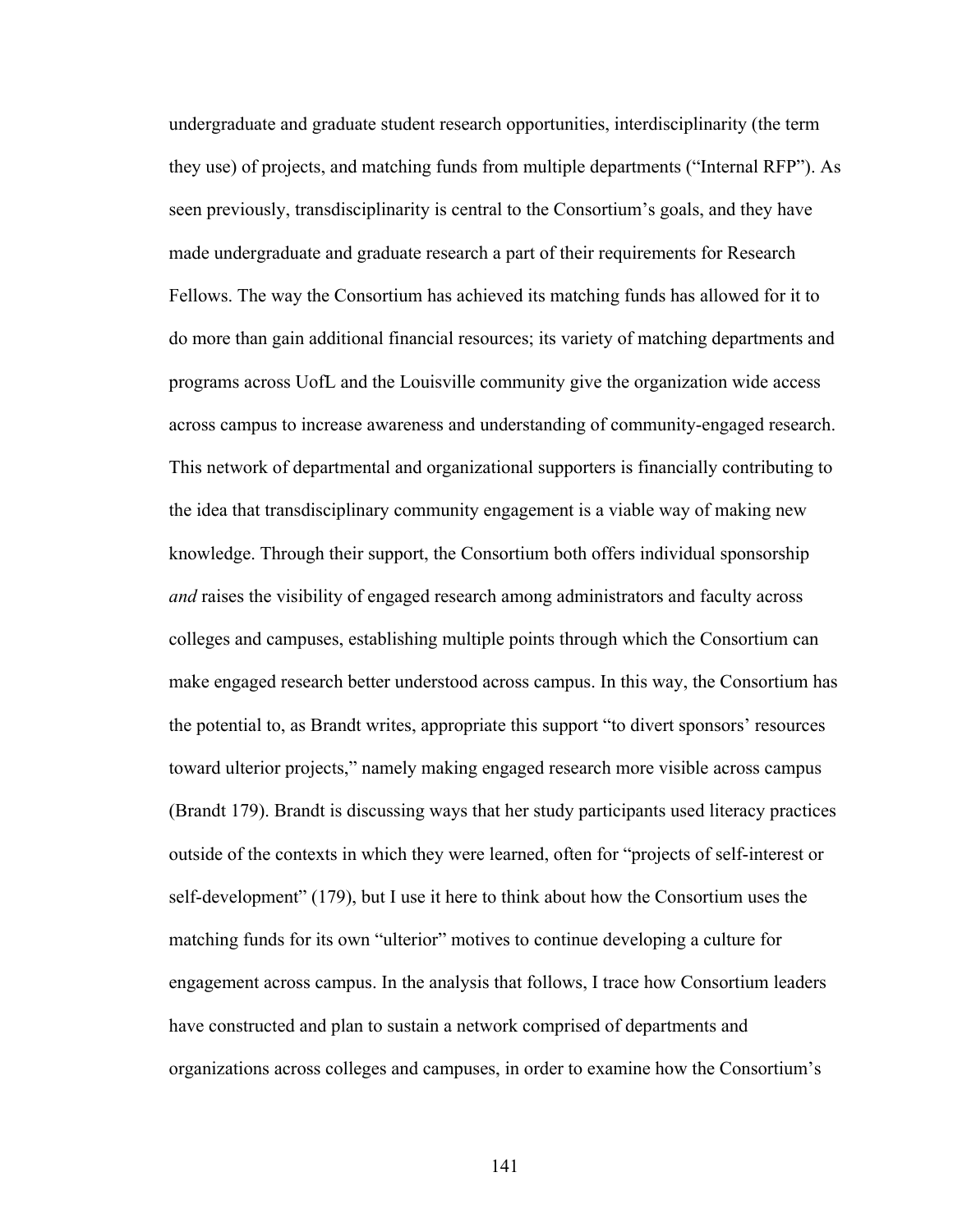undergraduate and graduate student research opportunities, interdisciplinarity (the term they use) of projects, and matching funds from multiple departments ("Internal RFP"). As seen previously, transdisciplinarity is central to the Consortium's goals, and they have made undergraduate and graduate research a part of their requirements for Research Fellows. The way the Consortium has achieved its matching funds has allowed for it to do more than gain additional financial resources; its variety of matching departments and programs across UofL and the Louisville community give the organization wide access across campus to increase awareness and understanding of community-engaged research. This network of departmental and organizational supporters is financially contributing to the idea that transdisciplinary community engagement is a viable way of making new knowledge. Through their support, the Consortium both offers individual sponsorship *and* raises the visibility of engaged research among administrators and faculty across colleges and campuses, establishing multiple points through which the Consortium can make engaged research better understood across campus. In this way, the Consortium has the potential to, as Brandt writes, appropriate this support "to divert sponsors' resources toward ulterior projects," namely making engaged research more visible across campus (Brandt 179). Brandt is discussing ways that her study participants used literacy practices outside of the contexts in which they were learned, often for "projects of self-interest or self-development" (179), but I use it here to think about how the Consortium uses the matching funds for its own "ulterior" motives to continue developing a culture for engagement across campus. In the analysis that follows, I trace how Consortium leaders have constructed and plan to sustain a network comprised of departments and organizations across colleges and campuses, in order to examine how the Consortium's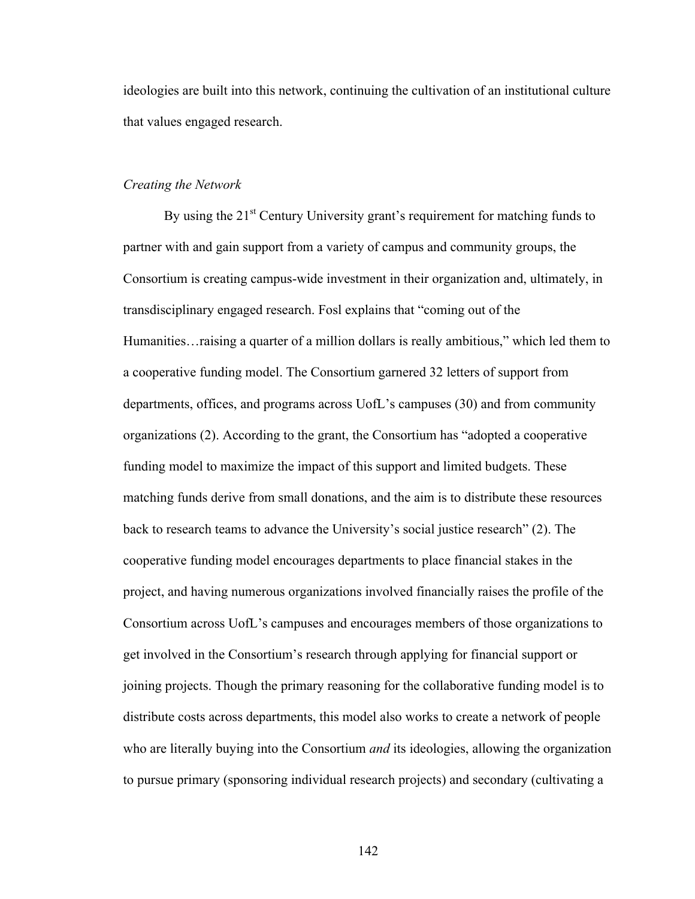ideologies are built into this network, continuing the cultivation of an institutional culture that values engaged research.

*Creating the Network*

By using the 21st Century University grant's requirement for matching funds to partner with and gain support from a variety of campus and community groups, the Consortium is creating campus-wide investment in their organization and, ultimately, in transdisciplinary engaged research. Fosl explains that "coming out of the Humanities…raising a quarter of a million dollars is really ambitious," which led them to a cooperative funding model. The Consortium garnered 32 letters of support from departments, offices, and programs across UofL's campuses (30) and from community organizations (2). According to the grant, the Consortium has "adopted a cooperative funding model to maximize the impact of this support and limited budgets. These matching funds derive from small donations, and the aim is to distribute these resources back to research teams to advance the University's social justice research" (2). The cooperative funding model encourages departments to place financial stakes in the project, and having numerous organizations involved financially raises the profile of the Consortium across UofL's campuses and encourages members of those organizations to get involved in the Consortium's research through applying for financial support or joining projects. Though the primary reasoning for the collaborative funding model is to distribute costs across departments, this model also works to create a network of people who are literally buying into the Consortium *and* its ideologies, allowing the organization to pursue primary (sponsoring individual research projects) and secondary (cultivating a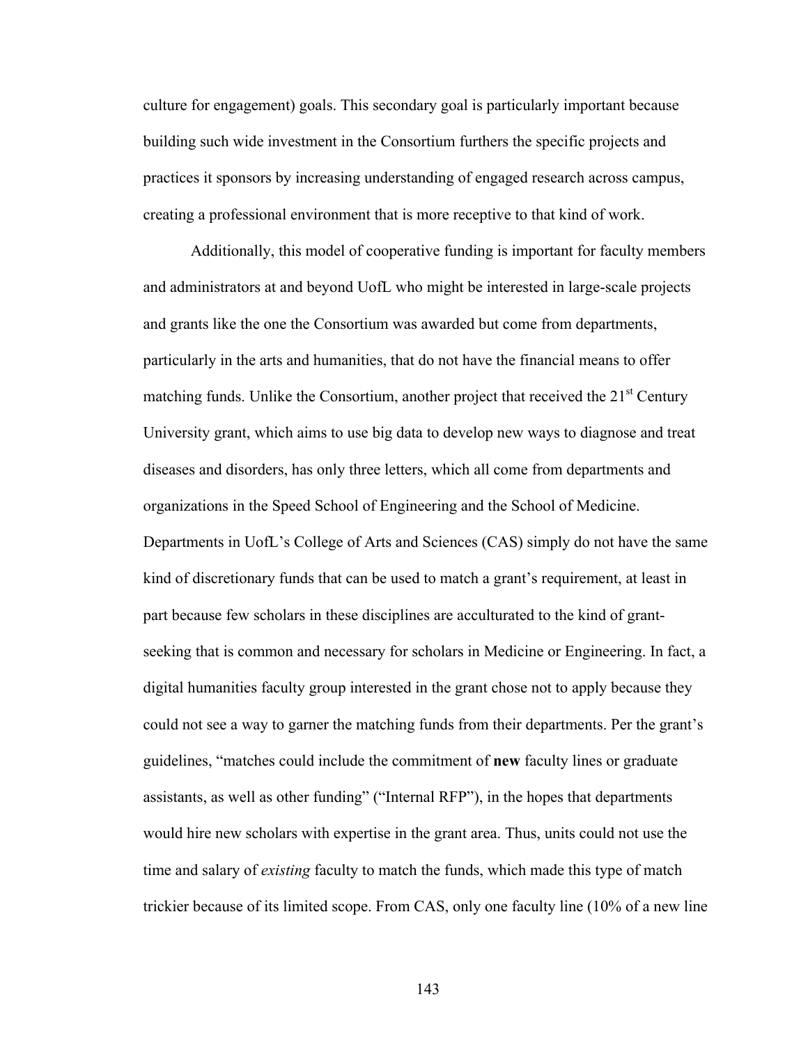culture for engagement) goals. This secondary goal is particularly important because building such wide investment in the Consortium furthers the specific projects and practices it sponsors by increasing understanding of engaged research across campus, creating a professional environment that is more receptive to that kind of work.

Additionally, this model of cooperative funding is important for faculty members and administrators at and beyond UofL who might be interested in large-scale projects and grants like the one the Consortium was awarded but come from departments, particularly in the arts and humanities, that do not have the financial means to offer matching funds. Unlike the Consortium, another project that received the 21st Century University grant, which aims to use big data to develop new ways to diagnose and treat diseases and disorders, has only three letters, which all come from departments and organizations in the Speed School of Engineering and the School of Medicine. Departments in UofL's College of Arts and Sciences (CAS) simply do not have the same kind of discretionary funds that can be used to match a grant's requirement, at least in part because few scholars in these disciplines are acculturated to the kind of grant-seeking that is common and necessary for scholars in Medicine or Engineering. In fact, a digital humanities faculty group interested in the grant chose not to apply because they could not see a way to garner the matching funds from their departments. Per the grant's guidelines, "matches could include the commitment of **new** faculty lines or graduate assistants, as well as other funding" ("Internal RFP"), in the hopes that departments would hire new scholars with expertise in the grant area. Thus, units could not use the time and salary of *existing* faculty to match the funds, which made this type of match trickier because of its limited scope. From CAS, only one faculty line (10% of a new line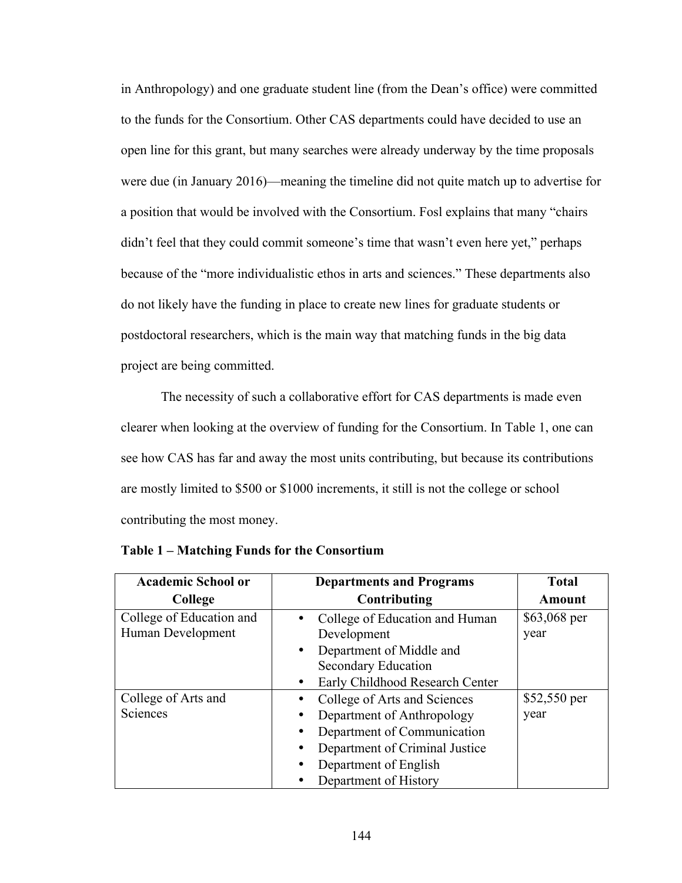in Anthropology) and one graduate student line (from the Dean's office) were committed to the funds for the Consortium. Other CAS departments could have decided to use an open line for this grant, but many searches were already underway by the time proposals were due (in January 2016)—meaning the timeline did not quite match up to advertise for a position that would be involved with the Consortium. Fosl explains that many "chairs didn't feel that they could commit someone's time that wasn't even here yet," perhaps because of the "more individualistic ethos in arts and sciences." These departments also do not likely have the funding in place to create new lines for graduate students or postdoctoral researchers, which is the main way that matching funds in the big data project are being committed.

The necessity of such a collaborative effort for CAS departments is made even clearer when looking at the overview of funding for the Consortium. In Table 1, one can see how CAS has far and away the most units contributing, but because its contributions are mostly limited to $500 or $1000 increments, it still is not the college or school contributing the most money.

**Table 1 – Matching Funds for the Consortium**

| Academic School or College | Departments and Programs Contributing | Total Amount |
|---|---|---|
| College of Education and Human Development | • College of Education and Human Development<br>• Department of Middle and Secondary Education<br>• Early Childhood Research Center | $63,068 per year |
| College of Arts and Sciences | • College of Arts and Sciences<br>• Department of Anthropology<br>• Department of Communication<br>• Department of Criminal Justice<br>• Department of English<br>• Department of History | $52,550 per year |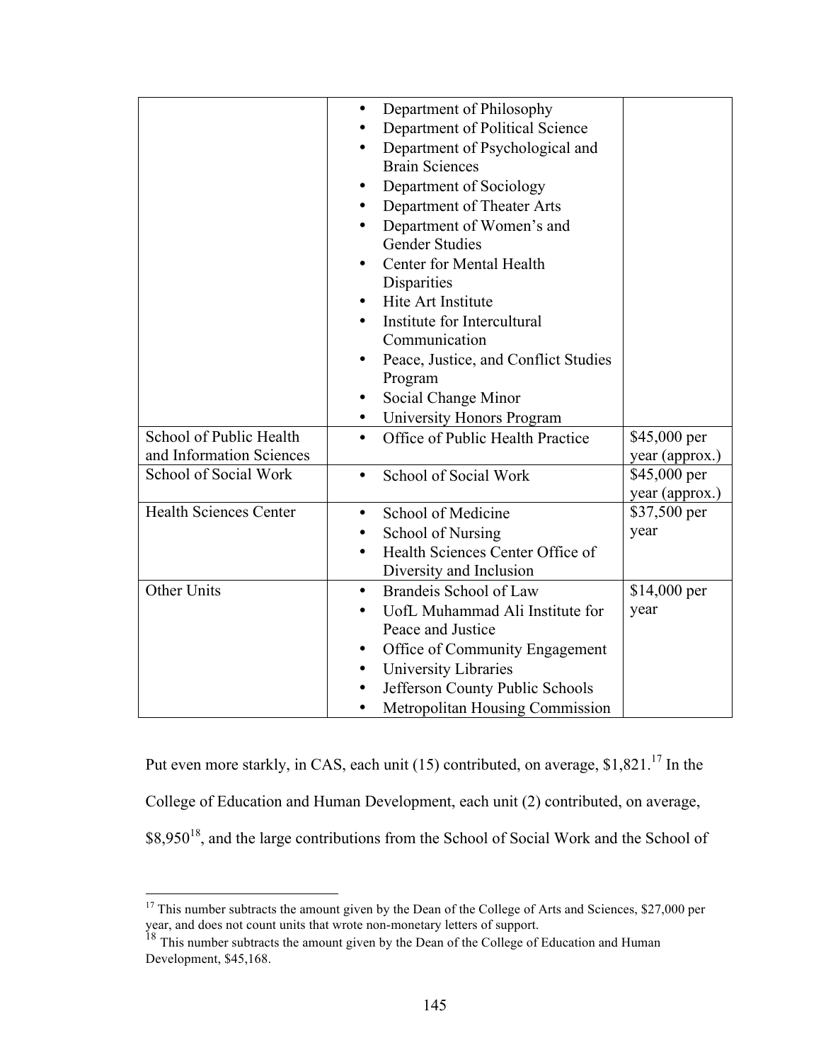| | | |
|---|---|---|
| | • Department of Philosophy<br>• Department of Political Science<br>• Department of Psychological and Brain Sciences<br>• Department of Sociology<br>• Department of Theater Arts<br>• Department of Women's and Gender Studies<br>• Center for Mental Health Disparities<br>• Hite Art Institute<br>• Institute for Intercultural Communication<br>• Peace, Justice, and Conflict Studies Program<br>• Social Change Minor<br>• University Honors Program | |
| School of Public Health and Information Sciences | • Office of Public Health Practice | $45,000 per year (approx.) |
| School of Social Work | • School of Social Work | $45,000 per year (approx.) |
| Health Sciences Center | • School of Medicine<br>• School of Nursing<br>• Health Sciences Center Office of Diversity and Inclusion | $37,500 per year |
| Other Units | • Brandeis School of Law<br>• UofL Muhammad Ali Institute for Peace and Justice<br>• Office of Community Engagement<br>• University Libraries<br>• Jefferson County Public Schools<br>• Metropolitan Housing Commission | $14,000 per year |

Put even more starkly, in CAS, each unit (15) contributed, on average, $1,821.[17] In the College of Education and Human Development, each unit (2) contributed, on average, $8,950[18], and the large contributions from the School of Social Work and the School of

---

[17] This number subtracts the amount given by the Dean of the College of Arts and Sciences, $27,000 per year, and does not count units that wrote non-monetary letters of support.

[18] This number subtracts the amount given by the Dean of the College of Education and Human Development, $45,168.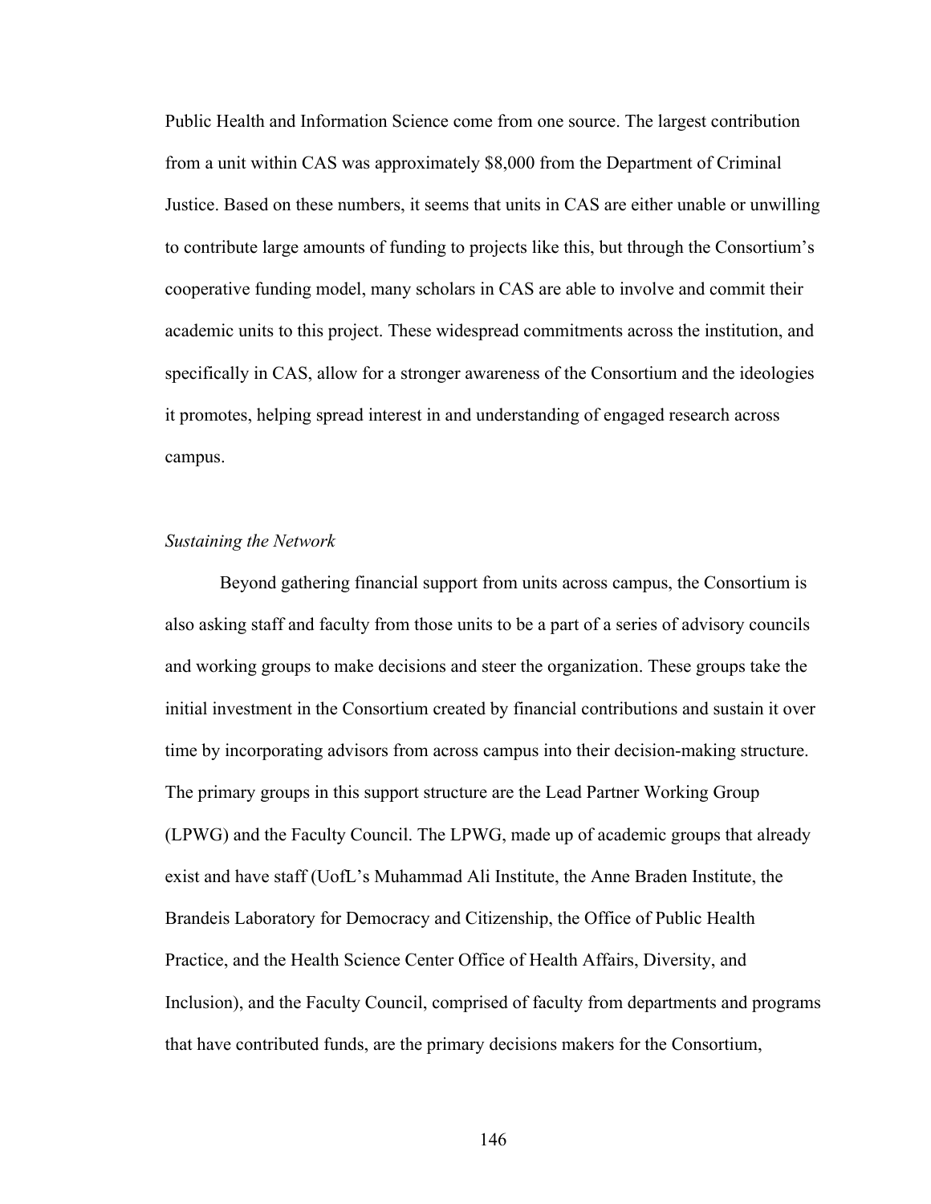Public Health and Information Science come from one source. The largest contribution from a unit within CAS was approximately $8,000 from the Department of Criminal Justice. Based on these numbers, it seems that units in CAS are either unable or unwilling to contribute large amounts of funding to projects like this, but through the Consortium's cooperative funding model, many scholars in CAS are able to involve and commit their academic units to this project. These widespread commitments across the institution, and specifically in CAS, allow for a stronger awareness of the Consortium and the ideologies it promotes, helping spread interest in and understanding of engaged research across campus.

*Sustaining the Network*

Beyond gathering financial support from units across campus, the Consortium is also asking staff and faculty from those units to be a part of a series of advisory councils and working groups to make decisions and steer the organization. These groups take the initial investment in the Consortium created by financial contributions and sustain it over time by incorporating advisors from across campus into their decision-making structure. The primary groups in this support structure are the Lead Partner Working Group (LPWG) and the Faculty Council. The LPWG, made up of academic groups that already exist and have staff (UofL's Muhammad Ali Institute, the Anne Braden Institute, the Brandeis Laboratory for Democracy and Citizenship, the Office of Public Health Practice, and the Health Science Center Office of Health Affairs, Diversity, and Inclusion), and the Faculty Council, comprised of faculty from departments and programs that have contributed funds, are the primary decisions makers for the Consortium,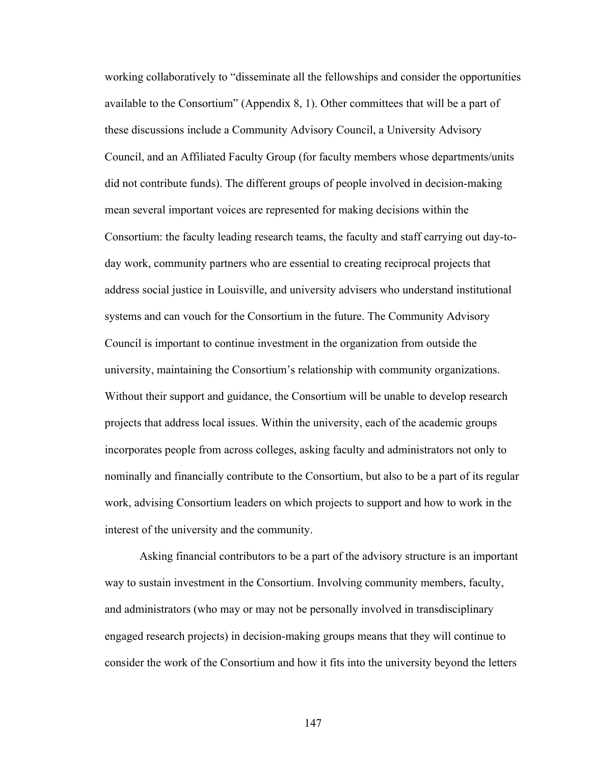working collaboratively to "disseminate all the fellowships and consider the opportunities available to the Consortium" (Appendix 8, 1). Other committees that will be a part of these discussions include a Community Advisory Council, a University Advisory Council, and an Affiliated Faculty Group (for faculty members whose departments/units did not contribute funds). The different groups of people involved in decision-making mean several important voices are represented for making decisions within the Consortium: the faculty leading research teams, the faculty and staff carrying out day-to-day work, community partners who are essential to creating reciprocal projects that address social justice in Louisville, and university advisers who understand institutional systems and can vouch for the Consortium in the future. The Community Advisory Council is important to continue investment in the organization from outside the university, maintaining the Consortium's relationship with community organizations. Without their support and guidance, the Consortium will be unable to develop research projects that address local issues. Within the university, each of the academic groups incorporates people from across colleges, asking faculty and administrators not only to nominally and financially contribute to the Consortium, but also to be a part of its regular work, advising Consortium leaders on which projects to support and how to work in the interest of the university and the community.

Asking financial contributors to be a part of the advisory structure is an important way to sustain investment in the Consortium. Involving community members, faculty, and administrators (who may or may not be personally involved in transdisciplinary engaged research projects) in decision-making groups means that they will continue to consider the work of the Consortium and how it fits into the university beyond the letters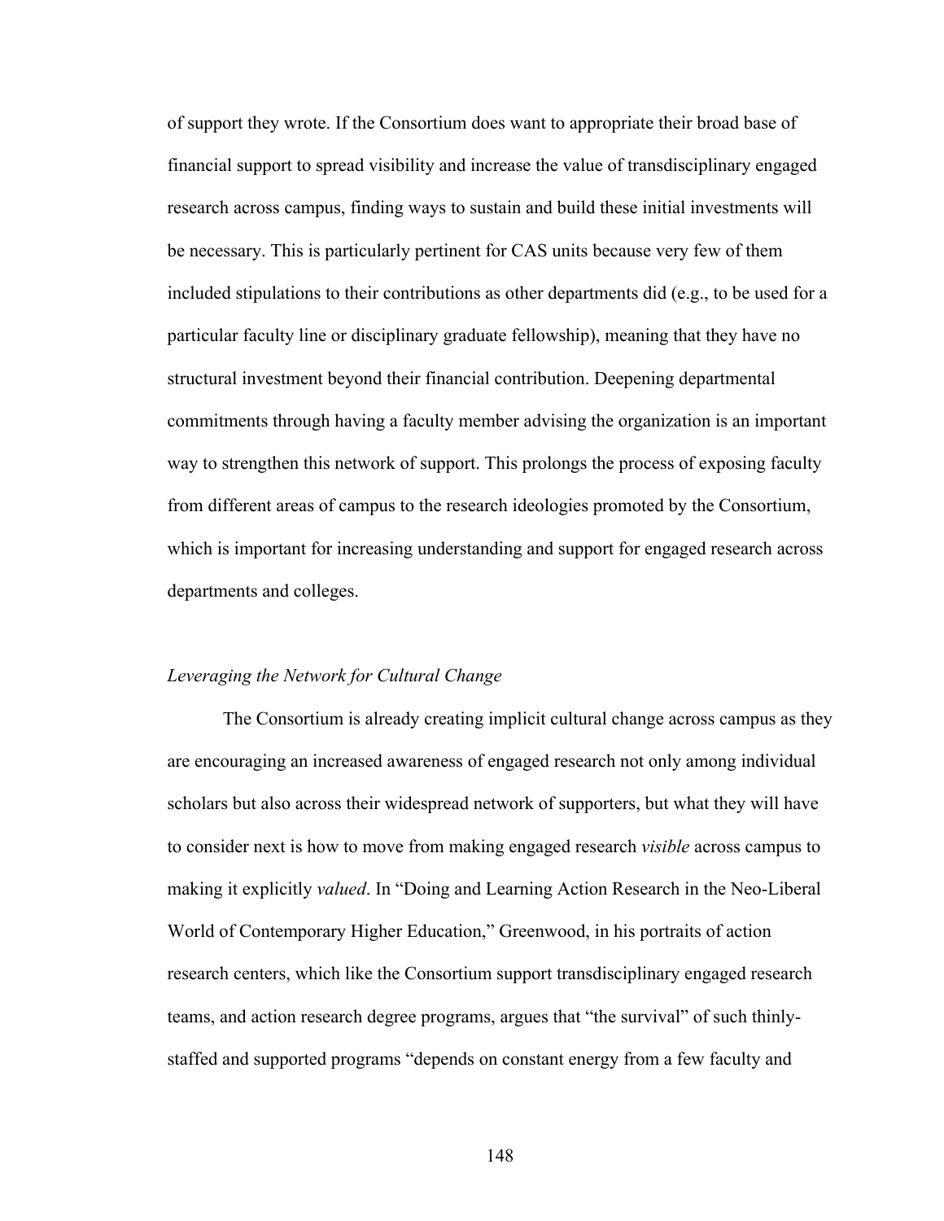of support they wrote. If the Consortium does want to appropriate their broad base of financial support to spread visibility and increase the value of transdisciplinary engaged research across campus, finding ways to sustain and build these initial investments will be necessary. This is particularly pertinent for CAS units because very few of them included stipulations to their contributions as other departments did (e.g., to be used for a particular faculty line or disciplinary graduate fellowship), meaning that they have no structural investment beyond their financial contribution. Deepening departmental commitments through having a faculty member advising the organization is an important way to strengthen this network of support. This prolongs the process of exposing faculty from different areas of campus to the research ideologies promoted by the Consortium, which is important for increasing understanding and support for engaged research across departments and colleges.

### *Leveraging the Network for Cultural Change*

The Consortium is already creating implicit cultural change across campus as they are encouraging an increased awareness of engaged research not only among individual scholars but also across their widespread network of supporters, but what they will have to consider next is how to move from making engaged research *visible* across campus to making it explicitly *valued*. In "Doing and Learning Action Research in the Neo-Liberal World of Contemporary Higher Education," Greenwood, in his portraits of action research centers, which like the Consortium support transdisciplinary engaged research teams, and action research degree programs, argues that "the survival" of such thinly-staffed and supported programs "depends on constant energy from a few faculty and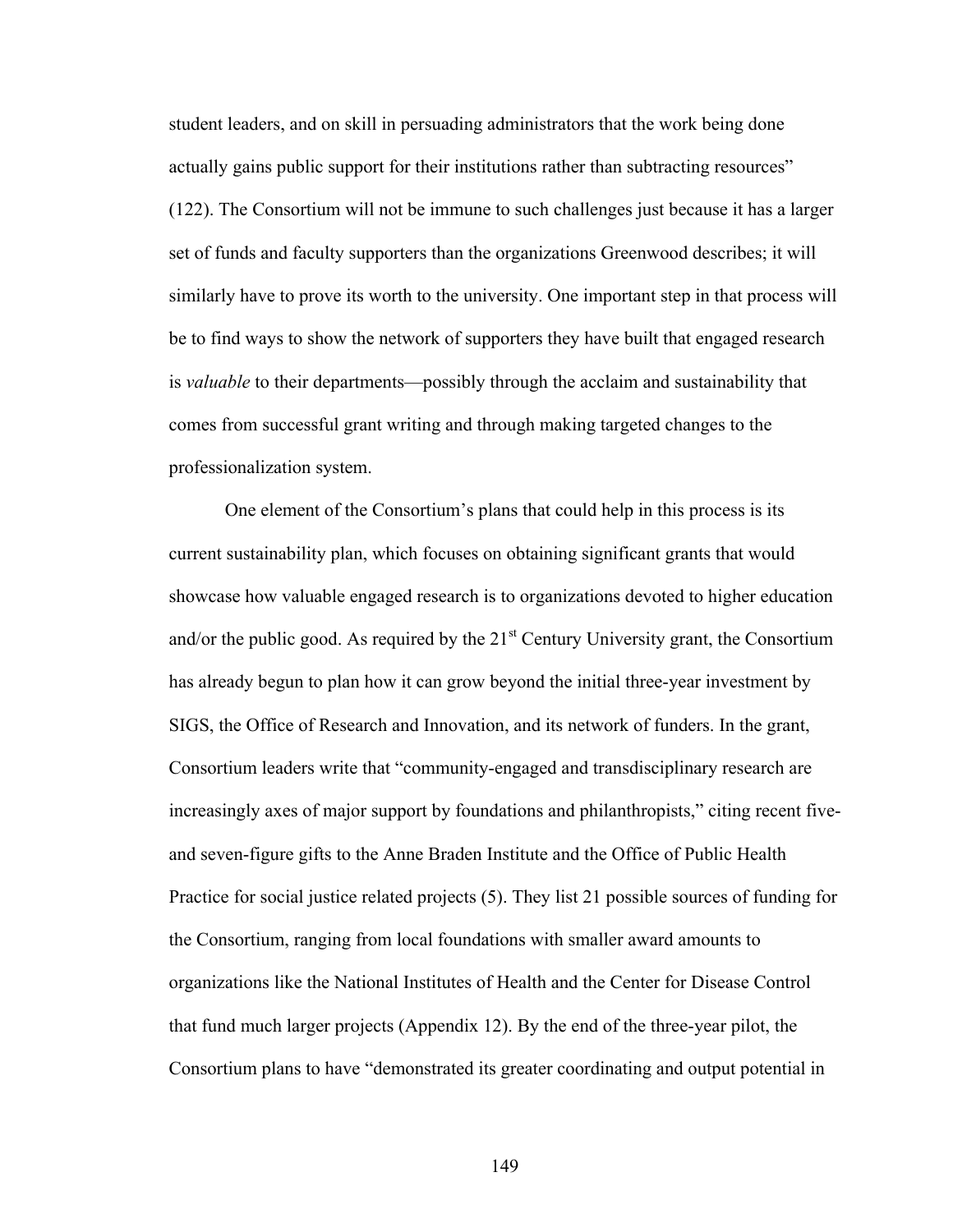student leaders, and on skill in persuading administrators that the work being done actually gains public support for their institutions rather than subtracting resources" (122). The Consortium will not be immune to such challenges just because it has a larger set of funds and faculty supporters than the organizations Greenwood describes; it will similarly have to prove its worth to the university. One important step in that process will be to find ways to show the network of supporters they have built that engaged research is *valuable* to their departments—possibly through the acclaim and sustainability that comes from successful grant writing and through making targeted changes to the professionalization system.

One element of the Consortium's plans that could help in this process is its current sustainability plan, which focuses on obtaining significant grants that would showcase how valuable engaged research is to organizations devoted to higher education and/or the public good. As required by the 21st Century University grant, the Consortium has already begun to plan how it can grow beyond the initial three-year investment by SIGS, the Office of Research and Innovation, and its network of funders. In the grant, Consortium leaders write that "community-engaged and transdisciplinary research are increasingly axes of major support by foundations and philanthropists," citing recent five- and seven-figure gifts to the Anne Braden Institute and the Office of Public Health Practice for social justice related projects (5). They list 21 possible sources of funding for the Consortium, ranging from local foundations with smaller award amounts to organizations like the National Institutes of Health and the Center for Disease Control that fund much larger projects (Appendix 12). By the end of the three-year pilot, the Consortium plans to have "demonstrated its greater coordinating and output potential in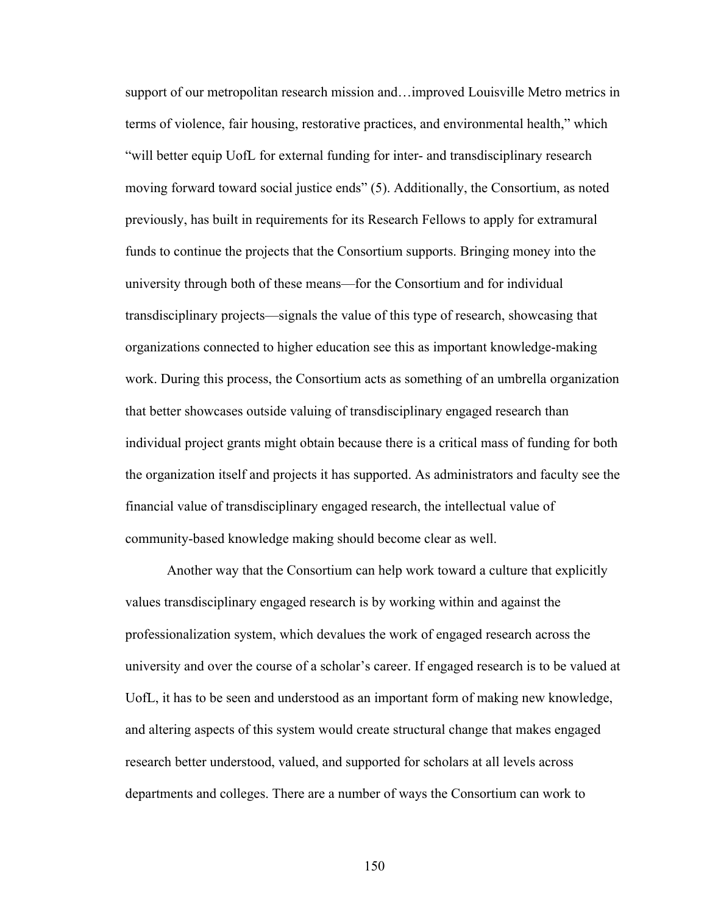support of our metropolitan research mission and…improved Louisville Metro metrics in terms of violence, fair housing, restorative practices, and environmental health," which "will better equip UofL for external funding for inter- and transdisciplinary research moving forward toward social justice ends" (5). Additionally, the Consortium, as noted previously, has built in requirements for its Research Fellows to apply for extramural funds to continue the projects that the Consortium supports. Bringing money into the university through both of these means—for the Consortium and for individual transdisciplinary projects—signals the value of this type of research, showcasing that organizations connected to higher education see this as important knowledge-making work. During this process, the Consortium acts as something of an umbrella organization that better showcases outside valuing of transdisciplinary engaged research than individual project grants might obtain because there is a critical mass of funding for both the organization itself and projects it has supported. As administrators and faculty see the financial value of transdisciplinary engaged research, the intellectual value of community-based knowledge making should become clear as well.

Another way that the Consortium can help work toward a culture that explicitly values transdisciplinary engaged research is by working within and against the professionalization system, which devalues the work of engaged research across the university and over the course of a scholar's career. If engaged research is to be valued at UofL, it has to be seen and understood as an important form of making new knowledge, and altering aspects of this system would create structural change that makes engaged research better understood, valued, and supported for scholars at all levels across departments and colleges. There are a number of ways the Consortium can work to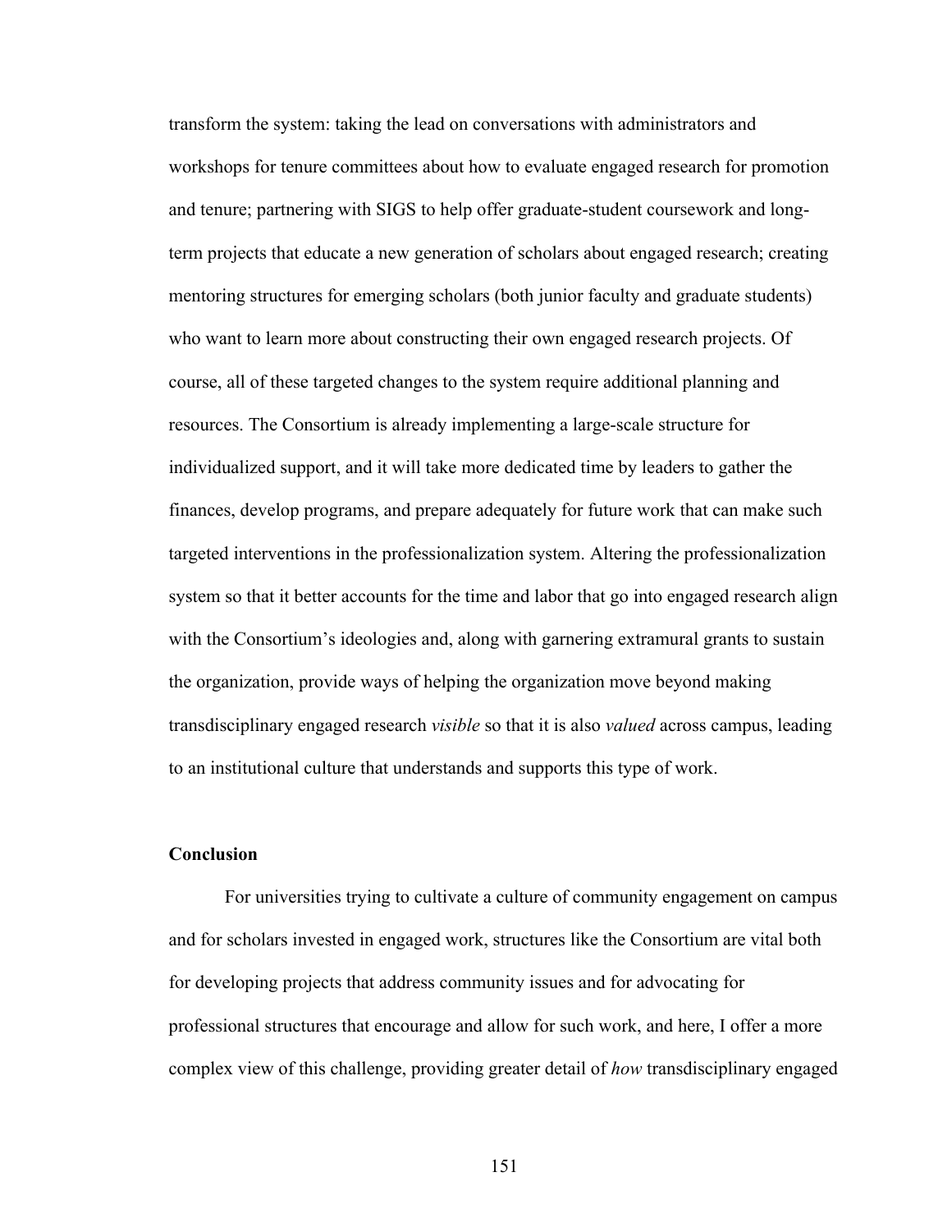transform the system: taking the lead on conversations with administrators and workshops for tenure committees about how to evaluate engaged research for promotion and tenure; partnering with SIGS to help offer graduate-student coursework and long-term projects that educate a new generation of scholars about engaged research; creating mentoring structures for emerging scholars (both junior faculty and graduate students) who want to learn more about constructing their own engaged research projects. Of course, all of these targeted changes to the system require additional planning and resources. The Consortium is already implementing a large-scale structure for individualized support, and it will take more dedicated time by leaders to gather the finances, develop programs, and prepare adequately for future work that can make such targeted interventions in the professionalization system. Altering the professionalization system so that it better accounts for the time and labor that go into engaged research align with the Consortium's ideologies and, along with garnering extramural grants to sustain the organization, provide ways of helping the organization move beyond making transdisciplinary engaged research *visible* so that it is also *valued* across campus, leading to an institutional culture that understands and supports this type of work.

**Conclusion**

For universities trying to cultivate a culture of community engagement on campus and for scholars invested in engaged work, structures like the Consortium are vital both for developing projects that address community issues and for advocating for professional structures that encourage and allow for such work, and here, I offer a more complex view of this challenge, providing greater detail of *how* transdisciplinary engaged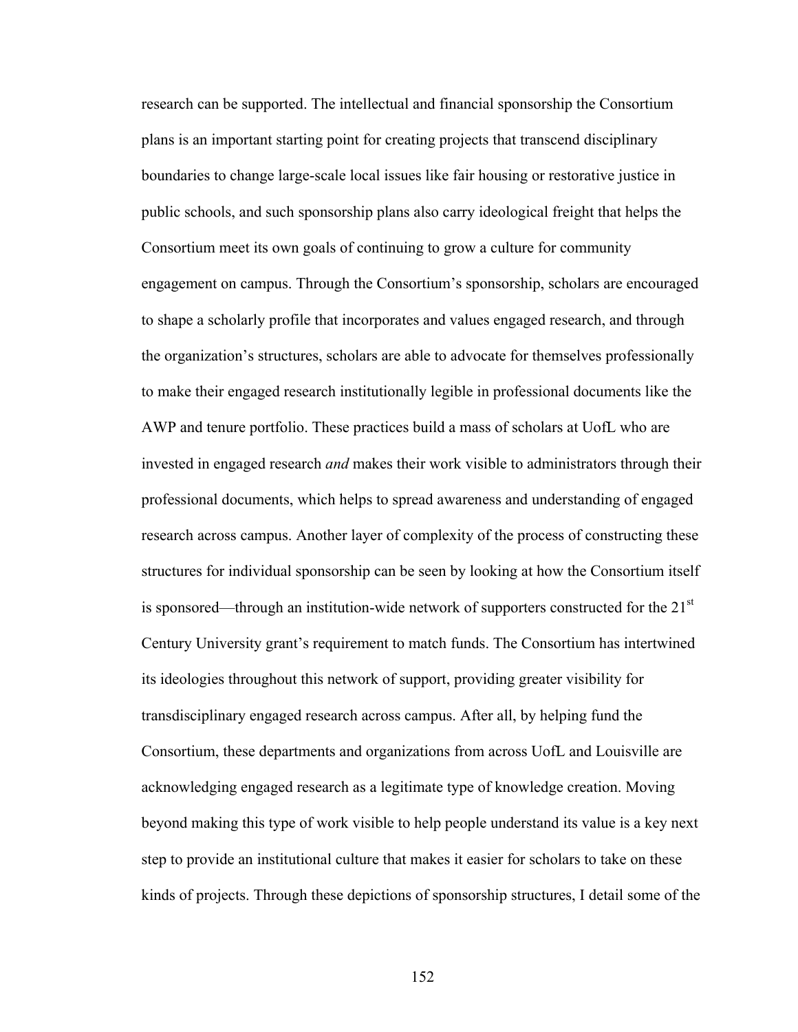research can be supported. The intellectual and financial sponsorship the Consortium plans is an important starting point for creating projects that transcend disciplinary boundaries to change large-scale local issues like fair housing or restorative justice in public schools, and such sponsorship plans also carry ideological freight that helps the Consortium meet its own goals of continuing to grow a culture for community engagement on campus. Through the Consortium's sponsorship, scholars are encouraged to shape a scholarly profile that incorporates and values engaged research, and through the organization's structures, scholars are able to advocate for themselves professionally to make their engaged research institutionally legible in professional documents like the AWP and tenure portfolio. These practices build a mass of scholars at UofL who are invested in engaged research *and* makes their work visible to administrators through their professional documents, which helps to spread awareness and understanding of engaged research across campus. Another layer of complexity of the process of constructing these structures for individual sponsorship can be seen by looking at how the Consortium itself is sponsored—through an institution-wide network of supporters constructed for the 21st Century University grant's requirement to match funds. The Consortium has intertwined its ideologies throughout this network of support, providing greater visibility for transdisciplinary engaged research across campus. After all, by helping fund the Consortium, these departments and organizations from across UofL and Louisville are acknowledging engaged research as a legitimate type of knowledge creation. Moving beyond making this type of work visible to help people understand its value is a key next step to provide an institutional culture that makes it easier for scholars to take on these kinds of projects. Through these depictions of sponsorship structures, I detail some of the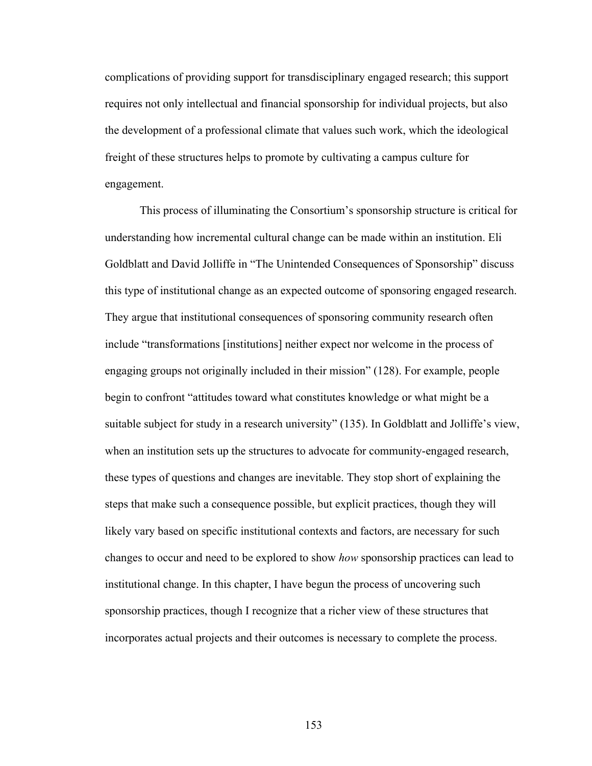complications of providing support for transdisciplinary engaged research; this support requires not only intellectual and financial sponsorship for individual projects, but also the development of a professional climate that values such work, which the ideological freight of these structures helps to promote by cultivating a campus culture for engagement.

This process of illuminating the Consortium's sponsorship structure is critical for understanding how incremental cultural change can be made within an institution. Eli Goldblatt and David Jolliffe in "The Unintended Consequences of Sponsorship" discuss this type of institutional change as an expected outcome of sponsoring engaged research. They argue that institutional consequences of sponsoring community research often include "transformations [institutions] neither expect nor welcome in the process of engaging groups not originally included in their mission" (128). For example, people begin to confront "attitudes toward what constitutes knowledge or what might be a suitable subject for study in a research university" (135). In Goldblatt and Jolliffe's view, when an institution sets up the structures to advocate for community-engaged research, these types of questions and changes are inevitable. They stop short of explaining the steps that make such a consequence possible, but explicit practices, though they will likely vary based on specific institutional contexts and factors, are necessary for such changes to occur and need to be explored to show *how* sponsorship practices can lead to institutional change. In this chapter, I have begun the process of uncovering such sponsorship practices, though I recognize that a richer view of these structures that incorporates actual projects and their outcomes is necessary to complete the process.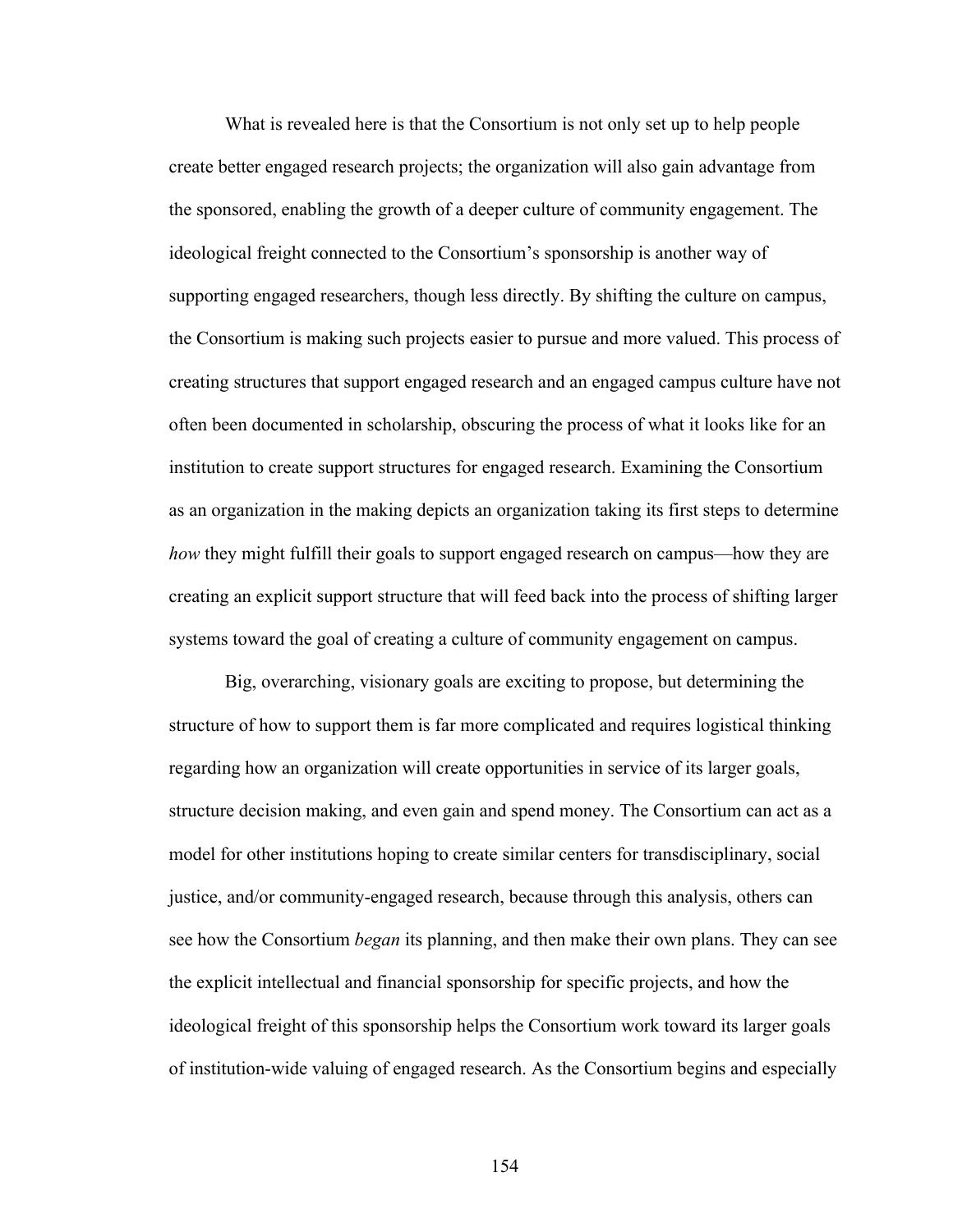What is revealed here is that the Consortium is not only set up to help people create better engaged research projects; the organization will also gain advantage from the sponsored, enabling the growth of a deeper culture of community engagement. The ideological freight connected to the Consortium's sponsorship is another way of supporting engaged researchers, though less directly. By shifting the culture on campus, the Consortium is making such projects easier to pursue and more valued. This process of creating structures that support engaged research and an engaged campus culture have not often been documented in scholarship, obscuring the process of what it looks like for an institution to create support structures for engaged research. Examining the Consortium as an organization in the making depicts an organization taking its first steps to determine *how* they might fulfill their goals to support engaged research on campus—how they are creating an explicit support structure that will feed back into the process of shifting larger systems toward the goal of creating a culture of community engagement on campus.

Big, overarching, visionary goals are exciting to propose, but determining the structure of how to support them is far more complicated and requires logistical thinking regarding how an organization will create opportunities in service of its larger goals, structure decision making, and even gain and spend money. The Consortium can act as a model for other institutions hoping to create similar centers for transdisciplinary, social justice, and/or community-engaged research, because through this analysis, others can see how the Consortium *began* its planning, and then make their own plans. They can see the explicit intellectual and financial sponsorship for specific projects, and how the ideological freight of this sponsorship helps the Consortium work toward its larger goals of institution-wide valuing of engaged research. As the Consortium begins and especially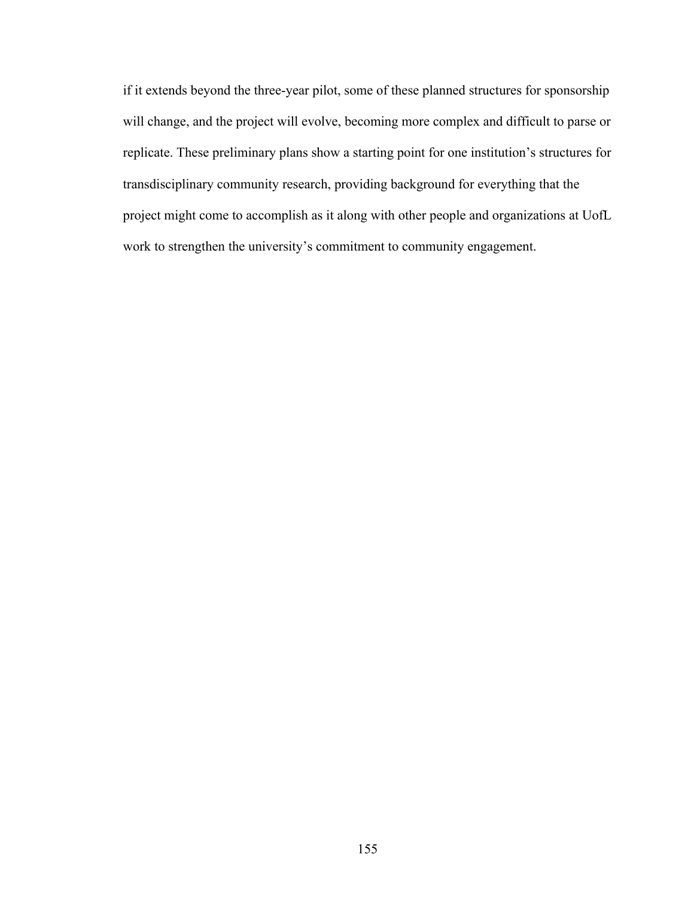if it extends beyond the three-year pilot, some of these planned structures for sponsorship will change, and the project will evolve, becoming more complex and difficult to parse or replicate. These preliminary plans show a starting point for one institution's structures for transdisciplinary community research, providing background for everything that the project might come to accomplish as it along with other people and organizations at UofL work to strengthen the university's commitment to community engagement.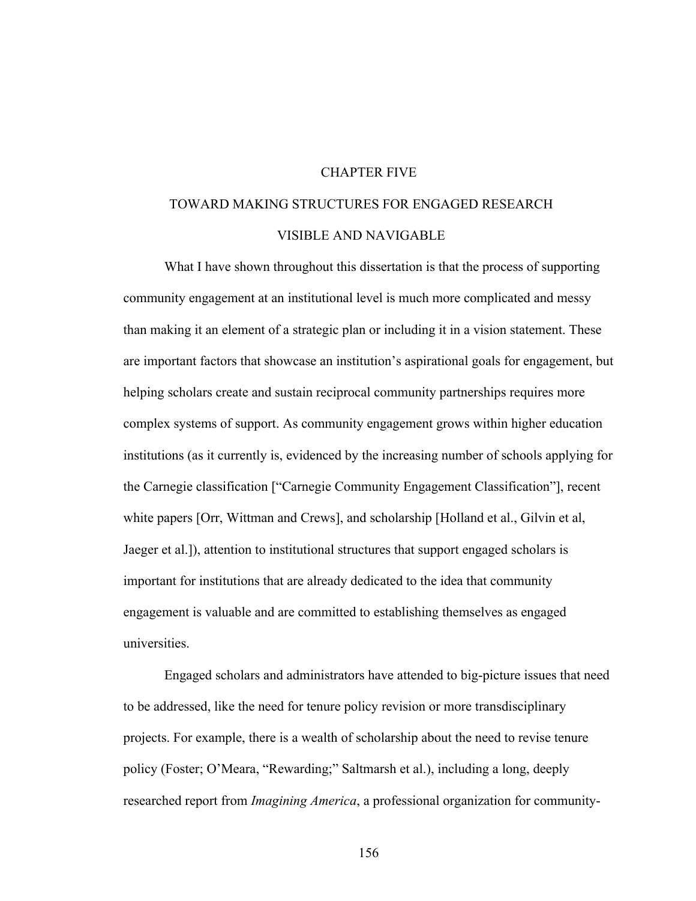# CHAPTER FIVE

# TOWARD MAKING STRUCTURES FOR ENGAGED RESEARCH VISIBLE AND NAVIGABLE

What I have shown throughout this dissertation is that the process of supporting community engagement at an institutional level is much more complicated and messy than making it an element of a strategic plan or including it in a vision statement. These are important factors that showcase an institution's aspirational goals for engagement, but helping scholars create and sustain reciprocal community partnerships requires more complex systems of support. As community engagement grows within higher education institutions (as it currently is, evidenced by the increasing number of schools applying for the Carnegie classification ["Carnegie Community Engagement Classification"], recent white papers [Orr, Wittman and Crews], and scholarship [Holland et al., Gilvin et al, Jaeger et al.]), attention to institutional structures that support engaged scholars is important for institutions that are already dedicated to the idea that community engagement is valuable and are committed to establishing themselves as engaged universities.

Engaged scholars and administrators have attended to big-picture issues that need to be addressed, like the need for tenure policy revision or more transdisciplinary projects. For example, there is a wealth of scholarship about the need to revise tenure policy (Foster; O'Meara, "Rewarding;" Saltmarsh et al.), including a long, deeply researched report from *Imagining America*, a professional organization for community-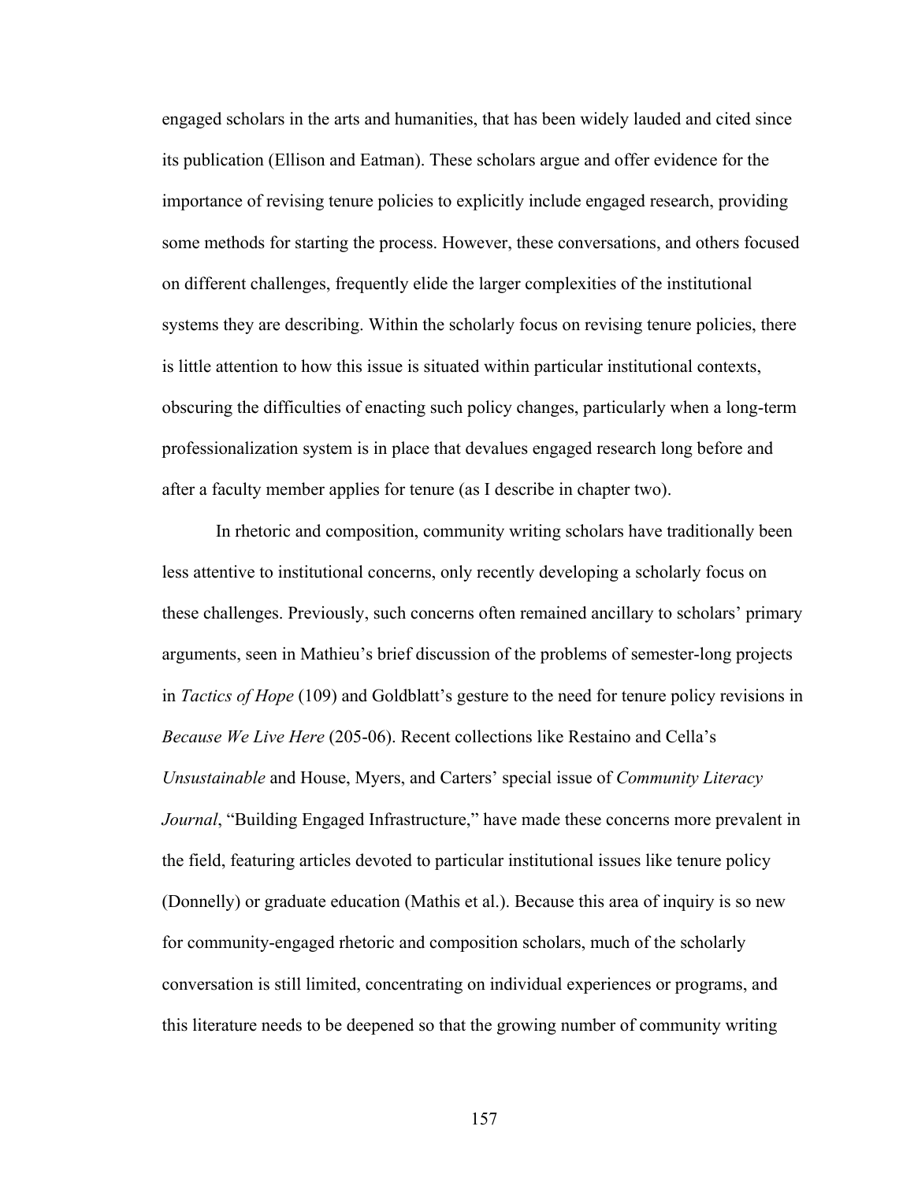engaged scholars in the arts and humanities, that has been widely lauded and cited since its publication (Ellison and Eatman). These scholars argue and offer evidence for the importance of revising tenure policies to explicitly include engaged research, providing some methods for starting the process. However, these conversations, and others focused on different challenges, frequently elide the larger complexities of the institutional systems they are describing. Within the scholarly focus on revising tenure policies, there is little attention to how this issue is situated within particular institutional contexts, obscuring the difficulties of enacting such policy changes, particularly when a long-term professionalization system is in place that devalues engaged research long before and after a faculty member applies for tenure (as I describe in chapter two).

In rhetoric and composition, community writing scholars have traditionally been less attentive to institutional concerns, only recently developing a scholarly focus on these challenges. Previously, such concerns often remained ancillary to scholars' primary arguments, seen in Mathieu's brief discussion of the problems of semester-long projects in *Tactics of Hope* (109) and Goldblatt's gesture to the need for tenure policy revisions in *Because We Live Here* (205-06). Recent collections like Restaino and Cella's *Unsustainable* and House, Myers, and Carters' special issue of *Community Literacy Journal*, "Building Engaged Infrastructure," have made these concerns more prevalent in the field, featuring articles devoted to particular institutional issues like tenure policy (Donnelly) or graduate education (Mathis et al.). Because this area of inquiry is so new for community-engaged rhetoric and composition scholars, much of the scholarly conversation is still limited, concentrating on individual experiences or programs, and this literature needs to be deepened so that the growing number of community writing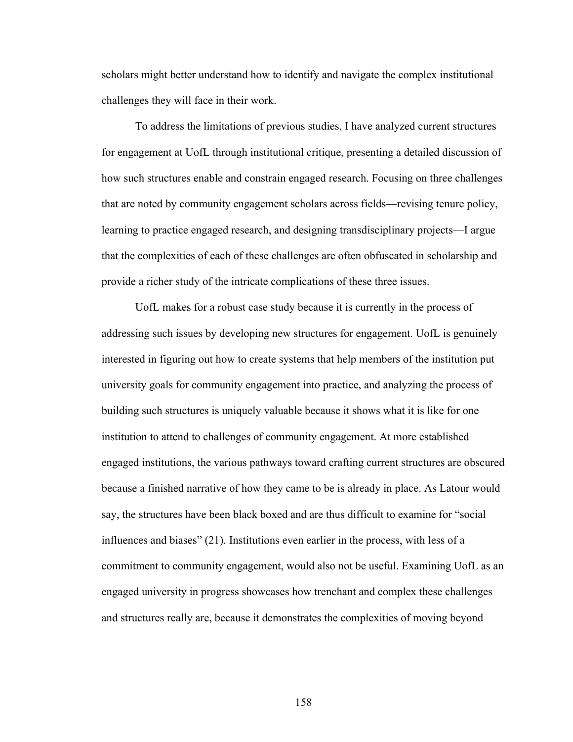scholars might better understand how to identify and navigate the complex institutional challenges they will face in their work.

To address the limitations of previous studies, I have analyzed current structures for engagement at UofL through institutional critique, presenting a detailed discussion of how such structures enable and constrain engaged research. Focusing on three challenges that are noted by community engagement scholars across fields—revising tenure policy, learning to practice engaged research, and designing transdisciplinary projects—I argue that the complexities of each of these challenges are often obfuscated in scholarship and provide a richer study of the intricate complications of these three issues.

UofL makes for a robust case study because it is currently in the process of addressing such issues by developing new structures for engagement. UofL is genuinely interested in figuring out how to create systems that help members of the institution put university goals for community engagement into practice, and analyzing the process of building such structures is uniquely valuable because it shows what it is like for one institution to attend to challenges of community engagement. At more established engaged institutions, the various pathways toward crafting current structures are obscured because a finished narrative of how they came to be is already in place. As Latour would say, the structures have been black boxed and are thus difficult to examine for "social influences and biases" (21). Institutions even earlier in the process, with less of a commitment to community engagement, would also not be useful. Examining UofL as an engaged university in progress showcases how trenchant and complex these challenges and structures really are, because it demonstrates the complexities of moving beyond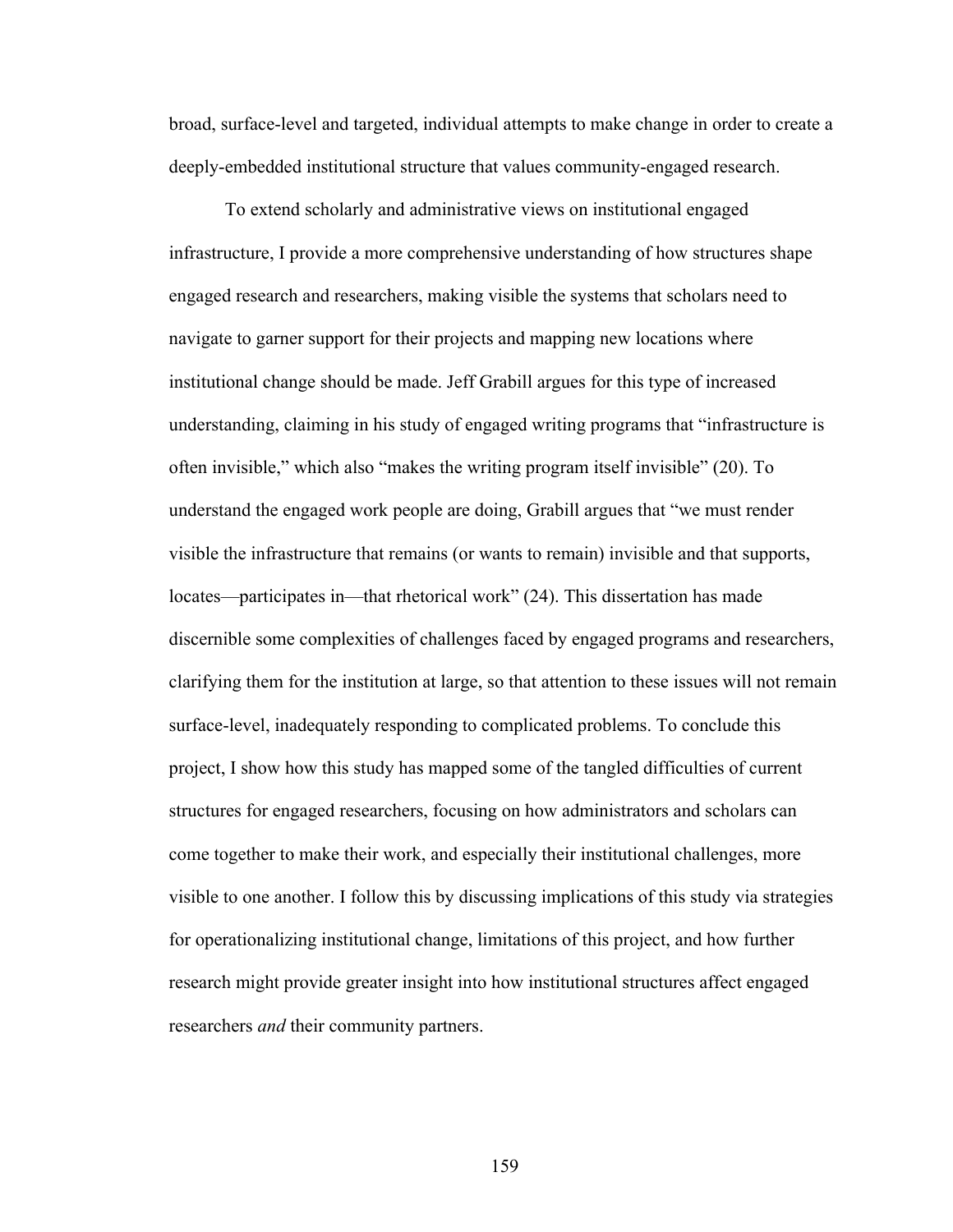broad, surface-level and targeted, individual attempts to make change in order to create a deeply-embedded institutional structure that values community-engaged research.

To extend scholarly and administrative views on institutional engaged infrastructure, I provide a more comprehensive understanding of how structures shape engaged research and researchers, making visible the systems that scholars need to navigate to garner support for their projects and mapping new locations where institutional change should be made. Jeff Grabill argues for this type of increased understanding, claiming in his study of engaged writing programs that "infrastructure is often invisible," which also "makes the writing program itself invisible" (20). To understand the engaged work people are doing, Grabill argues that "we must render visible the infrastructure that remains (or wants to remain) invisible and that supports, locates—participates in—that rhetorical work" (24). This dissertation has made discernible some complexities of challenges faced by engaged programs and researchers, clarifying them for the institution at large, so that attention to these issues will not remain surface-level, inadequately responding to complicated problems. To conclude this project, I show how this study has mapped some of the tangled difficulties of current structures for engaged researchers, focusing on how administrators and scholars can come together to make their work, and especially their institutional challenges, more visible to one another. I follow this by discussing implications of this study via strategies for operationalizing institutional change, limitations of this project, and how further research might provide greater insight into how institutional structures affect engaged researchers *and* their community partners.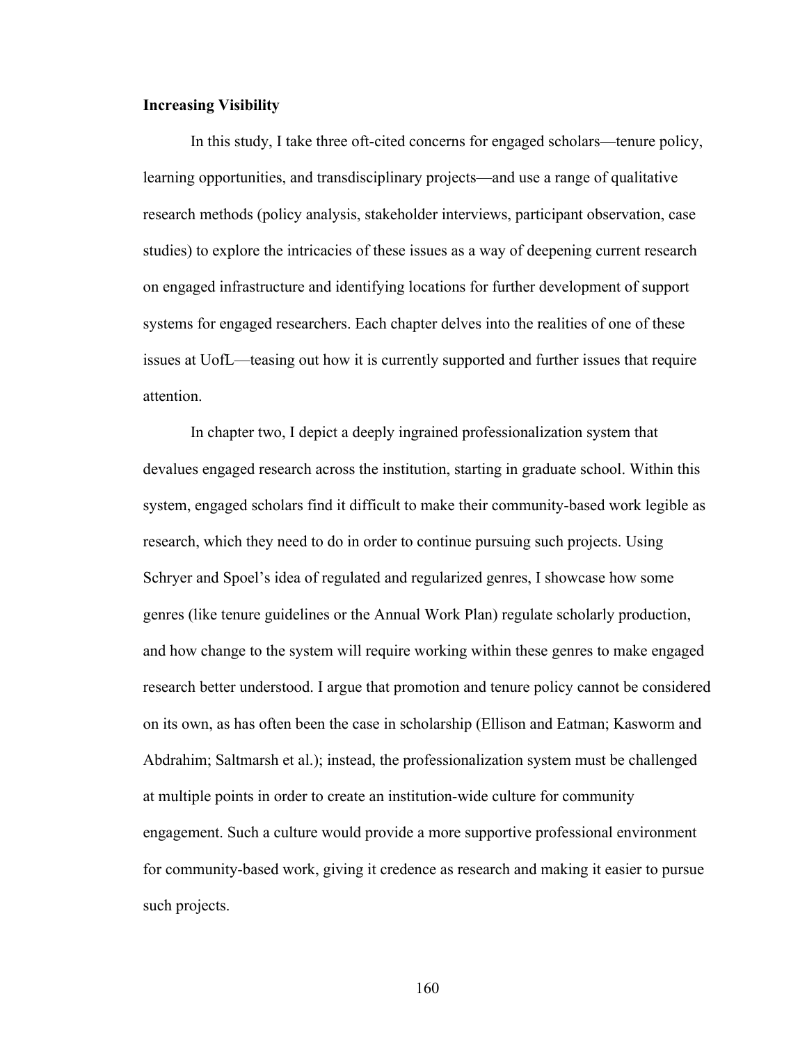**Increasing Visibility**

In this study, I take three oft-cited concerns for engaged scholars—tenure policy, learning opportunities, and transdisciplinary projects—and use a range of qualitative research methods (policy analysis, stakeholder interviews, participant observation, case studies) to explore the intricacies of these issues as a way of deepening current research on engaged infrastructure and identifying locations for further development of support systems for engaged researchers. Each chapter delves into the realities of one of these issues at UofL—teasing out how it is currently supported and further issues that require attention.

In chapter two, I depict a deeply ingrained professionalization system that devalues engaged research across the institution, starting in graduate school. Within this system, engaged scholars find it difficult to make their community-based work legible as research, which they need to do in order to continue pursuing such projects. Using Schryer and Spoel's idea of regulated and regularized genres, I showcase how some genres (like tenure guidelines or the Annual Work Plan) regulate scholarly production, and how change to the system will require working within these genres to make engaged research better understood. I argue that promotion and tenure policy cannot be considered on its own, as has often been the case in scholarship (Ellison and Eatman; Kasworm and Abdrahim; Saltmarsh et al.); instead, the professionalization system must be challenged at multiple points in order to create an institution-wide culture for community engagement. Such a culture would provide a more supportive professional environment for community-based work, giving it credence as research and making it easier to pursue such projects.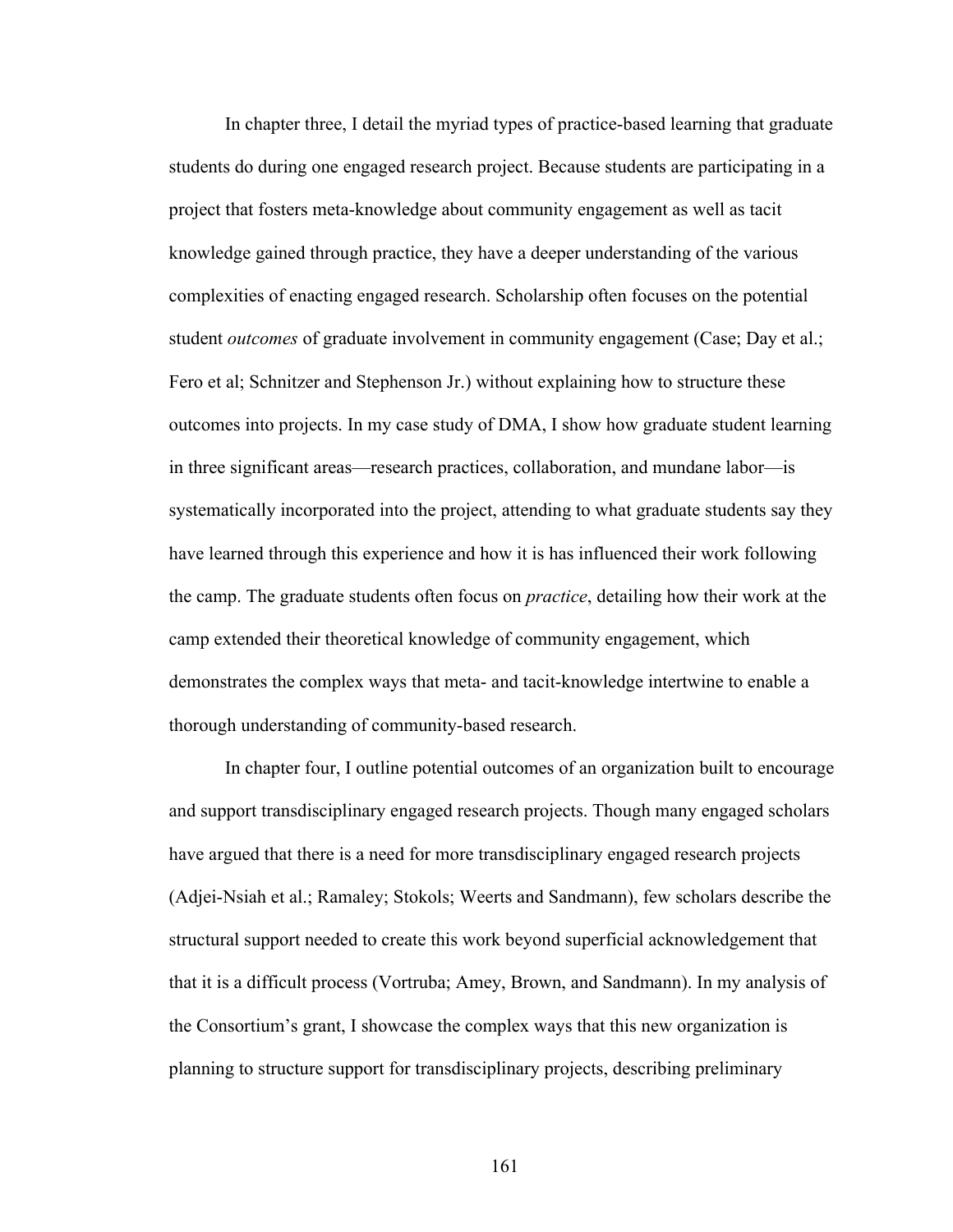In chapter three, I detail the myriad types of practice-based learning that graduate students do during one engaged research project. Because students are participating in a project that fosters meta-knowledge about community engagement as well as tacit knowledge gained through practice, they have a deeper understanding of the various complexities of enacting engaged research. Scholarship often focuses on the potential student *outcomes* of graduate involvement in community engagement (Case; Day et al.; Fero et al; Schnitzer and Stephenson Jr.) without explaining how to structure these outcomes into projects. In my case study of DMA, I show how graduate student learning in three significant areas—research practices, collaboration, and mundane labor—is systematically incorporated into the project, attending to what graduate students say they have learned through this experience and how it is has influenced their work following the camp. The graduate students often focus on *practice*, detailing how their work at the camp extended their theoretical knowledge of community engagement, which demonstrates the complex ways that meta- and tacit-knowledge intertwine to enable a thorough understanding of community-based research.

In chapter four, I outline potential outcomes of an organization built to encourage and support transdisciplinary engaged research projects. Though many engaged scholars have argued that there is a need for more transdisciplinary engaged research projects (Adjei-Nsiah et al.; Ramaley; Stokols; Weerts and Sandmann), few scholars describe the structural support needed to create this work beyond superficial acknowledgement that that it is a difficult process (Vortruba; Amey, Brown, and Sandmann). In my analysis of the Consortium's grant, I showcase the complex ways that this new organization is planning to structure support for transdisciplinary projects, describing preliminary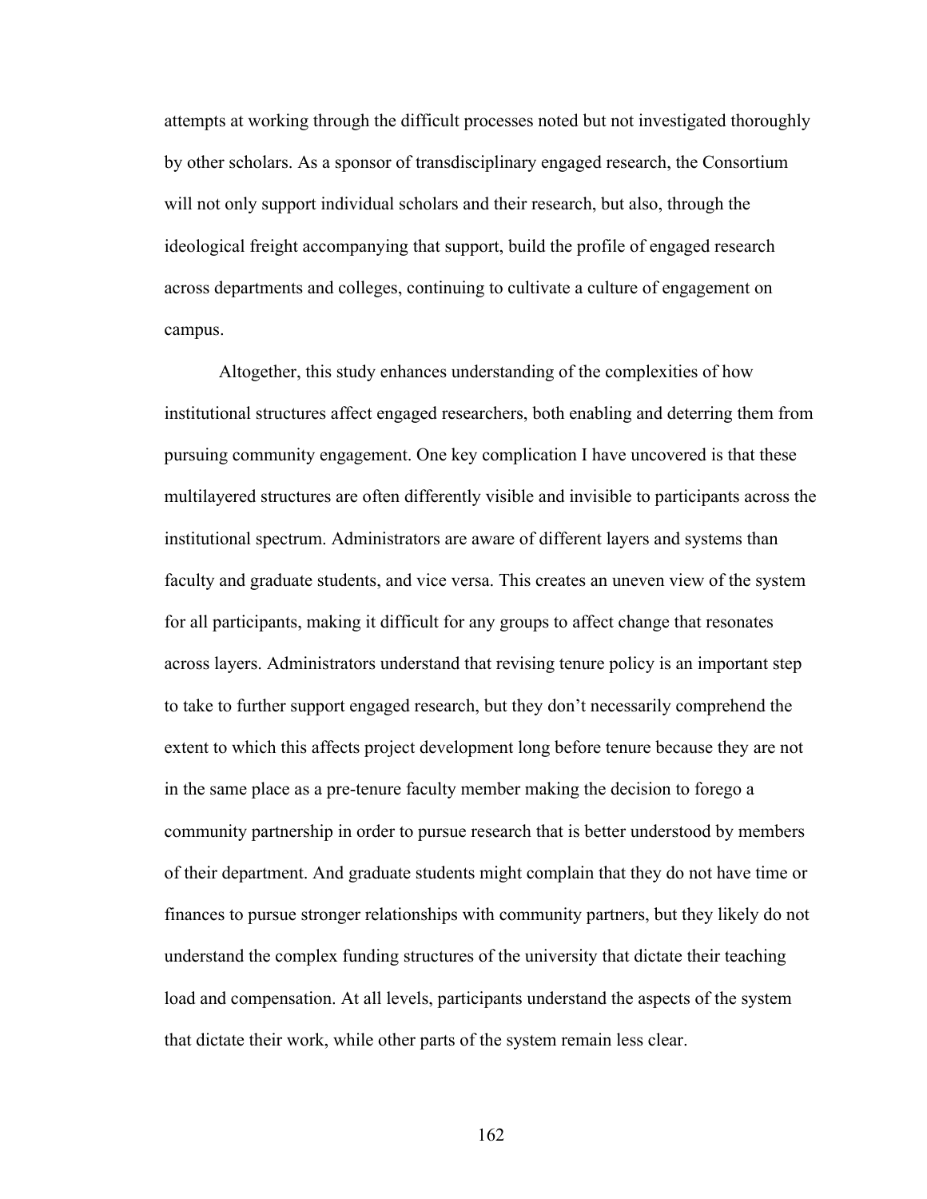attempts at working through the difficult processes noted but not investigated thoroughly by other scholars. As a sponsor of transdisciplinary engaged research, the Consortium will not only support individual scholars and their research, but also, through the ideological freight accompanying that support, build the profile of engaged research across departments and colleges, continuing to cultivate a culture of engagement on campus.

Altogether, this study enhances understanding of the complexities of how institutional structures affect engaged researchers, both enabling and deterring them from pursuing community engagement. One key complication I have uncovered is that these multilayered structures are often differently visible and invisible to participants across the institutional spectrum. Administrators are aware of different layers and systems than faculty and graduate students, and vice versa. This creates an uneven view of the system for all participants, making it difficult for any groups to affect change that resonates across layers. Administrators understand that revising tenure policy is an important step to take to further support engaged research, but they don't necessarily comprehend the extent to which this affects project development long before tenure because they are not in the same place as a pre-tenure faculty member making the decision to forego a community partnership in order to pursue research that is better understood by members of their department. And graduate students might complain that they do not have time or finances to pursue stronger relationships with community partners, but they likely do not understand the complex funding structures of the university that dictate their teaching load and compensation. At all levels, participants understand the aspects of the system that dictate their work, while other parts of the system remain less clear.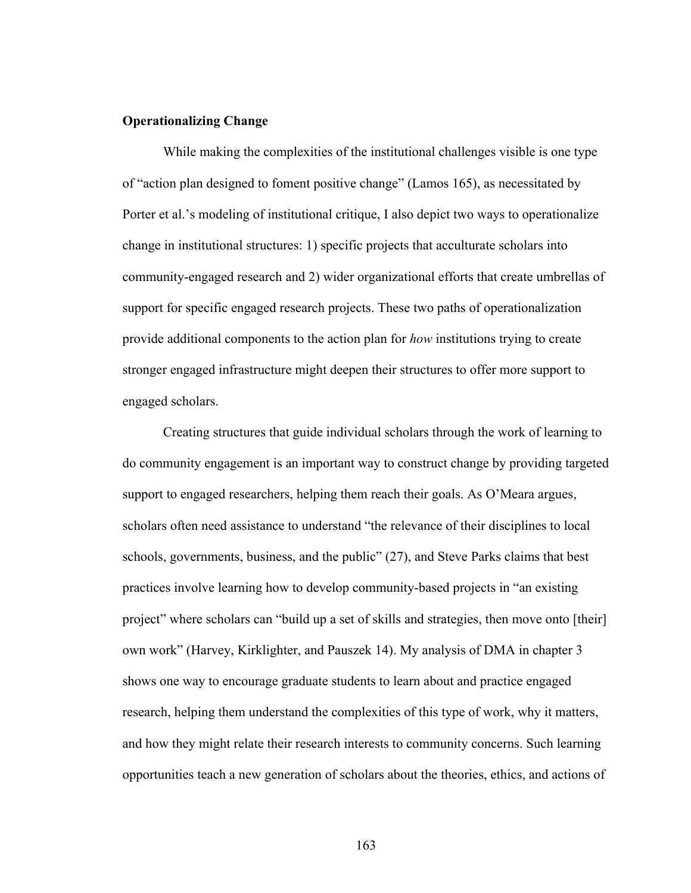**Operationalizing Change**

While making the complexities of the institutional challenges visible is one type of "action plan designed to foment positive change" (Lamos 165), as necessitated by Porter et al.'s modeling of institutional critique, I also depict two ways to operationalize change in institutional structures: 1) specific projects that acculturate scholars into community-engaged research and 2) wider organizational efforts that create umbrellas of support for specific engaged research projects. These two paths of operationalization provide additional components to the action plan for *how* institutions trying to create stronger engaged infrastructure might deepen their structures to offer more support to engaged scholars.

Creating structures that guide individual scholars through the work of learning to do community engagement is an important way to construct change by providing targeted support to engaged researchers, helping them reach their goals. As O'Meara argues, scholars often need assistance to understand "the relevance of their disciplines to local schools, governments, business, and the public" (27), and Steve Parks claims that best practices involve learning how to develop community-based projects in "an existing project" where scholars can "build up a set of skills and strategies, then move onto [their] own work" (Harvey, Kirklighter, and Pauszek 14). My analysis of DMA in chapter 3 shows one way to encourage graduate students to learn about and practice engaged research, helping them understand the complexities of this type of work, why it matters, and how they might relate their research interests to community concerns. Such learning opportunities teach a new generation of scholars about the theories, ethics, and actions of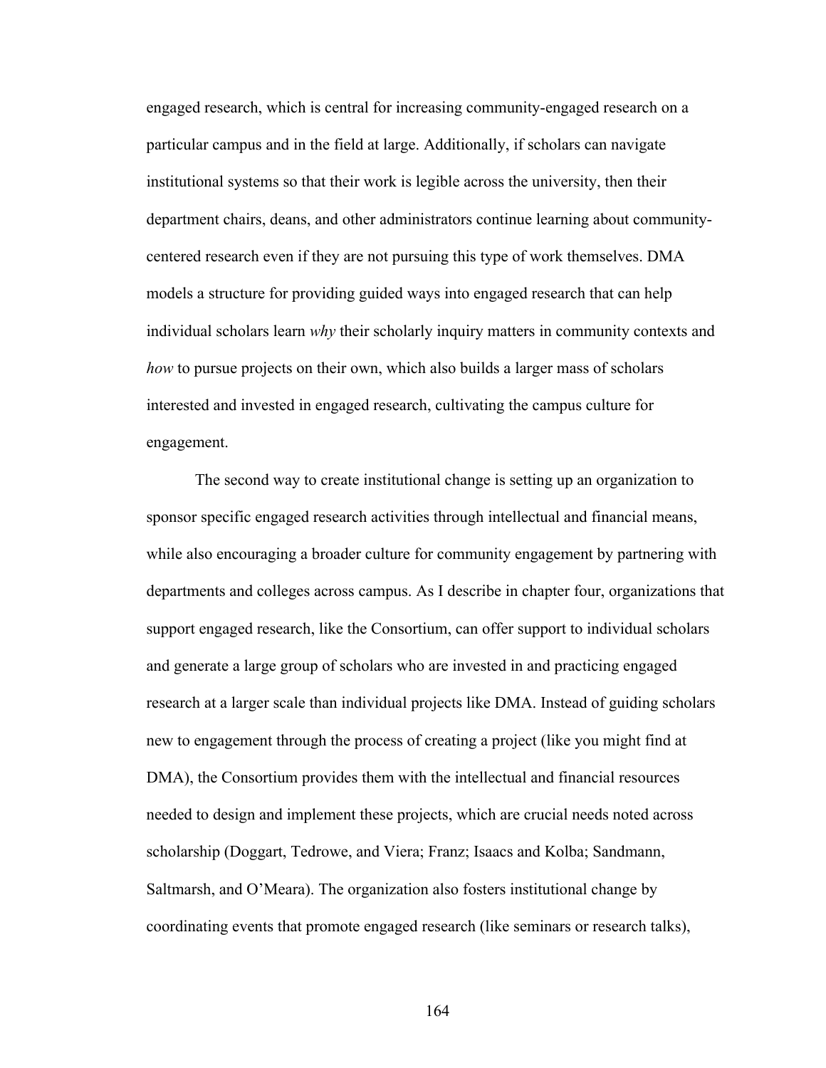engaged research, which is central for increasing community-engaged research on a particular campus and in the field at large. Additionally, if scholars can navigate institutional systems so that their work is legible across the university, then their department chairs, deans, and other administrators continue learning about community-centered research even if they are not pursuing this type of work themselves. DMA models a structure for providing guided ways into engaged research that can help individual scholars learn *why* their scholarly inquiry matters in community contexts and *how* to pursue projects on their own, which also builds a larger mass of scholars interested and invested in engaged research, cultivating the campus culture for engagement.

The second way to create institutional change is setting up an organization to sponsor specific engaged research activities through intellectual and financial means, while also encouraging a broader culture for community engagement by partnering with departments and colleges across campus. As I describe in chapter four, organizations that support engaged research, like the Consortium, can offer support to individual scholars and generate a large group of scholars who are invested in and practicing engaged research at a larger scale than individual projects like DMA. Instead of guiding scholars new to engagement through the process of creating a project (like you might find at DMA), the Consortium provides them with the intellectual and financial resources needed to design and implement these projects, which are crucial needs noted across scholarship (Doggart, Tedrowe, and Viera; Franz; Isaacs and Kolba; Sandmann, Saltmarsh, and O'Meara). The organization also fosters institutional change by coordinating events that promote engaged research (like seminars or research talks),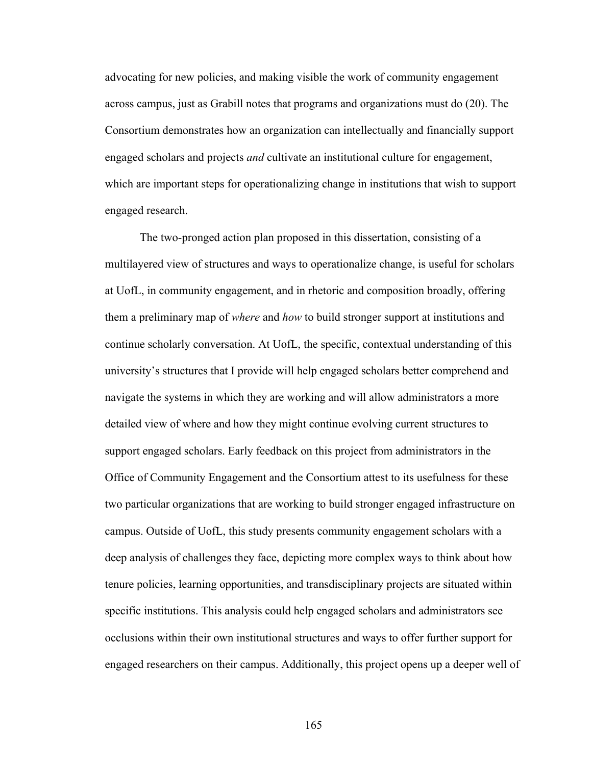advocating for new policies, and making visible the work of community engagement across campus, just as Grabill notes that programs and organizations must do (20). The Consortium demonstrates how an organization can intellectually and financially support engaged scholars and projects *and* cultivate an institutional culture for engagement, which are important steps for operationalizing change in institutions that wish to support engaged research.

The two-pronged action plan proposed in this dissertation, consisting of a multilayered view of structures and ways to operationalize change, is useful for scholars at UofL, in community engagement, and in rhetoric and composition broadly, offering them a preliminary map of *where* and *how* to build stronger support at institutions and continue scholarly conversation. At UofL, the specific, contextual understanding of this university's structures that I provide will help engaged scholars better comprehend and navigate the systems in which they are working and will allow administrators a more detailed view of where and how they might continue evolving current structures to support engaged scholars. Early feedback on this project from administrators in the Office of Community Engagement and the Consortium attest to its usefulness for these two particular organizations that are working to build stronger engaged infrastructure on campus. Outside of UofL, this study presents community engagement scholars with a deep analysis of challenges they face, depicting more complex ways to think about how tenure policies, learning opportunities, and transdisciplinary projects are situated within specific institutions. This analysis could help engaged scholars and administrators see occlusions within their own institutional structures and ways to offer further support for engaged researchers on their campus. Additionally, this project opens up a deeper well of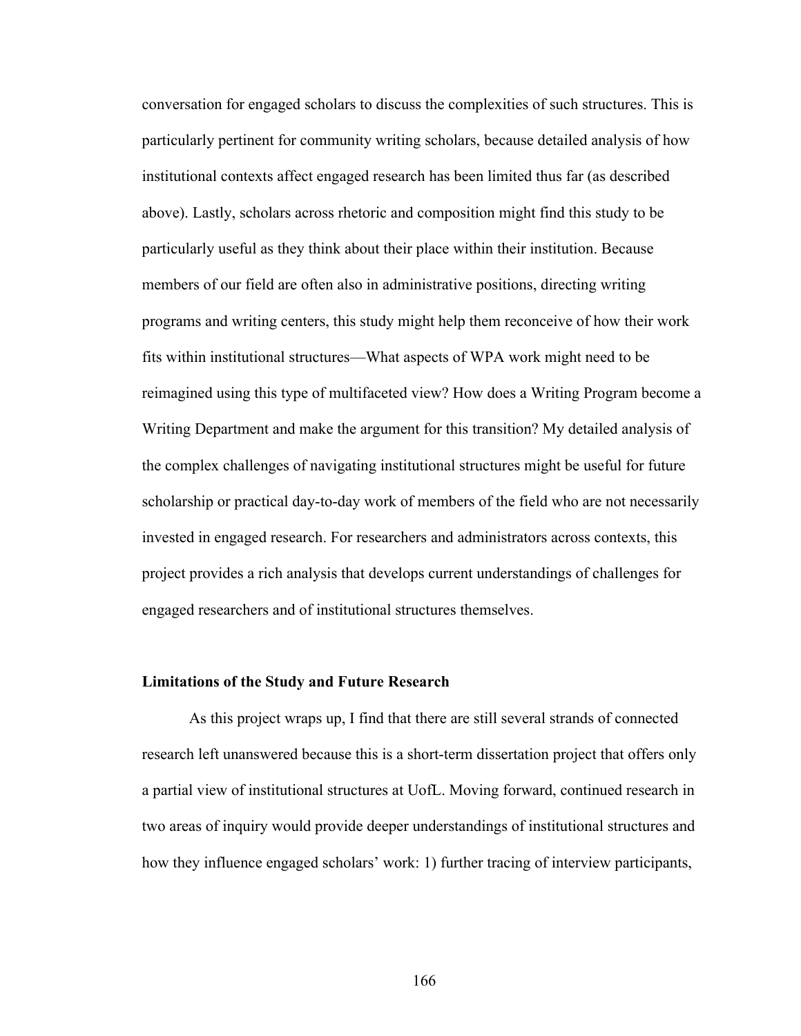conversation for engaged scholars to discuss the complexities of such structures. This is particularly pertinent for community writing scholars, because detailed analysis of how institutional contexts affect engaged research has been limited thus far (as described above). Lastly, scholars across rhetoric and composition might find this study to be particularly useful as they think about their place within their institution. Because members of our field are often also in administrative positions, directing writing programs and writing centers, this study might help them reconceive of how their work fits within institutional structures—What aspects of WPA work might need to be reimagined using this type of multifaceted view? How does a Writing Program become a Writing Department and make the argument for this transition? My detailed analysis of the complex challenges of navigating institutional structures might be useful for future scholarship or practical day-to-day work of members of the field who are not necessarily invested in engaged research. For researchers and administrators across contexts, this project provides a rich analysis that develops current understandings of challenges for engaged researchers and of institutional structures themselves.

### Limitations of the Study and Future Research

As this project wraps up, I find that there are still several strands of connected research left unanswered because this is a short-term dissertation project that offers only a partial view of institutional structures at UofL. Moving forward, continued research in two areas of inquiry would provide deeper understandings of institutional structures and how they influence engaged scholars' work: 1) further tracing of interview participants,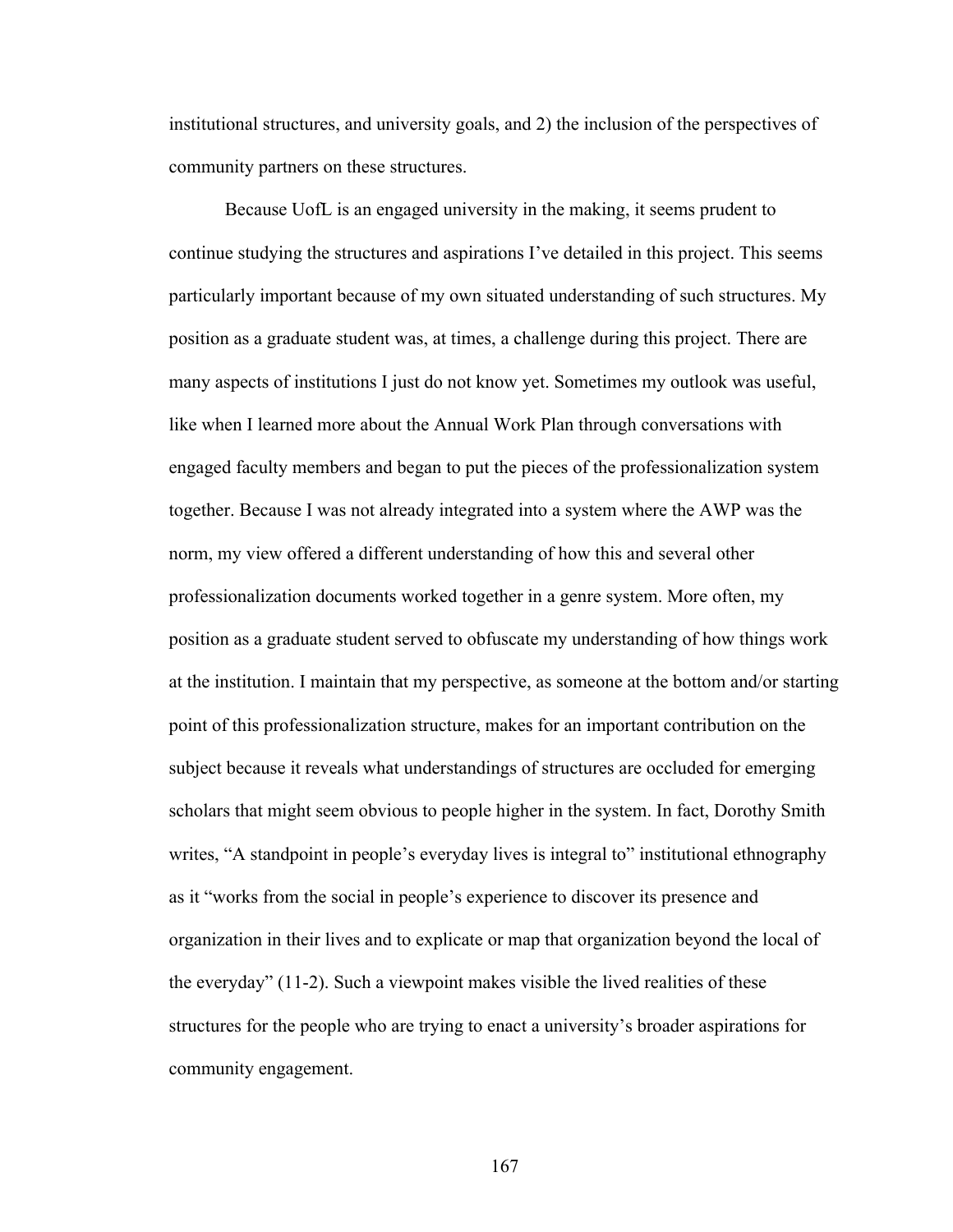institutional structures, and university goals, and 2) the inclusion of the perspectives of community partners on these structures.

Because UofL is an engaged university in the making, it seems prudent to continue studying the structures and aspirations I've detailed in this project. This seems particularly important because of my own situated understanding of such structures. My position as a graduate student was, at times, a challenge during this project. There are many aspects of institutions I just do not know yet. Sometimes my outlook was useful, like when I learned more about the Annual Work Plan through conversations with engaged faculty members and began to put the pieces of the professionalization system together. Because I was not already integrated into a system where the AWP was the norm, my view offered a different understanding of how this and several other professionalization documents worked together in a genre system. More often, my position as a graduate student served to obfuscate my understanding of how things work at the institution. I maintain that my perspective, as someone at the bottom and/or starting point of this professionalization structure, makes for an important contribution on the subject because it reveals what understandings of structures are occluded for emerging scholars that might seem obvious to people higher in the system. In fact, Dorothy Smith writes, "A standpoint in people's everyday lives is integral to" institutional ethnography as it "works from the social in people's experience to discover its presence and organization in their lives and to explicate or map that organization beyond the local of the everyday" (11-2). Such a viewpoint makes visible the lived realities of these structures for the people who are trying to enact a university's broader aspirations for community engagement.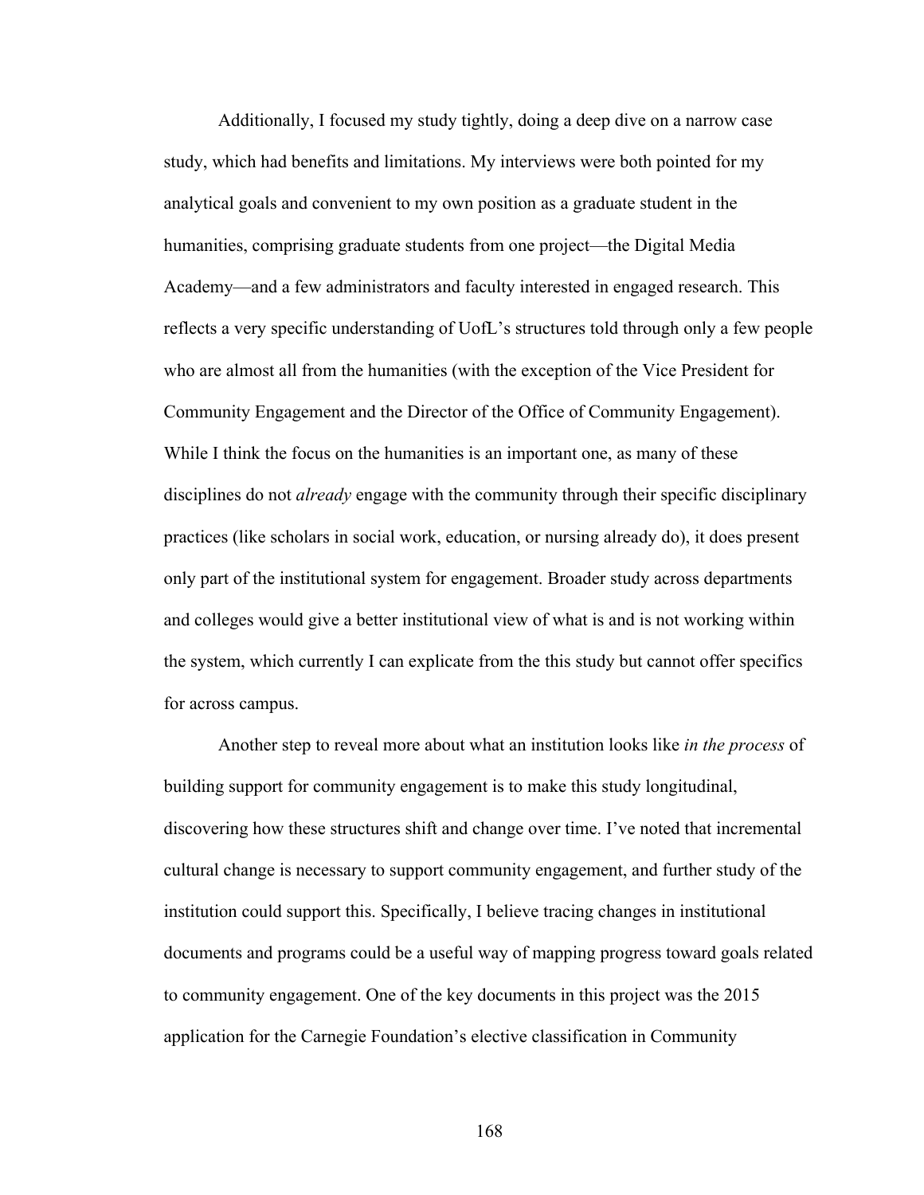Additionally, I focused my study tightly, doing a deep dive on a narrow case study, which had benefits and limitations. My interviews were both pointed for my analytical goals and convenient to my own position as a graduate student in the humanities, comprising graduate students from one project—the Digital Media Academy—and a few administrators and faculty interested in engaged research. This reflects a very specific understanding of UofL's structures told through only a few people who are almost all from the humanities (with the exception of the Vice President for Community Engagement and the Director of the Office of Community Engagement). While I think the focus on the humanities is an important one, as many of these disciplines do not *already* engage with the community through their specific disciplinary practices (like scholars in social work, education, or nursing already do), it does present only part of the institutional system for engagement. Broader study across departments and colleges would give a better institutional view of what is and is not working within the system, which currently I can explicate from the this study but cannot offer specifics for across campus.

Another step to reveal more about what an institution looks like *in the process* of building support for community engagement is to make this study longitudinal, discovering how these structures shift and change over time. I've noted that incremental cultural change is necessary to support community engagement, and further study of the institution could support this. Specifically, I believe tracing changes in institutional documents and programs could be a useful way of mapping progress toward goals related to community engagement. One of the key documents in this project was the 2015 application for the Carnegie Foundation's elective classification in Community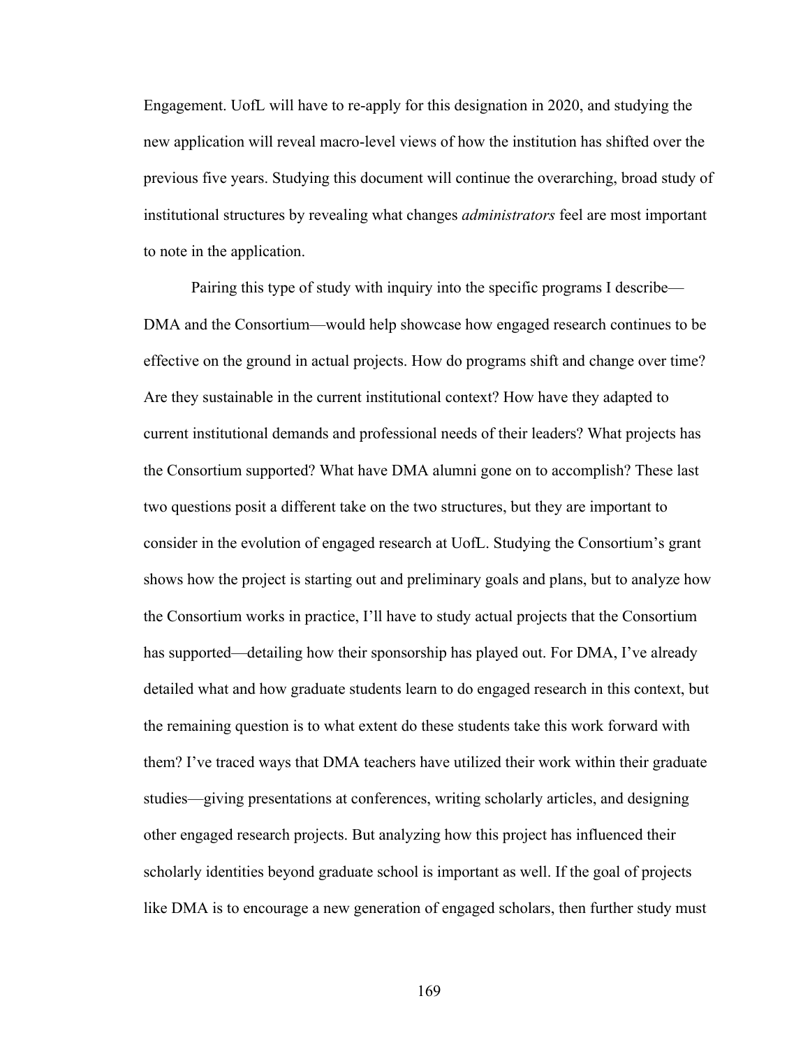Engagement. UofL will have to re-apply for this designation in 2020, and studying the new application will reveal macro-level views of how the institution has shifted over the previous five years. Studying this document will continue the overarching, broad study of institutional structures by revealing what changes *administrators* feel are most important to note in the application.

Pairing this type of study with inquiry into the specific programs I describe—DMA and the Consortium—would help showcase how engaged research continues to be effective on the ground in actual projects. How do programs shift and change over time? Are they sustainable in the current institutional context? How have they adapted to current institutional demands and professional needs of their leaders? What projects has the Consortium supported? What have DMA alumni gone on to accomplish? These last two questions posit a different take on the two structures, but they are important to consider in the evolution of engaged research at UofL. Studying the Consortium's grant shows how the project is starting out and preliminary goals and plans, but to analyze how the Consortium works in practice, I'll have to study actual projects that the Consortium has supported—detailing how their sponsorship has played out. For DMA, I've already detailed what and how graduate students learn to do engaged research in this context, but the remaining question is to what extent do these students take this work forward with them? I've traced ways that DMA teachers have utilized their work within their graduate studies—giving presentations at conferences, writing scholarly articles, and designing other engaged research projects. But analyzing how this project has influenced their scholarly identities beyond graduate school is important as well. If the goal of projects like DMA is to encourage a new generation of engaged scholars, then further study must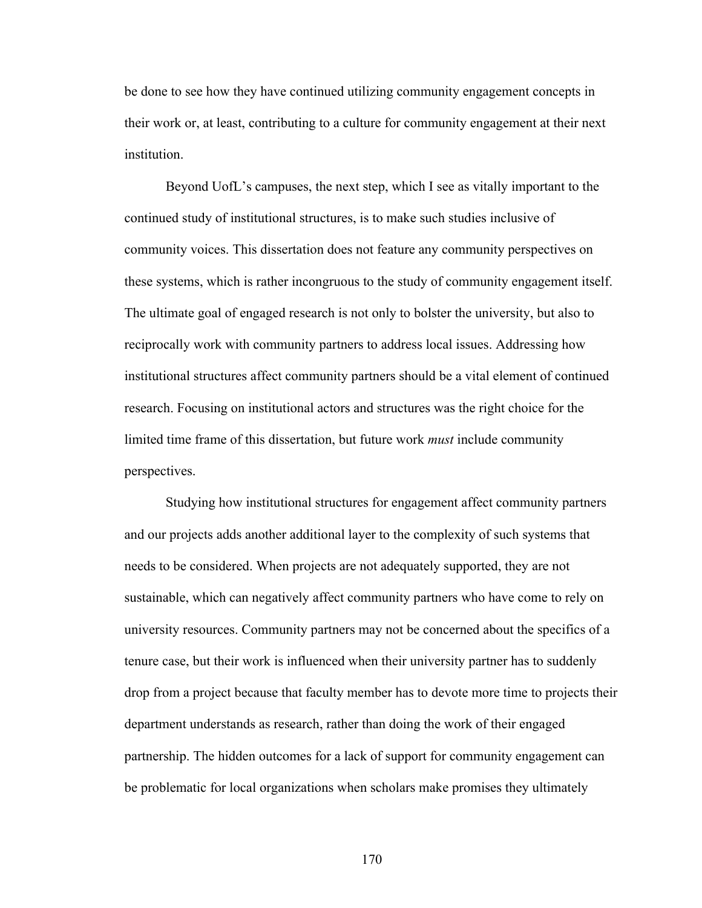be done to see how they have continued utilizing community engagement concepts in their work or, at least, contributing to a culture for community engagement at their next institution.

Beyond UofL's campuses, the next step, which I see as vitally important to the continued study of institutional structures, is to make such studies inclusive of community voices. This dissertation does not feature any community perspectives on these systems, which is rather incongruous to the study of community engagement itself. The ultimate goal of engaged research is not only to bolster the university, but also to reciprocally work with community partners to address local issues. Addressing how institutional structures affect community partners should be a vital element of continued research. Focusing on institutional actors and structures was the right choice for the limited time frame of this dissertation, but future work *must* include community perspectives.

Studying how institutional structures for engagement affect community partners and our projects adds another additional layer to the complexity of such systems that needs to be considered. When projects are not adequately supported, they are not sustainable, which can negatively affect community partners who have come to rely on university resources. Community partners may not be concerned about the specifics of a tenure case, but their work is influenced when their university partner has to suddenly drop from a project because that faculty member has to devote more time to projects their department understands as research, rather than doing the work of their engaged partnership. The hidden outcomes for a lack of support for community engagement can be problematic for local organizations when scholars make promises they ultimately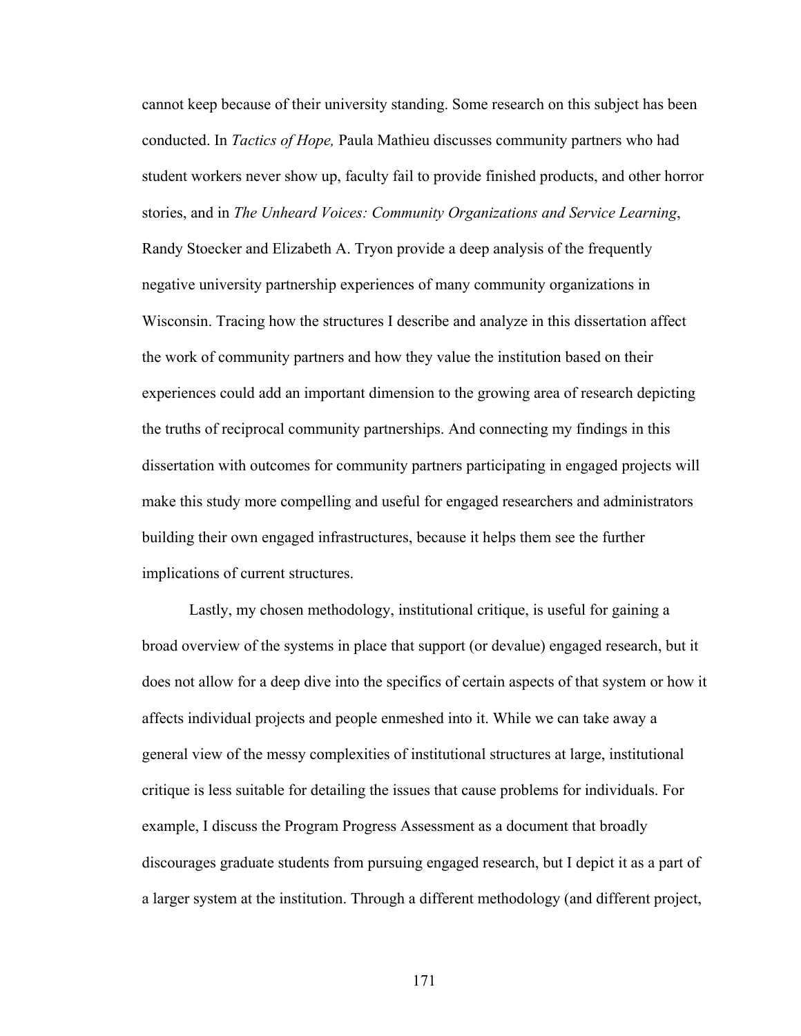cannot keep because of their university standing. Some research on this subject has been conducted. In *Tactics of Hope,* Paula Mathieu discusses community partners who had student workers never show up, faculty fail to provide finished products, and other horror stories, and in *The Unheard Voices: Community Organizations and Service Learning*, Randy Stoecker and Elizabeth A. Tryon provide a deep analysis of the frequently negative university partnership experiences of many community organizations in Wisconsin. Tracing how the structures I describe and analyze in this dissertation affect the work of community partners and how they value the institution based on their experiences could add an important dimension to the growing area of research depicting the truths of reciprocal community partnerships. And connecting my findings in this dissertation with outcomes for community partners participating in engaged projects will make this study more compelling and useful for engaged researchers and administrators building their own engaged infrastructures, because it helps them see the further implications of current structures.

Lastly, my chosen methodology, institutional critique, is useful for gaining a broad overview of the systems in place that support (or devalue) engaged research, but it does not allow for a deep dive into the specifics of certain aspects of that system or how it affects individual projects and people enmeshed into it. While we can take away a general view of the messy complexities of institutional structures at large, institutional critique is less suitable for detailing the issues that cause problems for individuals. For example, I discuss the Program Progress Assessment as a document that broadly discourages graduate students from pursuing engaged research, but I depict it as a part of a larger system at the institution. Through a different methodology (and different project,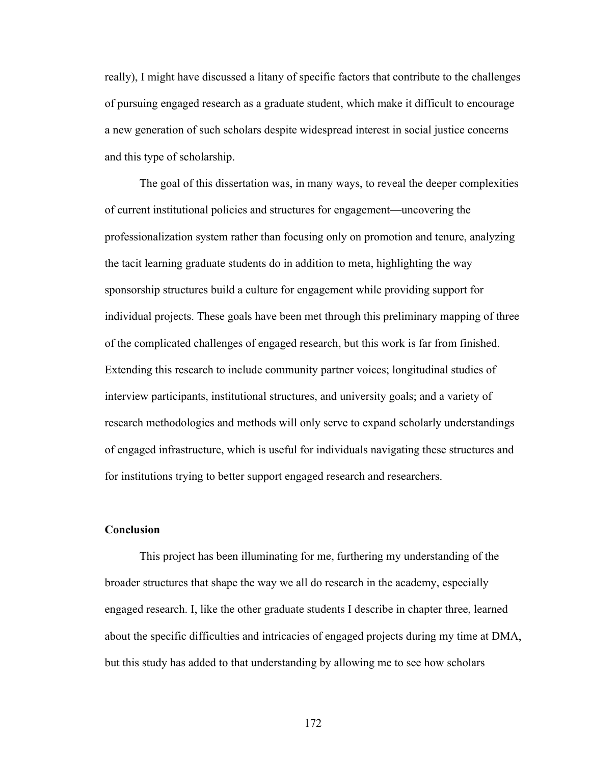really), I might have discussed a litany of specific factors that contribute to the challenges of pursuing engaged research as a graduate student, which make it difficult to encourage a new generation of such scholars despite widespread interest in social justice concerns and this type of scholarship.

The goal of this dissertation was, in many ways, to reveal the deeper complexities of current institutional policies and structures for engagement—uncovering the professionalization system rather than focusing only on promotion and tenure, analyzing the tacit learning graduate students do in addition to meta, highlighting the way sponsorship structures build a culture for engagement while providing support for individual projects. These goals have been met through this preliminary mapping of three of the complicated challenges of engaged research, but this work is far from finished. Extending this research to include community partner voices; longitudinal studies of interview participants, institutional structures, and university goals; and a variety of research methodologies and methods will only serve to expand scholarly understandings of engaged infrastructure, which is useful for individuals navigating these structures and for institutions trying to better support engaged research and researchers.

**Conclusion**

This project has been illuminating for me, furthering my understanding of the broader structures that shape the way we all do research in the academy, especially engaged research. I, like the other graduate students I describe in chapter three, learned about the specific difficulties and intricacies of engaged projects during my time at DMA, but this study has added to that understanding by allowing me to see how scholars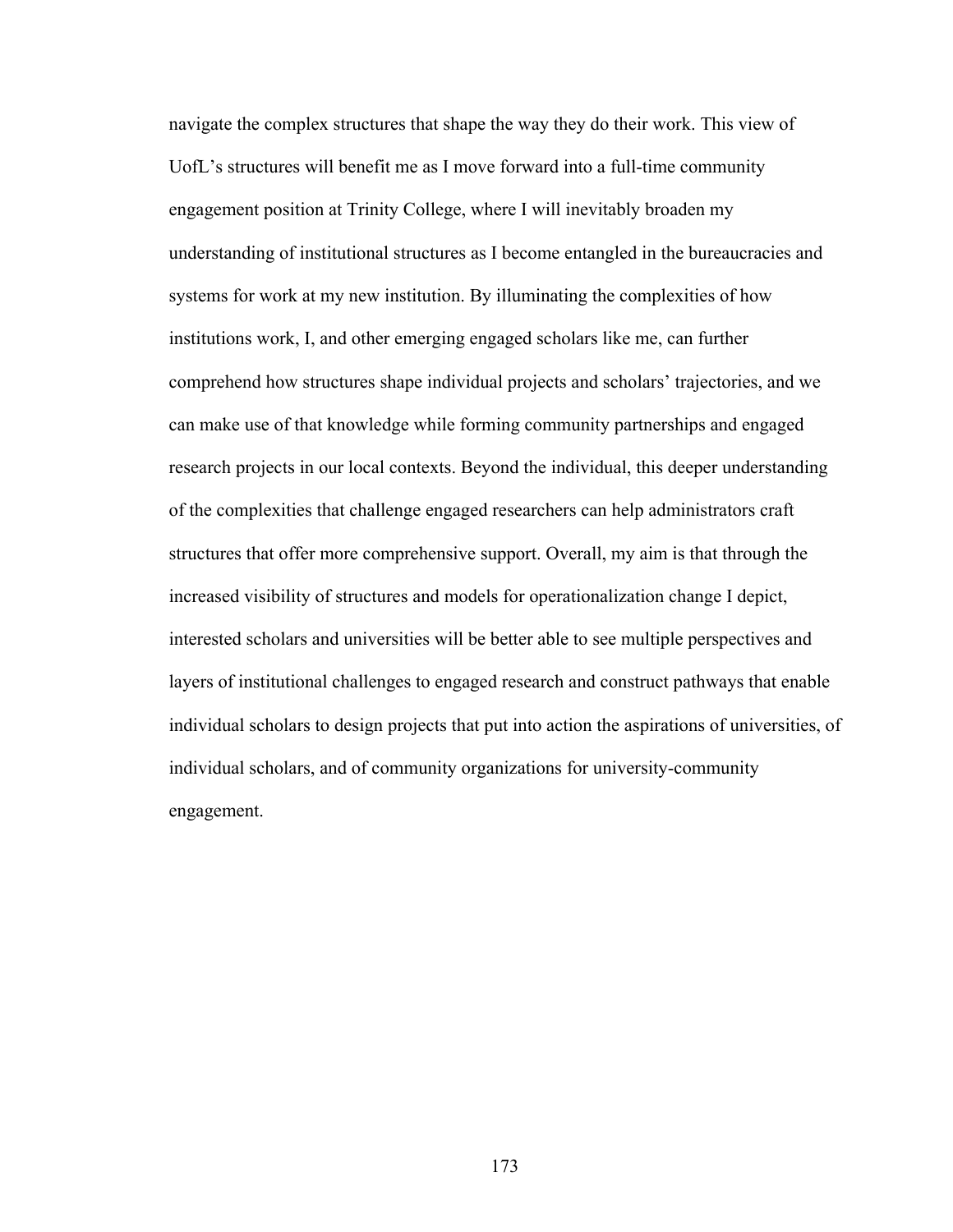navigate the complex structures that shape the way they do their work. This view of UofL's structures will benefit me as I move forward into a full-time community engagement position at Trinity College, where I will inevitably broaden my understanding of institutional structures as I become entangled in the bureaucracies and systems for work at my new institution. By illuminating the complexities of how institutions work, I, and other emerging engaged scholars like me, can further comprehend how structures shape individual projects and scholars' trajectories, and we can make use of that knowledge while forming community partnerships and engaged research projects in our local contexts. Beyond the individual, this deeper understanding of the complexities that challenge engaged researchers can help administrators craft structures that offer more comprehensive support. Overall, my aim is that through the increased visibility of structures and models for operationalization change I depict, interested scholars and universities will be better able to see multiple perspectives and layers of institutional challenges to engaged research and construct pathways that enable individual scholars to design projects that put into action the aspirations of universities, of individual scholars, and of community organizations for university-community engagement.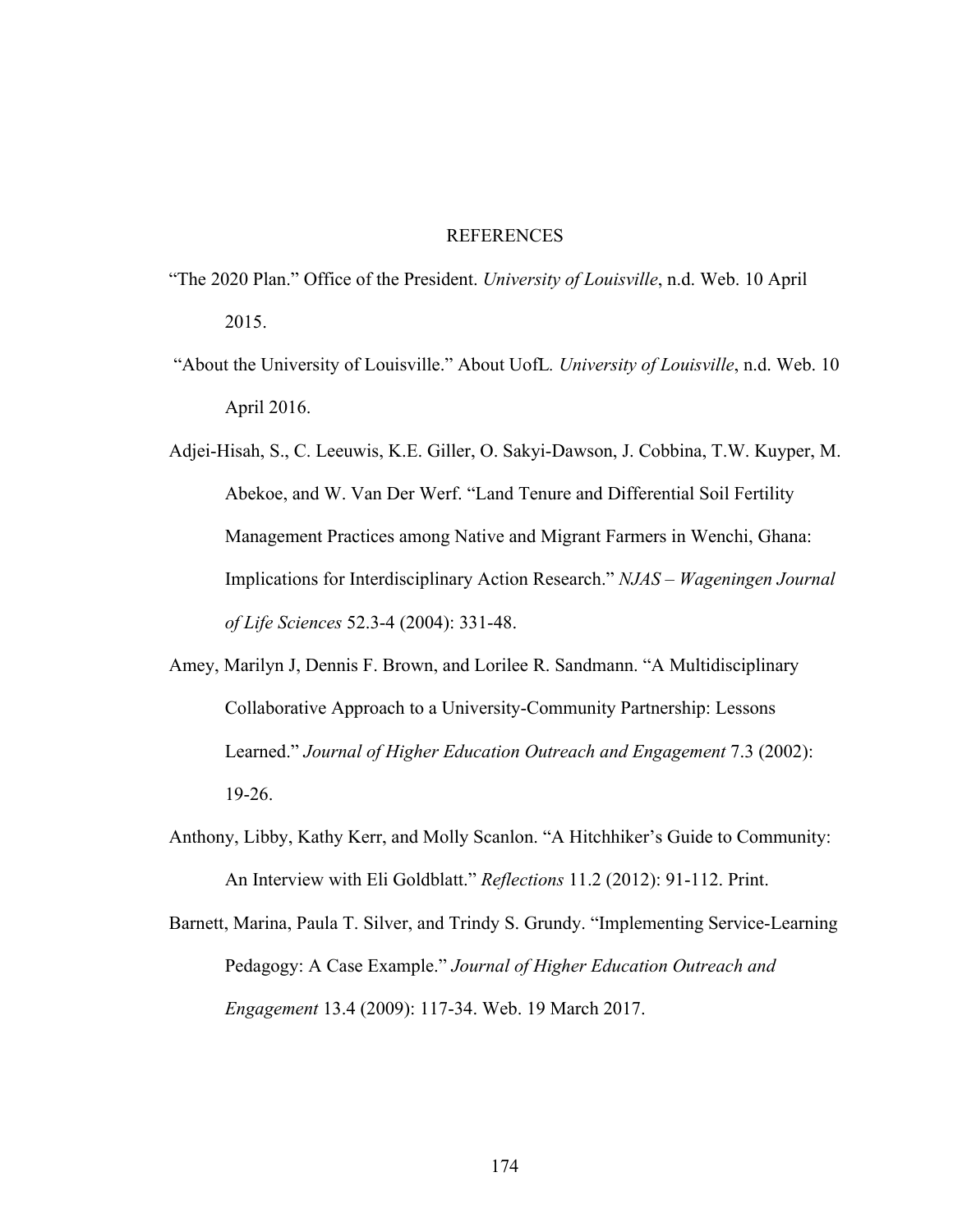# REFERENCES

"The 2020 Plan." Office of the President. *University of Louisville*, n.d. Web. 10 April 2015.

"About the University of Louisville." About UofL. *University of Louisville*, n.d. Web. 10 April 2016.

Adjei-Hisah, S., C. Leeuwis, K.E. Giller, O. Sakyi-Dawson, J. Cobbina, T.W. Kuyper, M. Abekoe, and W. Van Der Werf. "Land Tenure and Differential Soil Fertility Management Practices among Native and Migrant Farmers in Wenchi, Ghana: Implications for Interdisciplinary Action Research." *NJAS – Wageningen Journal of Life Sciences* 52.3-4 (2004): 331-48.

Amey, Marilyn J, Dennis F. Brown, and Lorilee R. Sandmann. "A Multidisciplinary Collaborative Approach to a University-Community Partnership: Lessons Learned." *Journal of Higher Education Outreach and Engagement* 7.3 (2002): 19-26.

Anthony, Libby, Kathy Kerr, and Molly Scanlon. "A Hitchhiker's Guide to Community: An Interview with Eli Goldblatt." *Reflections* 11.2 (2012): 91-112. Print.

Barnett, Marina, Paula T. Silver, and Trindy S. Grundy. "Implementing Service-Learning Pedagogy: A Case Example." *Journal of Higher Education Outreach and Engagement* 13.4 (2009): 117-34. Web. 19 March 2017.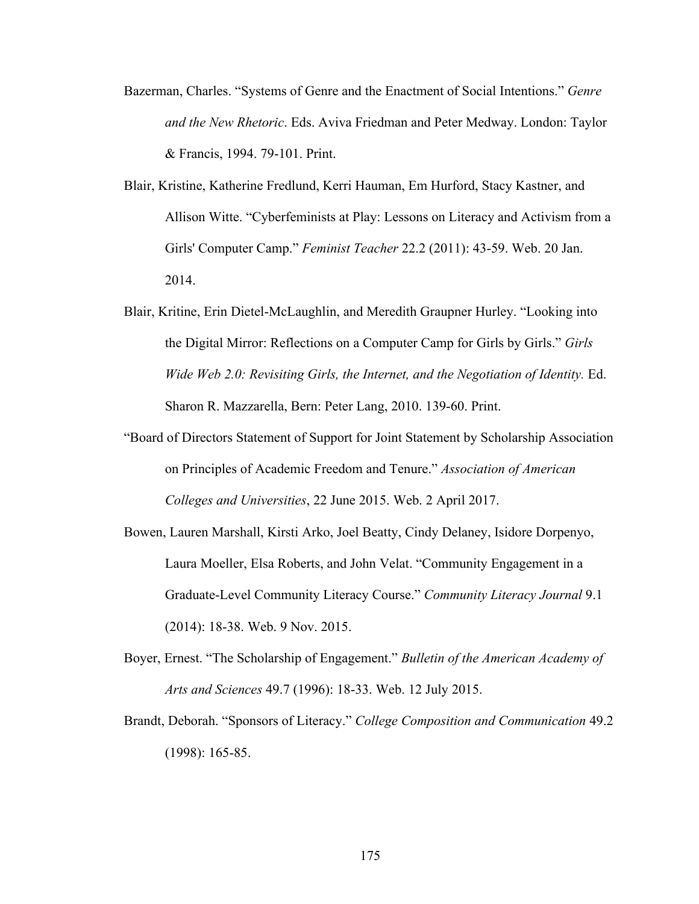Bazerman, Charles. "Systems of Genre and the Enactment of Social Intentions." *Genre and the New Rhetoric*. Eds. Aviva Friedman and Peter Medway. London: Taylor & Francis, 1994. 79-101. Print.

Blair, Kristine, Katherine Fredlund, Kerri Hauman, Em Hurford, Stacy Kastner, and Allison Witte. "Cyberfeminists at Play: Lessons on Literacy and Activism from a Girls' Computer Camp." *Feminist Teacher* 22.2 (2011): 43-59. Web. 20 Jan. 2014.

Blair, Kritine, Erin Dietel-McLaughlin, and Meredith Graupner Hurley. "Looking into the Digital Mirror: Reflections on a Computer Camp for Girls by Girls." *Girls Wide Web 2.0: Revisiting Girls, the Internet, and the Negotiation of Identity.* Ed. Sharon R. Mazzarella, Bern: Peter Lang, 2010. 139-60. Print.

"Board of Directors Statement of Support for Joint Statement by Scholarship Association on Principles of Academic Freedom and Tenure." *Association of American Colleges and Universities*, 22 June 2015. Web. 2 April 2017.

Bowen, Lauren Marshall, Kirsti Arko, Joel Beatty, Cindy Delaney, Isidore Dorpenyo, Laura Moeller, Elsa Roberts, and John Velat. "Community Engagement in a Graduate-Level Community Literacy Course." *Community Literacy Journal* 9.1 (2014): 18-38. Web. 9 Nov. 2015.

Boyer, Ernest. "The Scholarship of Engagement." *Bulletin of the American Academy of Arts and Sciences* 49.7 (1996): 18-33. Web. 12 July 2015.

Brandt, Deborah. "Sponsors of Literacy." *College Composition and Communication* 49.2 (1998): 165-85.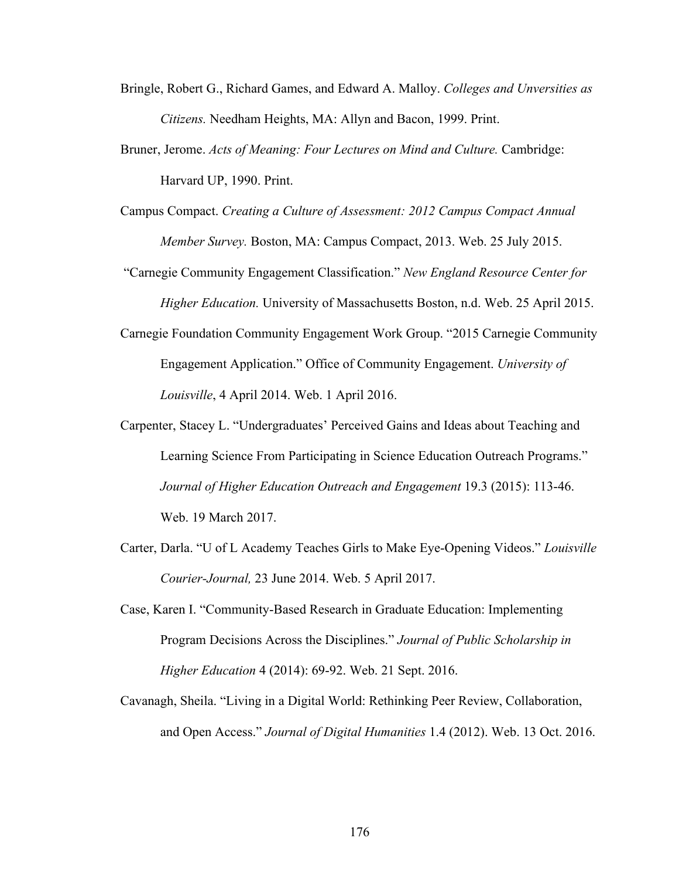Bringle, Robert G., Richard Games, and Edward A. Malloy. *Colleges and Unversities as Citizens.* Needham Heights, MA: Allyn and Bacon, 1999. Print.

Bruner, Jerome. *Acts of Meaning: Four Lectures on Mind and Culture.* Cambridge: Harvard UP, 1990. Print.

Campus Compact. *Creating a Culture of Assessment: 2012 Campus Compact Annual Member Survey.* Boston, MA: Campus Compact, 2013. Web. 25 July 2015.

"Carnegie Community Engagement Classification." *New England Resource Center for Higher Education.* University of Massachusetts Boston, n.d. Web. 25 April 2015.

Carnegie Foundation Community Engagement Work Group. "2015 Carnegie Community Engagement Application." Office of Community Engagement. *University of Louisville*, 4 April 2014. Web. 1 April 2016.

Carpenter, Stacey L. "Undergraduates' Perceived Gains and Ideas about Teaching and Learning Science From Participating in Science Education Outreach Programs." *Journal of Higher Education Outreach and Engagement* 19.3 (2015): 113-46. Web. 19 March 2017.

Carter, Darla. "U of L Academy Teaches Girls to Make Eye-Opening Videos." *Louisville Courier-Journal,* 23 June 2014. Web. 5 April 2017.

Case, Karen I. "Community-Based Research in Graduate Education: Implementing Program Decisions Across the Disciplines." *Journal of Public Scholarship in Higher Education* 4 (2014): 69-92. Web. 21 Sept. 2016.

Cavanagh, Sheila. "Living in a Digital World: Rethinking Peer Review, Collaboration, and Open Access." *Journal of Digital Humanities* 1.4 (2012). Web. 13 Oct. 2016.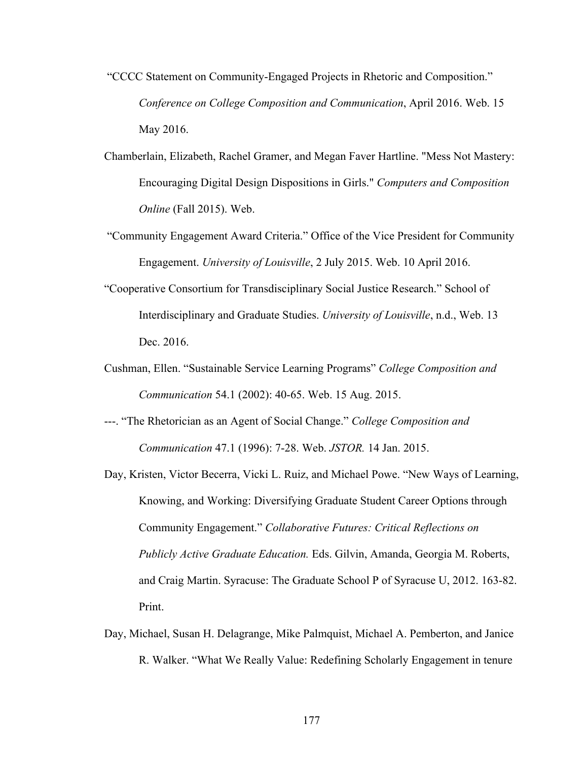"CCCC Statement on Community-Engaged Projects in Rhetoric and Composition." *Conference on College Composition and Communication*, April 2016. Web. 15 May 2016.

Chamberlain, Elizabeth, Rachel Gramer, and Megan Faver Hartline. "Mess Not Mastery: Encouraging Digital Design Dispositions in Girls." *Computers and Composition Online* (Fall 2015). Web.

"Community Engagement Award Criteria." Office of the Vice President for Community Engagement. *University of Louisville*, 2 July 2015. Web. 10 April 2016.

"Cooperative Consortium for Transdisciplinary Social Justice Research." School of Interdisciplinary and Graduate Studies. *University of Louisville*, n.d., Web. 13 Dec. 2016.

Cushman, Ellen. "Sustainable Service Learning Programs" *College Composition and Communication* 54.1 (2002): 40-65. Web. 15 Aug. 2015.

---. "The Rhetorician as an Agent of Social Change." *College Composition and Communication* 47.1 (1996): 7-28. Web. *JSTOR.* 14 Jan. 2015.

Day, Kristen, Victor Becerra, Vicki L. Ruiz, and Michael Powe. "New Ways of Learning, Knowing, and Working: Diversifying Graduate Student Career Options through Community Engagement." *Collaborative Futures: Critical Reflections on Publicly Active Graduate Education.* Eds. Gilvin, Amanda, Georgia M. Roberts, and Craig Martin. Syracuse: The Graduate School P of Syracuse U, 2012. 163-82. Print.

Day, Michael, Susan H. Delagrange, Mike Palmquist, Michael A. Pemberton, and Janice R. Walker. "What We Really Value: Redefining Scholarly Engagement in tenure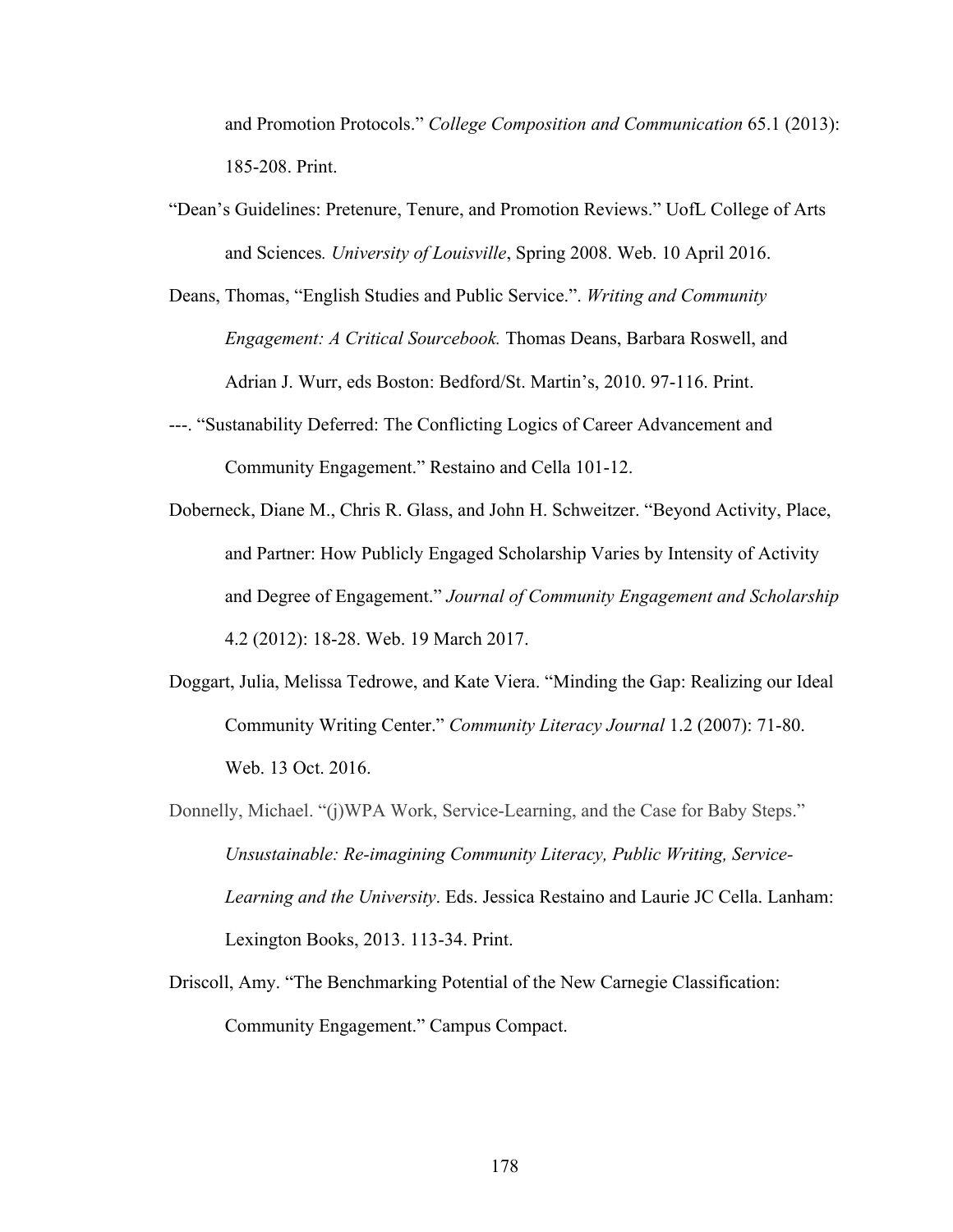and Promotion Protocols." *College Composition and Communication* 65.1 (2013): 185-208. Print.

"Dean's Guidelines: Pretenure, Tenure, and Promotion Reviews." UofL College of Arts and Sciences. *University of Louisville*, Spring 2008. Web. 10 April 2016.

Deans, Thomas, "English Studies and Public Service.". *Writing and Community Engagement: A Critical Sourcebook.* Thomas Deans, Barbara Roswell, and Adrian J. Wurr, eds Boston: Bedford/St. Martin's, 2010. 97-116. Print.

---. "Sustanability Deferred: The Conflicting Logics of Career Advancement and Community Engagement." Restaino and Cella 101-12.

Doberneck, Diane M., Chris R. Glass, and John H. Schweitzer. "Beyond Activity, Place, and Partner: How Publicly Engaged Scholarship Varies by Intensity of Activity and Degree of Engagement." *Journal of Community Engagement and Scholarship* 4.2 (2012): 18-28. Web. 19 March 2017.

Doggart, Julia, Melissa Tedrowe, and Kate Viera. "Minding the Gap: Realizing our Ideal Community Writing Center." *Community Literacy Journal* 1.2 (2007): 71-80. Web. 13 Oct. 2016.

Donnelly, Michael. "(j)WPA Work, Service-Learning, and the Case for Baby Steps." *Unsustainable: Re-imagining Community Literacy, Public Writing, Service-Learning and the University*. Eds. Jessica Restaino and Laurie JC Cella. Lanham: Lexington Books, 2013. 113-34. Print.

Driscoll, Amy. "The Benchmarking Potential of the New Carnegie Classification: Community Engagement." Campus Compact.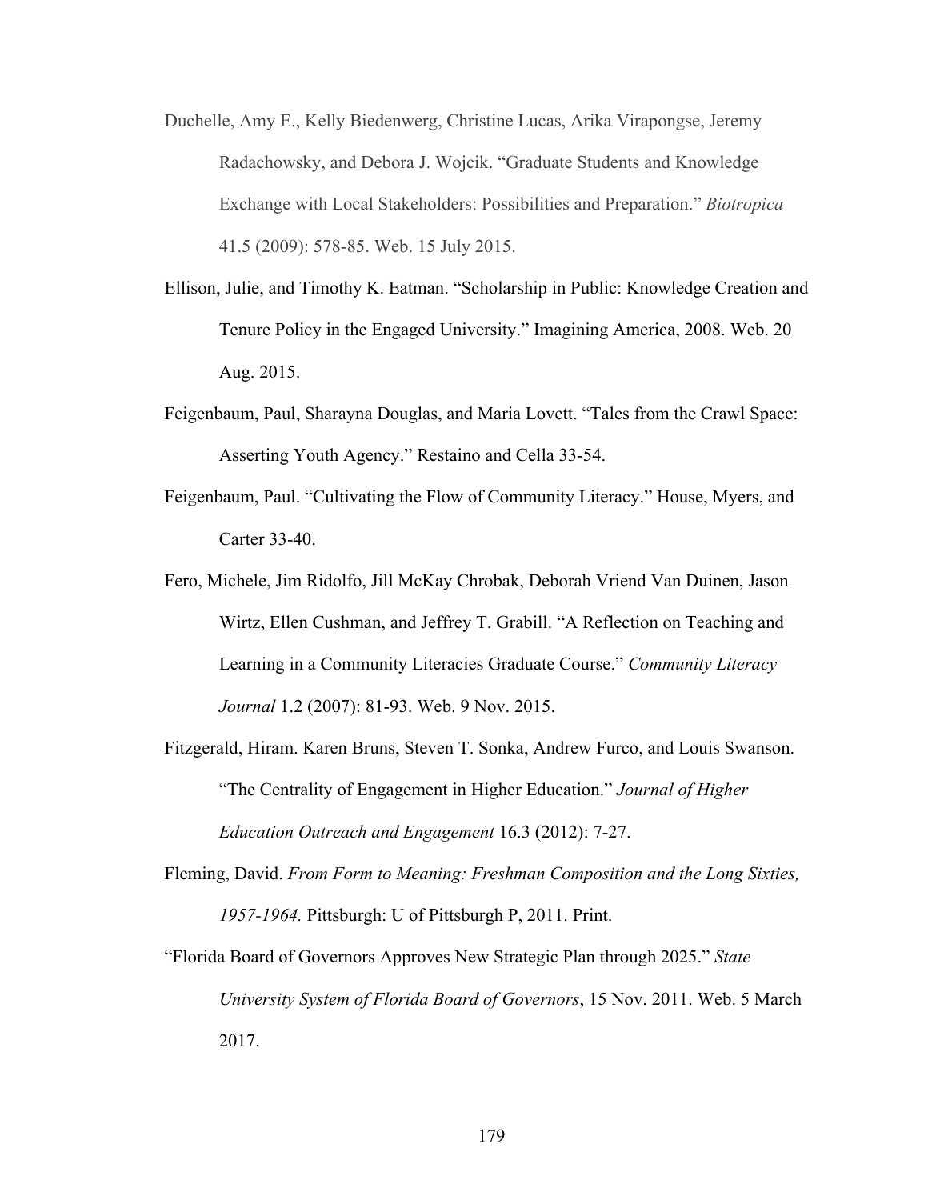Duchelle, Amy E., Kelly Biedenwerg, Christine Lucas, Arika Virapongse, Jeremy Radachowsky, and Debora J. Wojcik. "Graduate Students and Knowledge Exchange with Local Stakeholders: Possibilities and Preparation." *Biotropica* 41.5 (2009): 578-85. Web. 15 July 2015.

Ellison, Julie, and Timothy K. Eatman. "Scholarship in Public: Knowledge Creation and Tenure Policy in the Engaged University." Imagining America, 2008. Web. 20 Aug. 2015.

Feigenbaum, Paul, Sharayna Douglas, and Maria Lovett. "Tales from the Crawl Space: Asserting Youth Agency." Restaino and Cella 33-54.

Feigenbaum, Paul. "Cultivating the Flow of Community Literacy." House, Myers, and Carter 33-40.

Fero, Michele, Jim Ridolfo, Jill McKay Chrobak, Deborah Vriend Van Duinen, Jason Wirtz, Ellen Cushman, and Jeffrey T. Grabill. "A Reflection on Teaching and Learning in a Community Literacies Graduate Course." *Community Literacy Journal* 1.2 (2007): 81-93. Web. 9 Nov. 2015.

Fitzgerald, Hiram. Karen Bruns, Steven T. Sonka, Andrew Furco, and Louis Swanson. "The Centrality of Engagement in Higher Education." *Journal of Higher Education Outreach and Engagement* 16.3 (2012): 7-27.

Fleming, David. *From Form to Meaning: Freshman Composition and the Long Sixties, 1957-1964.* Pittsburgh: U of Pittsburgh P, 2011. Print.

"Florida Board of Governors Approves New Strategic Plan through 2025." *State University System of Florida Board of Governors*, 15 Nov. 2011. Web. 5 March 2017.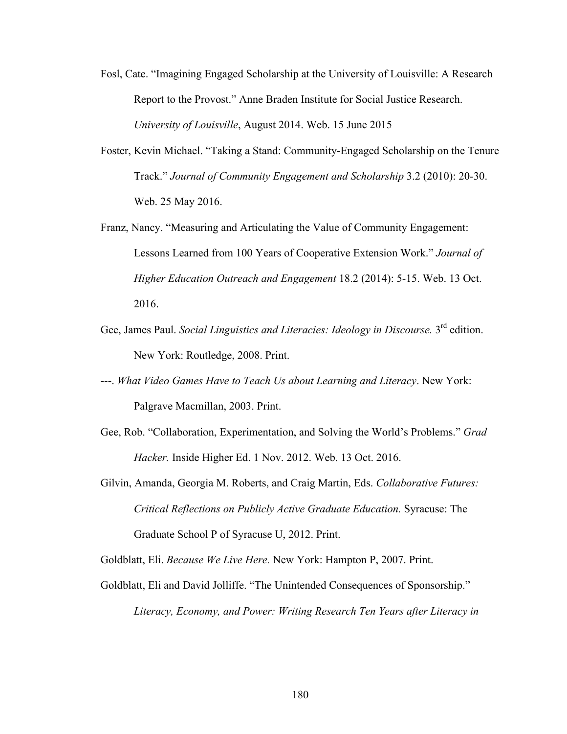Fosl, Cate. “Imagining Engaged Scholarship at the University of Louisville: A Research Report to the Provost.” Anne Braden Institute for Social Justice Research. *University of Louisville*, August 2014. Web. 15 June 2015

Foster, Kevin Michael. “Taking a Stand: Community-Engaged Scholarship on the Tenure Track.” *Journal of Community Engagement and Scholarship* 3.2 (2010): 20-30. Web. 25 May 2016.

Franz, Nancy. “Measuring and Articulating the Value of Community Engagement: Lessons Learned from 100 Years of Cooperative Extension Work.” *Journal of Higher Education Outreach and Engagement* 18.2 (2014): 5-15. Web. 13 Oct. 2016.

Gee, James Paul. *Social Linguistics and Literacies: Ideology in Discourse.* 3rd edition. New York: Routledge, 2008. Print.

---. *What Video Games Have to Teach Us about Learning and Literacy*. New York: Palgrave Macmillan, 2003. Print.

Gee, Rob. “Collaboration, Experimentation, and Solving the World’s Problems.” *Grad Hacker.* Inside Higher Ed. 1 Nov. 2012. Web. 13 Oct. 2016.

Gilvin, Amanda, Georgia M. Roberts, and Craig Martin, Eds. *Collaborative Futures: Critical Reflections on Publicly Active Graduate Education.* Syracuse: The Graduate School P of Syracuse U, 2012. Print.

Goldblatt, Eli. *Because We Live Here.* New York: Hampton P, 2007. Print.

Goldblatt, Eli and David Jolliffe. “The Unintended Consequences of Sponsorship.” *Literacy, Economy, and Power: Writing Research Ten Years after Literacy in*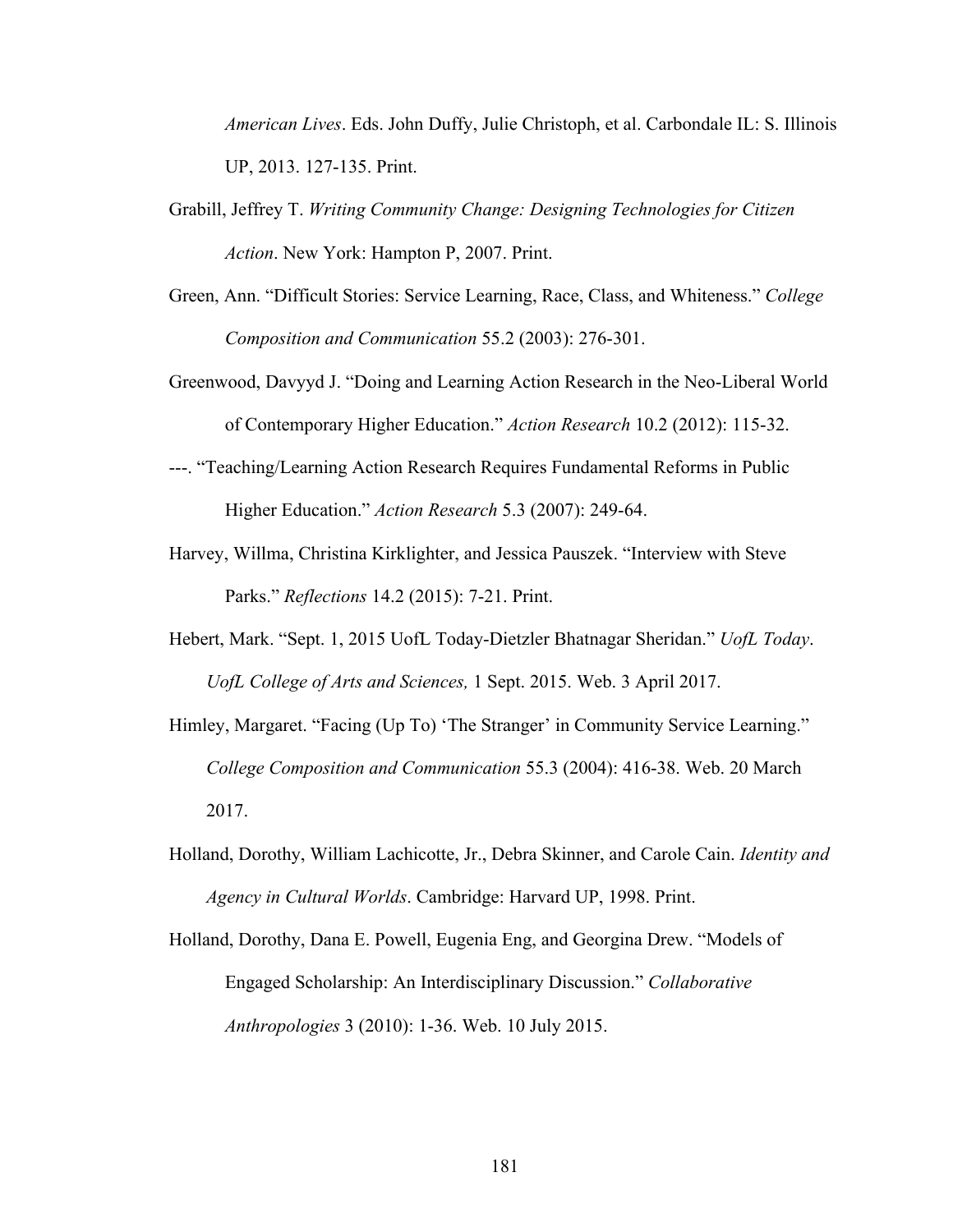*American Lives*. Eds. John Duffy, Julie Christoph, et al. Carbondale IL: S. Illinois UP, 2013. 127-135. Print.

Grabill, Jeffrey T. *Writing Community Change: Designing Technologies for Citizen Action*. New York: Hampton P, 2007. Print.

Green, Ann. "Difficult Stories: Service Learning, Race, Class, and Whiteness." *College Composition and Communication* 55.2 (2003): 276-301.

Greenwood, Davyyd J. "Doing and Learning Action Research in the Neo-Liberal World of Contemporary Higher Education." *Action Research* 10.2 (2012): 115-32.

---. "Teaching/Learning Action Research Requires Fundamental Reforms in Public Higher Education." *Action Research* 5.3 (2007): 249-64.

Harvey, Willma, Christina Kirklighter, and Jessica Pauszek. "Interview with Steve Parks." *Reflections* 14.2 (2015): 7-21. Print.

Hebert, Mark. "Sept. 1, 2015 UofL Today-Dietzler Bhatnagar Sheridan." *UofL Today*. *UofL College of Arts and Sciences,* 1 Sept. 2015. Web. 3 April 2017.

Himley, Margaret. "Facing (Up To) 'The Stranger' in Community Service Learning." *College Composition and Communication* 55.3 (2004): 416-38. Web. 20 March 2017.

Holland, Dorothy, William Lachicotte, Jr., Debra Skinner, and Carole Cain. *Identity and Agency in Cultural Worlds*. Cambridge: Harvard UP, 1998. Print.

Holland, Dorothy, Dana E. Powell, Eugenia Eng, and Georgina Drew. "Models of Engaged Scholarship: An Interdisciplinary Discussion." *Collaborative Anthropologies* 3 (2010): 1-36. Web. 10 July 2015.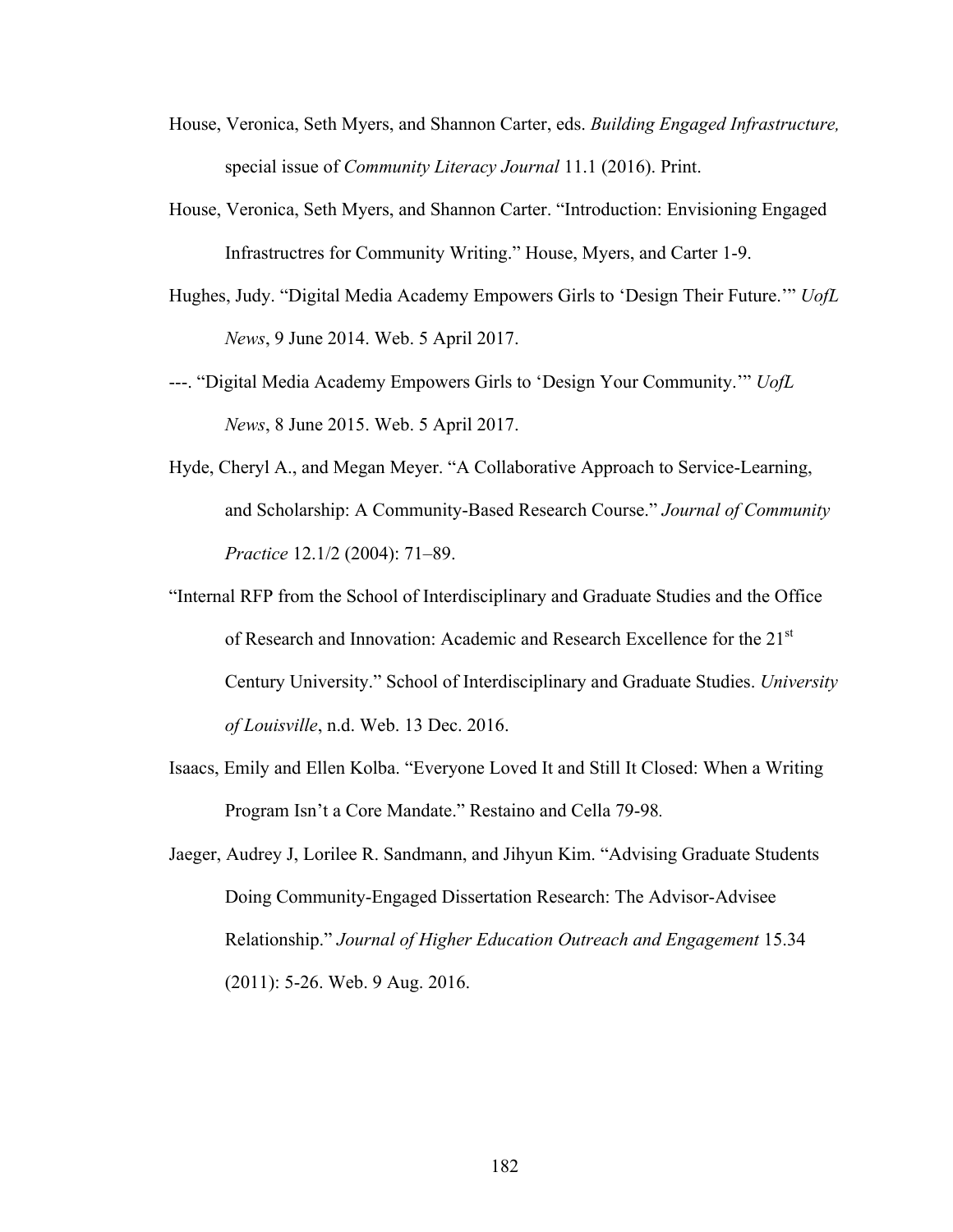House, Veronica, Seth Myers, and Shannon Carter, eds. *Building Engaged Infrastructure,* special issue of *Community Literacy Journal* 11.1 (2016). Print.

House, Veronica, Seth Myers, and Shannon Carter. "Introduction: Envisioning Engaged Infrastructres for Community Writing." House, Myers, and Carter 1-9.

Hughes, Judy. "Digital Media Academy Empowers Girls to 'Design Their Future.'" *UofL News*, 9 June 2014. Web. 5 April 2017.

---. "Digital Media Academy Empowers Girls to 'Design Your Community.'" *UofL News*, 8 June 2015. Web. 5 April 2017.

Hyde, Cheryl A., and Megan Meyer. "A Collaborative Approach to Service-Learning, and Scholarship: A Community-Based Research Course." *Journal of Community Practice* 12.1/2 (2004): 71–89.

"Internal RFP from the School of Interdisciplinary and Graduate Studies and the Office of Research and Innovation: Academic and Research Excellence for the 21st Century University." School of Interdisciplinary and Graduate Studies. *University of Louisville*, n.d. Web. 13 Dec. 2016.

Isaacs, Emily and Ellen Kolba. "Everyone Loved It and Still It Closed: When a Writing Program Isn't a Core Mandate." Restaino and Cella 79-98.

Jaeger, Audrey J, Lorilee R. Sandmann, and Jihyun Kim. "Advising Graduate Students Doing Community-Engaged Dissertation Research: The Advisor-Advisee Relationship." *Journal of Higher Education Outreach and Engagement* 15.34 (2011): 5-26. Web. 9 Aug. 2016.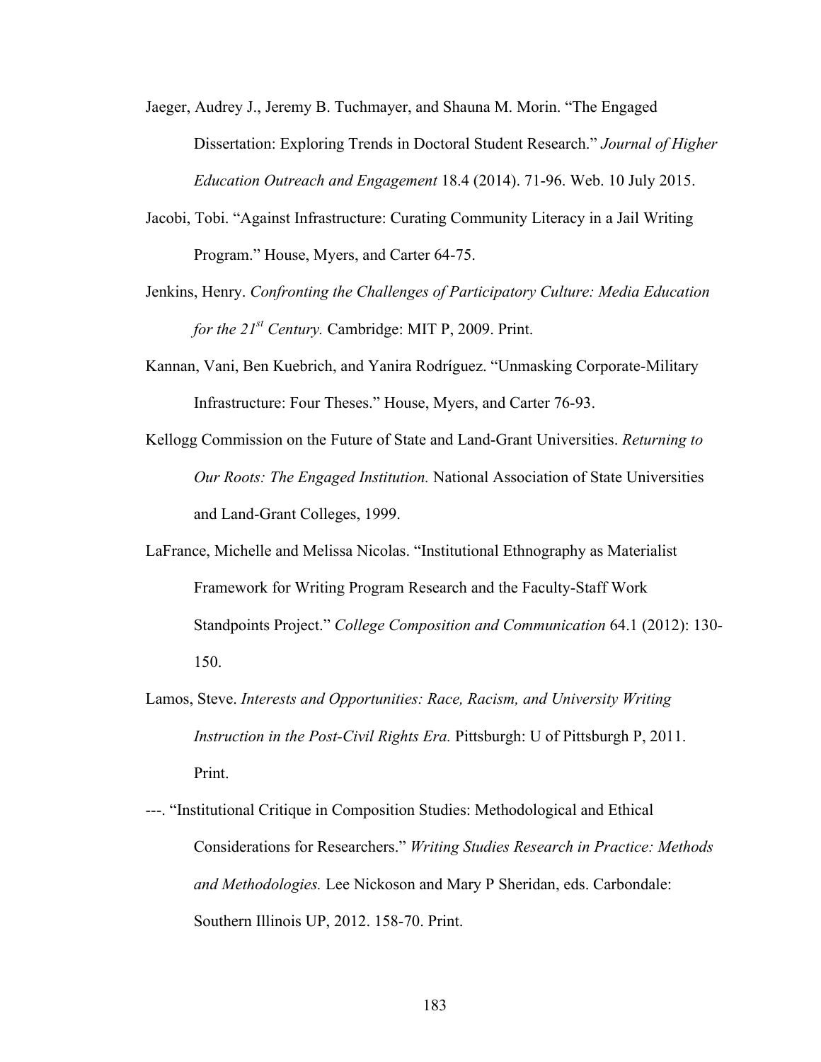Jaeger, Audrey J., Jeremy B. Tuchmayer, and Shauna M. Morin. "The Engaged Dissertation: Exploring Trends in Doctoral Student Research." *Journal of Higher Education Outreach and Engagement* 18.4 (2014). 71-96. Web. 10 July 2015.

Jacobi, Tobi. "Against Infrastructure: Curating Community Literacy in a Jail Writing Program." House, Myers, and Carter 64-75.

Jenkins, Henry. *Confronting the Challenges of Participatory Culture: Media Education for the 21st Century.* Cambridge: MIT P, 2009. Print.

Kannan, Vani, Ben Kuebrich, and Yanira Rodríguez. "Unmasking Corporate-Military Infrastructure: Four Theses." House, Myers, and Carter 76-93.

Kellogg Commission on the Future of State and Land-Grant Universities. *Returning to Our Roots: The Engaged Institution.* National Association of State Universities and Land-Grant Colleges, 1999.

LaFrance, Michelle and Melissa Nicolas. "Institutional Ethnography as Materialist Framework for Writing Program Research and the Faculty-Staff Work Standpoints Project." *College Composition and Communication* 64.1 (2012): 130-150.

Lamos, Steve. *Interests and Opportunities: Race, Racism, and University Writing Instruction in the Post-Civil Rights Era.* Pittsburgh: U of Pittsburgh P, 2011. Print.

---. "Institutional Critique in Composition Studies: Methodological and Ethical Considerations for Researchers." *Writing Studies Research in Practice: Methods and Methodologies.* Lee Nickoson and Mary P Sheridan, eds. Carbondale: Southern Illinois UP, 2012. 158-70. Print.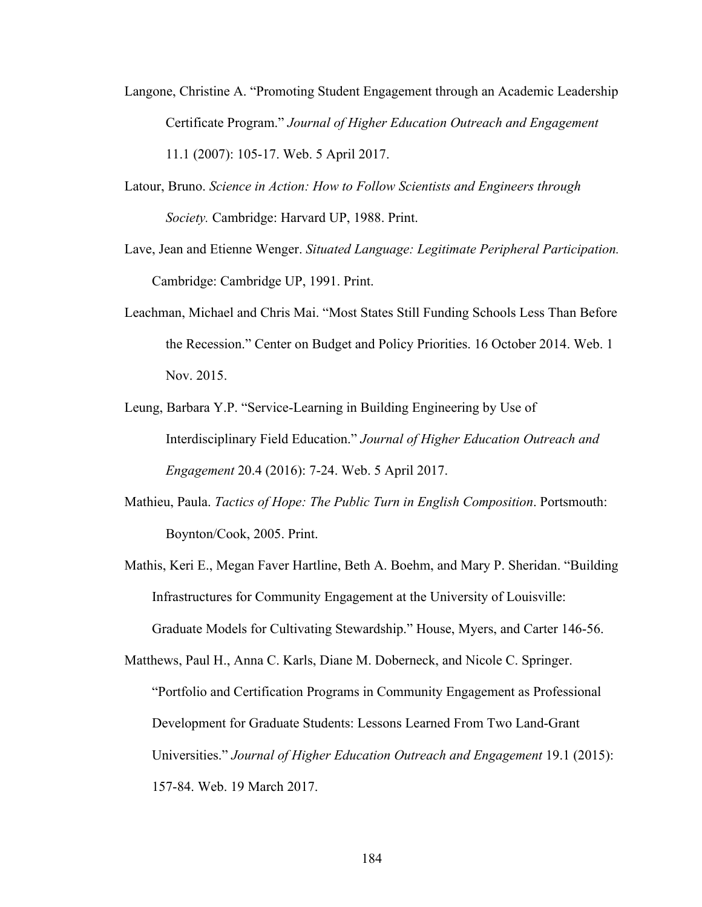Langone, Christine A. "Promoting Student Engagement through an Academic Leadership Certificate Program." *Journal of Higher Education Outreach and Engagement* 11.1 (2007): 105-17. Web. 5 April 2017.

Latour, Bruno. *Science in Action: How to Follow Scientists and Engineers through Society.* Cambridge: Harvard UP, 1988. Print.

Lave, Jean and Etienne Wenger. *Situated Language: Legitimate Peripheral Participation.* Cambridge: Cambridge UP, 1991. Print.

Leachman, Michael and Chris Mai. "Most States Still Funding Schools Less Than Before the Recession." Center on Budget and Policy Priorities. 16 October 2014. Web. 1 Nov. 2015.

Leung, Barbara Y.P. "Service-Learning in Building Engineering by Use of Interdisciplinary Field Education." *Journal of Higher Education Outreach and Engagement* 20.4 (2016): 7-24. Web. 5 April 2017.

Mathieu, Paula. *Tactics of Hope: The Public Turn in English Composition*. Portsmouth: Boynton/Cook, 2005. Print.

Mathis, Keri E., Megan Faver Hartline, Beth A. Boehm, and Mary P. Sheridan. "Building Infrastructures for Community Engagement at the University of Louisville: Graduate Models for Cultivating Stewardship." House, Myers, and Carter 146-56.

Matthews, Paul H., Anna C. Karls, Diane M. Doberneck, and Nicole C. Springer. "Portfolio and Certification Programs in Community Engagement as Professional Development for Graduate Students: Lessons Learned From Two Land-Grant Universities." *Journal of Higher Education Outreach and Engagement* 19.1 (2015): 157-84. Web. 19 March 2017.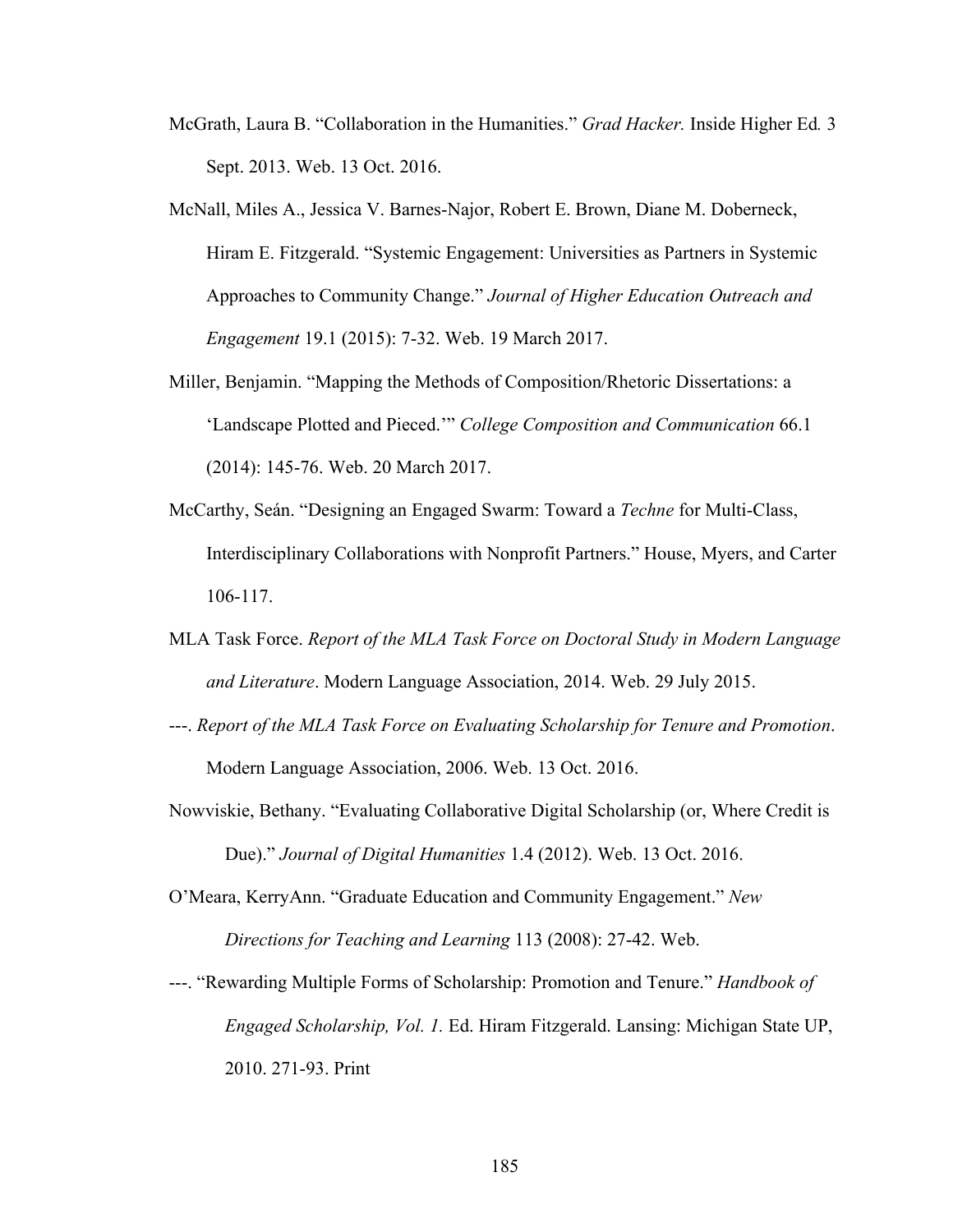McGrath, Laura B. "Collaboration in the Humanities." *Grad Hacker.* Inside Higher Ed*.* 3 Sept. 2013. Web. 13 Oct. 2016.

McNall, Miles A., Jessica V. Barnes-Najor, Robert E. Brown, Diane M. Doberneck, Hiram E. Fitzgerald. "Systemic Engagement: Universities as Partners in Systemic Approaches to Community Change." *Journal of Higher Education Outreach and Engagement* 19.1 (2015): 7-32. Web. 19 March 2017.

Miller, Benjamin. "Mapping the Methods of Composition/Rhetoric Dissertations: a 'Landscape Plotted and Pieced.'" *College Composition and Communication* 66.1 (2014): 145-76. Web. 20 March 2017.

McCarthy, Seán. "Designing an Engaged Swarm: Toward a *Techne* for Multi-Class, Interdisciplinary Collaborations with Nonprofit Partners." House, Myers, and Carter 106-117.

MLA Task Force. *Report of the MLA Task Force on Doctoral Study in Modern Language and Literature*. Modern Language Association, 2014. Web. 29 July 2015.

---. *Report of the MLA Task Force on Evaluating Scholarship for Tenure and Promotion*. Modern Language Association, 2006. Web. 13 Oct. 2016.

Nowviskie, Bethany. "Evaluating Collaborative Digital Scholarship (or, Where Credit is Due)." *Journal of Digital Humanities* 1.4 (2012). Web. 13 Oct. 2016.

O'Meara, KerryAnn. "Graduate Education and Community Engagement." *New Directions for Teaching and Learning* 113 (2008): 27-42. Web.

---. "Rewarding Multiple Forms of Scholarship: Promotion and Tenure." *Handbook of Engaged Scholarship, Vol. 1.* Ed. Hiram Fitzgerald. Lansing: Michigan State UP, 2010. 271-93. Print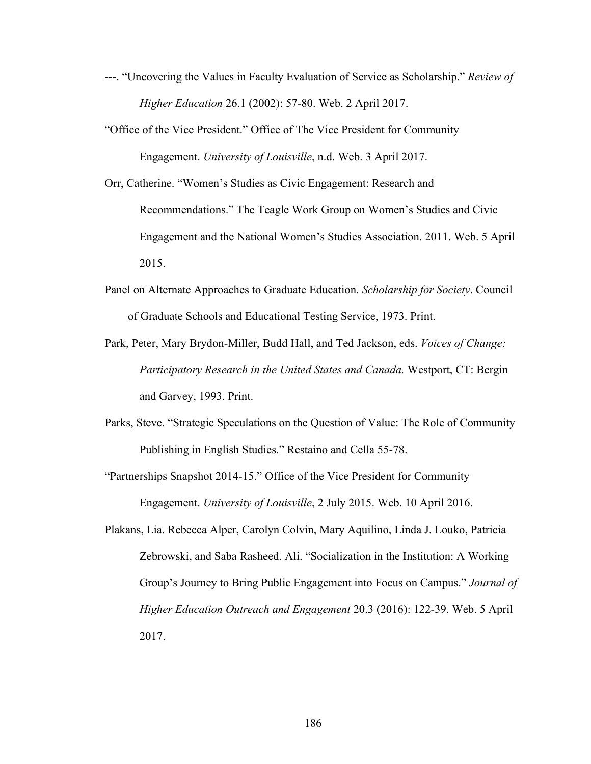---. "Uncovering the Values in Faculty Evaluation of Service as Scholarship." *Review of Higher Education* 26.1 (2002): 57-80. Web. 2 April 2017.

"Office of the Vice President." Office of The Vice President for Community Engagement. *University of Louisville*, n.d. Web. 3 April 2017.

Orr, Catherine. "Women's Studies as Civic Engagement: Research and Recommendations." The Teagle Work Group on Women's Studies and Civic Engagement and the National Women's Studies Association. 2011. Web. 5 April 2015.

Panel on Alternate Approaches to Graduate Education. *Scholarship for Society*. Council of Graduate Schools and Educational Testing Service, 1973. Print.

Park, Peter, Mary Brydon-Miller, Budd Hall, and Ted Jackson, eds. *Voices of Change: Participatory Research in the United States and Canada.* Westport, CT: Bergin and Garvey, 1993. Print.

Parks, Steve. "Strategic Speculations on the Question of Value: The Role of Community Publishing in English Studies." Restaino and Cella 55-78.

"Partnerships Snapshot 2014-15." Office of the Vice President for Community Engagement. *University of Louisville*, 2 July 2015. Web. 10 April 2016.

Plakans, Lia. Rebecca Alper, Carolyn Colvin, Mary Aquilino, Linda J. Louko, Patricia Zebrowski, and Saba Rasheed. Ali. "Socialization in the Institution: A Working Group's Journey to Bring Public Engagement into Focus on Campus." *Journal of Higher Education Outreach and Engagement* 20.3 (2016): 122-39. Web. 5 April 2017.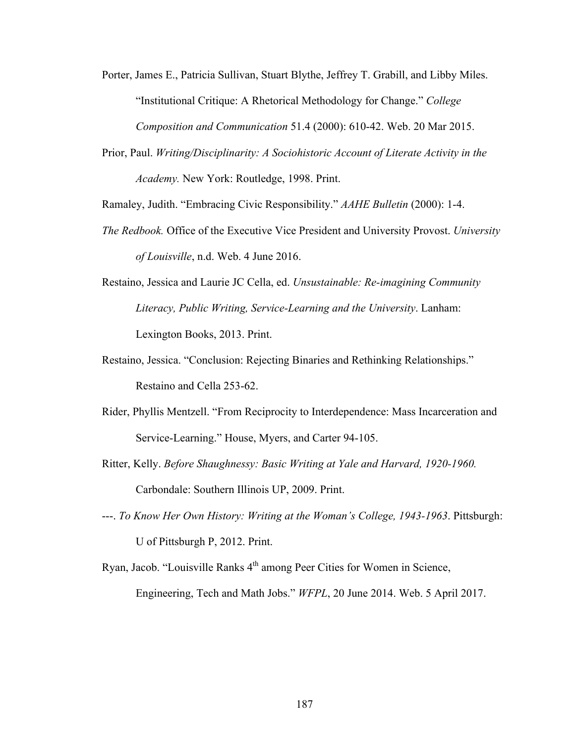Porter, James E., Patricia Sullivan, Stuart Blythe, Jeffrey T. Grabill, and Libby Miles. "Institutional Critique: A Rhetorical Methodology for Change." *College Composition and Communication* 51.4 (2000): 610-42. Web. 20 Mar 2015.

Prior, Paul. *Writing/Disciplinarity: A Sociohistoric Account of Literate Activity in the Academy.* New York: Routledge, 1998. Print.

Ramaley, Judith. "Embracing Civic Responsibility." *AAHE Bulletin* (2000): 1-4.

*The Redbook.* Office of the Executive Vice President and University Provost. *University of Louisville*, n.d. Web. 4 June 2016.

Restaino, Jessica and Laurie JC Cella, ed. *Unsustainable: Re-imagining Community Literacy, Public Writing, Service-Learning and the University*. Lanham: Lexington Books, 2013. Print.

Restaino, Jessica. "Conclusion: Rejecting Binaries and Rethinking Relationships." Restaino and Cella 253-62.

Rider, Phyllis Mentzell. "From Reciprocity to Interdependence: Mass Incarceration and Service-Learning." House, Myers, and Carter 94-105.

Ritter, Kelly. *Before Shaughnessy: Basic Writing at Yale and Harvard, 1920-1960.* Carbondale: Southern Illinois UP, 2009. Print.

---. *To Know Her Own History: Writing at the Woman's College, 1943-1963*. Pittsburgh: U of Pittsburgh P, 2012. Print.

Ryan, Jacob. "Louisville Ranks 4th among Peer Cities for Women in Science, Engineering, Tech and Math Jobs." *WFPL*, 20 June 2014. Web. 5 April 2017.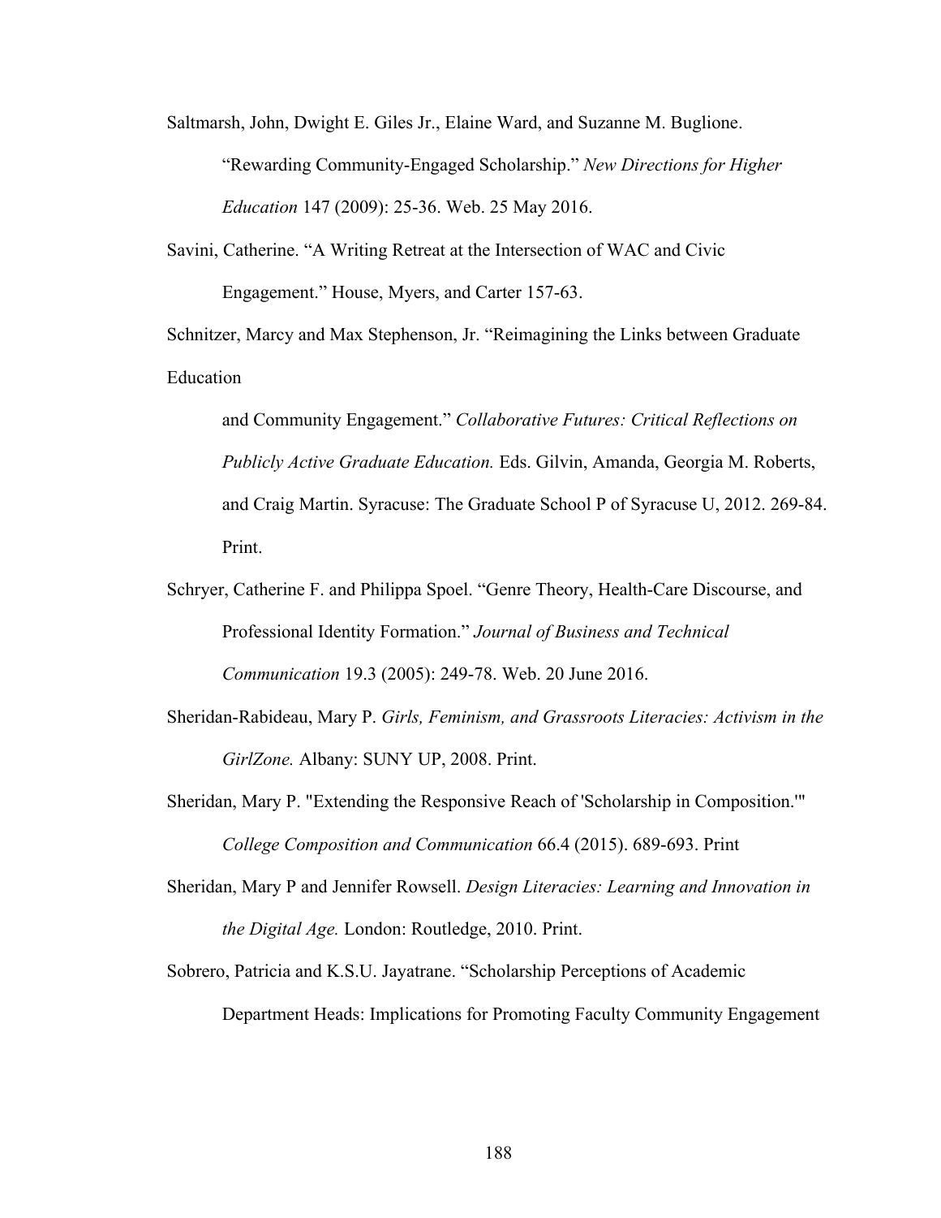Saltmarsh, John, Dwight E. Giles Jr., Elaine Ward, and Suzanne M. Buglione. "Rewarding Community-Engaged Scholarship." *New Directions for Higher Education* 147 (2009): 25-36. Web. 25 May 2016.

Savini, Catherine. "A Writing Retreat at the Intersection of WAC and Civic Engagement." House, Myers, and Carter 157-63.

Schnitzer, Marcy and Max Stephenson, Jr. "Reimagining the Links between Graduate Education

and Community Engagement." *Collaborative Futures: Critical Reflections on Publicly Active Graduate Education.* Eds. Gilvin, Amanda, Georgia M. Roberts, and Craig Martin. Syracuse: The Graduate School P of Syracuse U, 2012. 269-84. Print.

Schryer, Catherine F. and Philippa Spoel. "Genre Theory, Health-Care Discourse, and Professional Identity Formation." *Journal of Business and Technical Communication* 19.3 (2005): 249-78. Web. 20 June 2016.

Sheridan-Rabideau, Mary P. *Girls, Feminism, and Grassroots Literacies: Activism in the GirlZone.* Albany: SUNY UP, 2008. Print.

Sheridan, Mary P. "Extending the Responsive Reach of 'Scholarship in Composition.'" *College Composition and Communication* 66.4 (2015). 689-693. Print

Sheridan, Mary P and Jennifer Rowsell. *Design Literacies: Learning and Innovation in the Digital Age.* London: Routledge, 2010. Print.

Sobrero, Patricia and K.S.U. Jayatrane. "Scholarship Perceptions of Academic Department Heads: Implications for Promoting Faculty Community Engagement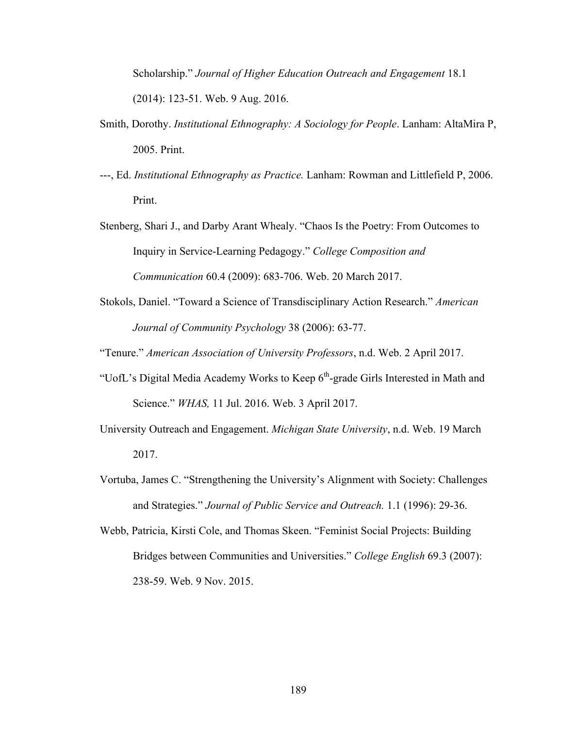Scholarship." *Journal of Higher Education Outreach and Engagement* 18.1 (2014): 123-51. Web. 9 Aug. 2016.

Smith, Dorothy. *Institutional Ethnography: A Sociology for People*. Lanham: AltaMira P, 2005. Print.

---, Ed. *Institutional Ethnography as Practice.* Lanham: Rowman and Littlefield P, 2006. Print.

Stenberg, Shari J., and Darby Arant Whealy. "Chaos Is the Poetry: From Outcomes to Inquiry in Service-Learning Pedagogy." *College Composition and Communication* 60.4 (2009): 683-706. Web. 20 March 2017.

Stokols, Daniel. "Toward a Science of Transdisciplinary Action Research." *American Journal of Community Psychology* 38 (2006): 63-77.

"Tenure." *American Association of University Professors*, n.d. Web. 2 April 2017.

"UofL's Digital Media Academy Works to Keep 6th-grade Girls Interested in Math and Science." *WHAS,* 11 Jul. 2016. Web. 3 April 2017.

University Outreach and Engagement. *Michigan State University*, n.d. Web. 19 March 2017.

Vortuba, James C. "Strengthening the University's Alignment with Society: Challenges and Strategies." *Journal of Public Service and Outreach.* 1.1 (1996): 29-36.

Webb, Patricia, Kirsti Cole, and Thomas Skeen. "Feminist Social Projects: Building Bridges between Communities and Universities." *College English* 69.3 (2007): 238-59. Web. 9 Nov. 2015.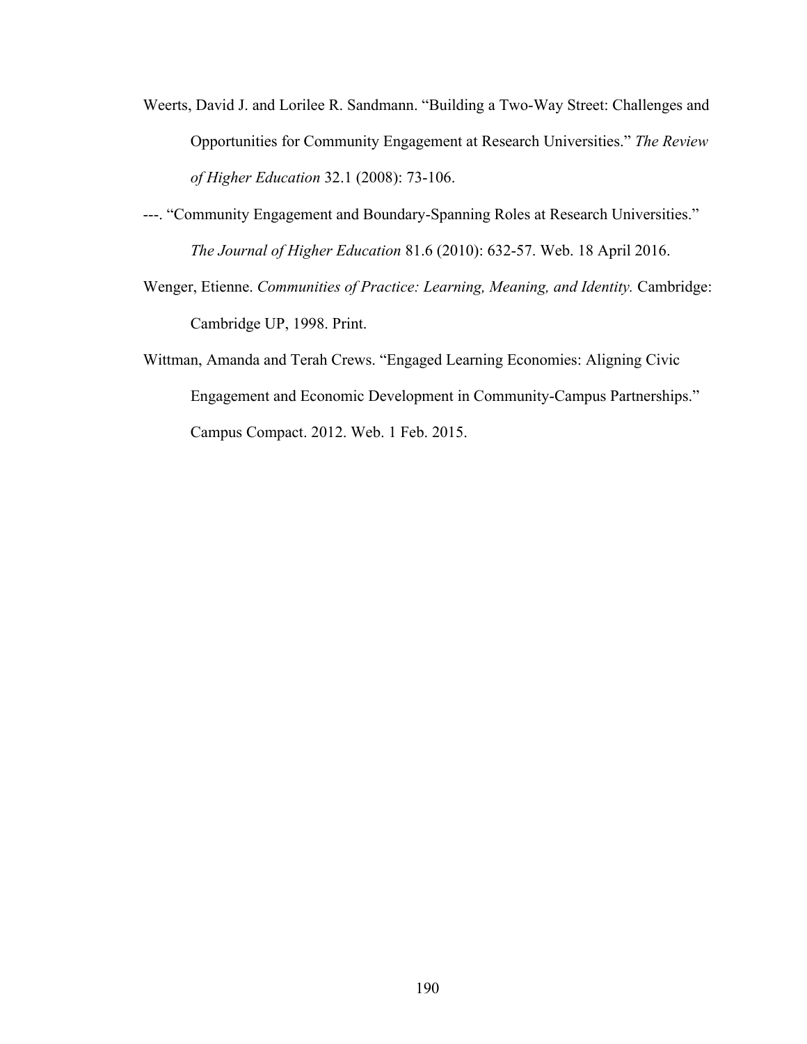Weerts, David J. and Lorilee R. Sandmann. "Building a Two-Way Street: Challenges and Opportunities for Community Engagement at Research Universities." *The Review of Higher Education* 32.1 (2008): 73-106.

---. "Community Engagement and Boundary-Spanning Roles at Research Universities." *The Journal of Higher Education* 81.6 (2010): 632-57. Web. 18 April 2016.

Wenger, Etienne. *Communities of Practice: Learning, Meaning, and Identity.* Cambridge: Cambridge UP, 1998. Print.

Wittman, Amanda and Terah Crews. "Engaged Learning Economies: Aligning Civic Engagement and Economic Development in Community-Campus Partnerships." Campus Compact. 2012. Web. 1 Feb. 2015.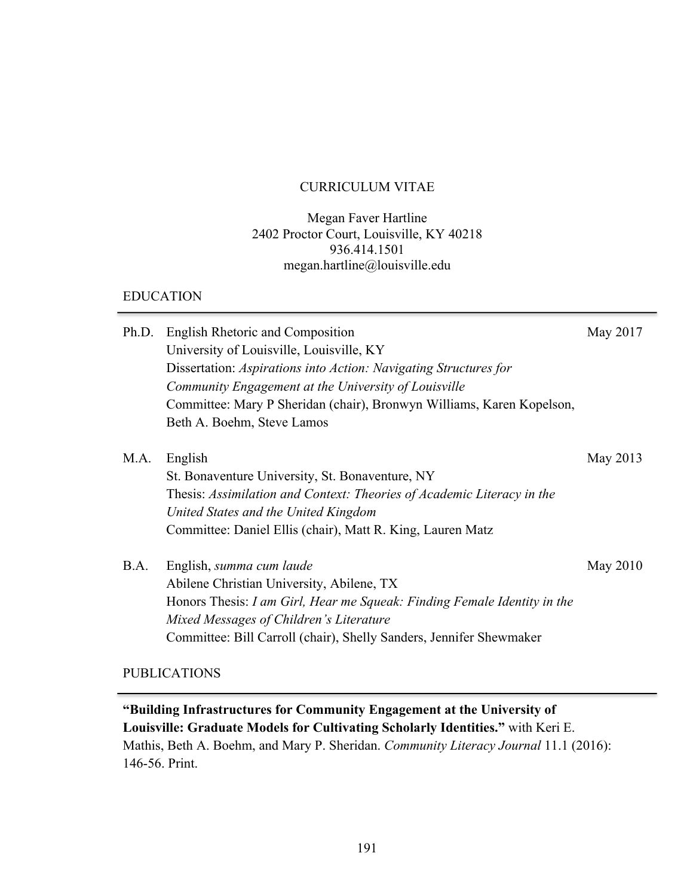# CURRICULUM VITAE

Megan Faver Hartline
2402 Proctor Court, Louisville, KY 40218
936.414.1501
megan.hartline@louisville.edu

## EDUCATION

**Ph.D.** English Rhetoric and Composition — May 2017
University of Louisville, Louisville, KY
Dissertation: *Aspirations into Action: Navigating Structures for Community Engagement at the University of Louisville*
Committee: Mary P Sheridan (chair), Bronwyn Williams, Karen Kopelson, Beth A. Boehm, Steve Lamos

**M.A.** English — May 2013
St. Bonaventure University, St. Bonaventure, NY
Thesis: *Assimilation and Context: Theories of Academic Literacy in the United States and the United Kingdom*
Committee: Daniel Ellis (chair), Matt R. King, Lauren Matz

**B.A.** English, *summa cum laude* — May 2010
Abilene Christian University, Abilene, TX
Honors Thesis: *I am Girl, Hear me Squeak: Finding Female Identity in the Mixed Messages of Children's Literature*
Committee: Bill Carroll (chair), Shelly Sanders, Jennifer Shewmaker

## PUBLICATIONS

**"Building Infrastructures for Community Engagement at the University of Louisville: Graduate Models for Cultivating Scholarly Identities."** with Keri E. Mathis, Beth A. Boehm, and Mary P. Sheridan. *Community Literacy Journal* 11.1 (2016): 146-56. Print.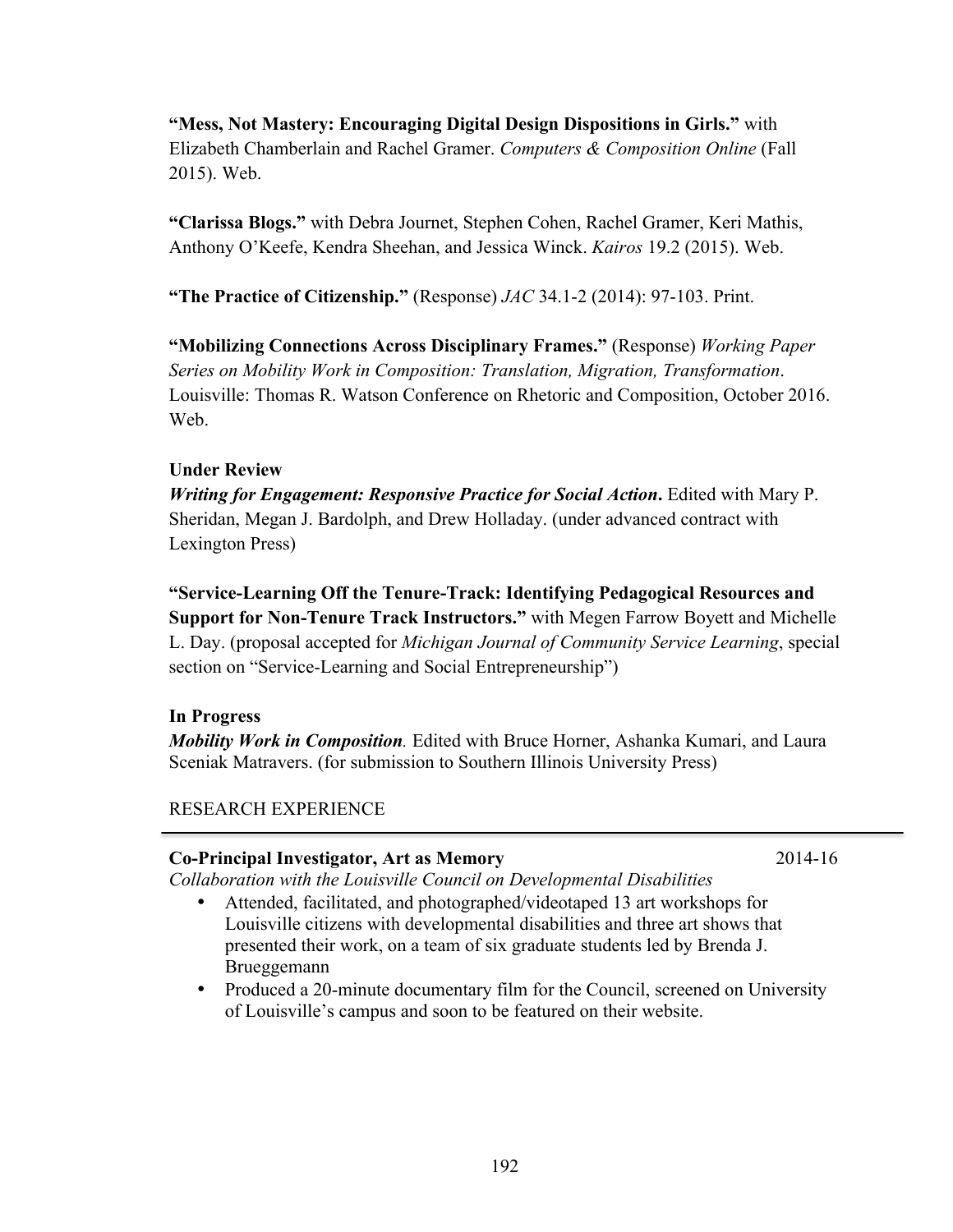**"Mess, Not Mastery: Encouraging Digital Design Dispositions in Girls."** with Elizabeth Chamberlain and Rachel Gramer. *Computers & Composition Online* (Fall 2015). Web.

**"Clarissa Blogs."** with Debra Journet, Stephen Cohen, Rachel Gramer, Keri Mathis, Anthony O'Keefe, Kendra Sheehan, and Jessica Winck. *Kairos* 19.2 (2015). Web.

**"The Practice of Citizenship."** (Response) *JAC* 34.1-2 (2014): 97-103. Print.

**"Mobilizing Connections Across Disciplinary Frames."** (Response) *Working Paper Series on Mobility Work in Composition: Translation, Migration, Transformation*. Louisville: Thomas R. Watson Conference on Rhetoric and Composition, October 2016. Web.

**Under Review**

***Writing for Engagement: Responsive Practice for Social Action*.** Edited with Mary P. Sheridan, Megan J. Bardolph, and Drew Holladay. (under advanced contract with Lexington Press)

**"Service-Learning Off the Tenure-Track: Identifying Pedagogical Resources and Support for Non-Tenure Track Instructors."** with Megen Farrow Boyett and Michelle L. Day. (proposal accepted for *Michigan Journal of Community Service Learning*, special section on "Service-Learning and Social Entrepreneurship")

**In Progress**

***Mobility Work in Composition*.** Edited with Bruce Horner, Ashanka Kumari, and Laura Sceniak Matravers. (for submission to Southern Illinois University Press)

## RESEARCH EXPERIENCE

**Co-Principal Investigator, Art as Memory** 2014-16

*Collaboration with the Louisville Council on Developmental Disabilities*

- Attended, facilitated, and photographed/videotaped 13 art workshops for Louisville citizens with developmental disabilities and three art shows that presented their work, on a team of six graduate students led by Brenda J. Brueggemann
- Produced a 20-minute documentary film for the Council, screened on University of Louisville's campus and soon to be featured on their website.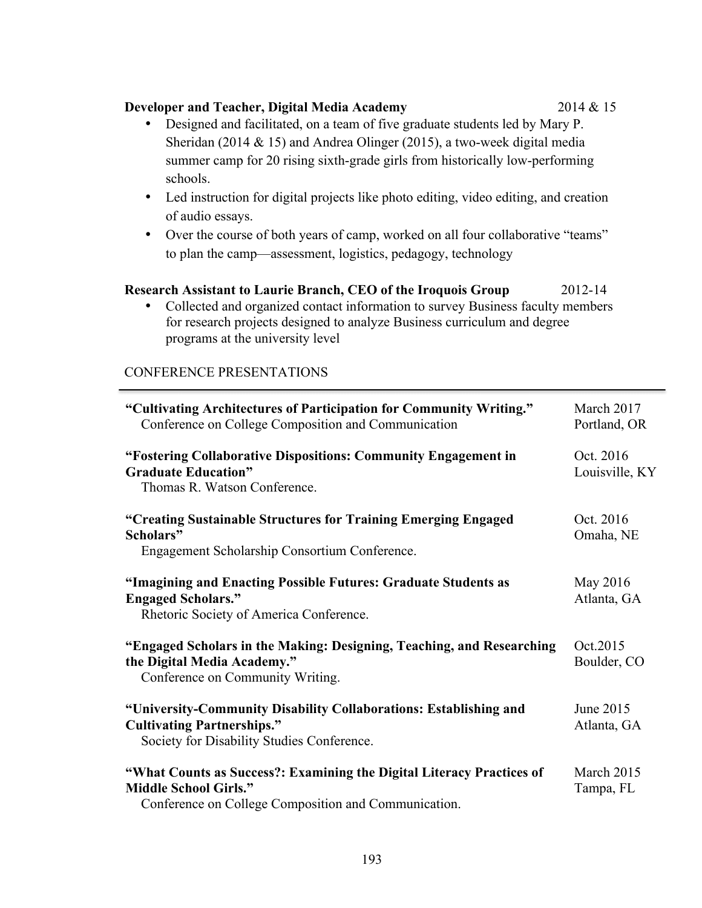**Developer and Teacher, Digital Media Academy** 2014 & 15

- Designed and facilitated, on a team of five graduate students led by Mary P. Sheridan (2014 & 15) and Andrea Olinger (2015), a two-week digital media summer camp for 20 rising sixth-grade girls from historically low-performing schools.
- Led instruction for digital projects like photo editing, video editing, and creation of audio essays.
- Over the course of both years of camp, worked on all four collaborative "teams" to plan the camp—assessment, logistics, pedagogy, technology

**Research Assistant to Laurie Branch, CEO of the Iroquois Group** 2012-14

- Collected and organized contact information to survey Business faculty members for research projects designed to analyze Business curriculum and degree programs at the university level

CONFERENCE PRESENTATIONS

---

**"Cultivating Architectures of Participation for Community Writing."** March 2017
Conference on College Composition and Communication Portland, OR

**"Fostering Collaborative Dispositions: Community Engagement in Graduate Education"** Oct. 2016
Thomas R. Watson Conference. Louisville, KY

**"Creating Sustainable Structures for Training Emerging Engaged Scholars"** Oct. 2016
Engagement Scholarship Consortium Conference. Omaha, NE

**"Imagining and Enacting Possible Futures: Graduate Students as Engaged Scholars."** May 2016
Rhetoric Society of America Conference. Atlanta, GA

**"Engaged Scholars in the Making: Designing, Teaching, and Researching the Digital Media Academy."** Oct.2015
Conference on Community Writing. Boulder, CO

**"University-Community Disability Collaborations: Establishing and Cultivating Partnerships."** June 2015
Society for Disability Studies Conference. Atlanta, GA

**"What Counts as Success?: Examining the Digital Literacy Practices of Middle School Girls."** March 2015
Conference on College Composition and Communication. Tampa, FL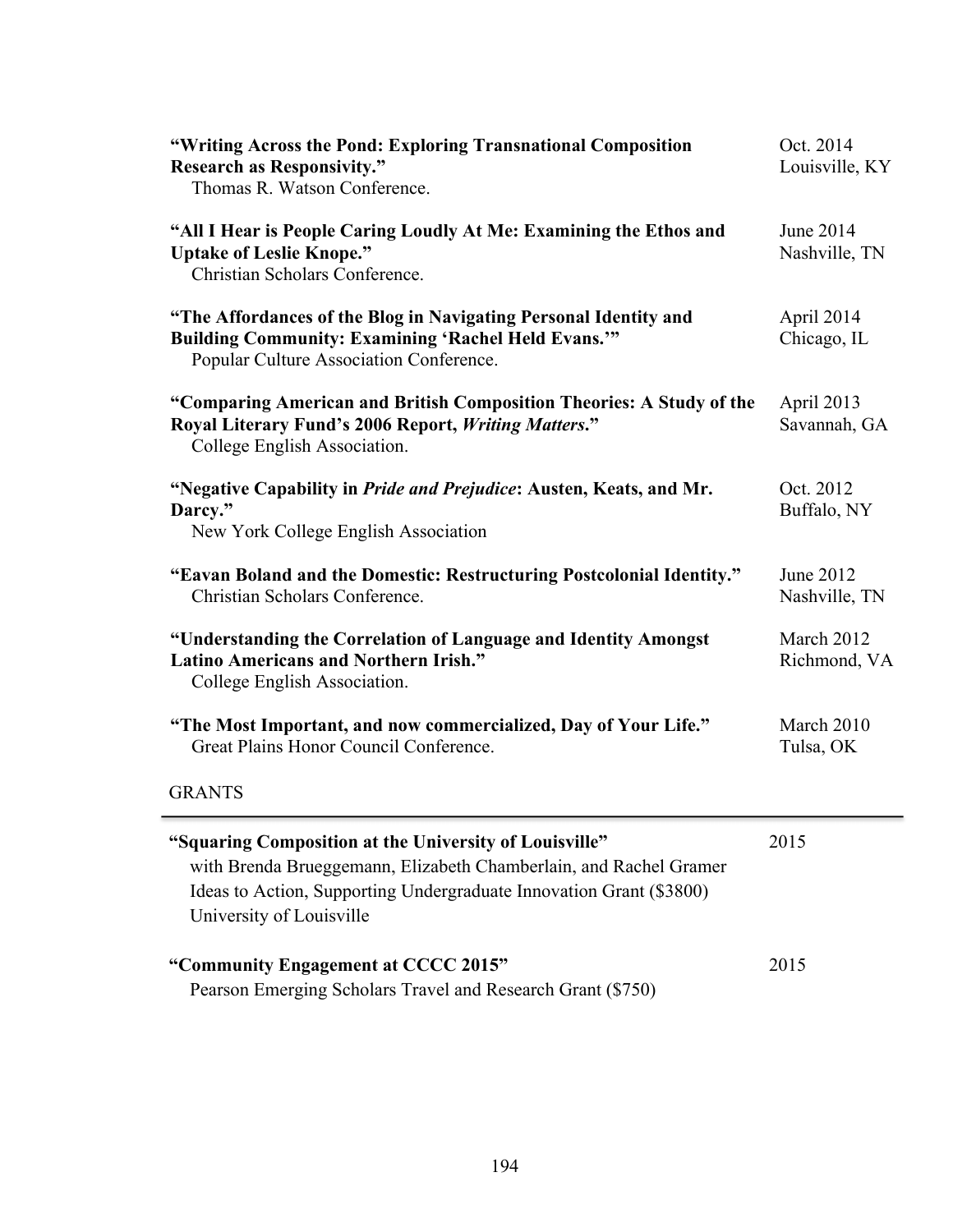**"Writing Across the Pond: Exploring Transnational Composition Research as Responsivity."** Oct. 2014, Louisville, KY
Thomas R. Watson Conference.

**"All I Hear is People Caring Loudly At Me: Examining the Ethos and Uptake of Leslie Knope."** June 2014, Nashville, TN
Christian Scholars Conference.

**"The Affordances of the Blog in Navigating Personal Identity and Building Community: Examining 'Rachel Held Evans.'"** April 2014, Chicago, IL
Popular Culture Association Conference.

**"Comparing American and British Composition Theories: A Study of the Royal Literary Fund's 2006 Report, *Writing Matters*."** April 2013, Savannah, GA
College English Association.

**"Negative Capability in *Pride and Prejudice*: Austen, Keats, and Mr. Darcy."** Oct. 2012, Buffalo, NY
New York College English Association

**"Eavan Boland and the Domestic: Restructuring Postcolonial Identity."** June 2012, Nashville, TN
Christian Scholars Conference.

**"Understanding the Correlation of Language and Identity Amongst Latino Americans and Northern Irish."** March 2012, Richmond, VA
College English Association.

**"The Most Important, and now commercialized, Day of Your Life."** March 2010, Tulsa, OK
Great Plains Honor Council Conference.

## GRANTS

**"Squaring Composition at the University of Louisville"** 2015
with Brenda Brueggemann, Elizabeth Chamberlain, and Rachel Gramer
Ideas to Action, Supporting Undergraduate Innovation Grant ($3800)
University of Louisville

**"Community Engagement at CCCC 2015"** 2015
Pearson Emerging Scholars Travel and Research Grant ($750)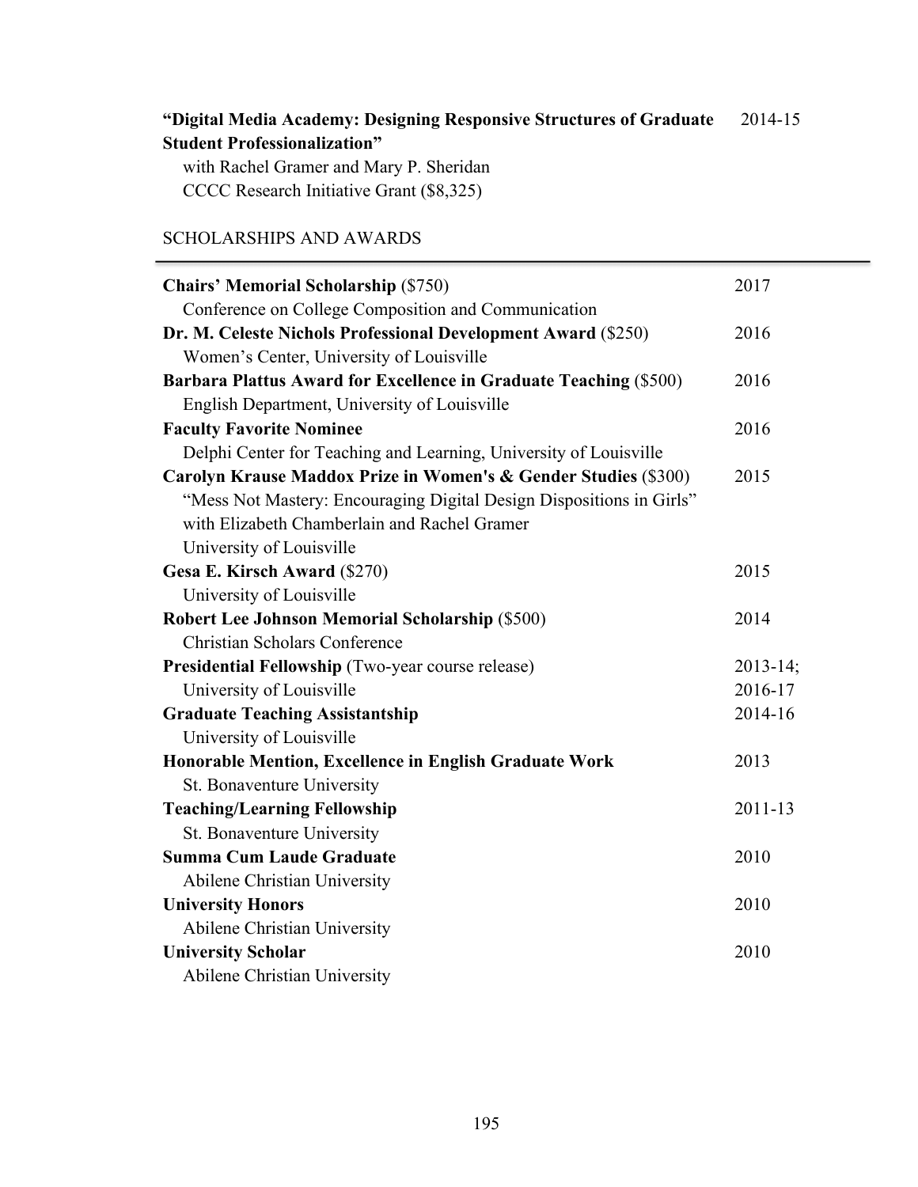**"Digital Media Academy: Designing Responsive Structures of Graduate Student Professionalization"** 2014-15
with Rachel Gramer and Mary P. Sheridan
CCCC Research Initiative Grant ($8,325)

## SCHOLARSHIPS AND AWARDS

**Chairs' Memorial Scholarship** ($750) 2017
Conference on College Composition and Communication

**Dr. M. Celeste Nichols Professional Development Award** ($250) 2016
Women's Center, University of Louisville

**Barbara Plattus Award for Excellence in Graduate Teaching** ($500) 2016
English Department, University of Louisville

**Faculty Favorite Nominee** 2016
Delphi Center for Teaching and Learning, University of Louisville

**Carolyn Krause Maddox Prize in Women's & Gender Studies** ($300) 2015
"Mess Not Mastery: Encouraging Digital Design Dispositions in Girls"
with Elizabeth Chamberlain and Rachel Gramer
University of Louisville

**Gesa E. Kirsch Award** ($270) 2015
University of Louisville

**Robert Lee Johnson Memorial Scholarship** ($500) 2014
Christian Scholars Conference

**Presidential Fellowship** (Two-year course release) 2013-14; 2016-17
University of Louisville

**Graduate Teaching Assistantship** 2014-16
University of Louisville

**Honorable Mention, Excellence in English Graduate Work** 2013
St. Bonaventure University

**Teaching/Learning Fellowship** 2011-13
St. Bonaventure University

**Summa Cum Laude Graduate** 2010
Abilene Christian University

**University Honors** 2010
Abilene Christian University

**University Scholar** 2010
Abilene Christian University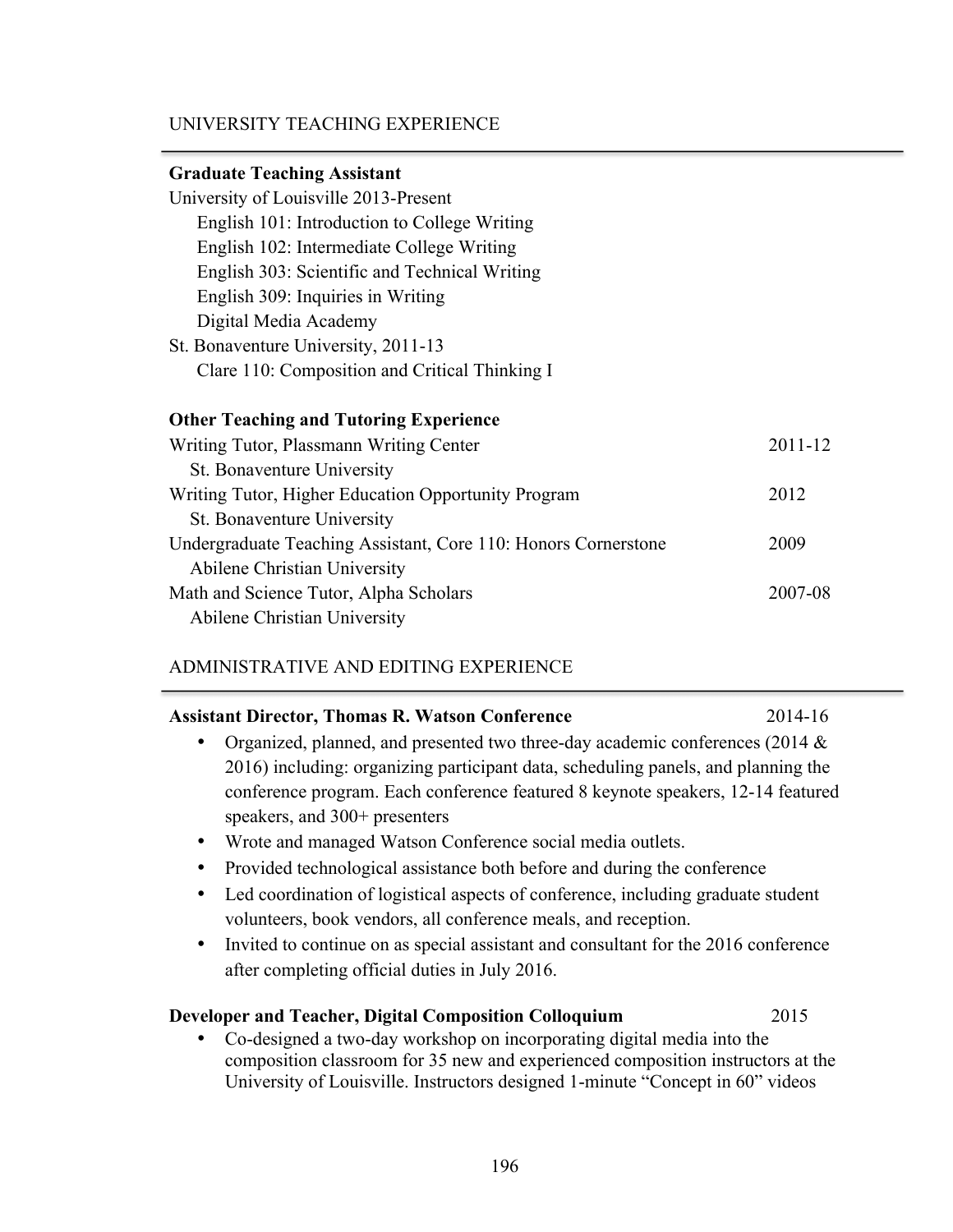## UNIVERSITY TEACHING EXPERIENCE

**Graduate Teaching Assistant**

University of Louisville 2013-Present

- English 101: Introduction to College Writing
- English 102: Intermediate College Writing
- English 303: Scientific and Technical Writing
- English 309: Inquiries in Writing
- Digital Media Academy

St. Bonaventure University, 2011-13

- Clare 110: Composition and Critical Thinking I

**Other Teaching and Tutoring Experience**

Writing Tutor, Plassmann Writing Center — 2011-12
St. Bonaventure University

Writing Tutor, Higher Education Opportunity Program — 2012
St. Bonaventure University

Undergraduate Teaching Assistant, Core 110: Honors Cornerstone — 2009
Abilene Christian University

Math and Science Tutor, Alpha Scholars — 2007-08
Abilene Christian University

## ADMINISTRATIVE AND EDITING EXPERIENCE

**Assistant Director, Thomas R. Watson Conference** — 2014-16

- Organized, planned, and presented two three-day academic conferences (2014 & 2016) including: organizing participant data, scheduling panels, and planning the conference program. Each conference featured 8 keynote speakers, 12-14 featured speakers, and 300+ presenters
- Wrote and managed Watson Conference social media outlets.
- Provided technological assistance both before and during the conference
- Led coordination of logistical aspects of conference, including graduate student volunteers, book vendors, all conference meals, and reception.
- Invited to continue on as special assistant and consultant for the 2016 conference after completing official duties in July 2016.

**Developer and Teacher, Digital Composition Colloquium** — 2015

- Co-designed a two-day workshop on incorporating digital media into the composition classroom for 35 new and experienced composition instructors at the University of Louisville. Instructors designed 1-minute "Concept in 60" videos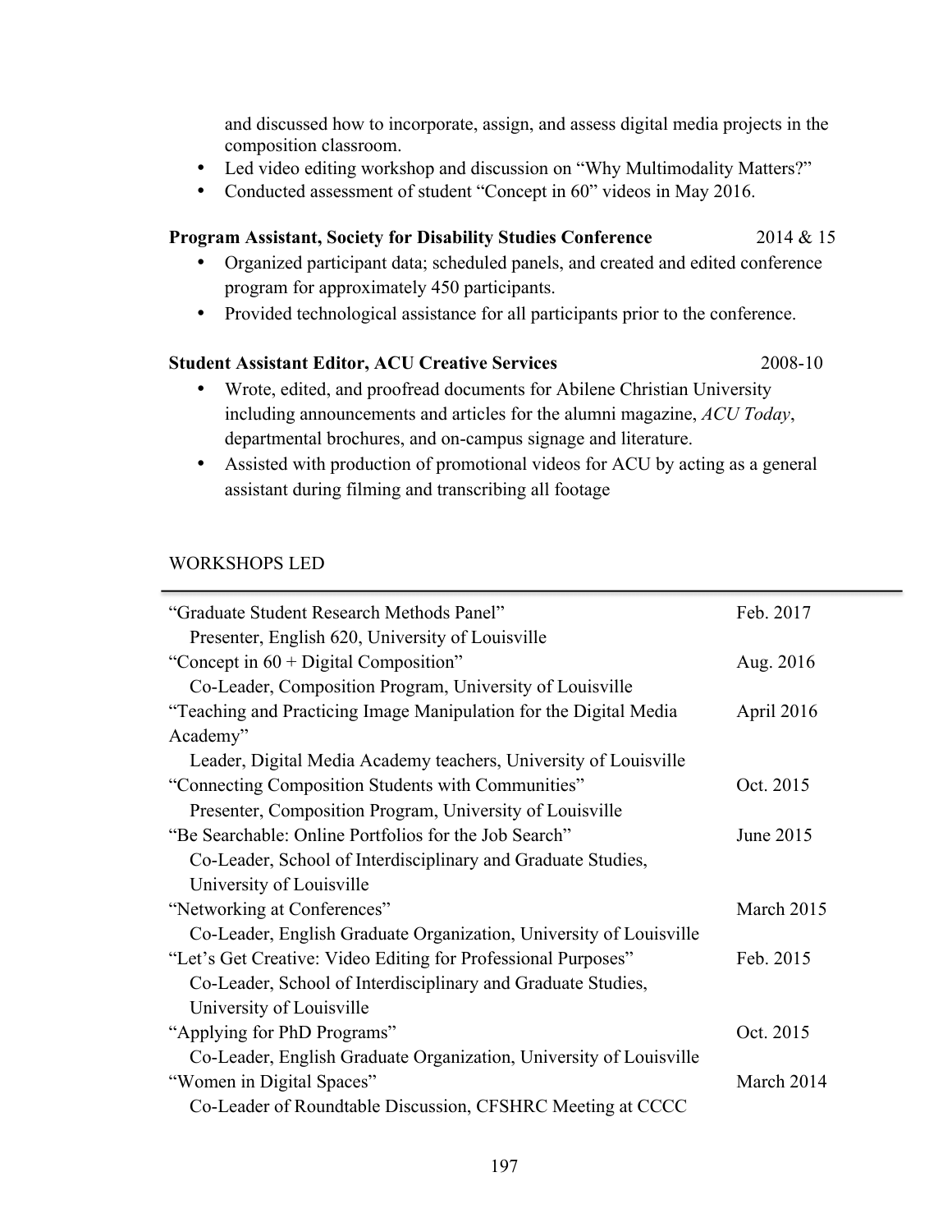and discussed how to incorporate, assign, and assess digital media projects in the composition classroom.

- Led video editing workshop and discussion on "Why Multimodality Matters?"
- Conducted assessment of student "Concept in 60" videos in May 2016.

**Program Assistant, Society for Disability Studies Conference** 2014 & 15

- Organized participant data; scheduled panels, and created and edited conference program for approximately 450 participants.
- Provided technological assistance for all participants prior to the conference.

**Student Assistant Editor, ACU Creative Services** 2008-10

- Wrote, edited, and proofread documents for Abilene Christian University including announcements and articles for the alumni magazine, *ACU Today*, departmental brochures, and on-campus signage and literature.
- Assisted with production of promotional videos for ACU by acting as a general assistant during filming and transcribing all footage

## WORKSHOPS LED

"Graduate Student Research Methods Panel" Feb. 2017
Presenter, English 620, University of Louisville

"Concept in 60 + Digital Composition" Aug. 2016
Co-Leader, Composition Program, University of Louisville

"Teaching and Practicing Image Manipulation for the Digital Media Academy" April 2016
Leader, Digital Media Academy teachers, University of Louisville

"Connecting Composition Students with Communities" Oct. 2015
Presenter, Composition Program, University of Louisville

"Be Searchable: Online Portfolios for the Job Search" June 2015
Co-Leader, School of Interdisciplinary and Graduate Studies, University of Louisville

"Networking at Conferences" March 2015
Co-Leader, English Graduate Organization, University of Louisville

"Let's Get Creative: Video Editing for Professional Purposes" Feb. 2015
Co-Leader, School of Interdisciplinary and Graduate Studies, University of Louisville

"Applying for PhD Programs" Oct. 2015
Co-Leader, English Graduate Organization, University of Louisville

"Women in Digital Spaces" March 2014
Co-Leader of Roundtable Discussion, CFSHRC Meeting at CCCC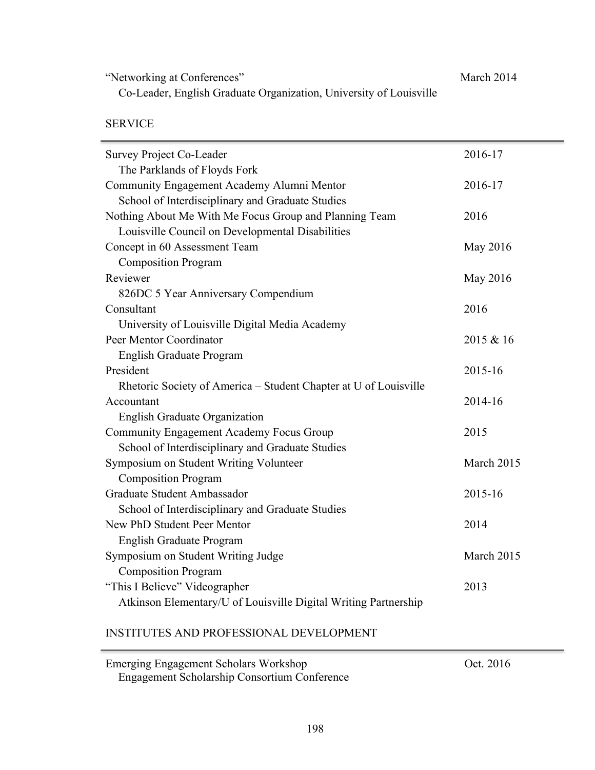"Networking at Conferences" March 2014
Co-Leader, English Graduate Organization, University of Louisville

## SERVICE

Survey Project Co-Leader 2016-17
The Parklands of Floyds Fork

Community Engagement Academy Alumni Mentor 2016-17
School of Interdisciplinary and Graduate Studies

Nothing About Me With Me Focus Group and Planning Team 2016
Louisville Council on Developmental Disabilities

Concept in 60 Assessment Team May 2016
Composition Program

Reviewer May 2016
826DC 5 Year Anniversary Compendium

Consultant 2016
University of Louisville Digital Media Academy

Peer Mentor Coordinator 2015 & 16
English Graduate Program

President 2015-16
Rhetoric Society of America – Student Chapter at U of Louisville

Accountant 2014-16
English Graduate Organization

Community Engagement Academy Focus Group 2015
School of Interdisciplinary and Graduate Studies

Symposium on Student Writing Volunteer March 2015
Composition Program

Graduate Student Ambassador 2015-16
School of Interdisciplinary and Graduate Studies

New PhD Student Peer Mentor 2014
English Graduate Program

Symposium on Student Writing Judge March 2015
Composition Program

"This I Believe" Videographer 2013
Atkinson Elementary/U of Louisville Digital Writing Partnership

## INSTITUTES AND PROFESSIONAL DEVELOPMENT

Emerging Engagement Scholars Workshop Oct. 2016
Engagement Scholarship Consortium Conference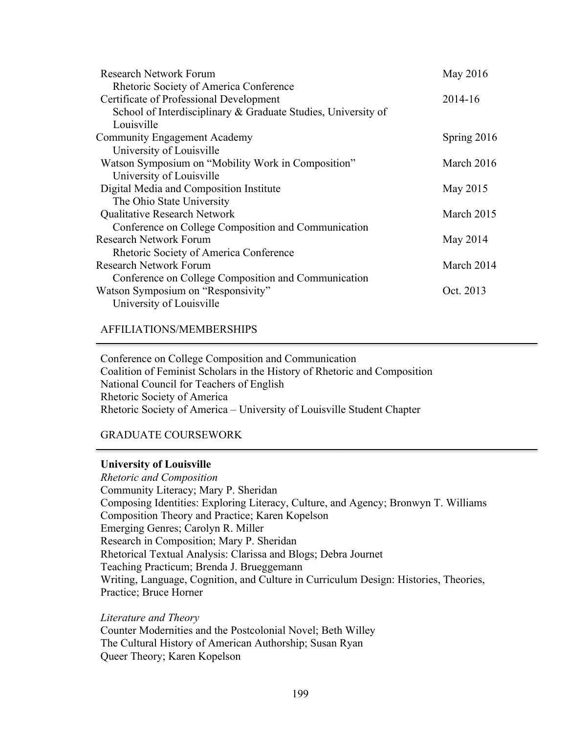| | |
|---|---|
| Research Network Forum<br>Rhetoric Society of America Conference | May 2016 |
| Certificate of Professional Development<br>School of Interdisciplinary & Graduate Studies, University of Louisville | 2014-16 |
| Community Engagement Academy<br>University of Louisville | Spring 2016 |
| Watson Symposium on "Mobility Work in Composition"<br>University of Louisville | March 2016 |
| Digital Media and Composition Institute<br>The Ohio State University | May 2015 |
| Qualitative Research Network<br>Conference on College Composition and Communication | March 2015 |
| Research Network Forum<br>Rhetoric Society of America Conference | May 2014 |
| Research Network Forum<br>Conference on College Composition and Communication | March 2014 |
| Watson Symposium on "Responsivity"<br>University of Louisville | Oct. 2013 |

## AFFILIATIONS/MEMBERSHIPS

Conference on College Composition and Communication
Coalition of Feminist Scholars in the History of Rhetoric and Composition
National Council for Teachers of English
Rhetoric Society of America
Rhetoric Society of America – University of Louisville Student Chapter

## GRADUATE COURSEWORK

**University of Louisville**

*Rhetoric and Composition*

Community Literacy; Mary P. Sheridan
Composing Identities: Exploring Literacy, Culture, and Agency; Bronwyn T. Williams
Composition Theory and Practice; Karen Kopelson
Emerging Genres; Carolyn R. Miller
Research in Composition; Mary P. Sheridan
Rhetorical Textual Analysis: Clarissa and Blogs; Debra Journet
Teaching Practicum; Brenda J. Brueggemann
Writing, Language, Cognition, and Culture in Curriculum Design: Histories, Theories, Practice; Bruce Horner

*Literature and Theory*

Counter Modernities and the Postcolonial Novel; Beth Willey
The Cultural History of American Authorship; Susan Ryan
Queer Theory; Karen Kopelson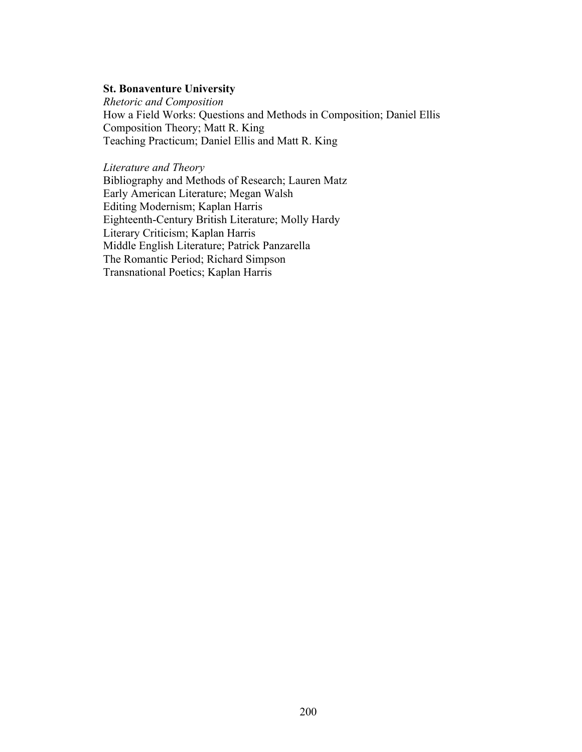**St. Bonaventure University**

*Rhetoric and Composition*

How a Field Works: Questions and Methods in Composition; Daniel Ellis
Composition Theory; Matt R. King
Teaching Practicum; Daniel Ellis and Matt R. King

*Literature and Theory*

Bibliography and Methods of Research; Lauren Matz
Early American Literature; Megan Walsh
Editing Modernism; Kaplan Harris
Eighteenth-Century British Literature; Molly Hardy
Literary Criticism; Kaplan Harris
Middle English Literature; Patrick Panzarella
The Romantic Period; Richard Simpson
Transnational Poetics; Kaplan Harris